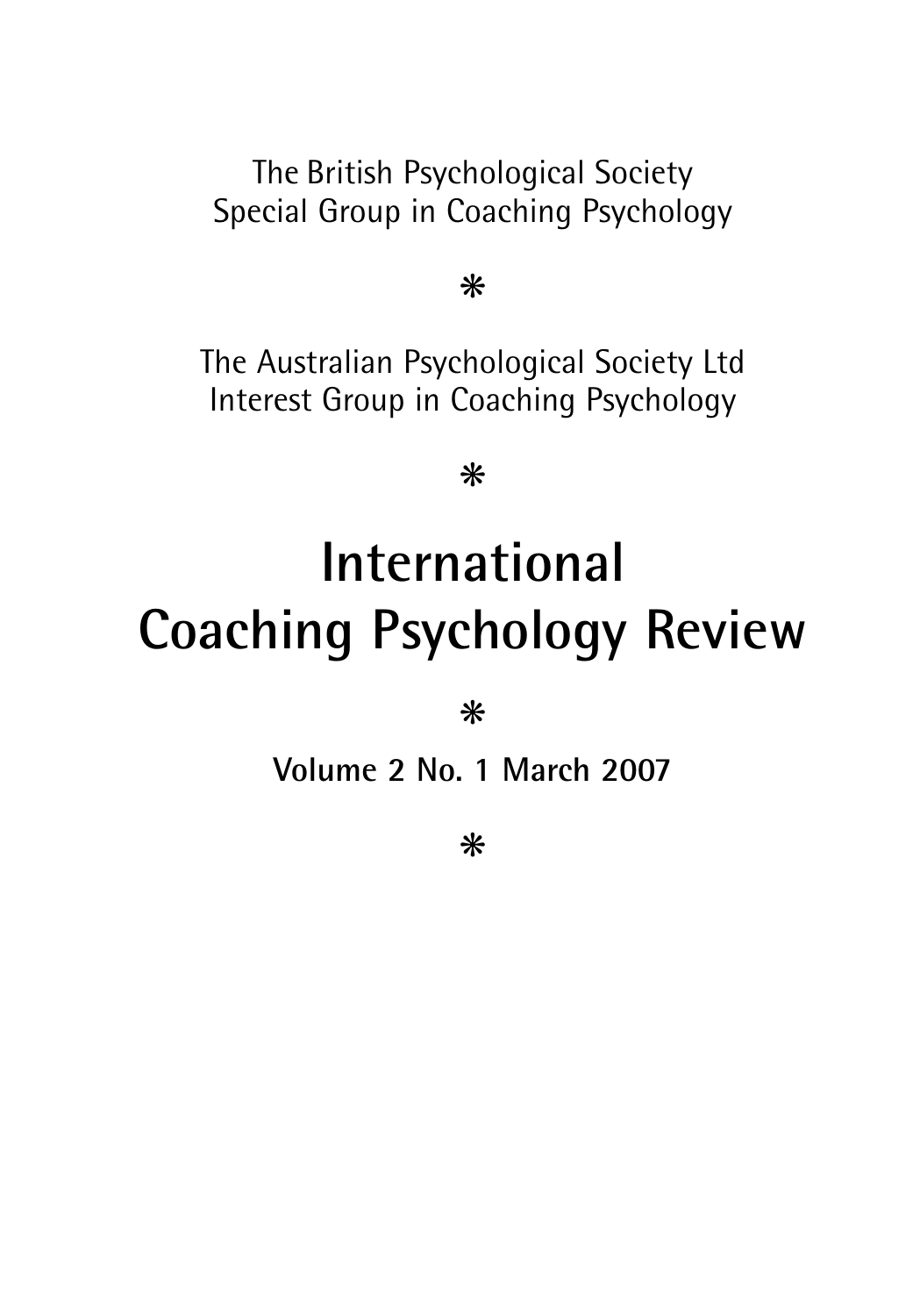The British Psychological Society
Special Group in Coaching Psychology

*

The Australian Psychological Society Ltd
Interest Group in Coaching Psychology

*

# International Coaching Psychology Review

*

**Volume 2 No. 1 March 2007**

*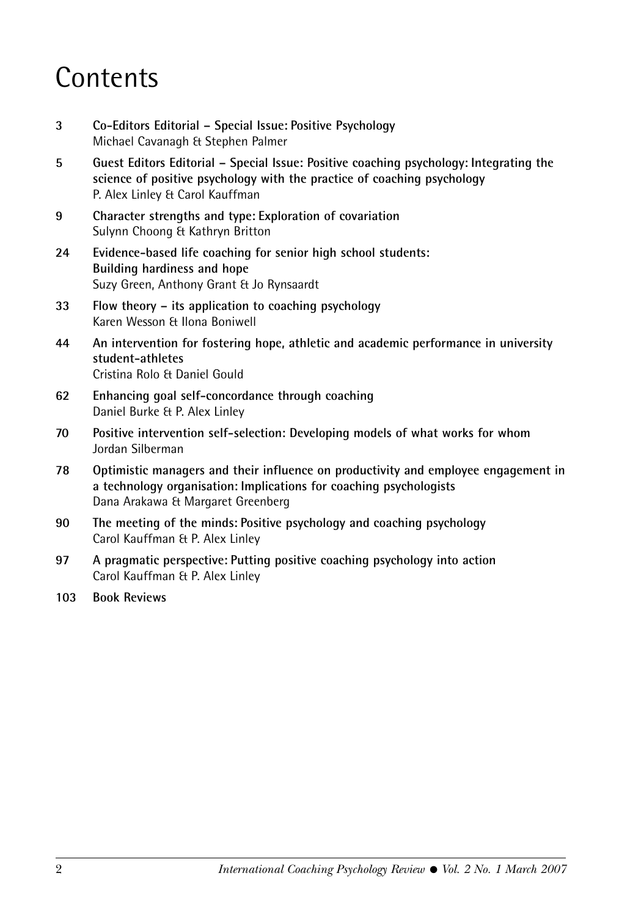# Contents

**3** **Co-Editors Editorial – Special Issue: Positive Psychology**
Michael Cavanagh & Stephen Palmer

**5** **Guest Editors Editorial – Special Issue: Positive coaching psychology: Integrating the science of positive psychology with the practice of coaching psychology**
P. Alex Linley & Carol Kauffman

**9** **Character strengths and type: Exploration of covariation**
Sulynn Choong & Kathryn Britton

**24** **Evidence-based life coaching for senior high school students: Building hardiness and hope**
Suzy Green, Anthony Grant & Jo Rynsaardt

**33** **Flow theory – its application to coaching psychology**
Karen Wesson & Ilona Boniwell

**44** **An intervention for fostering hope, athletic and academic performance in university student-athletes**
Cristina Rolo & Daniel Gould

**62** **Enhancing goal self-concordance through coaching**
Daniel Burke & P. Alex Linley

**70** **Positive intervention self-selection: Developing models of what works for whom**
Jordan Silberman

**78** **Optimistic managers and their influence on productivity and employee engagement in a technology organisation: Implications for coaching psychologists**
Dana Arakawa & Margaret Greenberg

**90** **The meeting of the minds: Positive psychology and coaching psychology**
Carol Kauffman & P. Alex Linley

**97** **A pragmatic perspective: Putting positive coaching psychology into action**
Carol Kauffman & P. Alex Linley

**103** **Book Reviews**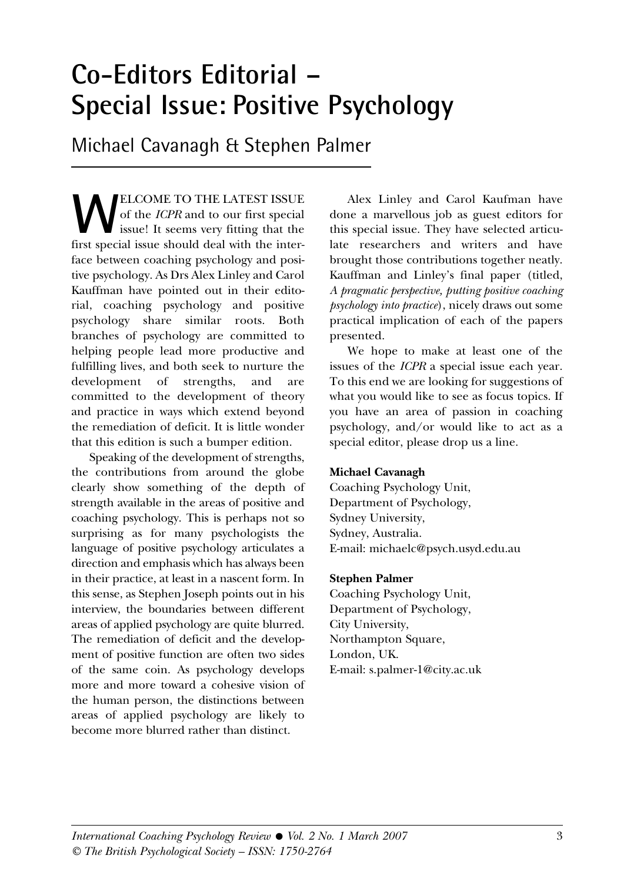# Co-Editors Editorial – Special Issue: Positive Psychology

## Michael Cavanagh & Stephen Palmer

WELCOME TO THE LATEST ISSUE of the *ICPR* and to our first special issue! It seems very fitting that the first special issue should deal with the interface between coaching psychology and positive psychology. As Drs Alex Linley and Carol Kauffman have pointed out in their editorial, coaching psychology and positive psychology share similar roots. Both branches of psychology are committed to helping people lead more productive and fulfilling lives, and both seek to nurture the development of strengths, and are committed to the development of theory and practice in ways which extend beyond the remediation of deficit. It is little wonder that this edition is such a bumper edition.

Speaking of the development of strengths, the contributions from around the globe clearly show something of the depth of strength available in the areas of positive and coaching psychology. This is perhaps not so surprising as for many psychologists the language of positive psychology articulates a direction and emphasis which has always been in their practice, at least in a nascent form. In this sense, as Stephen Joseph points out in his interview, the boundaries between different areas of applied psychology are quite blurred. The remediation of deficit and the development of positive function are often two sides of the same coin. As psychology develops more and more toward a cohesive vision of the human person, the distinctions between areas of applied psychology are likely to become more blurred rather than distinct.

Alex Linley and Carol Kaufman have done a marvellous job as guest editors for this special issue. They have selected articulate researchers and writers and have brought those contributions together neatly. Kauffman and Linley's final paper (titled, *A pragmatic perspective, putting positive coaching psychology into practice*), nicely draws out some practical implication of each of the papers presented.

We hope to make at least one of the issues of the *ICPR* a special issue each year. To this end we are looking for suggestions of what you would like to see as focus topics. If you have an area of passion in coaching psychology, and/or would like to act as a special editor, please drop us a line.

**Michael Cavanagh**
Coaching Psychology Unit,
Department of Psychology,
Sydney University,
Sydney, Australia.
E-mail: michaelc@psych.usyd.edu.au

**Stephen Palmer**
Coaching Psychology Unit,
Department of Psychology,
City University,
Northampton Square,
London, UK.
E-mail: s.palmer-1@city.ac.uk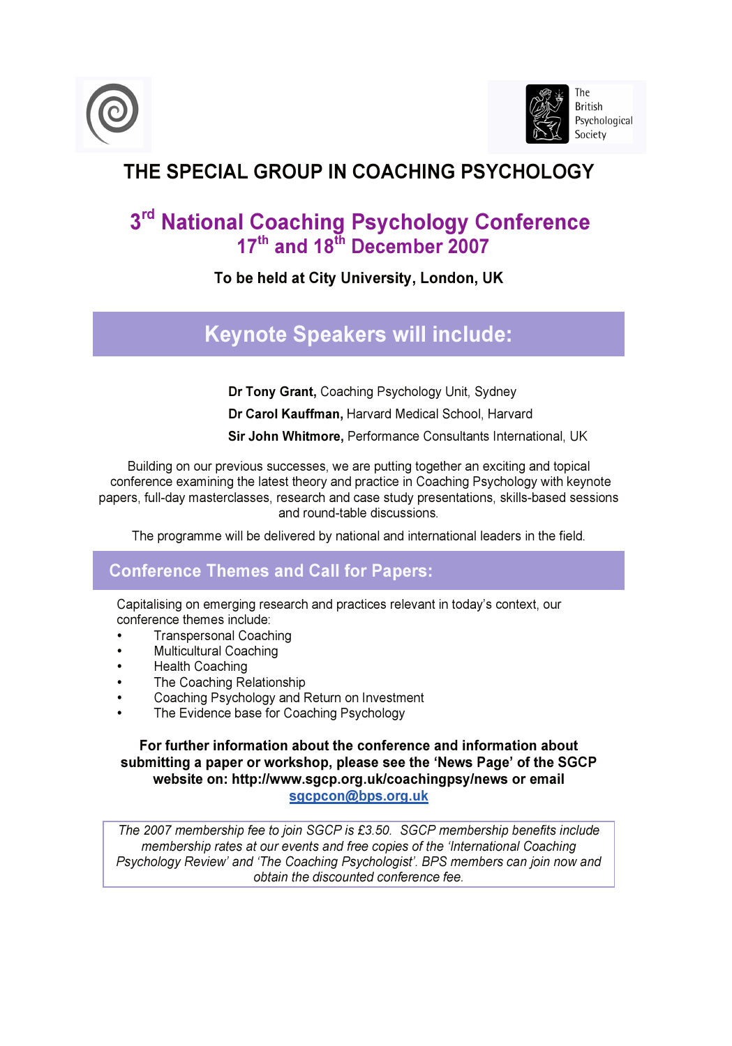The British Psychological Society

# THE SPECIAL GROUP IN COACHING PSYCHOLOGY

## 3rd National Coaching Psychology Conference
## 17th and 18th December 2007

**To be held at City University, London, UK**

## Keynote Speakers will include:

**Dr Tony Grant,** Coaching Psychology Unit, Sydney

**Dr Carol Kauffman,** Harvard Medical School, Harvard

**Sir John Whitmore,** Performance Consultants International, UK

Building on our previous successes, we are putting together an exciting and topical conference examining the latest theory and practice in Coaching Psychology with keynote papers, full-day masterclasses, research and case study presentations, skills-based sessions and round-table discussions.

The programme will be delivered by national and international leaders in the field.

## Conference Themes and Call for Papers:

Capitalising on emerging research and practices relevant in today's context, our conference themes include:

- Transpersonal Coaching
- Multicultural Coaching
- Health Coaching
- The Coaching Relationship
- Coaching Psychology and Return on Investment
- The Evidence base for Coaching Psychology

**For further information about the conference and information about submitting a paper or workshop, please see the 'News Page' of the SGCP website on: http://www.sgcp.org.uk/coachingpsy/news or email sgcpcon@bps.org.uk**

*The 2007 membership fee to join SGCP is £3.50. SGCP membership benefits include membership rates at our events and free copies of the 'International Coaching Psychology Review' and 'The Coaching Psychologist'. BPS members can join now and obtain the discounted conference fee.*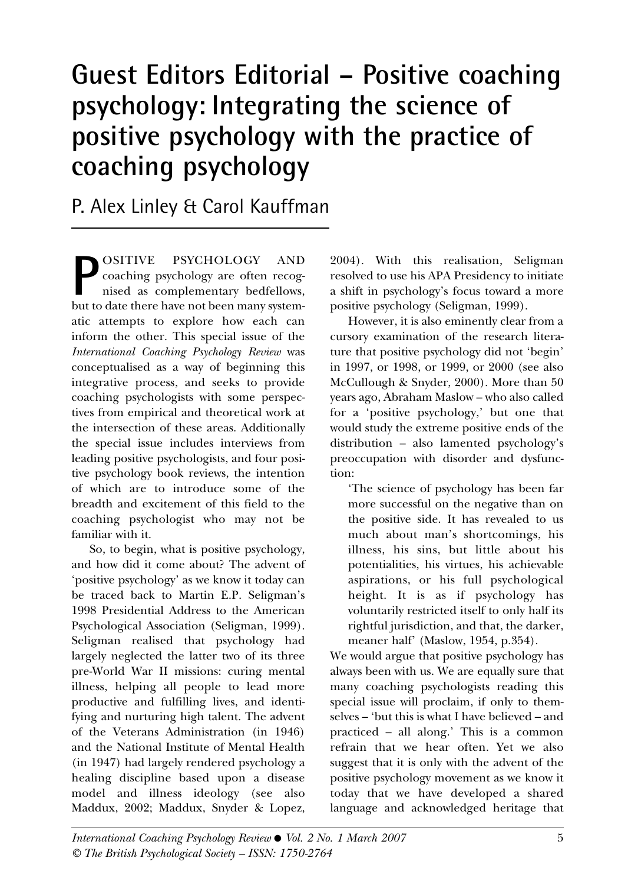# Guest Editors Editorial – Positive coaching psychology: Integrating the science of positive psychology with the practice of coaching psychology

P. Alex Linley & Carol Kauffman

POSITIVE PSYCHOLOGY AND coaching psychology are often recognised as complementary bedfellows, but to date there have not been many systematic attempts to explore how each can inform the other. This special issue of the *International Coaching Psychology Review* was conceptualised as a way of beginning this integrative process, and seeks to provide coaching psychologists with some perspectives from empirical and theoretical work at the intersection of these areas. Additionally the special issue includes interviews from leading positive psychologists, and four positive psychology book reviews, the intention of which are to introduce some of the breadth and excitement of this field to the coaching psychologist who may not be familiar with it.

So, to begin, what is positive psychology, and how did it come about? The advent of 'positive psychology' as we know it today can be traced back to Martin E.P. Seligman's 1998 Presidential Address to the American Psychological Association (Seligman, 1999). Seligman realised that psychology had largely neglected the latter two of its three pre-World War II missions: curing mental illness, helping all people to lead more productive and fulfilling lives, and identifying and nurturing high talent. The advent of the Veterans Administration (in 1946) and the National Institute of Mental Health (in 1947) had largely rendered psychology a healing discipline based upon a disease model and illness ideology (see also Maddux, 2002; Maddux, Snyder & Lopez, 2004). With this realisation, Seligman resolved to use his APA Presidency to initiate a shift in psychology's focus toward a more positive psychology (Seligman, 1999).

However, it is also eminently clear from a cursory examination of the research literature that positive psychology did not 'begin' in 1997, or 1998, or 1999, or 2000 (see also McCullough & Snyder, 2000). More than 50 years ago, Abraham Maslow – who also called for a 'positive psychology,' but one that would study the extreme positive ends of the distribution – also lamented psychology's preoccupation with disorder and dysfunction:

> 'The science of psychology has been far more successful on the negative than on the positive side. It has revealed to us much about man's shortcomings, his illness, his sins, but little about his potentialities, his virtues, his achievable aspirations, or his full psychological height. It is as if psychology has voluntarily restricted itself to only half its rightful jurisdiction, and that, the darker, meaner half' (Maslow, 1954, p.354).

We would argue that positive psychology has always been with us. We are equally sure that many coaching psychologists reading this special issue will proclaim, if only to themselves – 'but this is what I have believed – and practiced – all along.' This is a common refrain that we hear often. Yet we also suggest that it is only with the advent of the positive psychology movement as we know it today that we have developed a shared language and acknowledged heritage that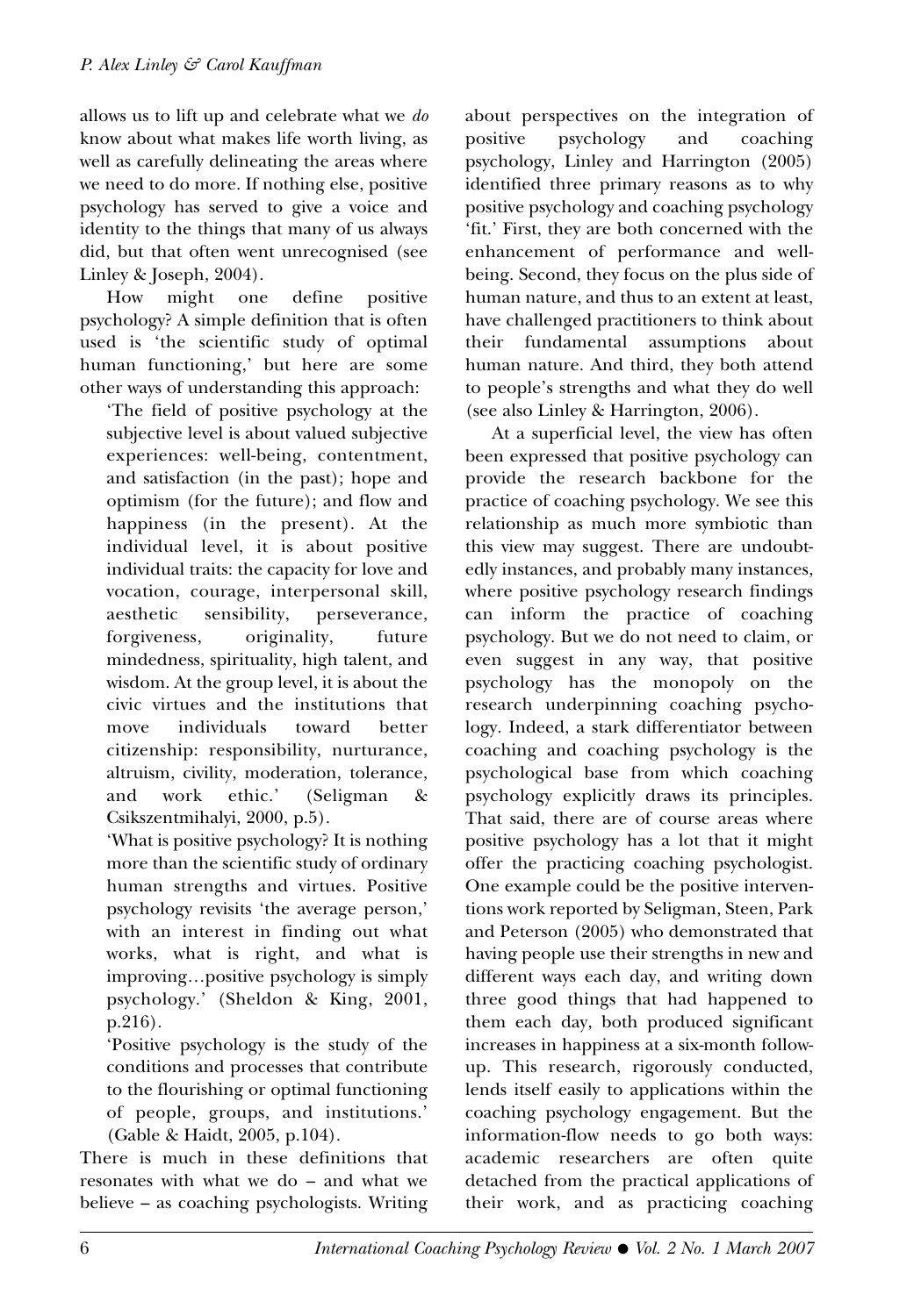allows us to lift up and celebrate what we *do* know about what makes life worth living, as well as carefully delineating the areas where we need to do more. If nothing else, positive psychology has served to give a voice and identity to the things that many of us always did, but that often went unrecognised (see Linley & Joseph, 2004).

How might one define positive psychology? A simple definition that is often used is 'the scientific study of optimal human functioning,' but here are some other ways of understanding this approach:

> 'The field of positive psychology at the subjective level is about valued subjective experiences: well-being, contentment, and satisfaction (in the past); hope and optimism (for the future); and flow and happiness (in the present). At the individual level, it is about positive individual traits: the capacity for love and vocation, courage, interpersonal skill, aesthetic sensibility, perseverance, forgiveness, originality, future mindedness, spirituality, high talent, and wisdom. At the group level, it is about the civic virtues and the institutions that move individuals toward better citizenship: responsibility, nurturance, altruism, civility, moderation, tolerance, and work ethic.' (Seligman & Csikszentmihalyi, 2000, p.5).

> 'What is positive psychology? It is nothing more than the scientific study of ordinary human strengths and virtues. Positive psychology revisits 'the average person,' with an interest in finding out what works, what is right, and what is improving…positive psychology is simply psychology.' (Sheldon & King, 2001, p.216).

> 'Positive psychology is the study of the conditions and processes that contribute to the flourishing or optimal functioning of people, groups, and institutions.' (Gable & Haidt, 2005, p.104).

There is much in these definitions that resonates with what we do – and what we believe – as coaching psychologists. Writing about perspectives on the integration of positive psychology and coaching psychology, Linley and Harrington (2005) identified three primary reasons as to why positive psychology and coaching psychology 'fit.' First, they are both concerned with the enhancement of performance and well-being. Second, they focus on the plus side of human nature, and thus to an extent at least, have challenged practitioners to think about their fundamental assumptions about human nature. And third, they both attend to people's strengths and what they do well (see also Linley & Harrington, 2006).

At a superficial level, the view has often been expressed that positive psychology can provide the research backbone for the practice of coaching psychology. We see this relationship as much more symbiotic than this view may suggest. There are undoubtedly instances, and probably many instances, where positive psychology research findings can inform the practice of coaching psychology. But we do not need to claim, or even suggest in any way, that positive psychology has the monopoly on the research underpinning coaching psychology. Indeed, a stark differentiator between coaching and coaching psychology is the psychological base from which coaching psychology explicitly draws its principles. That said, there are of course areas where positive psychology has a lot that it might offer the practicing coaching psychologist. One example could be the positive interventions work reported by Seligman, Steen, Park and Peterson (2005) who demonstrated that having people use their strengths in new and different ways each day, and writing down three good things that had happened to them each day, both produced significant increases in happiness at a six-month follow-up. This research, rigorously conducted, lends itself easily to applications within the coaching psychology engagement. But the information-flow needs to go both ways: academic researchers are often quite detached from the practical applications of their work, and as practicing coaching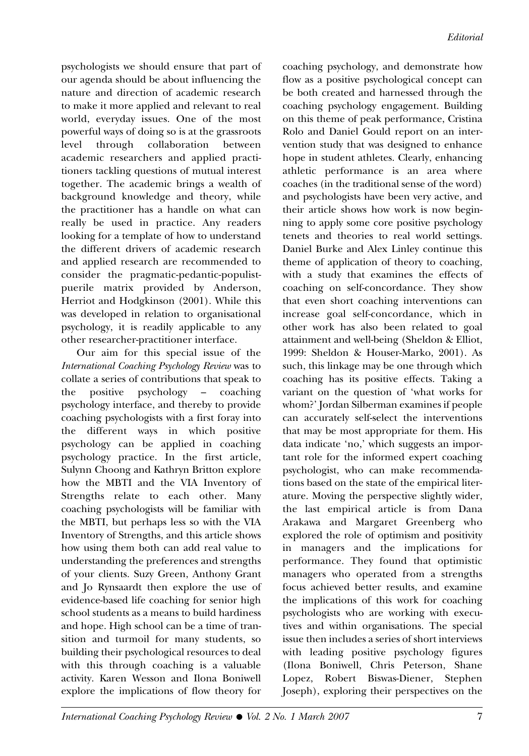psychologists we should ensure that part of our agenda should be about influencing the nature and direction of academic research to make it more applied and relevant to real world, everyday issues. One of the most powerful ways of doing so is at the grassroots level through collaboration between academic researchers and applied practitioners tackling questions of mutual interest together. The academic brings a wealth of background knowledge and theory, while the practitioner has a handle on what can really be used in practice. Any readers looking for a template of how to understand the different drivers of academic research and applied research are recommended to consider the pragmatic-pedantic-populist-puerile matrix provided by Anderson, Herriot and Hodgkinson (2001). While this was developed in relation to organisational psychology, it is readily applicable to any other researcher-practitioner interface.

Our aim for this special issue of the *International Coaching Psychology Review* was to collate a series of contributions that speak to the positive psychology – coaching psychology interface, and thereby to provide coaching psychologists with a first foray into the different ways in which positive psychology can be applied in coaching psychology practice. In the first article, Sulynn Choong and Kathryn Britton explore how the MBTI and the VIA Inventory of Strengths relate to each other. Many coaching psychologists will be familiar with the MBTI, but perhaps less so with the VIA Inventory of Strengths, and this article shows how using them both can add real value to understanding the preferences and strengths of your clients. Suzy Green, Anthony Grant and Jo Rynsaardt then explore the use of evidence-based life coaching for senior high school students as a means to build hardiness and hope. High school can be a time of transition and turmoil for many students, so building their psychological resources to deal with this through coaching is a valuable activity. Karen Wesson and Ilona Boniwell explore the implications of flow theory for coaching psychology, and demonstrate how flow as a positive psychological concept can be both created and harnessed through the coaching psychology engagement. Building on this theme of peak performance, Cristina Rolo and Daniel Gould report on an intervention study that was designed to enhance hope in student athletes. Clearly, enhancing athletic performance is an area where coaches (in the traditional sense of the word) and psychologists have been very active, and their article shows how work is now beginning to apply some core positive psychology tenets and theories to real world settings. Daniel Burke and Alex Linley continue this theme of application of theory to coaching, with a study that examines the effects of coaching on self-concordance. They show that even short coaching interventions can increase goal self-concordance, which in other work has also been related to goal attainment and well-being (Sheldon & Elliot, 1999: Sheldon & Houser-Marko, 2001). As such, this linkage may be one through which coaching has its positive effects. Taking a variant on the question of 'what works for whom?' Jordan Silberman examines if people can accurately self-select the interventions that may be most appropriate for them. His data indicate 'no,' which suggests an important role for the informed expert coaching psychologist, who can make recommendations based on the state of the empirical literature. Moving the perspective slightly wider, the last empirical article is from Dana Arakawa and Margaret Greenberg who explored the role of optimism and positivity in managers and the implications for performance. They found that optimistic managers who operated from a strengths focus achieved better results, and examine the implications of this work for coaching psychologists who are working with executives and within organisations. The special issue then includes a series of short interviews with leading positive psychology figures (Ilona Boniwell, Chris Peterson, Shane Lopez, Robert Biswas-Diener, Stephen Joseph), exploring their perspectives on the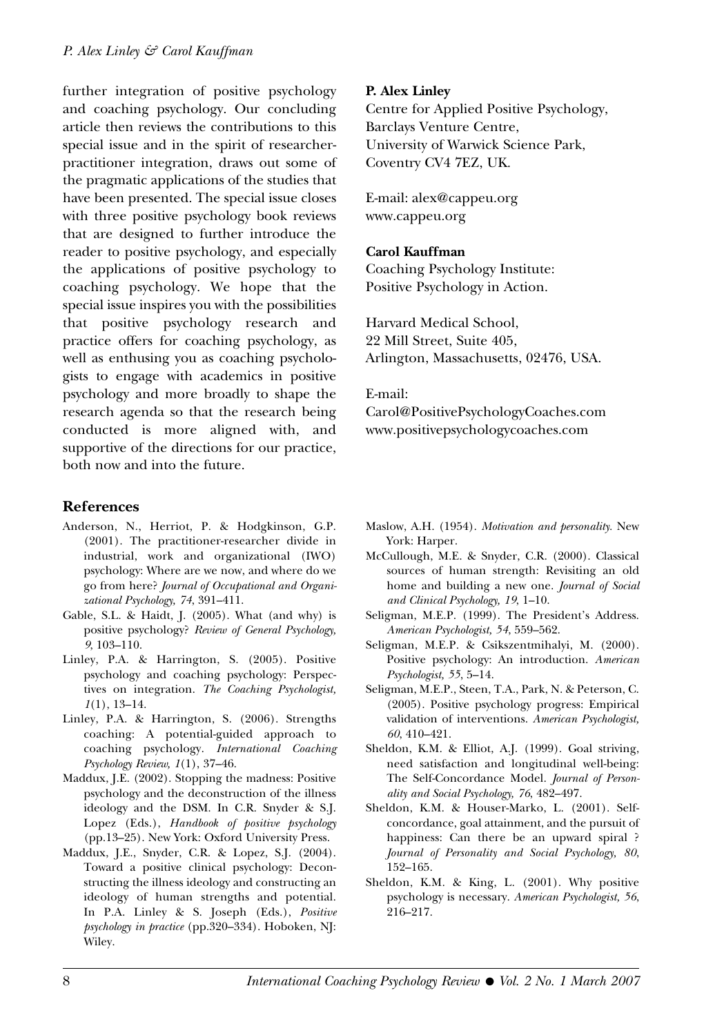further integration of positive psychology and coaching psychology. Our concluding article then reviews the contributions to this special issue and in the spirit of researcher-practitioner integration, draws out some of the pragmatic applications of the studies that have been presented. The special issue closes with three positive psychology book reviews that are designed to further introduce the reader to positive psychology, and especially the applications of positive psychology to coaching psychology. We hope that the special issue inspires you with the possibilities that positive psychology research and practice offers for coaching psychology, as well as enthusing you as coaching psychologists to engage with academics in positive psychology and more broadly to shape the research agenda so that the research being conducted is more aligned with, and supportive of the directions for our practice, both now and into the future.

**P. Alex Linley**
Centre for Applied Positive Psychology,
Barclays Venture Centre,
University of Warwick Science Park,
Coventry CV4 7EZ, UK.

E-mail: alex@cappeu.org
www.cappeu.org

**Carol Kauffman**
Coaching Psychology Institute:
Positive Psychology in Action.

Harvard Medical School,
22 Mill Street, Suite 405,
Arlington, Massachusetts, 02476, USA.

E-mail:
Carol@PositivePsychologyCoaches.com
www.positivepsychologycoaches.com

## References

Anderson, N., Herriot, P. & Hodgkinson, G.P. (2001). The practitioner-researcher divide in industrial, work and organizational (IWO) psychology: Where are we now, and where do we go from here? *Journal of Occupational and Organizational Psychology, 74*, 391–411.

Gable, S.L. & Haidt, J. (2005). What (and why) is positive psychology? *Review of General Psychology, 9*, 103–110.

Linley, P.A. & Harrington, S. (2005). Positive psychology and coaching psychology: Perspectives on integration. *The Coaching Psychologist, 1*(1), 13–14.

Linley, P.A. & Harrington, S. (2006). Strengths coaching: A potential-guided approach to coaching psychology. *International Coaching Psychology Review, 1*(1), 37–46.

Maddux, J.E. (2002). Stopping the madness: Positive psychology and the deconstruction of the illness ideology and the DSM. In C.R. Snyder & S.J. Lopez (Eds.), *Handbook of positive psychology* (pp.13–25). New York: Oxford University Press.

Maddux, J.E., Snyder, C.R. & Lopez, S.J. (2004). Toward a positive clinical psychology: Deconstructing the illness ideology and constructing an ideology of human strengths and potential. In P.A. Linley & S. Joseph (Eds.), *Positive psychology in practice* (pp.320–334). Hoboken, NJ: Wiley.

Maslow, A.H. (1954). *Motivation and personality*. New York: Harper.

McCullough, M.E. & Snyder, C.R. (2000). Classical sources of human strength: Revisiting an old home and building a new one. *Journal of Social and Clinical Psychology, 19*, 1–10.

Seligman, M.E.P. (1999). The President's Address. *American Psychologist, 54*, 559–562.

Seligman, M.E.P. & Csikszentmihalyi, M. (2000). Positive psychology: An introduction. *American Psychologist, 55*, 5–14.

Seligman, M.E.P., Steen, T.A., Park, N. & Peterson, C. (2005). Positive psychology progress: Empirical validation of interventions. *American Psychologist, 60*, 410–421.

Sheldon, K.M. & Elliot, A.J. (1999). Goal striving, need satisfaction and longitudinal well-being: The Self-Concordance Model. *Journal of Personality and Social Psychology, 76*, 482–497.

Sheldon, K.M. & Houser-Marko, L. (2001). Self-concordance, goal attainment, and the pursuit of happiness: Can there be an upward spiral ? *Journal of Personality and Social Psychology, 80*, 152–165.

Sheldon, K.M. & King, L. (2001). Why positive psychology is necessary. *American Psychologist, 56*, 216–217.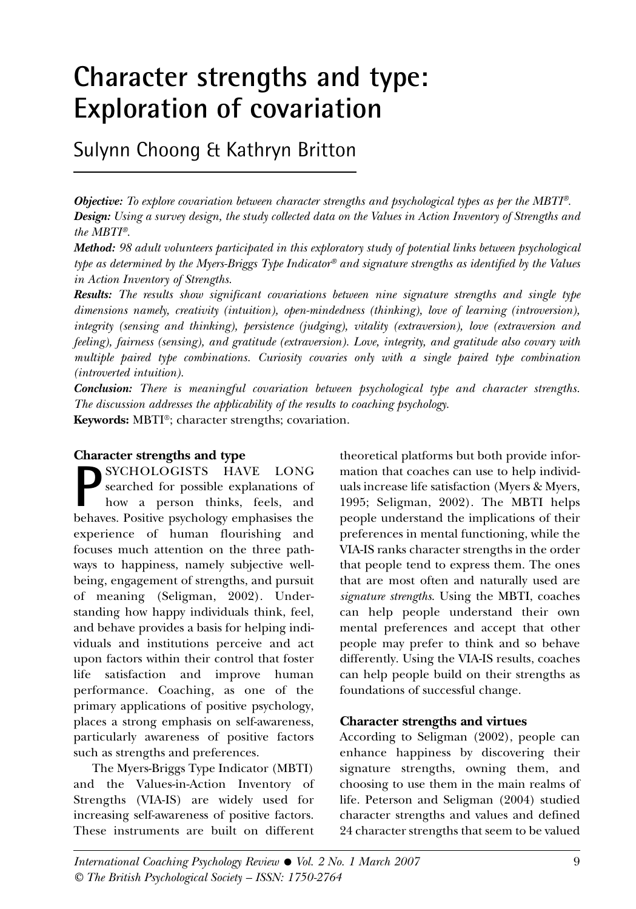# Character strengths and type: Exploration of covariation

## Sulynn Choong & Kathryn Britton

***Objective:** To explore covariation between character strengths and psychological types as per the MBTI®.*

***Design:** Using a survey design, the study collected data on the Values in Action Inventory of Strengths and the MBTI®.*

***Method:** 98 adult volunteers participated in this exploratory study of potential links between psychological type as determined by the Myers-Briggs Type Indicator® and signature strengths as identified by the Values in Action Inventory of Strengths.*

***Results:** The results show significant covariations between nine signature strengths and single type dimensions namely, creativity (intuition), open-mindedness (thinking), love of learning (introversion), integrity (sensing and thinking), persistence (judging), vitality (extraversion), love (extraversion and feeling), fairness (sensing), and gratitude (extraversion). Love, integrity, and gratitude also covary with multiple paired type combinations. Curiosity covaries only with a single paired type combination (introverted intuition).*

***Conclusion:** There is meaningful covariation between psychological type and character strengths. The discussion addresses the applicability of the results to coaching psychology.*

**Keywords:** MBTI®; character strengths; covariation.

### Character strengths and type

PSYCHOLOGISTS HAVE LONG searched for possible explanations of how a person thinks, feels, and behaves. Positive psychology emphasises the experience of human flourishing and focuses much attention on the three pathways to happiness, namely subjective well-being, engagement of strengths, and pursuit of meaning (Seligman, 2002). Understanding how happy individuals think, feel, and behave provides a basis for helping individuals and institutions perceive and act upon factors within their control that foster life satisfaction and improve human performance. Coaching, as one of the primary applications of positive psychology, places a strong emphasis on self-awareness, particularly awareness of positive factors such as strengths and preferences.

The Myers-Briggs Type Indicator (MBTI) and the Values-in-Action Inventory of Strengths (VIA-IS) are widely used for increasing self-awareness of positive factors. These instruments are built on different theoretical platforms but both provide information that coaches can use to help individuals increase life satisfaction (Myers & Myers, 1995; Seligman, 2002). The MBTI helps people understand the implications of their preferences in mental functioning, while the VIA-IS ranks character strengths in the order that people tend to express them. The ones that are most often and naturally used are *signature strengths*. Using the MBTI, coaches can help people understand their own mental preferences and accept that other people may prefer to think and so behave differently. Using the VIA-IS results, coaches can help people build on their strengths as foundations of successful change.

### Character strengths and virtues

According to Seligman (2002), people can enhance happiness by discovering their signature strengths, owning them, and choosing to use them in the main realms of life. Peterson and Seligman (2004) studied character strengths and values and defined 24 character strengths that seem to be valued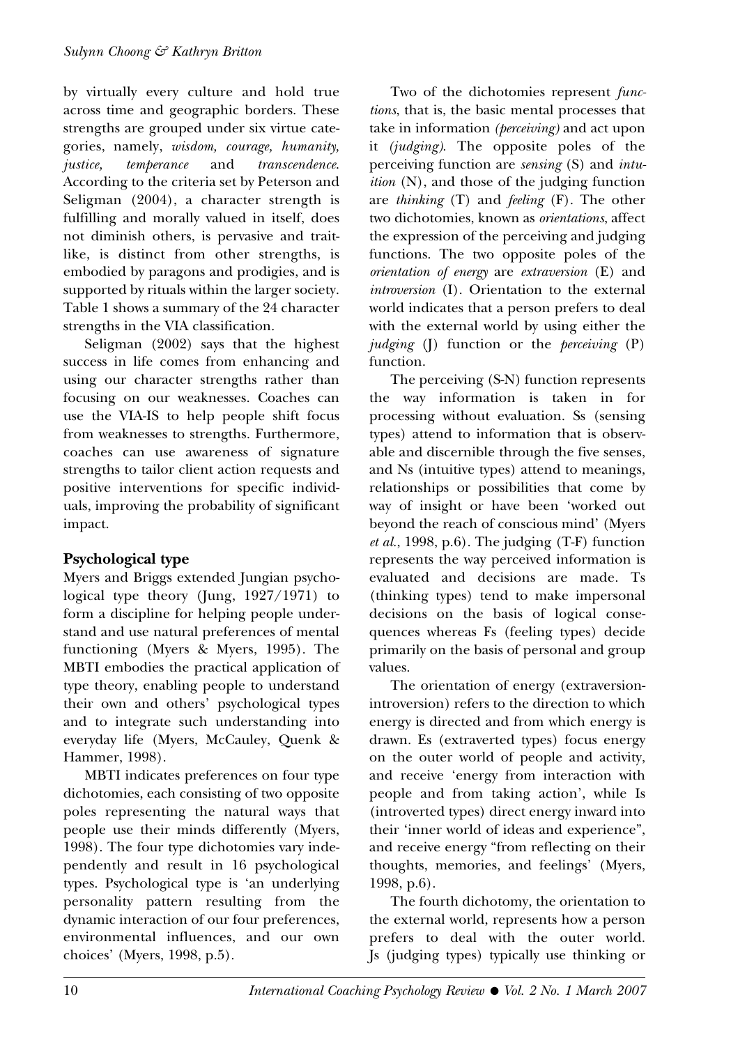by virtually every culture and hold true across time and geographic borders. These strengths are grouped under six virtue categories, namely, *wisdom, courage, humanity, justice, temperance* and *transcendence*. According to the criteria set by Peterson and Seligman (2004), a character strength is fulfilling and morally valued in itself, does not diminish others, is pervasive and trait-like, is distinct from other strengths, is embodied by paragons and prodigies, and is supported by rituals within the larger society. Table 1 shows a summary of the 24 character strengths in the VIA classification.

Seligman (2002) says that the highest success in life comes from enhancing and using our character strengths rather than focusing on our weaknesses. Coaches can use the VIA-IS to help people shift focus from weaknesses to strengths. Furthermore, coaches can use awareness of signature strengths to tailor client action requests and positive interventions for specific individuals, improving the probability of significant impact.

## Psychological type

Myers and Briggs extended Jungian psychological type theory (Jung, 1927/1971) to form a discipline for helping people understand and use natural preferences of mental functioning (Myers & Myers, 1995). The MBTI embodies the practical application of type theory, enabling people to understand their own and others' psychological types and to integrate such understanding into everyday life (Myers, McCauley, Quenk & Hammer, 1998).

MBTI indicates preferences on four type dichotomies, each consisting of two opposite poles representing the natural ways that people use their minds differently (Myers, 1998). The four type dichotomies vary independently and result in 16 psychological types. Psychological type is 'an underlying personality pattern resulting from the dynamic interaction of our four preferences, environmental influences, and our own choices' (Myers, 1998, p.5).

Two of the dichotomies represent *functions*, that is, the basic mental processes that take in information *(perceiving)* and act upon it *(judging)*. The opposite poles of the perceiving function are *sensing* (S) and *intuition* (N), and those of the judging function are *thinking* (T) and *feeling* (F). The other two dichotomies, known as *orientations*, affect the expression of the perceiving and judging functions. The two opposite poles of the *orientation of energy* are *extraversion* (E) and *introversion* (I). Orientation to the external world indicates that a person prefers to deal with the external world by using either the *judging* (J) function or the *perceiving* (P) function.

The perceiving (S-N) function represents the way information is taken in for processing without evaluation. Ss (sensing types) attend to information that is observable and discernible through the five senses, and Ns (intuitive types) attend to meanings, relationships or possibilities that come by way of insight or have been 'worked out beyond the reach of conscious mind' (Myers *et al.*, 1998, p.6). The judging (T-F) function represents the way perceived information is evaluated and decisions are made. Ts (thinking types) tend to make impersonal decisions on the basis of logical consequences whereas Fs (feeling types) decide primarily on the basis of personal and group values.

The orientation of energy (extraversion-introversion) refers to the direction to which energy is directed and from which energy is drawn. Es (extraverted types) focus energy on the outer world of people and activity, and receive 'energy from interaction with people and from taking action', while Is (introverted types) direct energy inward into their 'inner world of ideas and experience", and receive energy "from reflecting on their thoughts, memories, and feelings' (Myers, 1998, p.6).

The fourth dichotomy, the orientation to the external world, represents how a person prefers to deal with the outer world. Js (judging types) typically use thinking or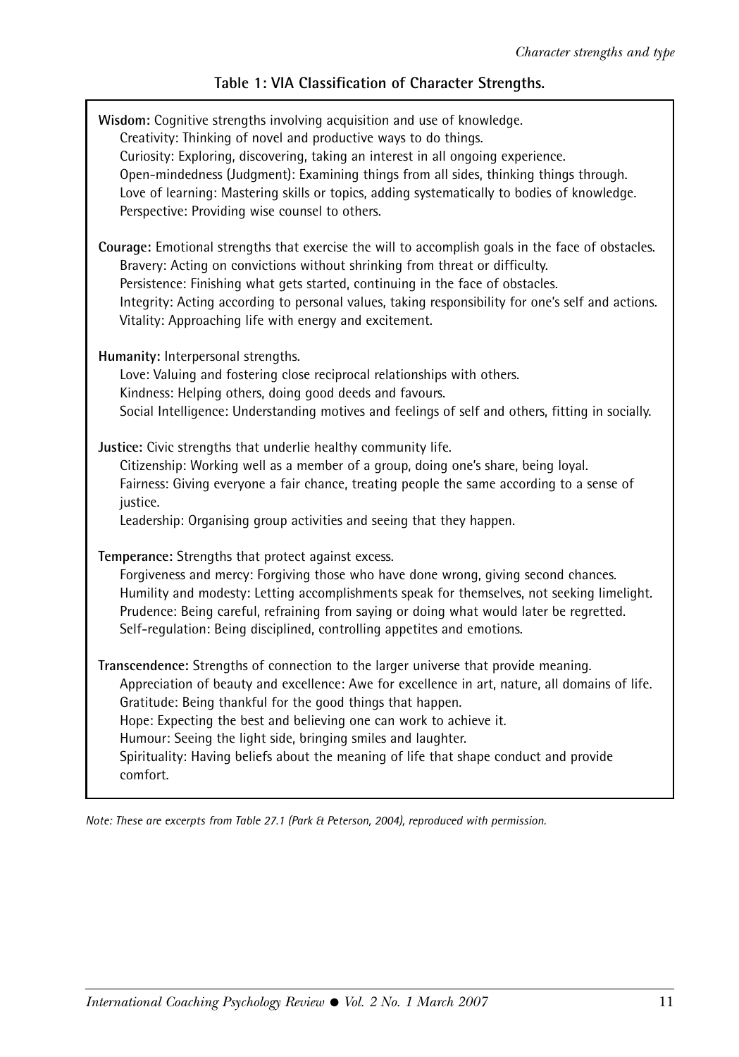**Table 1: VIA Classification of Character Strengths.**

**Wisdom:** Cognitive strengths involving acquisition and use of knowledge.
- Creativity: Thinking of novel and productive ways to do things.
- Curiosity: Exploring, discovering, taking an interest in all ongoing experience.
- Open-mindedness (Judgment): Examining things from all sides, thinking things through.
- Love of learning: Mastering skills or topics, adding systematically to bodies of knowledge.
- Perspective: Providing wise counsel to others.

**Courage:** Emotional strengths that exercise the will to accomplish goals in the face of obstacles.
- Bravery: Acting on convictions without shrinking from threat or difficulty.
- Persistence: Finishing what gets started, continuing in the face of obstacles.
- Integrity: Acting according to personal values, taking responsibility for one's self and actions.
- Vitality: Approaching life with energy and excitement.

**Humanity:** Interpersonal strengths.
- Love: Valuing and fostering close reciprocal relationships with others.
- Kindness: Helping others, doing good deeds and favours.
- Social Intelligence: Understanding motives and feelings of self and others, fitting in socially.

**Justice:** Civic strengths that underlie healthy community life.
- Citizenship: Working well as a member of a group, doing one's share, being loyal.
- Fairness: Giving everyone a fair chance, treating people the same according to a sense of justice.
- Leadership: Organising group activities and seeing that they happen.

**Temperance:** Strengths that protect against excess.
- Forgiveness and mercy: Forgiving those who have done wrong, giving second chances.
- Humility and modesty: Letting accomplishments speak for themselves, not seeking limelight.
- Prudence: Being careful, refraining from saying or doing what would later be regretted.
- Self-regulation: Being disciplined, controlling appetites and emotions.

**Transcendence:** Strengths of connection to the larger universe that provide meaning.
- Appreciation of beauty and excellence: Awe for excellence in art, nature, all domains of life.
- Gratitude: Being thankful for the good things that happen.
- Hope: Expecting the best and believing one can work to achieve it.
- Humour: Seeing the light side, bringing smiles and laughter.
- Spirituality: Having beliefs about the meaning of life that shape conduct and provide comfort.

*Note: These are excerpts from Table 27.1 (Park & Peterson, 2004), reproduced with permission.*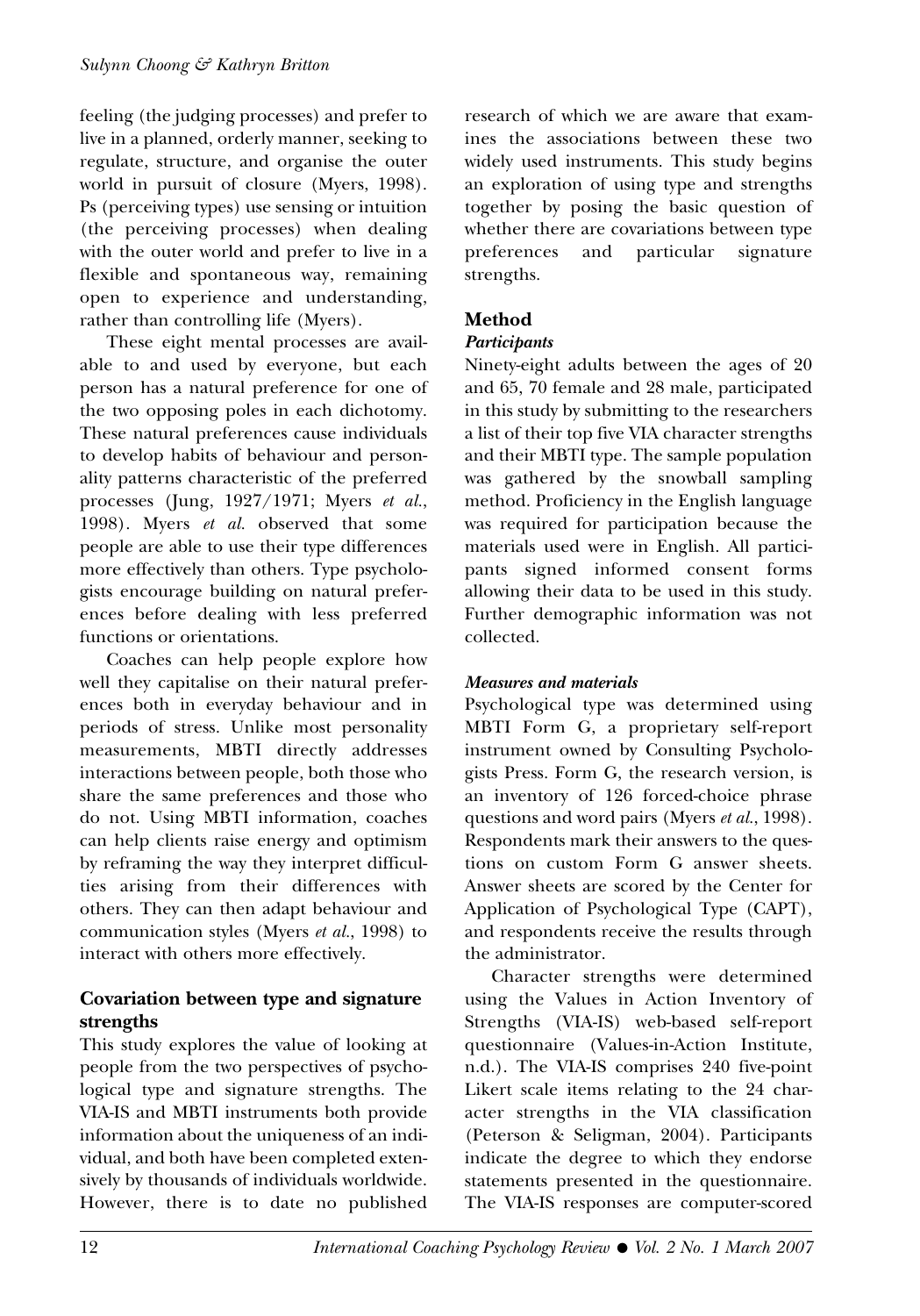feeling (the judging processes) and prefer to live in a planned, orderly manner, seeking to regulate, structure, and organise the outer world in pursuit of closure (Myers, 1998). Ps (perceiving types) use sensing or intuition (the perceiving processes) when dealing with the outer world and prefer to live in a flexible and spontaneous way, remaining open to experience and understanding, rather than controlling life (Myers).

These eight mental processes are available to and used by everyone, but each person has a natural preference for one of the two opposing poles in each dichotomy. These natural preferences cause individuals to develop habits of behaviour and personality patterns characteristic of the preferred processes (Jung, 1927/1971; Myers *et al.*, 1998). Myers *et al.* observed that some people are able to use their type differences more effectively than others. Type psychologists encourage building on natural preferences before dealing with less preferred functions or orientations.

Coaches can help people explore how well they capitalise on their natural preferences both in everyday behaviour and in periods of stress. Unlike most personality measurements, MBTI directly addresses interactions between people, both those who share the same preferences and those who do not. Using MBTI information, coaches can help clients raise energy and optimism by reframing the way they interpret difficulties arising from their differences with others. They can then adapt behaviour and communication styles (Myers *et al.*, 1998) to interact with others more effectively.

## Covariation between type and signature strengths

This study explores the value of looking at people from the two perspectives of psychological type and signature strengths. The VIA-IS and MBTI instruments both provide information about the uniqueness of an individual, and both have been completed extensively by thousands of individuals worldwide. However, there is to date no published research of which we are aware that examines the associations between these two widely used instruments. This study begins an exploration of using type and strengths together by posing the basic question of whether there are covariations between type preferences and particular signature strengths.

## Method

### *Participants*

Ninety-eight adults between the ages of 20 and 65, 70 female and 28 male, participated in this study by submitting to the researchers a list of their top five VIA character strengths and their MBTI type. The sample population was gathered by the snowball sampling method. Proficiency in the English language was required for participation because the materials used were in English. All participants signed informed consent forms allowing their data to be used in this study. Further demographic information was not collected.

### *Measures and materials*

Psychological type was determined using MBTI Form G, a proprietary self-report instrument owned by Consulting Psychologists Press. Form G, the research version, is an inventory of 126 forced-choice phrase questions and word pairs (Myers *et al.*, 1998). Respondents mark their answers to the questions on custom Form G answer sheets. Answer sheets are scored by the Center for Application of Psychological Type (CAPT), and respondents receive the results through the administrator.

Character strengths were determined using the Values in Action Inventory of Strengths (VIA-IS) web-based self-report questionnaire (Values-in-Action Institute, n.d.). The VIA-IS comprises 240 five-point Likert scale items relating to the 24 character strengths in the VIA classification (Peterson & Seligman, 2004). Participants indicate the degree to which they endorse statements presented in the questionnaire. The VIA-IS responses are computer-scored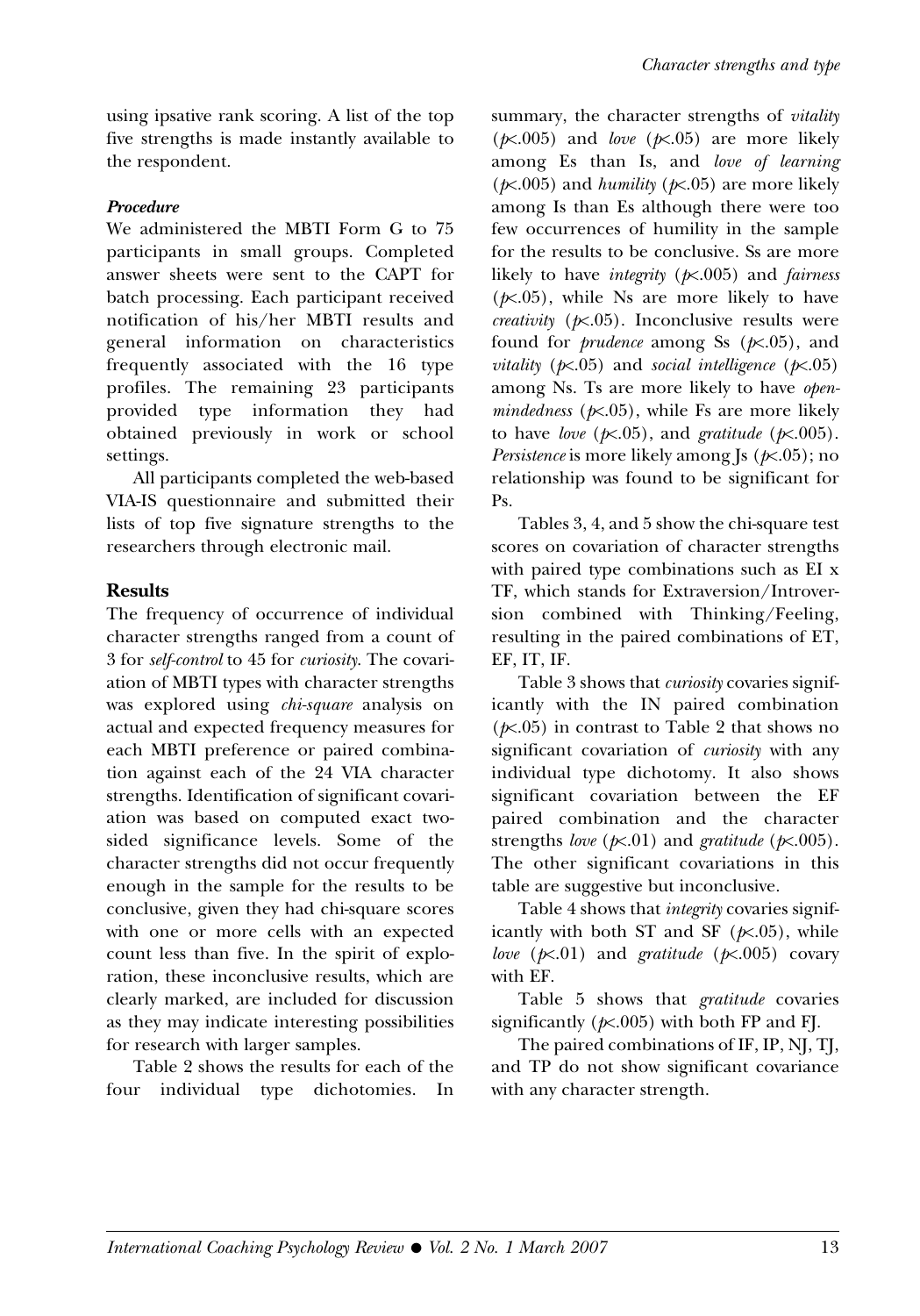using ipsative rank scoring. A list of the top five strengths is made instantly available to the respondent.

***Procedure***

We administered the MBTI Form G to 75 participants in small groups. Completed answer sheets were sent to the CAPT for batch processing. Each participant received notification of his/her MBTI results and general information on characteristics frequently associated with the 16 type profiles. The remaining 23 participants provided type information they had obtained previously in work or school settings.

All participants completed the web-based VIA-IS questionnaire and submitted their lists of top five signature strengths to the researchers through electronic mail.

## Results

The frequency of occurrence of individual character strengths ranged from a count of 3 for *self-control* to 45 for *curiosity*. The covariation of MBTI types with character strengths was explored using *chi-square* analysis on actual and expected frequency measures for each MBTI preference or paired combination against each of the 24 VIA character strengths. Identification of significant covariation was based on computed exact two-sided significance levels. Some of the character strengths did not occur frequently enough in the sample for the results to be conclusive, given they had chi-square scores with one or more cells with an expected count less than five. In the spirit of exploration, these inconclusive results, which are clearly marked, are included for discussion as they may indicate interesting possibilities for research with larger samples.

Table 2 shows the results for each of the four individual type dichotomies. In summary, the character strengths of *vitality* ($p<.005$) and *love* ($p<.05$) are more likely among Es than Is, and *love of learning* ($p<.005$) and *humility* ($p<.05$) are more likely among Is than Es although there were too few occurrences of humility in the sample for the results to be conclusive. Ss are more likely to have *integrity* ($p<.005$) and *fairness* ($p<.05$), while Ns are more likely to have *creativity* ($p<.05$). Inconclusive results were found for *prudence* among Ss ($p<.05$), and *vitality* ($p<.05$) and *social intelligence* ($p<.05$) among Ns. Ts are more likely to have *open-mindedness* ($p<.05$), while Fs are more likely to have *love* ($p<.05$), and *gratitude* ($p<.005$). *Persistence* is more likely among Js ($p<.05$); no relationship was found to be significant for Ps.

Tables 3, 4, and 5 show the chi-square test scores on covariation of character strengths with paired type combinations such as EI x TF, which stands for Extraversion/Introversion combined with Thinking/Feeling, resulting in the paired combinations of ET, EF, IT, IF.

Table 3 shows that *curiosity* covaries significantly with the IN paired combination ($p<.05$) in contrast to Table 2 that shows no significant covariation of *curiosity* with any individual type dichotomy. It also shows significant covariation between the EF paired combination and the character strengths *love* ($p<.01$) and *gratitude* ($p<.005$). The other significant covariations in this table are suggestive but inconclusive.

Table 4 shows that *integrity* covaries significantly with both ST and SF ($p<.05$), while *love* ($p<.01$) and *gratitude* ($p<.005$) covary with EF.

Table 5 shows that *gratitude* covaries significantly ($p<.005$) with both FP and FJ.

The paired combinations of IF, IP, NJ, TJ, and TP do not show significant covariance with any character strength.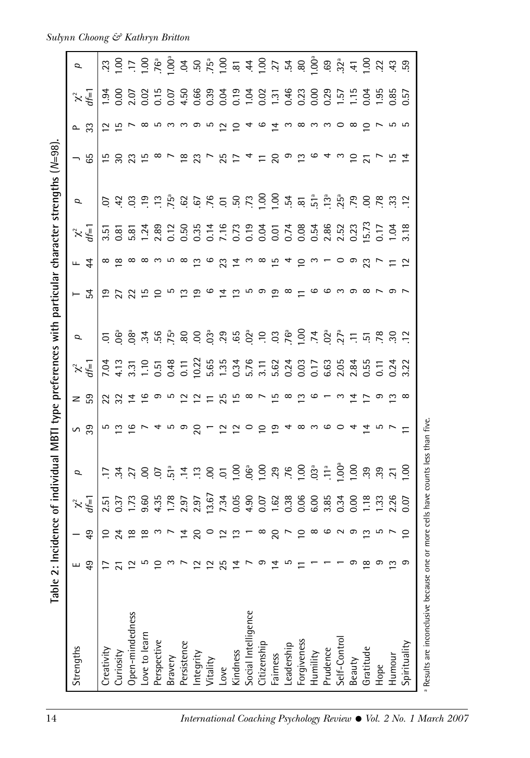Table 2: Incidence of individual MBTI type preferences with particular character strengths (*N*=98).

| Strengths | E 49 | I 49 | $\chi^2$ *df*=1 | *p* | S 39 | N 59 | $\chi^2$ *df*=1 | *p* | T 54 | F 44 | $\chi^2$ *df*=1 | *p* | J 65 | P 33 | $\chi^2$ *df*=1 | *p* |
|---|---|---|---|---|---|---|---|---|---|---|---|---|---|---|---|---|
| Creativity | 17 | 10 | 2.51 | .17 | 5 | 22 | 7.04 | .01 | 19 | 8 | 3.51 | .07 | 15 | 12 | 1.94 | .23 |
| Curiosity | 21 | 24 | 0.37 | .34 | 13 | 32 | 4.13 | .06[a] | 27 | 18 | 0.81 | .42 | 30 | 15 | 0.00 | 1.00 |
| Open-mindedness | 12 | 18 | 1.73 | .27 | 16 | 14 | 3.31 | .08[a] | 22 | 8 | 5.81 | .03 | 23 | 7 | 2.07 | .17 |
| Love to learn | 5 | 18 | 9.60 | .00 | 7 | 16 | 1.10 | .34 | 15 | 8 | 1.24 | .19 | 15 | 8 | 0.02 | 1.00 |
| Perspective | 10 | 3 | 4.35 | .07 | 4 | 9 | 0.51 | .56 | 10 | 3 | 2.89 | .13 | 8 | 5 | 0.15 | .76[a] |
| Bravery | 3 | 7 | 1.78 | .51[a] | 5 | 5 | 0.48 | .75[a] | 5 | 5 | 0.12 | .75[a] | 7 | 3 | 0.07 | 1.00[a] |
| Persistence | 7 | 14 | 2.97 | .14 | 9 | 12 | 0.11 | .80 | 13 | 8 | 0.50 | .62 | 18 | 3 | 4.50 | .04 |
| Integrity | 12 | 20 | 2.97 | .13 | 20 | 12 | 10.22 | .00 | 19 | 13 | 0.35 | .67 | 23 | 9 | 0.66 | .50 |
| Vitality | 12 | 0 | 13.67 | .00 | 1 | 11 | 5.65 | .03[a] | 6 | 6 | 0.14 | .76 | 7 | 5 | 0.39 | .75[a] |
| Love | 25 | 12 | 7.34 | .01 | 12 | 25 | 1.35 | .29 | 14 | 23 | 7.16 | .01 | 25 | 12 | 0.04 | 1.00 |
| Kindness | 14 | 13 | 0.05 | 1.00 | 12 | 15 | 0.34 | .65 | 13 | 14 | 0.73 | .50 | 17 | 10 | 0.19 | .81 |
| Social Intelligence | 7 | 1 | 4.90 | .06[a] | 0 | 8 | 5.76 | .02[a] | 5 | 3 | 0.19 | .73 | 4 | 4 | 1.04 | .44 |
| Citizenship | 9 | 8 | 0.07 | 1.00 | 10 | 7 | 3.11 | .10 | 9 | 8 | 0.04 | 1.00 | 11 | 6 | 0.02 | 1.00 |
| Fairness | 14 | 20 | 1.62 | .29 | 19 | 15 | 5.62 | .03 | 19 | 15 | 0.01 | 1.00 | 20 | 14 | 1.31 | .27 |
| Leadership | 5 | 7 | 0.38 | .76 | 4 | 8 | 0.24 | .76[a] | 8 | 4 | 0.74 | .54 | 9 | 3 | 0.46 | .54 |
| Forgiveness | 11 | 10 | 0.06 | 1.00 | 8 | 13 | 0.03 | 1.00 | 11 | 10 | 0.08 | .81 | 13 | 8 | 0.23 | .80 |
| Humility | 1 | 8 | 6.00 | .03[a] | 3 | 6 | 0.17 | .74 | 6 | 3 | 0.54 | .51[a] | 6 | 3 | 0.00 | 1.00[a] |
| Prudence | 1 | 6 | 3.85 | .11[a] | 6 | 1 | 6.63 | .02[a] | 6 | 1 | 2.86 | .13[a] | 4 | 3 | 0.29 | .69 |
| Self-Control | 1 | 2 | 0.34 | 1.00[a] | 0 | 3 | 2.05 | .27[a] | 3 | 0 | 2.52 | .25[a] | 3 | 0 | 1.57 | .32[a] |
| Beauty | 9 | 9 | 0.00 | 1.00 | 4 | 14 | 2.84 | .11 | 9 | 9 | 0.23 | .79 | 10 | 8 | 1.15 | .41 |
| Gratitude | 18 | 13 | 1.18 | .39 | 14 | 17 | 0.55 | .51 | 8 | 23 | 15.73 | .00 | 21 | 10 | 0.04 | 1.00 |
| Hope | 9 | 5 | 1.33 | .39 | 5 | 9 | 0.11 | .78 | 7 | 7 | 0.17 | .78 | 7 | 7 | 1.95 | .22 |
| Humour | 13 | 7 | 2.26 | .21 | 7 | 13 | 0.24 | .30 | 9 | 11 | 1.04 | .33 | 15 | 5 | 0.85 | .43 |
| Spirituality | 9 | 10 | 0.07 | 1.00 | 11 | 8 | 3.22 | .12 | 7 | 12 | 3.18 | .12 | 14 | 5 | 0.57 | .59 |

[a] Results are inconclusive because one or more cells have counts less than five.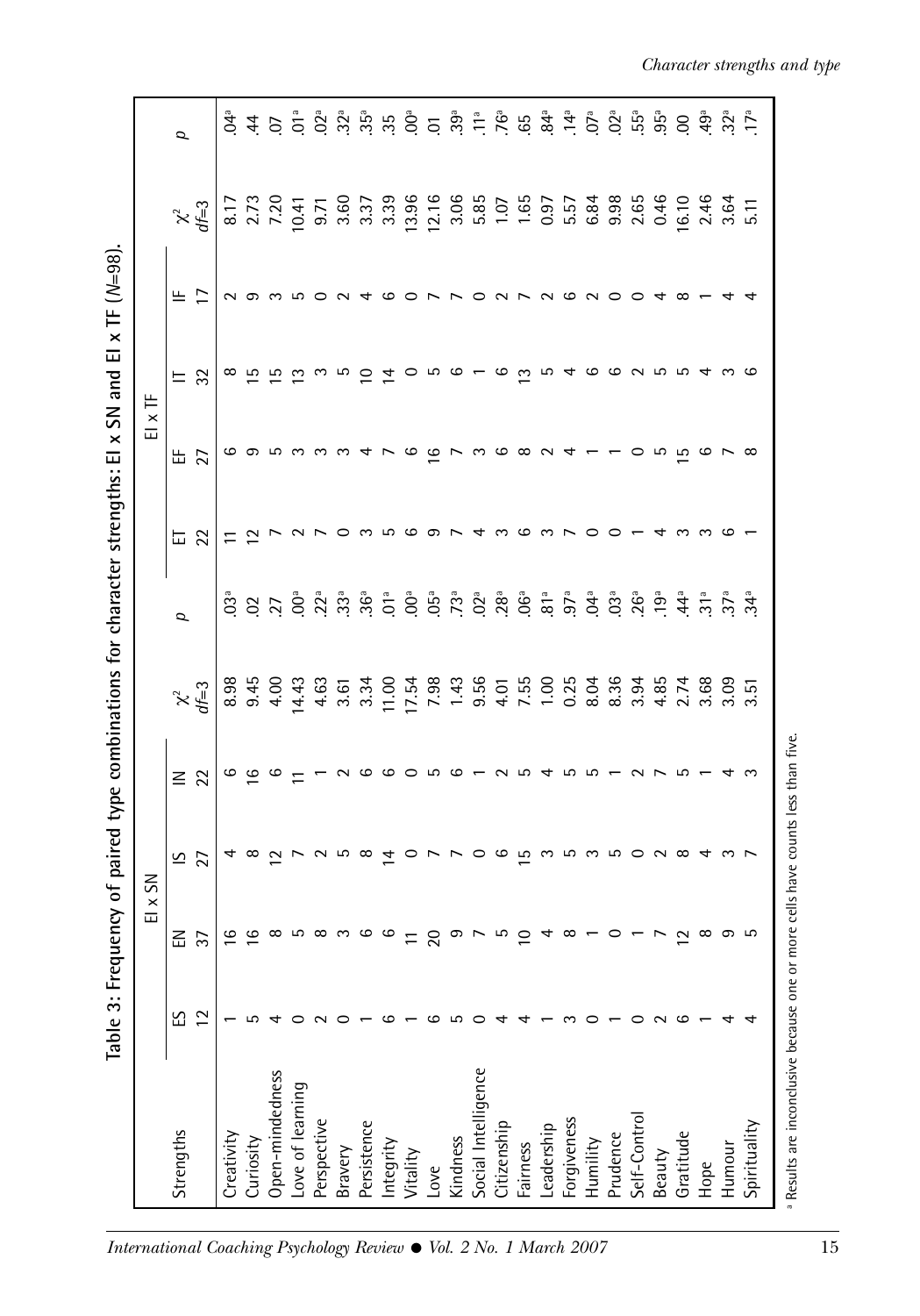**Table 3: Frequency of paired type combinations for character strengths: EI x SN and EI x TF (N=98).**

| Strengths | EI x SN | | | | | | EI x TF | | | | | |
|---|---|---|---|---|---|---|---|---|---|---|---|---|
| | ES 12 | EN 37 | IS 27 | IN 22 | $\chi^2$ $df$=3 | $p$ | ET 22 | EF 27 | IT 32 | IF 17 | $\chi^2$ $df$=3 | $p$ |
| Creativity | 1 | 16 | 4 | 6 | 8.98 | .03[a] | 11 | 6 | 8 | 2 | 8.17 | .04[a] |
| Curiosity | 5 | 16 | 8 | 16 | 9.45 | .02 | 12 | 9 | 15 | 9 | 2.73 | .44 |
| Open-mindedness | 4 | 8 | 12 | 6 | 4.00 | .27 | 7 | 5 | 15 | 3 | 7.20 | .07 |
| Love of learning | 0 | 5 | 7 | 11 | 14.43 | .00[a] | 2 | 3 | 13 | 5 | 10.41 | .01[a] |
| Perspective | 2 | 8 | 2 | 1 | 4.63 | .22[a] | 7 | 3 | 3 | 0 | 9.71 | .02[a] |
| Bravery | 0 | 3 | 5 | 2 | 3.61 | .33[a] | 0 | 3 | 5 | 2 | 3.60 | .32[a] |
| Persistence | 1 | 6 | 8 | 6 | 3.34 | .36[a] | 3 | 4 | 10 | 4 | 3.37 | .35[a] |
| Integrity | 6 | 6 | 14 | 6 | 11.00 | .01[a] | 5 | 7 | 14 | 6 | 3.39 | .35 |
| Vitality | 1 | 11 | 0 | 0 | 17.54 | .00[a] | 6 | 6 | 0 | 0 | 13.96 | .00[a] |
| Love | 6 | 20 | 7 | 5 | 7.98 | .05[a] | 9 | 16 | 5 | 7 | 12.16 | .01 |
| Kindness | 5 | 9 | 7 | 6 | 1.43 | .73[a] | 7 | 7 | 6 | 7 | 3.06 | .39[a] |
| Social Intelligence | 0 | 7 | 0 | 1 | 9.56 | .02[a] | 4 | 3 | 1 | 0 | 5.85 | .11[a] |
| Citizenship | 4 | 5 | 6 | 2 | 4.01 | .28[a] | 3 | 6 | 6 | 2 | 1.07 | .76[a] |
| Fairness | 4 | 10 | 15 | 5 | 7.55 | .06[a] | 6 | 8 | 13 | 7 | 1.65 | .65 |
| Leadership | 1 | 4 | 3 | 4 | 1.00 | .81[a] | 3 | 2 | 5 | 2 | 0.97 | .84[a] |
| Forgiveness | 3 | 8 | 5 | 5 | 0.25 | .97[a] | 7 | 4 | 4 | 6 | 5.57 | .14[a] |
| Humility | 0 | 1 | 3 | 5 | 8.04 | .04[a] | 0 | 1 | 6 | 2 | 6.84 | .07[a] |
| Prudence | 1 | 0 | 5 | 1 | 8.36 | .03[a] | 0 | 1 | 6 | 0 | 9.98 | .02[a] |
| Self-Control | 0 | 1 | 0 | 2 | 3.94 | .26[a] | 1 | 0 | 2 | 0 | 2.65 | .55[a] |
| Beauty | 2 | 7 | 2 | 7 | 4.85 | .19[a] | 4 | 5 | 5 | 4 | 0.46 | .95[a] |
| Gratitude | 6 | 12 | 8 | 5 | 2.74 | .44[a] | 3 | 15 | 5 | 8 | 16.10 | .00 |
| Hope | 1 | 8 | 4 | 1 | 3.68 | .31[a] | 3 | 6 | 4 | 1 | 2.46 | .49[a] |
| Humour | 4 | 9 | 3 | 4 | 3.09 | .37[a] | 6 | 7 | 3 | 4 | 3.64 | .32[a] |
| Spirituality | 4 | 5 | 7 | 3 | 3.51 | .34[a] | 1 | 8 | 6 | 4 | 5.11 | .17[a] |

[a] Results are inconclusive because one or more cells have counts less than five.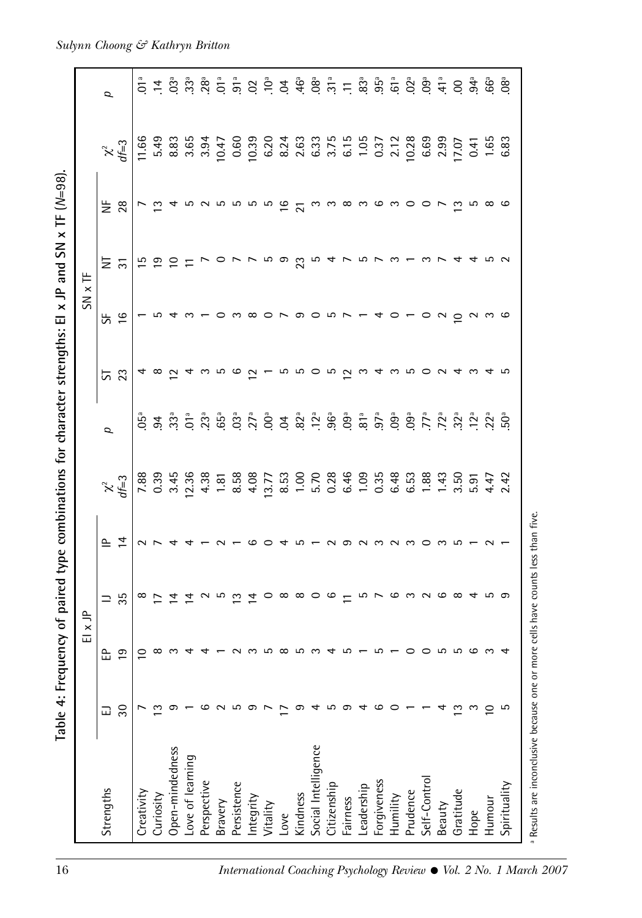Table 4: Frequency of paired type combinations for character strengths: EI x JP and SN x TF ($N$=98).

| Strengths | EI x JP | | | | | | SN x TF | | | | | |
|---|---|---|---|---|---|---|---|---|---|---|---|---|
| | EJ 30 | EP 19 | IJ 35 | IP 14 | $\chi^2$ $df$=3 | $p$ | ST 23 | SF 16 | NT 31 | NF 28 | $\chi^2$ $df$=3 | $p$ |
| Creativity | 7 | 10 | 8 | 2 | 7.88 | .05[a] | 4 | 1 | 15 | 7 | 11.66 | .01[a] |
| Curiosity | 13 | 8 | 17 | 7 | 0.39 | .94 | 8 | 5 | 19 | 13 | 5.49 | .14 |
| Open-mindedness | 9 | 3 | 14 | 4 | 3.45 | .33[a] | 12 | 4 | 10 | 4 | 8.83 | .03[a] |
| Love of learning | 1 | 4 | 14 | 4 | 12.36 | .01[a] | 4 | 3 | 11 | 5 | 3.65 | .33[a] |
| Perspective | 6 | 4 | 2 | 1 | 4.38 | .23[a] | 3 | 1 | 7 | 2 | 3.94 | .28[a] |
| Bravery | 2 | 1 | 5 | 2 | 1.81 | .65[a] | 5 | 0 | 0 | 5 | 10.47 | .01[a] |
| Persistence | 5 | 2 | 13 | 1 | 8.58 | .03[a] | 6 | 3 | 7 | 5 | 0.60 | .91[a] |
| Integrity | 9 | 3 | 14 | 6 | 4.08 | .27[a] | 12 | 8 | 7 | 5 | 10.39 | .02 |
| Vitality | 7 | 5 | 0 | 0 | 13.77 | .00[a] | 1 | 0 | 5 | 5 | 6.20 | .10[a] |
| Love | 17 | 8 | 8 | 4 | 8.53 | .04 | 5 | 7 | 9 | 16 | 8.24 | .04 |
| Kindness | 9 | 5 | 8 | 5 | 1.00 | .82[a] | 5 | 9 | 23 | 21 | 2.63 | .46[a] |
| Social Intelligence | 4 | 3 | 0 | 1 | 5.70 | .12[a] | 0 | 0 | 5 | 3 | 6.33 | .08[a] |
| Citizenship | 5 | 4 | 6 | 2 | 0.28 | .96[a] | 5 | 5 | 4 | 3 | 3.75 | .31[a] |
| Fairness | 9 | 5 | 11 | 9 | 6.46 | .09[a] | 12 | 7 | 7 | 8 | 6.15 | .11 |
| Leadership | 4 | 1 | 5 | 2 | 1.09 | .81[a] | 3 | 1 | 5 | 3 | 1.05 | .83[a] |
| Forgiveness | 6 | 5 | 7 | 3 | 0.35 | .97[a] | 4 | 4 | 7 | 6 | 0.37 | .95[a] |
| Humility | 0 | 1 | 6 | 2 | 6.48 | .09[a] | 3 | 0 | 3 | 3 | 2.12 | .61[a] |
| Prudence | 1 | 0 | 3 | 3 | 6.53 | .09[a] | 5 | 1 | 1 | 0 | 10.28 | .02[a] |
| Self-Control | 1 | 0 | 2 | 0 | 1.88 | .77[a] | 0 | 0 | 3 | 0 | 6.69 | .09[a] |
| Beauty | 4 | 5 | 6 | 3 | 1.43 | .72[a] | 2 | 2 | 7 | 7 | 2.99 | .41[a] |
| Gratitude | 13 | 5 | 8 | 5 | 3.50 | .32[a] | 4 | 10 | 4 | 13 | 17.07 | .00 |
| Hope | 3 | 6 | 4 | 1 | 5.91 | .12[a] | 3 | 2 | 4 | 5 | 0.41 | .94[a] |
| Humour | 10 | 3 | 5 | 2 | 4.47 | .22[a] | 4 | 3 | 5 | 8 | 1.65 | .66[a] |
| Spirituality | 5 | 4 | 9 | 1 | 2.42 | .50[a] | 5 | 6 | 2 | 6 | 6.83 | .08[a] |

[a] Results are inconclusive because one or more cells have counts less than five.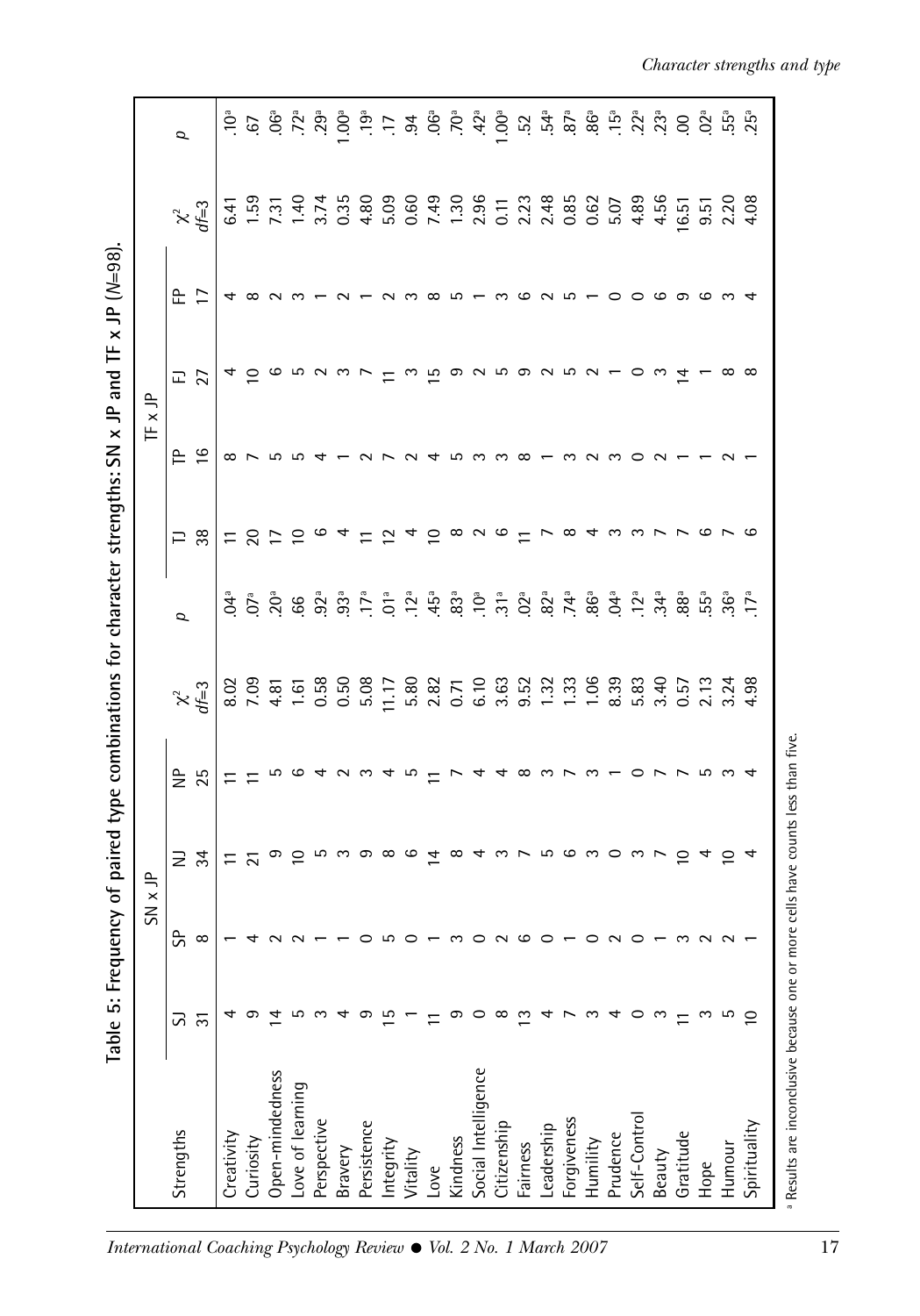**Table 5: Frequency of paired type combinations for character strengths: SN x JP and TF x JP (*N*=98).**

| Strengths | SN x JP | | | | | | TF x JP | | | | | |
|---|---|---|---|---|---|---|---|---|---|---|---|---|
| | SJ 31 | SP 8 | NJ 34 | NP 25 | $\chi^2$ $df$=3 | $p$ | TJ 38 | TP 16 | FJ 27 | FP 17 | $\chi^2$ $df$=3 | $p$ |
| Creativity | 4 | 1 | 11 | 11 | 8.02 | .04[a] | 11 | 8 | 4 | 4 | 6.41 | .10[a] |
| Curiosity | 9 | 4 | 21 | 11 | 7.09 | .07[a] | 20 | 7 | 10 | 8 | 1.59 | .67 |
| Open-mindedness | 14 | 2 | 9 | 5 | 4.81 | .20[a] | 17 | 5 | 6 | 2 | 7.31 | .06[a] |
| Love of learning | 5 | 2 | 10 | 6 | 1.61 | .66 | 10 | 5 | 5 | 3 | 1.40 | .72[a] |
| Perspective | 3 | 1 | 5 | 4 | 0.58 | .92[a] | 6 | 4 | 2 | 1 | 3.74 | .29[a] |
| Bravery | 4 | 1 | 3 | 2 | 0.50 | .93[a] | 4 | 1 | 3 | 2 | 0.35 | 1.00[a] |
| Persistence | 9 | 0 | 9 | 3 | 5.08 | .17[a] | 11 | 2 | 7 | 1 | 4.80 | .19[a] |
| Integrity | 15 | 5 | 8 | 4 | 11.17 | .01[a] | 12 | 7 | 11 | 2 | 5.09 | .17 |
| Vitality | 1 | 0 | 6 | 5 | 5.80 | .12[a] | 4 | 2 | 3 | 3 | 0.60 | .94 |
| Love | 11 | 1 | 14 | 11 | 2.82 | .45[a] | 10 | 4 | 15 | 8 | 7.49 | .06[a] |
| Kindness | 9 | 3 | 8 | 7 | 0.71 | .83[a] | 8 | 5 | 9 | 5 | 1.30 | .70[a] |
| Social Intelligence | 0 | 0 | 4 | 4 | 6.10 | .10[a] | 2 | 3 | 2 | 1 | 2.96 | .42[a] |
| Citizenship | 8 | 2 | 3 | 4 | 3.63 | .31[a] | 6 | 3 | 5 | 3 | 0.11 | 1.00[a] |
| Fairness | 13 | 6 | 7 | 8 | 9.52 | .02[a] | 11 | 8 | 9 | 6 | 2.23 | .52 |
| Leadership | 4 | 0 | 5 | 3 | 1.32 | .82[a] | 7 | 1 | 2 | 2 | 2.48 | .54[a] |
| Forgiveness | 7 | 1 | 6 | 7 | 1.33 | .74[a] | 8 | 3 | 5 | 5 | 0.85 | .87[a] |
| Humility | 3 | 0 | 3 | 3 | 1.06 | .86[a] | 4 | 2 | 2 | 1 | 0.62 | .86[a] |
| Prudence | 4 | 2 | 0 | 1 | 8.39 | .04[a] | 3 | 3 | 1 | 0 | 5.07 | .15[a] |
| Self-Control | 0 | 0 | 3 | 0 | 5.83 | .12[a] | 3 | 0 | 0 | 0 | 4.89 | .22[a] |
| Beauty | 3 | 1 | 7 | 7 | 3.40 | .34[a] | 7 | 2 | 3 | 6 | 4.56 | .23[a] |
| Gratitude | 11 | 3 | 10 | 7 | 0.57 | .88[a] | 7 | 1 | 14 | 9 | 16.51 | .00 |
| Hope | 3 | 2 | 4 | 5 | 2.13 | .55[a] | 6 | 1 | 1 | 6 | 9.51 | .02[a] |
| Humour | 5 | 2 | 10 | 3 | 3.24 | .36[a] | 7 | 2 | 8 | 3 | 2.20 | .55[a] |
| Spirituality | 10 | 1 | 4 | 4 | 4.98 | .17[a] | 6 | 1 | 8 | 4 | 4.08 | .25[a] |

[a] Results are inconclusive because one or more cells have counts less than five.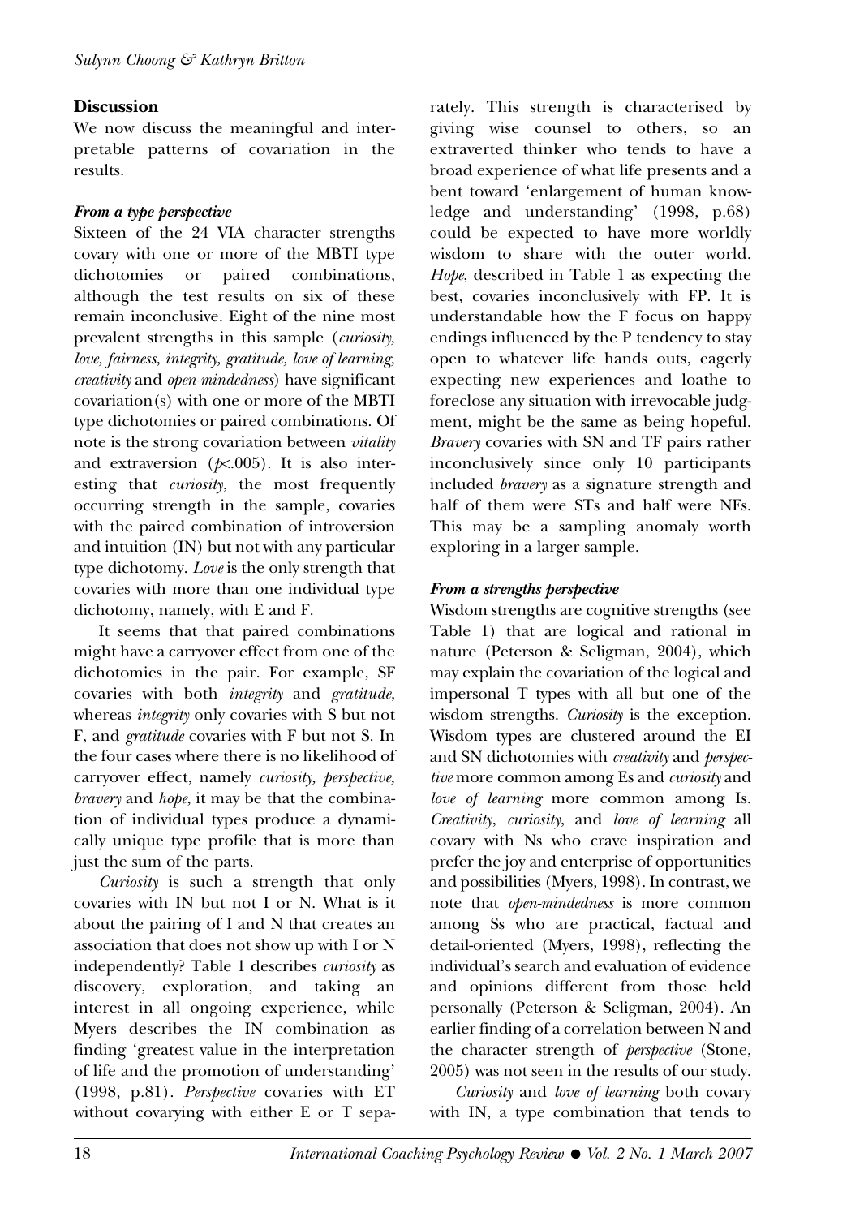## Discussion

We now discuss the meaningful and interpretable patterns of covariation in the results.

### *From a type perspective*

Sixteen of the 24 VIA character strengths covary with one or more of the MBTI type dichotomies or paired combinations, although the test results on six of these remain inconclusive. Eight of the nine most prevalent strengths in this sample (*curiosity, love, fairness, integrity, gratitude, love of learning, creativity* and *open-mindedness*) have significant covariation(s) with one or more of the MBTI type dichotomies or paired combinations. Of note is the strong covariation between *vitality* and extraversion ($p$<.005). It is also interesting that *curiosity*, the most frequently occurring strength in the sample, covaries with the paired combination of introversion and intuition (IN) but not with any particular type dichotomy. *Love* is the only strength that covaries with more than one individual type dichotomy, namely, with E and F.

It seems that that paired combinations might have a carryover effect from one of the dichotomies in the pair. For example, SF covaries with both *integrity* and *gratitude*, whereas *integrity* only covaries with S but not F, and *gratitude* covaries with F but not S. In the four cases where there is no likelihood of carryover effect, namely *curiosity, perspective, bravery* and *hope*, it may be that the combination of individual types produce a dynamically unique type profile that is more than just the sum of the parts.

*Curiosity* is such a strength that only covaries with IN but not I or N. What is it about the pairing of I and N that creates an association that does not show up with I or N independently? Table 1 describes *curiosity* as discovery, exploration, and taking an interest in all ongoing experience, while Myers describes the IN combination as finding 'greatest value in the interpretation of life and the promotion of understanding' (1998, p.81). *Perspective* covaries with ET without covarying with either E or T separately. This strength is characterised by giving wise counsel to others, so an extraverted thinker who tends to have a broad experience of what life presents and a bent toward 'enlargement of human knowledge and understanding' (1998, p.68) could be expected to have more worldly wisdom to share with the outer world. *Hope*, described in Table 1 as expecting the best, covaries inconclusively with FP. It is understandable how the F focus on happy endings influenced by the P tendency to stay open to whatever life hands outs, eagerly expecting new experiences and loathe to foreclose any situation with irrevocable judgment, might be the same as being hopeful. *Bravery* covaries with SN and TF pairs rather inconclusively since only 10 participants included *bravery* as a signature strength and half of them were STs and half were NFs. This may be a sampling anomaly worth exploring in a larger sample.

### *From a strengths perspective*

Wisdom strengths are cognitive strengths (see Table 1) that are logical and rational in nature (Peterson & Seligman, 2004), which may explain the covariation of the logical and impersonal T types with all but one of the wisdom strengths. *Curiosity* is the exception. Wisdom types are clustered around the EI and SN dichotomies with *creativity* and *perspective* more common among Es and *curiosity* and *love of learning* more common among Is. *Creativity*, *curiosity*, and *love of learning* all covary with Ns who crave inspiration and prefer the joy and enterprise of opportunities and possibilities (Myers, 1998). In contrast, we note that *open-mindedness* is more common among Ss who are practical, factual and detail-oriented (Myers, 1998), reflecting the individual's search and evaluation of evidence and opinions different from those held personally (Peterson & Seligman, 2004). An earlier finding of a correlation between N and the character strength of *perspective* (Stone, 2005) was not seen in the results of our study.

*Curiosity* and *love of learning* both covary with IN, a type combination that tends to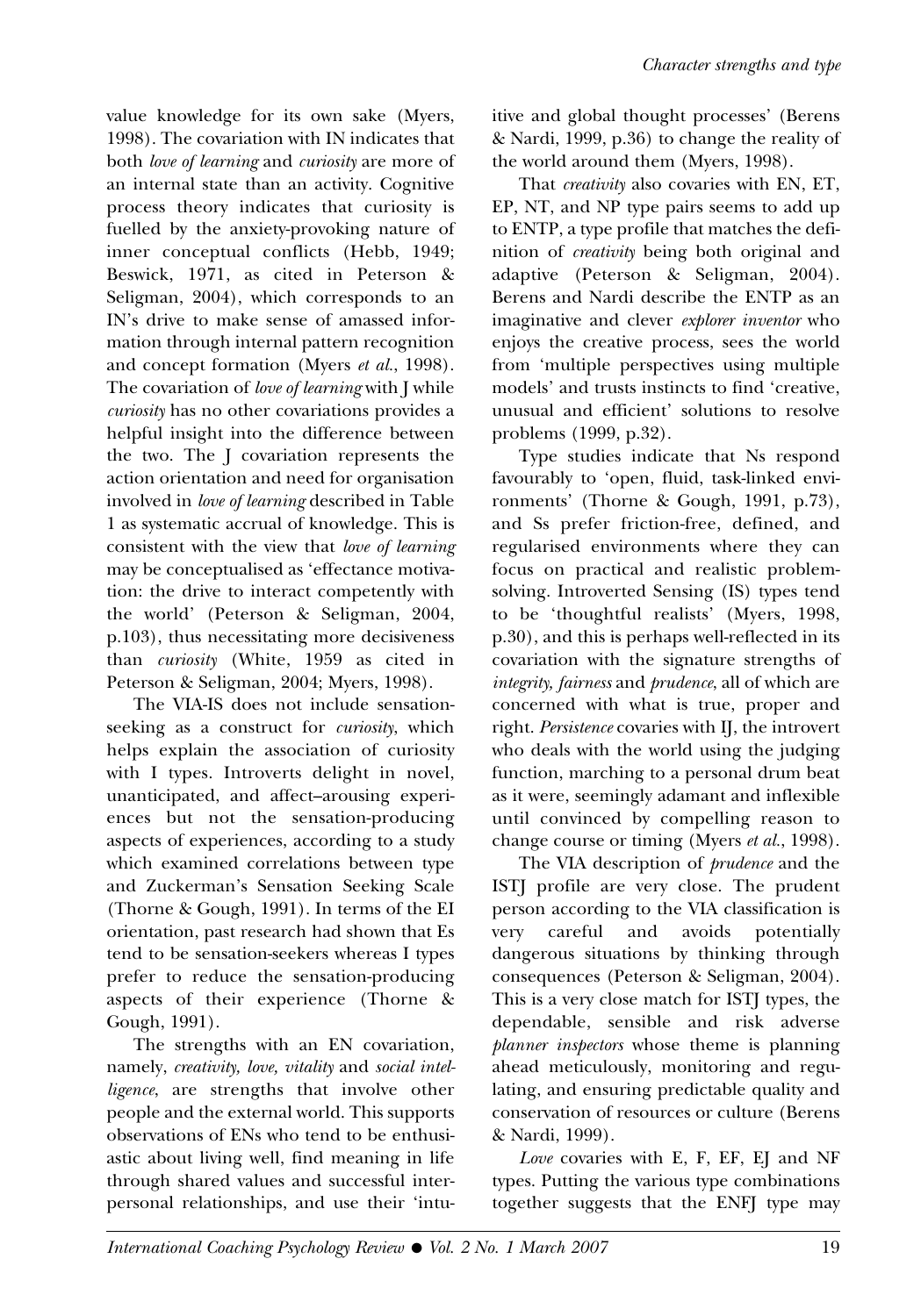value knowledge for its own sake (Myers, 1998). The covariation with IN indicates that both *love of learning* and *curiosity* are more of an internal state than an activity. Cognitive process theory indicates that curiosity is fuelled by the anxiety-provoking nature of inner conceptual conflicts (Hebb, 1949; Beswick, 1971, as cited in Peterson & Seligman, 2004), which corresponds to an IN's drive to make sense of amassed information through internal pattern recognition and concept formation (Myers *et al.*, 1998). The covariation of *love of learning* with J while *curiosity* has no other covariations provides a helpful insight into the difference between the two. The J covariation represents the action orientation and need for organisation involved in *love of learning* described in Table 1 as systematic accrual of knowledge. This is consistent with the view that *love of learning* may be conceptualised as 'effectance motivation: the drive to interact competently with the world' (Peterson & Seligman, 2004, p.103), thus necessitating more decisiveness than *curiosity* (White, 1959 as cited in Peterson & Seligman, 2004; Myers, 1998).

The VIA-IS does not include sensation-seeking as a construct for *curiosity*, which helps explain the association of curiosity with I types. Introverts delight in novel, unanticipated, and affect–arousing experiences but not the sensation-producing aspects of experiences, according to a study which examined correlations between type and Zuckerman's Sensation Seeking Scale (Thorne & Gough, 1991). In terms of the EI orientation, past research had shown that Es tend to be sensation-seekers whereas I types prefer to reduce the sensation-producing aspects of their experience (Thorne & Gough, 1991).

The strengths with an EN covariation, namely, *creativity, love, vitality* and *social intelligence*, are strengths that involve other people and the external world. This supports observations of ENs who tend to be enthusiastic about living well, find meaning in life through shared values and successful interpersonal relationships, and use their 'intuitive and global thought processes' (Berens & Nardi, 1999, p.36) to change the reality of the world around them (Myers, 1998).

That *creativity* also covaries with EN, ET, EP, NT, and NP type pairs seems to add up to ENTP, a type profile that matches the definition of *creativity* being both original and adaptive (Peterson & Seligman, 2004). Berens and Nardi describe the ENTP as an imaginative and clever *explorer inventor* who enjoys the creative process, sees the world from 'multiple perspectives using multiple models' and trusts instincts to find 'creative, unusual and efficient' solutions to resolve problems (1999, p.32).

Type studies indicate that Ns respond favourably to 'open, fluid, task-linked environments' (Thorne & Gough, 1991, p.73), and Ss prefer friction-free, defined, and regularised environments where they can focus on practical and realistic problem-solving. Introverted Sensing (IS) types tend to be 'thoughtful realists' (Myers, 1998, p.30), and this is perhaps well-reflected in its covariation with the signature strengths of *integrity, fairness* and *prudence*, all of which are concerned with what is true, proper and right. *Persistence* covaries with IJ, the introvert who deals with the world using the judging function, marching to a personal drum beat as it were, seemingly adamant and inflexible until convinced by compelling reason to change course or timing (Myers *et al.*, 1998).

The VIA description of *prudence* and the ISTJ profile are very close. The prudent person according to the VIA classification is very careful and avoids potentially dangerous situations by thinking through consequences (Peterson & Seligman, 2004). This is a very close match for ISTJ types, the dependable, sensible and risk adverse *planner inspectors* whose theme is planning ahead meticulously, monitoring and regulating, and ensuring predictable quality and conservation of resources or culture (Berens & Nardi, 1999).

*Love* covaries with E, F, EF, EJ and NF types. Putting the various type combinations together suggests that the ENFJ type may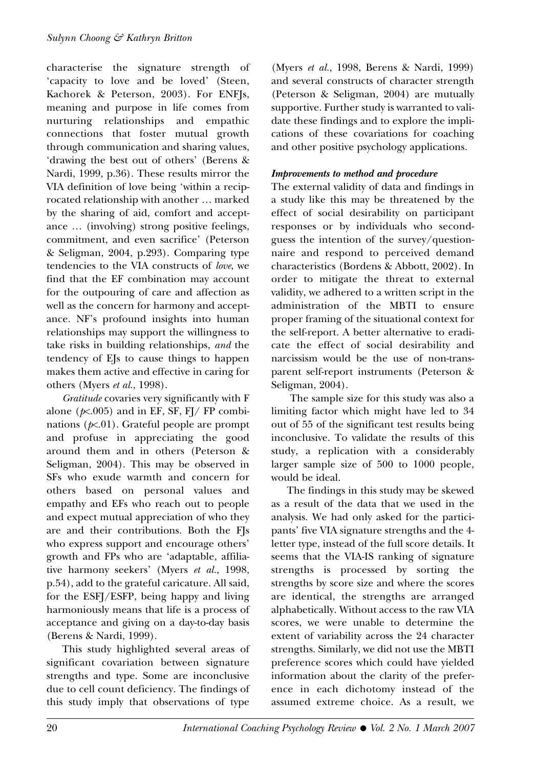characterise the signature strength of 'capacity to love and be loved' (Steen, Kachorek & Peterson, 2003). For ENFJs, meaning and purpose in life comes from nurturing relationships and empathic connections that foster mutual growth through communication and sharing values, 'drawing the best out of others' (Berens & Nardi, 1999, p.36). These results mirror the VIA definition of love being 'within a reciprocated relationship with another … marked by the sharing of aid, comfort and acceptance … (involving) strong positive feelings, commitment, and even sacrifice' (Peterson & Seligman, 2004, p.293). Comparing type tendencies to the VIA constructs of *love*, we find that the EF combination may account for the outpouring of care and affection as well as the concern for harmony and acceptance. NF's profound insights into human relationships may support the willingness to take risks in building relationships, *and* the tendency of EJs to cause things to happen makes them active and effective in caring for others (Myers *et al.*, 1998).

*Gratitude* covaries very significantly with F alone ($p<.005$) and in EF, SF, FJ/ FP combinations ($p<.01$). Grateful people are prompt and profuse in appreciating the good around them and in others (Peterson & Seligman, 2004). This may be observed in SFs who exude warmth and concern for others based on personal values and empathy and EFs who reach out to people and expect mutual appreciation of who they are and their contributions. Both the FJs who express support and encourage others' growth and FPs who are 'adaptable, affiliative harmony seekers' (Myers *et al.*, 1998, p.54), add to the grateful caricature. All said, for the ESFJ/ESFP, being happy and living harmoniously means that life is a process of acceptance and giving on a day-to-day basis (Berens & Nardi, 1999).

This study highlighted several areas of significant covariation between signature strengths and type. Some are inconclusive due to cell count deficiency. The findings of this study imply that observations of type (Myers *et al.*, 1998, Berens & Nardi, 1999) and several constructs of character strength (Peterson & Seligman, 2004) are mutually supportive. Further study is warranted to validate these findings and to explore the implications of these covariations for coaching and other positive psychology applications.

### *Improvements to method and procedure*

The external validity of data and findings in a study like this may be threatened by the effect of social desirability on participant responses or by individuals who second-guess the intention of the survey/questionnaire and respond to perceived demand characteristics (Bordens & Abbott, 2002). In order to mitigate the threat to external validity, we adhered to a written script in the administration of the MBTI to ensure proper framing of the situational context for the self-report. A better alternative to eradicate the effect of social desirability and narcissism would be the use of non-transparent self-report instruments (Peterson & Seligman, 2004).

The sample size for this study was also a limiting factor which might have led to 34 out of 55 of the significant test results being inconclusive. To validate the results of this study, a replication with a considerably larger sample size of 500 to 1000 people, would be ideal.

The findings in this study may be skewed as a result of the data that we used in the analysis. We had only asked for the participants' five VIA signature strengths and the 4-letter type, instead of the full score details. It seems that the VIA-IS ranking of signature strengths is processed by sorting the strengths by score size and where the scores are identical, the strengths are arranged alphabetically. Without access to the raw VIA scores, we were unable to determine the extent of variability across the 24 character strengths. Similarly, we did not use the MBTI preference scores which could have yielded information about the clarity of the preference in each dichotomy instead of the assumed extreme choice. As a result, we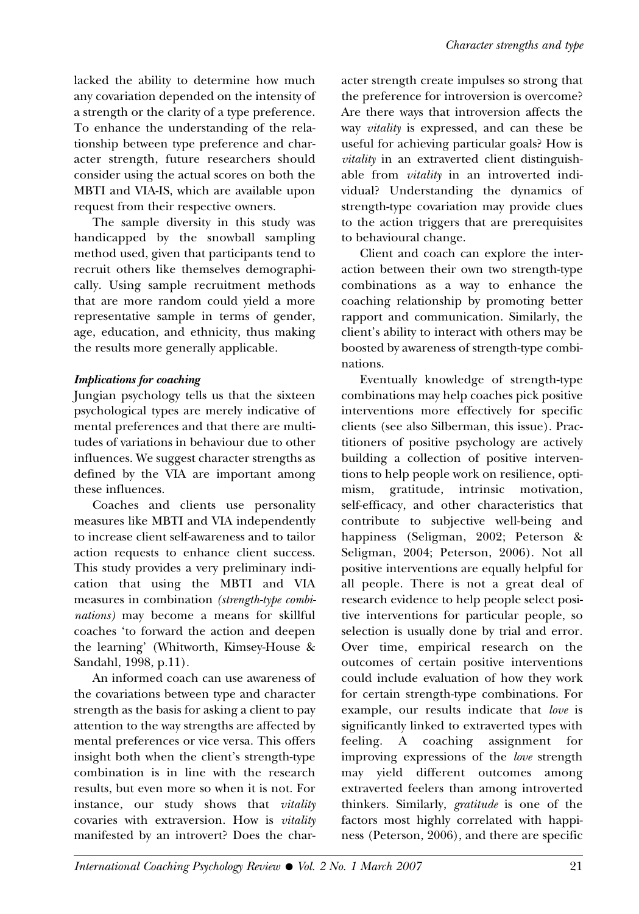lacked the ability to determine how much any covariation depended on the intensity of a strength or the clarity of a type preference. To enhance the understanding of the relationship between type preference and character strength, future researchers should consider using the actual scores on both the MBTI and VIA-IS, which are available upon request from their respective owners.

The sample diversity in this study was handicapped by the snowball sampling method used, given that participants tend to recruit others like themselves demographically. Using sample recruitment methods that are more random could yield a more representative sample in terms of gender, age, education, and ethnicity, thus making the results more generally applicable.

### *Implications for coaching*

Jungian psychology tells us that the sixteen psychological types are merely indicative of mental preferences and that there are multitudes of variations in behaviour due to other influences. We suggest character strengths as defined by the VIA are important among these influences.

Coaches and clients use personality measures like MBTI and VIA independently to increase client self-awareness and to tailor action requests to enhance client success. This study provides a very preliminary indication that using the MBTI and VIA measures in combination *(strength-type combinations)* may become a means for skillful coaches 'to forward the action and deepen the learning' (Whitworth, Kimsey-House & Sandahl, 1998, p.11).

An informed coach can use awareness of the covariations between type and character strength as the basis for asking a client to pay attention to the way strengths are affected by mental preferences or vice versa. This offers insight both when the client's strength-type combination is in line with the research results, but even more so when it is not. For instance, our study shows that *vitality* covaries with extraversion. How is *vitality* manifested by an introvert? Does the character strength create impulses so strong that the preference for introversion is overcome? Are there ways that introversion affects the way *vitality* is expressed, and can these be useful for achieving particular goals? How is *vitality* in an extraverted client distinguishable from *vitality* in an introverted individual? Understanding the dynamics of strength-type covariation may provide clues to the action triggers that are prerequisites to behavioural change.

Client and coach can explore the interaction between their own two strength-type combinations as a way to enhance the coaching relationship by promoting better rapport and communication. Similarly, the client's ability to interact with others may be boosted by awareness of strength-type combinations.

Eventually knowledge of strength-type combinations may help coaches pick positive interventions more effectively for specific clients (see also Silberman, this issue). Practitioners of positive psychology are actively building a collection of positive interventions to help people work on resilience, optimism, gratitude, intrinsic motivation, self-efficacy, and other characteristics that contribute to subjective well-being and happiness (Seligman, 2002; Peterson & Seligman, 2004; Peterson, 2006). Not all positive interventions are equally helpful for all people. There is not a great deal of research evidence to help people select positive interventions for particular people, so selection is usually done by trial and error. Over time, empirical research on the outcomes of certain positive interventions could include evaluation of how they work for certain strength-type combinations. For example, our results indicate that *love* is significantly linked to extraverted types with feeling. A coaching assignment for improving expressions of the *love* strength may yield different outcomes among extraverted feelers than among introverted thinkers. Similarly, *gratitude* is one of the factors most highly correlated with happiness (Peterson, 2006), and there are specific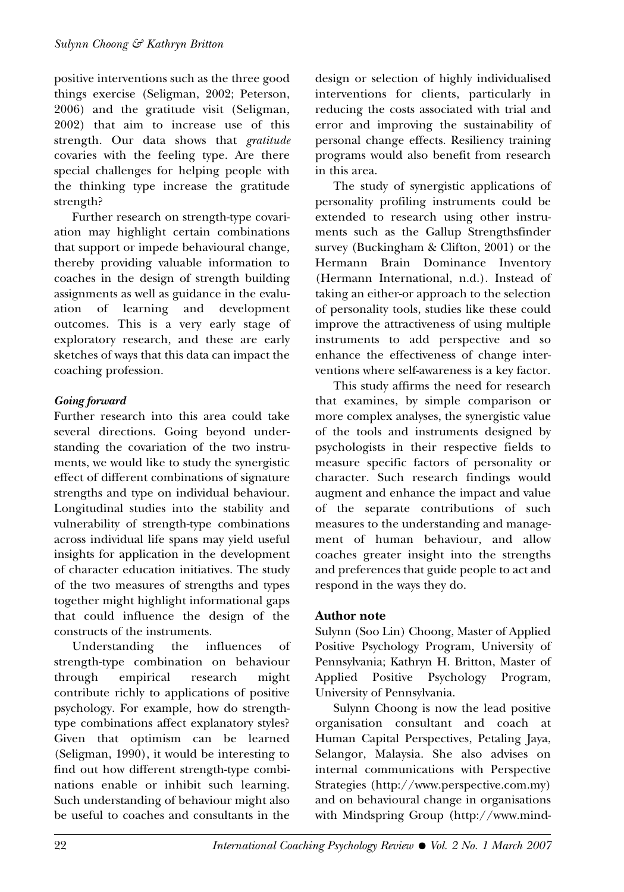positive interventions such as the three good things exercise (Seligman, 2002; Peterson, 2006) and the gratitude visit (Seligman, 2002) that aim to increase use of this strength. Our data shows that *gratitude* covaries with the feeling type. Are there special challenges for helping people with the thinking type increase the gratitude strength?

Further research on strength-type covariation may highlight certain combinations that support or impede behavioural change, thereby providing valuable information to coaches in the design of strength building assignments as well as guidance in the evaluation of learning and development outcomes. This is a very early stage of exploratory research, and these are early sketches of ways that this data can impact the coaching profession.

***Going forward***

Further research into this area could take several directions. Going beyond understanding the covariation of the two instruments, we would like to study the synergistic effect of different combinations of signature strengths and type on individual behaviour. Longitudinal studies into the stability and vulnerability of strength-type combinations across individual life spans may yield useful insights for application in the development of character education initiatives. The study of the two measures of strengths and types together might highlight informational gaps that could influence the design of the constructs of the instruments.

Understanding the influences of strength-type combination on behaviour through empirical research might contribute richly to applications of positive psychology. For example, how do strength-type combinations affect explanatory styles? Given that optimism can be learned (Seligman, 1990), it would be interesting to find out how different strength-type combinations enable or inhibit such learning. Such understanding of behaviour might also be useful to coaches and consultants in the design or selection of highly individualised interventions for clients, particularly in reducing the costs associated with trial and error and improving the sustainability of personal change effects. Resiliency training programs would also benefit from research in this area.

The study of synergistic applications of personality profiling instruments could be extended to research using other instruments such as the Gallup Strengthsfinder survey (Buckingham & Clifton, 2001) or the Hermann Brain Dominance Inventory (Hermann International, n.d.). Instead of taking an either-or approach to the selection of personality tools, studies like these could improve the attractiveness of using multiple instruments to add perspective and so enhance the effectiveness of change interventions where self-awareness is a key factor.

This study affirms the need for research that examines, by simple comparison or more complex analyses, the synergistic value of the tools and instruments designed by psychologists in their respective fields to measure specific factors of personality or character. Such research findings would augment and enhance the impact and value of the separate contributions of such measures to the understanding and management of human behaviour, and allow coaches greater insight into the strengths and preferences that guide people to act and respond in the ways they do.

## Author note

Sulynn (Soo Lin) Choong, Master of Applied Positive Psychology Program, University of Pennsylvania; Kathryn H. Britton, Master of Applied Positive Psychology Program, University of Pennsylvania.

Sulynn Choong is now the lead positive organisation consultant and coach at Human Capital Perspectives, Petaling Jaya, Selangor, Malaysia. She also advises on internal communications with Perspective Strategies (http://www.perspective.com.my) and on behavioural change in organisations with Mindspring Group (http://www.mind-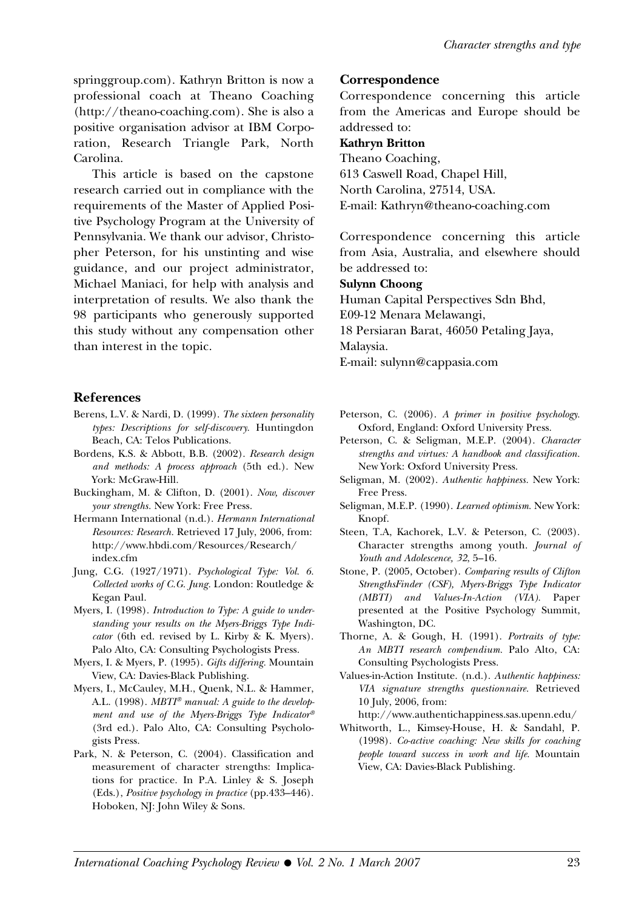springgroup.com). Kathryn Britton is now a professional coach at Theano Coaching (http://theano-coaching.com). She is also a positive organisation advisor at IBM Corporation, Research Triangle Park, North Carolina.

This article is based on the capstone research carried out in compliance with the requirements of the Master of Applied Positive Psychology Program at the University of Pennsylvania. We thank our advisor, Christopher Peterson, for his unstinting and wise guidance, and our project administrator, Michael Maniaci, for help with analysis and interpretation of results. We also thank the 98 participants who generously supported this study without any compensation other than interest in the topic.

### Correspondence

Correspondence concerning this article from the Americas and Europe should be addressed to:

**Kathryn Britton**
Theano Coaching,
613 Caswell Road, Chapel Hill,
North Carolina, 27514, USA.
E-mail: Kathryn@theano-coaching.com

Correspondence concerning this article from Asia, Australia, and elsewhere should be addressed to:

**Sulynn Choong**
Human Capital Perspectives Sdn Bhd,
E09-12 Menara Melawangi,
18 Persiaran Barat, 46050 Petaling Jaya,
Malaysia.
E-mail: sulynn@cappasia.com

## References

Berens, L.V. & Nardi, D. (1999). *The sixteen personality types: Descriptions for self-discovery.* Huntingdon Beach, CA: Telos Publications.

Bordens, K.S. & Abbott, B.B. (2002). *Research design and methods: A process approach* (5th ed.). New York: McGraw-Hill.

Buckingham, M. & Clifton, D. (2001). *Now, discover your strengths.* New York: Free Press.

Hermann International (n.d.). *Hermann International Resources: Research.* Retrieved 17 July, 2006, from: http://www.hbdi.com/Resources/Research/index.cfm

Jung, C.G. (1927/1971). *Psychological Type: Vol. 6. Collected works of C.G. Jung.* London: Routledge & Kegan Paul.

Myers, I. (1998). *Introduction to Type: A guide to understanding your results on the Myers-Briggs Type Indicator* (6th ed. revised by L. Kirby & K. Myers). Palo Alto, CA: Consulting Psychologists Press.

Myers, I. & Myers, P. (1995). *Gifts differing.* Mountain View, CA: Davies-Black Publishing.

Myers, I., McCauley, M.H., Quenk, N.L. & Hammer, A.L. (1998). *MBTI® manual: A guide to the development and use of the Myers-Briggs Type Indicator®* (3rd ed.). Palo Alto, CA: Consulting Psychologists Press.

Park, N. & Peterson, C. (2004). Classification and measurement of character strengths: Implications for practice. In P.A. Linley & S. Joseph (Eds.), *Positive psychology in practice* (pp.433–446). Hoboken, NJ: John Wiley & Sons.

Peterson, C. (2006). *A primer in positive psychology.* Oxford, England: Oxford University Press.

Peterson, C. & Seligman, M.E.P. (2004). *Character strengths and virtues: A handbook and classification.* New York: Oxford University Press.

Seligman, M. (2002). *Authentic happiness.* New York: Free Press.

Seligman, M.E.P. (1990). *Learned optimism.* New York: Knopf.

Steen, T.A, Kachorek, L.V. & Peterson, C. (2003). Character strengths among youth. *Journal of Youth and Adolescence, 32*, 5–16.

Stone, P. (2005, October). *Comparing results of Clifton StrengthsFinder (CSF), Myers-Briggs Type Indicator (MBTI) and Values-In-Action (VIA).* Paper presented at the Positive Psychology Summit, Washington, DC.

Thorne, A. & Gough, H. (1991). *Portraits of type: An MBTI research compendium.* Palo Alto, CA: Consulting Psychologists Press.

Values-in-Action Institute. (n.d.). *Authentic happiness: VIA signature strengths questionnaire.* Retrieved 10 July, 2006, from: http://www.authentichappiness.sas.upenn.edu/

Whitworth, L., Kimsey-House, H. & Sandahl, P. (1998). *Co-active coaching: New skills for coaching people toward success in work and life.* Mountain View, CA: Davies-Black Publishing.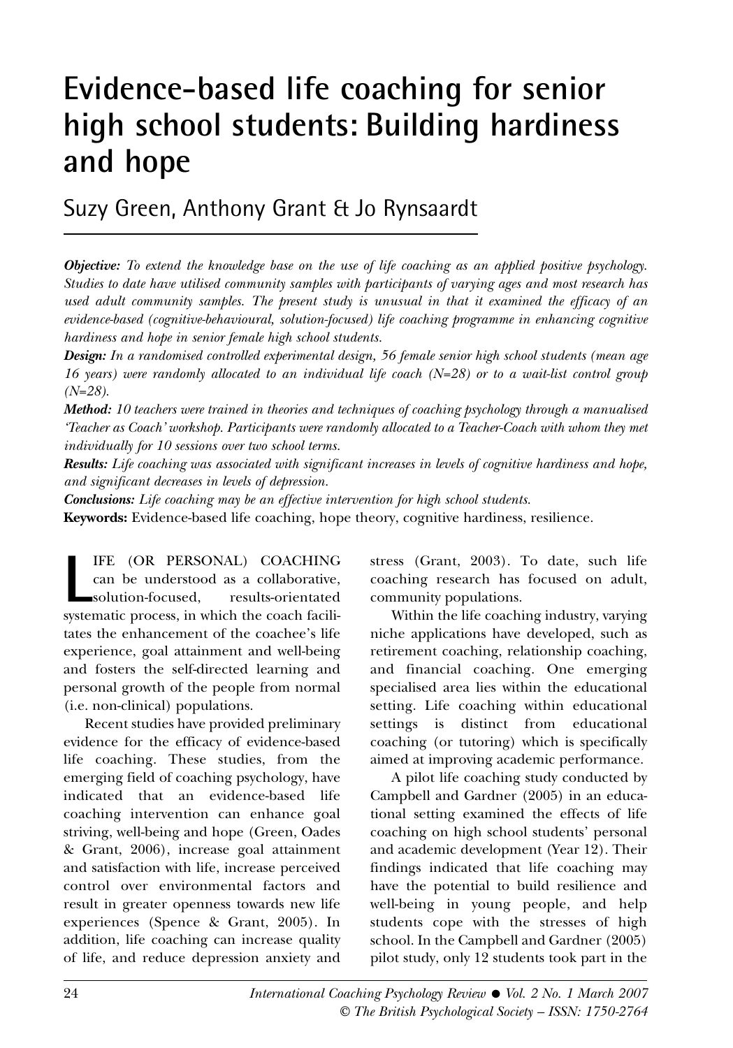# Evidence-based life coaching for senior high school students: Building hardiness and hope

Suzy Green, Anthony Grant & Jo Rynsaardt

***Objective:*** *To extend the knowledge base on the use of life coaching as an applied positive psychology. Studies to date have utilised community samples with participants of varying ages and most research has used adult community samples. The present study is unusual in that it examined the efficacy of an evidence-based (cognitive-behavioural, solution-focused) life coaching programme in enhancing cognitive hardiness and hope in senior female high school students.*

***Design:*** *In a randomised controlled experimental design, 56 female senior high school students (mean age 16 years) were randomly allocated to an individual life coach (N=28) or to a wait-list control group (N=28).*

***Method:*** *10 teachers were trained in theories and techniques of coaching psychology through a manualised 'Teacher as Coach' workshop. Participants were randomly allocated to a Teacher-Coach with whom they met individually for 10 sessions over two school terms.*

***Results:*** *Life coaching was associated with significant increases in levels of cognitive hardiness and hope, and significant decreases in levels of depression.*

***Conclusions:*** *Life coaching may be an effective intervention for high school students.*

**Keywords:** Evidence-based life coaching, hope theory, cognitive hardiness, resilience.

LIFE (OR PERSONAL) COACHING can be understood as a collaborative, solution-focused, results-orientated systematic process, in which the coach facilitates the enhancement of the coachee's life experience, goal attainment and well-being and fosters the self-directed learning and personal growth of the people from normal (i.e. non-clinical) populations.

Recent studies have provided preliminary evidence for the efficacy of evidence-based life coaching. These studies, from the emerging field of coaching psychology, have indicated that an evidence-based life coaching intervention can enhance goal striving, well-being and hope (Green, Oades & Grant, 2006), increase goal attainment and satisfaction with life, increase perceived control over environmental factors and result in greater openness towards new life experiences (Spence & Grant, 2005). In addition, life coaching can increase quality of life, and reduce depression anxiety and stress (Grant, 2003). To date, such life coaching research has focused on adult, community populations.

Within the life coaching industry, varying niche applications have developed, such as retirement coaching, relationship coaching, and financial coaching. One emerging specialised area lies within the educational setting. Life coaching within educational settings is distinct from educational coaching (or tutoring) which is specifically aimed at improving academic performance.

A pilot life coaching study conducted by Campbell and Gardner (2005) in an educational setting examined the effects of life coaching on high school students' personal and academic development (Year 12). Their findings indicated that life coaching may have the potential to build resilience and well-being in young people, and help students cope with the stresses of high school. In the Campbell and Gardner (2005) pilot study, only 12 students took part in the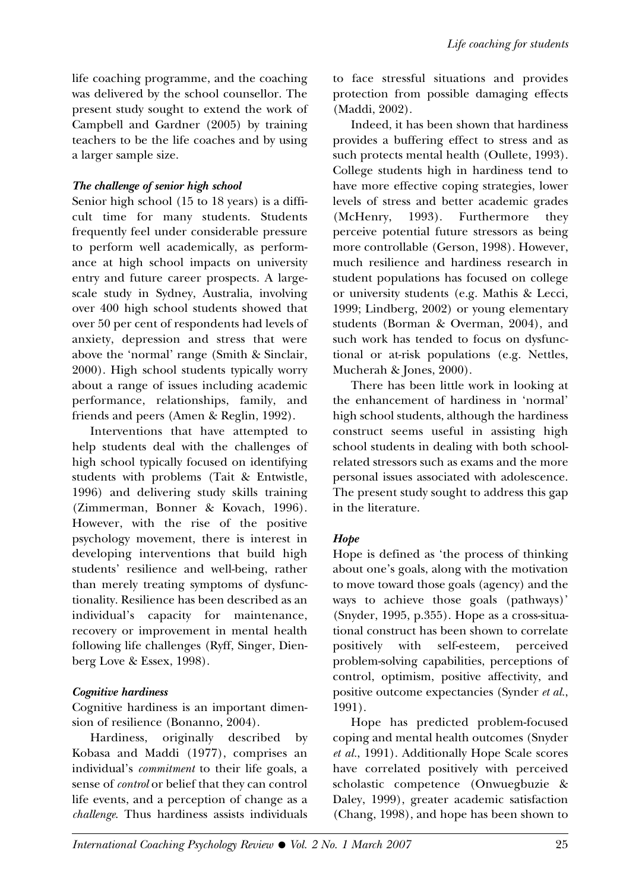life coaching programme, and the coaching was delivered by the school counsellor. The present study sought to extend the work of Campbell and Gardner (2005) by training teachers to be the life coaches and by using a larger sample size.

### *The challenge of senior high school*

Senior high school (15 to 18 years) is a difficult time for many students. Students frequently feel under considerable pressure to perform well academically, as performance at high school impacts on university entry and future career prospects. A large-scale study in Sydney, Australia, involving over 400 high school students showed that over 50 per cent of respondents had levels of anxiety, depression and stress that were above the 'normal' range (Smith & Sinclair, 2000). High school students typically worry about a range of issues including academic performance, relationships, family, and friends and peers (Amen & Reglin, 1992).

Interventions that have attempted to help students deal with the challenges of high school typically focused on identifying students with problems (Tait & Entwistle, 1996) and delivering study skills training (Zimmerman, Bonner & Kovach, 1996). However, with the rise of the positive psychology movement, there is interest in developing interventions that build high students' resilience and well-being, rather than merely treating symptoms of dysfunctionality. Resilience has been described as an individual's capacity for maintenance, recovery or improvement in mental health following life challenges (Ryff, Singer, Dienberg Love & Essex, 1998).

### *Cognitive hardiness*

Cognitive hardiness is an important dimension of resilience (Bonanno, 2004).

Hardiness, originally described by Kobasa and Maddi (1977), comprises an individual's *commitment* to their life goals, a sense of *control* or belief that they can control life events, and a perception of change as a *challenge*. Thus hardiness assists individuals to face stressful situations and provides protection from possible damaging effects (Maddi, 2002).

Indeed, it has been shown that hardiness provides a buffering effect to stress and as such protects mental health (Oullete, 1993). College students high in hardiness tend to have more effective coping strategies, lower levels of stress and better academic grades (McHenry, 1993). Furthermore they perceive potential future stressors as being more controllable (Gerson, 1998). However, much resilience and hardiness research in student populations has focused on college or university students (e.g. Mathis & Lecci, 1999; Lindberg, 2002) or young elementary students (Borman & Overman, 2004), and such work has tended to focus on dysfunctional or at-risk populations (e.g. Nettles, Mucherah & Jones, 2000).

There has been little work in looking at the enhancement of hardiness in 'normal' high school students, although the hardiness construct seems useful in assisting high school students in dealing with both school-related stressors such as exams and the more personal issues associated with adolescence. The present study sought to address this gap in the literature.

### *Hope*

Hope is defined as 'the process of thinking about one's goals, along with the motivation to move toward those goals (agency) and the ways to achieve those goals (pathways)' (Snyder, 1995, p.355). Hope as a cross-situational construct has been shown to correlate positively with self-esteem, perceived problem-solving capabilities, perceptions of control, optimism, positive affectivity, and positive outcome expectancies (Synder *et al.*, 1991).

Hope has predicted problem-focused coping and mental health outcomes (Snyder *et al.*, 1991). Additionally Hope Scale scores have correlated positively with perceived scholastic competence (Onwuegbuzie & Daley, 1999), greater academic satisfaction (Chang, 1998), and hope has been shown to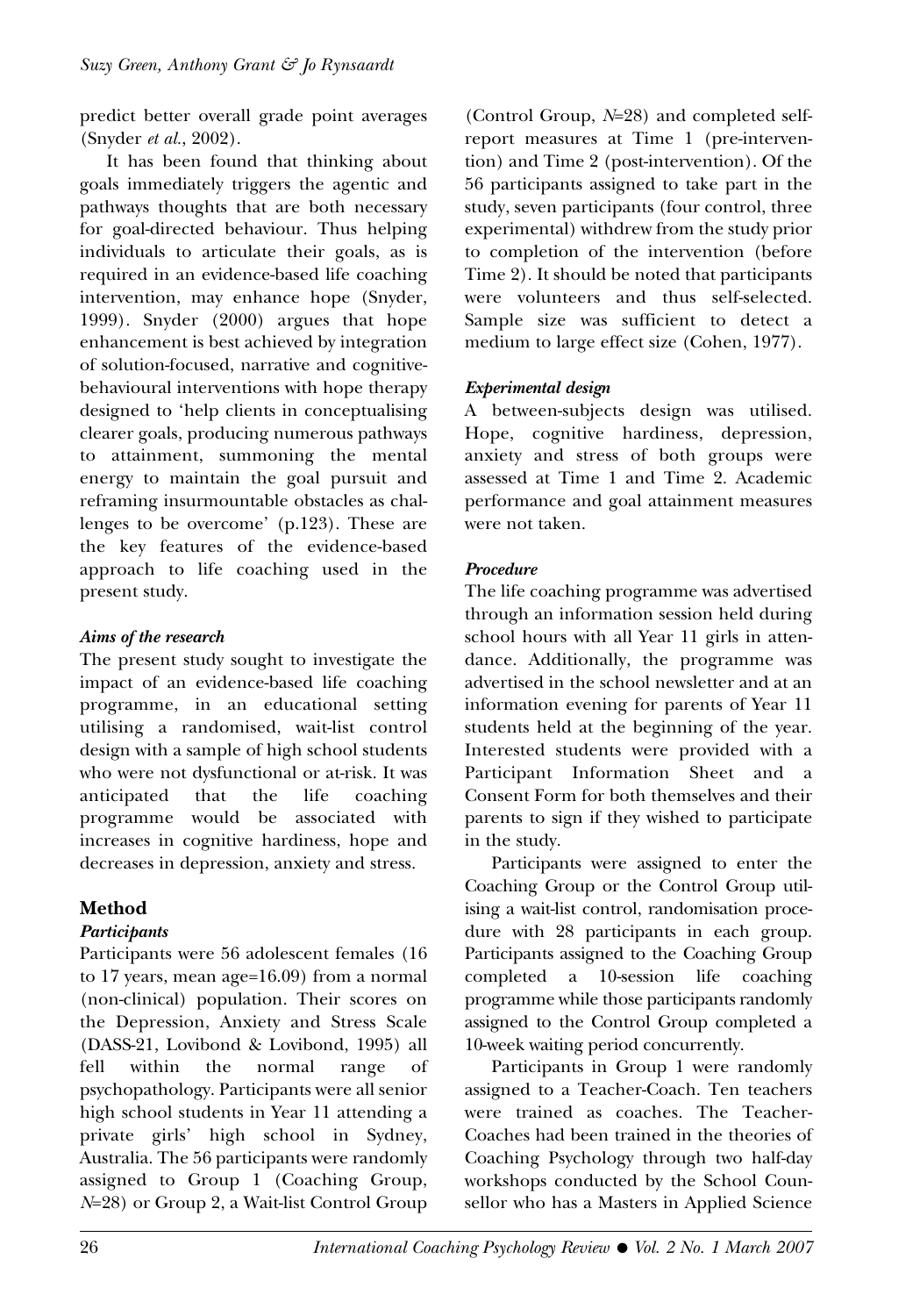predict better overall grade point averages (Snyder *et al.*, 2002).

It has been found that thinking about goals immediately triggers the agentic and pathways thoughts that are both necessary for goal-directed behaviour. Thus helping individuals to articulate their goals, as is required in an evidence-based life coaching intervention, may enhance hope (Snyder, 1999). Snyder (2000) argues that hope enhancement is best achieved by integration of solution-focused, narrative and cognitive-behavioural interventions with hope therapy designed to 'help clients in conceptualising clearer goals, producing numerous pathways to attainment, summoning the mental energy to maintain the goal pursuit and reframing insurmountable obstacles as challenges to be overcome' (p.123). These are the key features of the evidence-based approach to life coaching used in the present study.

### *Aims of the research*

The present study sought to investigate the impact of an evidence-based life coaching programme, in an educational setting utilising a randomised, wait-list control design with a sample of high school students who were not dysfunctional or at-risk. It was anticipated that the life coaching programme would be associated with increases in cognitive hardiness, hope and decreases in depression, anxiety and stress.

## Method

### *Participants*

Participants were 56 adolescent females (16 to 17 years, mean age=16.09) from a normal (non-clinical) population. Their scores on the Depression, Anxiety and Stress Scale (DASS-21, Lovibond & Lovibond, 1995) all fell within the normal range of psychopathology. Participants were all senior high school students in Year 11 attending a private girls' high school in Sydney, Australia. The 56 participants were randomly assigned to Group 1 (Coaching Group, *N*=28) or Group 2, a Wait-list Control Group (Control Group, *N*=28) and completed self-report measures at Time 1 (pre-intervention) and Time 2 (post-intervention). Of the 56 participants assigned to take part in the study, seven participants (four control, three experimental) withdrew from the study prior to completion of the intervention (before Time 2). It should be noted that participants were volunteers and thus self-selected. Sample size was sufficient to detect a medium to large effect size (Cohen, 1977).

### *Experimental design*

A between-subjects design was utilised. Hope, cognitive hardiness, depression, anxiety and stress of both groups were assessed at Time 1 and Time 2. Academic performance and goal attainment measures were not taken.

### *Procedure*

The life coaching programme was advertised through an information session held during school hours with all Year 11 girls in attendance. Additionally, the programme was advertised in the school newsletter and at an information evening for parents of Year 11 students held at the beginning of the year. Interested students were provided with a Participant Information Sheet and a Consent Form for both themselves and their parents to sign if they wished to participate in the study.

Participants were assigned to enter the Coaching Group or the Control Group utilising a wait-list control, randomisation procedure with 28 participants in each group. Participants assigned to the Coaching Group completed a 10-session life coaching programme while those participants randomly assigned to the Control Group completed a 10-week waiting period concurrently.

Participants in Group 1 were randomly assigned to a Teacher-Coach. Ten teachers were trained as coaches. The Teacher-Coaches had been trained in the theories of Coaching Psychology through two half-day workshops conducted by the School Counsellor who has a Masters in Applied Science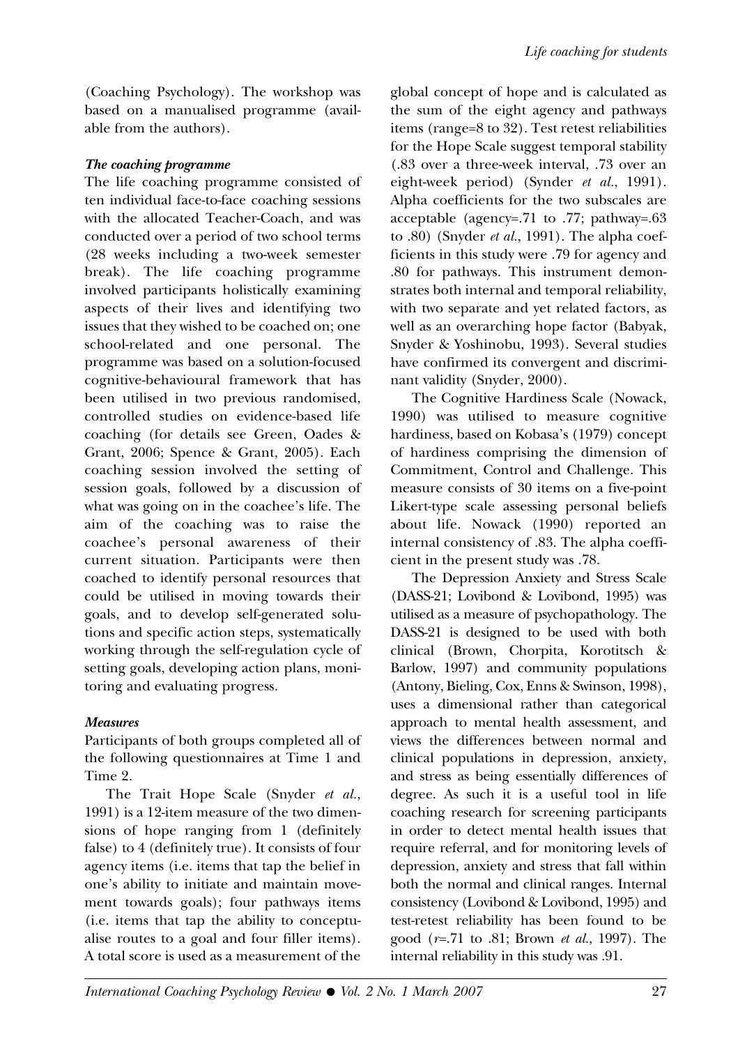(Coaching Psychology). The workshop was based on a manualised programme (available from the authors).

### *The coaching programme*

The life coaching programme consisted of ten individual face-to-face coaching sessions with the allocated Teacher-Coach, and was conducted over a period of two school terms (28 weeks including a two-week semester break). The life coaching programme involved participants holistically examining aspects of their lives and identifying two issues that they wished to be coached on; one school-related and one personal. The programme was based on a solution-focused cognitive-behavioural framework that has been utilised in two previous randomised, controlled studies on evidence-based life coaching (for details see Green, Oades & Grant, 2006; Spence & Grant, 2005). Each coaching session involved the setting of session goals, followed by a discussion of what was going on in the coachee's life. The aim of the coaching was to raise the coachee's personal awareness of their current situation. Participants were then coached to identify personal resources that could be utilised in moving towards their goals, and to develop self-generated solutions and specific action steps, systematically working through the self-regulation cycle of setting goals, developing action plans, monitoring and evaluating progress.

### *Measures*

Participants of both groups completed all of the following questionnaires at Time 1 and Time 2.

The Trait Hope Scale (Snyder *et al.*, 1991) is a 12-item measure of the two dimensions of hope ranging from 1 (definitely false) to 4 (definitely true). It consists of four agency items (i.e. items that tap the belief in one's ability to initiate and maintain movement towards goals); four pathways items (i.e. items that tap the ability to conceptualise routes to a goal and four filler items). A total score is used as a measurement of the global concept of hope and is calculated as the sum of the eight agency and pathways items (range=8 to 32). Test retest reliabilities for the Hope Scale suggest temporal stability (.83 over a three-week interval, .73 over an eight-week period) (Synder *et al.*, 1991). Alpha coefficients for the two subscales are acceptable (agency=.71 to .77; pathway=.63 to .80) (Snyder *et al.*, 1991). The alpha coefficients in this study were .79 for agency and .80 for pathways. This instrument demonstrates both internal and temporal reliability, with two separate and yet related factors, as well as an overarching hope factor (Babyak, Snyder & Yoshinobu, 1993). Several studies have confirmed its convergent and discriminant validity (Snyder, 2000).

The Cognitive Hardiness Scale (Nowack, 1990) was utilised to measure cognitive hardiness, based on Kobasa's (1979) concept of hardiness comprising the dimension of Commitment, Control and Challenge. This measure consists of 30 items on a five-point Likert-type scale assessing personal beliefs about life. Nowack (1990) reported an internal consistency of .83. The alpha coefficient in the present study was .78.

The Depression Anxiety and Stress Scale (DASS-21; Lovibond & Lovibond, 1995) was utilised as a measure of psychopathology. The DASS-21 is designed to be used with both clinical (Brown, Chorpita, Korotitsch & Barlow, 1997) and community populations (Antony, Bieling, Cox, Enns & Swinson, 1998), uses a dimensional rather than categorical approach to mental health assessment, and views the differences between normal and clinical populations in depression, anxiety, and stress as being essentially differences of degree. As such it is a useful tool in life coaching research for screening participants in order to detect mental health issues that require referral, and for monitoring levels of depression, anxiety and stress that fall within both the normal and clinical ranges. Internal consistency (Lovibond & Lovibond, 1995) and test-retest reliability has been found to be good ($r$=.71 to .81; Brown *et al.*, 1997). The internal reliability in this study was .91.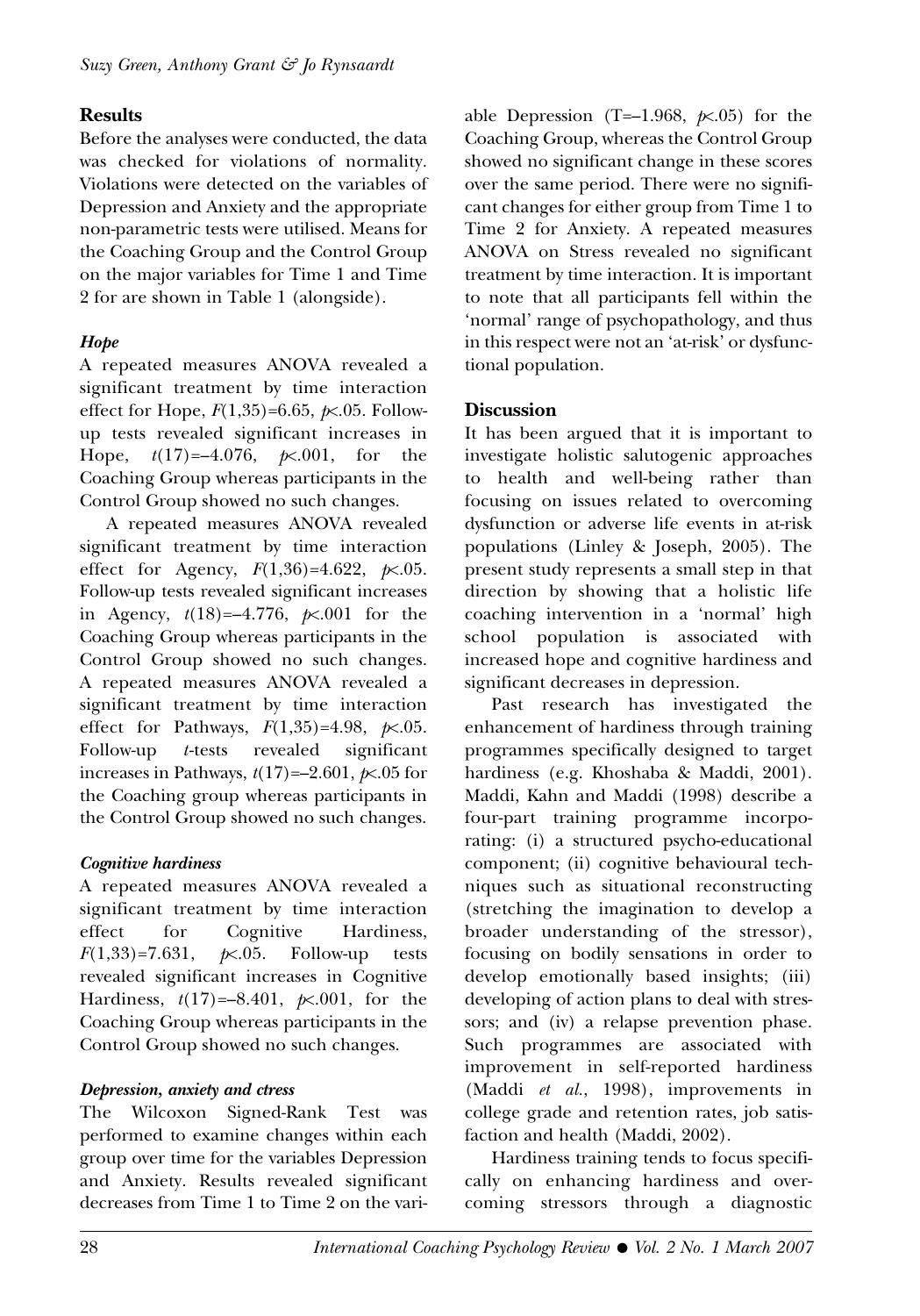## Results

Before the analyses were conducted, the data was checked for violations of normality. Violations were detected on the variables of Depression and Anxiety and the appropriate non-parametric tests were utilised. Means for the Coaching Group and the Control Group on the major variables for Time 1 and Time 2 for are shown in Table 1 (alongside).

### *Hope*

A repeated measures ANOVA revealed a significant treatment by time interaction effect for Hope, $F(1,35)=6.65$, $p<.05$. Follow-up tests revealed significant increases in Hope, $t(17)=-4.076$, $p<.001$, for the Coaching Group whereas participants in the Control Group showed no such changes.

A repeated measures ANOVA revealed significant treatment by time interaction effect for Agency, $F(1,36)=4.622$, $p<.05$. Follow-up tests revealed significant increases in Agency, $t(18)=-4.776$, $p<.001$ for the Coaching Group whereas participants in the Control Group showed no such changes. A repeated measures ANOVA revealed a significant treatment by time interaction effect for Pathways, $F(1,35)=4.98$, $p<.05$. Follow-up *t*-tests revealed significant increases in Pathways, $t(17)=-2.601$, $p<.05$ for the Coaching group whereas participants in the Control Group showed no such changes.

### *Cognitive hardiness*

A repeated measures ANOVA revealed a significant treatment by time interaction effect for Cognitive Hardiness, $F(1,33)=7.631$, $p<.05$. Follow-up tests revealed significant increases in Cognitive Hardiness, $t(17)=-8.401$, $p<.001$, for the Coaching Group whereas participants in the Control Group showed no such changes.

### *Depression, anxiety and ctress*

The Wilcoxon Signed-Rank Test was performed to examine changes within each group over time for the variables Depression and Anxiety. Results revealed significant decreases from Time 1 to Time 2 on the variable Depression ($T=-1.968$, $p<.05$) for the Coaching Group, whereas the Control Group showed no significant change in these scores over the same period. There were no significant changes for either group from Time 1 to Time 2 for Anxiety. A repeated measures ANOVA on Stress revealed no significant treatment by time interaction. It is important to note that all participants fell within the 'normal' range of psychopathology, and thus in this respect were not an 'at-risk' or dysfunctional population.

## Discussion

It has been argued that it is important to investigate holistic salutogenic approaches to health and well-being rather than focusing on issues related to overcoming dysfunction or adverse life events in at-risk populations (Linley & Joseph, 2005). The present study represents a small step in that direction by showing that a holistic life coaching intervention in a 'normal' high school population is associated with increased hope and cognitive hardiness and significant decreases in depression.

Past research has investigated the enhancement of hardiness through training programmes specifically designed to target hardiness (e.g. Khoshaba & Maddi, 2001). Maddi, Kahn and Maddi (1998) describe a four-part training programme incorporating: (i) a structured psycho-educational component; (ii) cognitive behavioural techniques such as situational reconstructing (stretching the imagination to develop a broader understanding of the stressor), focusing on bodily sensations in order to develop emotionally based insights; (iii) developing of action plans to deal with stressors; and (iv) a relapse prevention phase. Such programmes are associated with improvement in self-reported hardiness (Maddi *et al.*, 1998), improvements in college grade and retention rates, job satisfaction and health (Maddi, 2002).

Hardiness training tends to focus specifically on enhancing hardiness and overcoming stressors through a diagnostic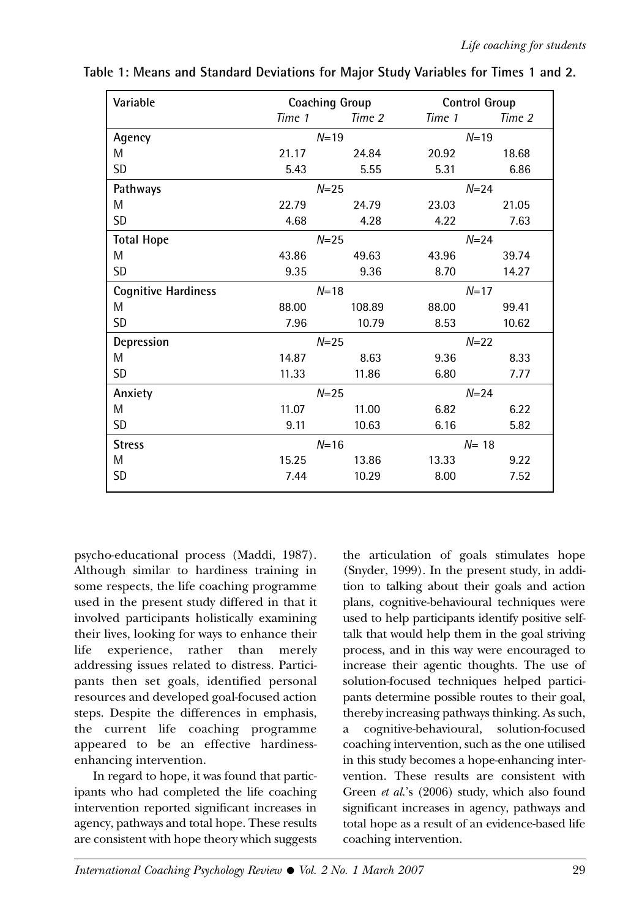**Table 1: Means and Standard Deviations for Major Study Variables for Times 1 and 2.**

| Variable | Coaching Group | | Control Group | |
|---|---|---|---|---|
| | *Time 1* | *Time 2* | *Time 1* | *Time 2* |
| **Agency** | $N$=19 | | $N$=19 | |
| M | 21.17 | 24.84 | 20.92 | 18.68 |
| SD | 5.43 | 5.55 | 5.31 | 6.86 |
| **Pathways** | $N$=25 | | $N$=24 | |
| M | 22.79 | 24.79 | 23.03 | 21.05 |
| SD | 4.68 | 4.28 | 4.22 | 7.63 |
| **Total Hope** | $N$=25 | | $N$=24 | |
| M | 43.86 | 49.63 | 43.96 | 39.74 |
| SD | 9.35 | 9.36 | 8.70 | 14.27 |
| **Cognitive Hardiness** | $N$=18 | | $N$=17 | |
| M | 88.00 | 108.89 | 88.00 | 99.41 |
| SD | 7.96 | 10.79 | 8.53 | 10.62 |
| **Depression** | $N$=25 | | $N$=22 | |
| M | 14.87 | 8.63 | 9.36 | 8.33 |
| SD | 11.33 | 11.86 | 6.80 | 7.77 |
| **Anxiety** | $N$=25 | | $N$=24 | |
| M | 11.07 | 11.00 | 6.82 | 6.22 |
| SD | 9.11 | 10.63 | 6.16 | 5.82 |
| **Stress** | $N$=16 | | $N$= 18 | |
| M | 15.25 | 13.86 | 13.33 | 9.22 |
| SD | 7.44 | 10.29 | 8.00 | 7.52 |

psycho-educational process (Maddi, 1987). Although similar to hardiness training in some respects, the life coaching programme used in the present study differed in that it involved participants holistically examining their lives, looking for ways to enhance their life experience, rather than merely addressing issues related to distress. Participants then set goals, identified personal resources and developed goal-focused action steps. Despite the differences in emphasis, the current life coaching programme appeared to be an effective hardiness-enhancing intervention.

In regard to hope, it was found that participants who had completed the life coaching intervention reported significant increases in agency, pathways and total hope. These results are consistent with hope theory which suggests the articulation of goals stimulates hope (Snyder, 1999). In the present study, in addition to talking about their goals and action plans, cognitive-behavioural techniques were used to help participants identify positive self-talk that would help them in the goal striving process, and in this way were encouraged to increase their agentic thoughts. The use of solution-focused techniques helped participants determine possible routes to their goal, thereby increasing pathways thinking. As such, a cognitive-behavioural, solution-focused coaching intervention, such as the one utilised in this study becomes a hope-enhancing intervention. These results are consistent with Green *et al.*'s (2006) study, which also found significant increases in agency, pathways and total hope as a result of an evidence-based life coaching intervention.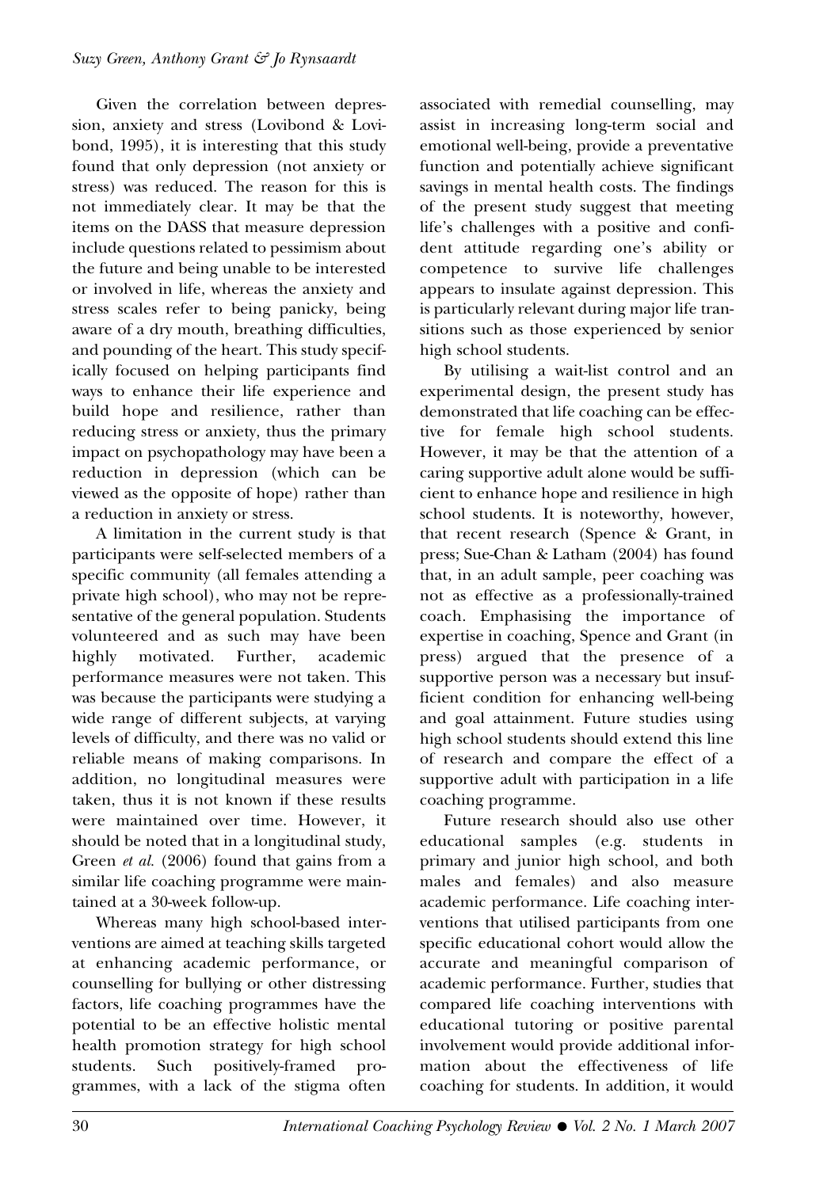Given the correlation between depression, anxiety and stress (Lovibond & Lovibond, 1995), it is interesting that this study found that only depression (not anxiety or stress) was reduced. The reason for this is not immediately clear. It may be that the items on the DASS that measure depression include questions related to pessimism about the future and being unable to be interested or involved in life, whereas the anxiety and stress scales refer to being panicky, being aware of a dry mouth, breathing difficulties, and pounding of the heart. This study specifically focused on helping participants find ways to enhance their life experience and build hope and resilience, rather than reducing stress or anxiety, thus the primary impact on psychopathology may have been a reduction in depression (which can be viewed as the opposite of hope) rather than a reduction in anxiety or stress.

A limitation in the current study is that participants were self-selected members of a specific community (all females attending a private high school), who may not be representative of the general population. Students volunteered and as such may have been highly motivated. Further, academic performance measures were not taken. This was because the participants were studying a wide range of different subjects, at varying levels of difficulty, and there was no valid or reliable means of making comparisons. In addition, no longitudinal measures were taken, thus it is not known if these results were maintained over time. However, it should be noted that in a longitudinal study, Green *et al.* (2006) found that gains from a similar life coaching programme were maintained at a 30-week follow-up.

Whereas many high school-based interventions are aimed at teaching skills targeted at enhancing academic performance, or counselling for bullying or other distressing factors, life coaching programmes have the potential to be an effective holistic mental health promotion strategy for high school students. Such positively-framed programmes, with a lack of the stigma often associated with remedial counselling, may assist in increasing long-term social and emotional well-being, provide a preventative function and potentially achieve significant savings in mental health costs. The findings of the present study suggest that meeting life's challenges with a positive and confident attitude regarding one's ability or competence to survive life challenges appears to insulate against depression. This is particularly relevant during major life transitions such as those experienced by senior high school students.

By utilising a wait-list control and an experimental design, the present study has demonstrated that life coaching can be effective for female high school students. However, it may be that the attention of a caring supportive adult alone would be sufficient to enhance hope and resilience in high school students. It is noteworthy, however, that recent research (Spence & Grant, in press; Sue-Chan & Latham (2004) has found that, in an adult sample, peer coaching was not as effective as a professionally-trained coach. Emphasising the importance of expertise in coaching, Spence and Grant (in press) argued that the presence of a supportive person was a necessary but insufficient condition for enhancing well-being and goal attainment. Future studies using high school students should extend this line of research and compare the effect of a supportive adult with participation in a life coaching programme.

Future research should also use other educational samples (e.g. students in primary and junior high school, and both males and females) and also measure academic performance. Life coaching interventions that utilised participants from one specific educational cohort would allow the accurate and meaningful comparison of academic performance. Further, studies that compared life coaching interventions with educational tutoring or positive parental involvement would provide additional information about the effectiveness of life coaching for students. In addition, it would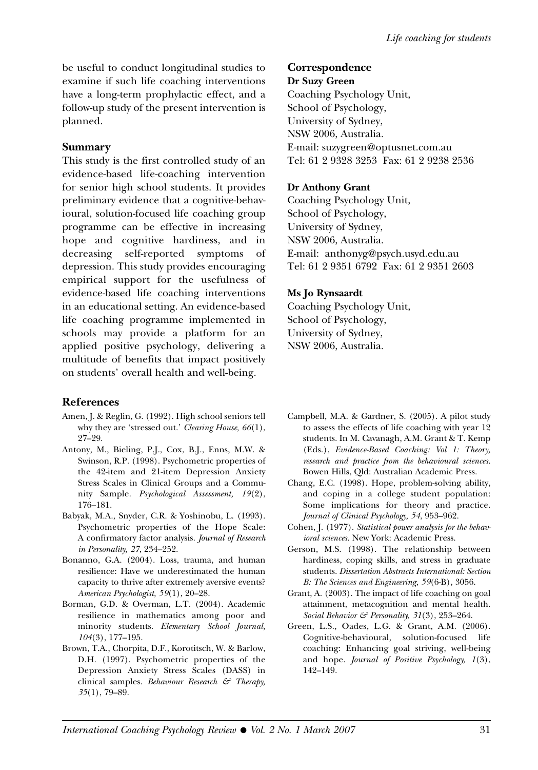be useful to conduct longitudinal studies to examine if such life coaching interventions have a long-term prophylactic effect, and a follow-up study of the present intervention is planned.

## Summary

This study is the first controlled study of an evidence-based life-coaching intervention for senior high school students. It provides preliminary evidence that a cognitive-behavioural, solution-focused life coaching group programme can be effective in increasing hope and cognitive hardiness, and in decreasing self-reported symptoms of depression. This study provides encouraging empirical support for the usefulness of evidence-based life coaching interventions in an educational setting. An evidence-based life coaching programme implemented in schools may provide a platform for an applied positive psychology, delivering a multitude of benefits that impact positively on students' overall health and well-being.

## Correspondence

**Dr Suzy Green**
Coaching Psychology Unit,
School of Psychology,
University of Sydney,
NSW 2006, Australia.
E-mail: suzygreen@optusnet.com.au
Tel: 61 2 9328 3253 Fax: 61 2 9238 2536

**Dr Anthony Grant**
Coaching Psychology Unit,
School of Psychology,
University of Sydney,
NSW 2006, Australia.
E-mail: anthonyg@psych.usyd.edu.au
Tel: 61 2 9351 6792 Fax: 61 2 9351 2603

**Ms Jo Rynsaardt**
Coaching Psychology Unit,
School of Psychology,
University of Sydney,
NSW 2006, Australia.

## References

Amen, J. & Reglin, G. (1992). High school seniors tell why they are 'stressed out.' *Clearing House, 66*(1), 27–29.

Antony, M., Bieling, P.J., Cox, B.J., Enns, M.W. & Swinson, R.P. (1998). Psychometric properties of the 42-item and 21-item Depression Anxiety Stress Scales in Clinical Groups and a Community Sample. *Psychological Assessment, 19*(2), 176–181.

Babyak, M.A., Snyder, C.R. & Yoshinobu, L. (1993). Psychometric properties of the Hope Scale: A confirmatory factor analysis. *Journal of Research in Personality, 27*, 234–252.

Bonanno, G.A. (2004). Loss, trauma, and human resilience: Have we underestimated the human capacity to thrive after extremely aversive events? *American Psychologist, 59*(1), 20–28.

Borman, G.D. & Overman, L.T. (2004). Academic resilience in mathematics among poor and minority students. *Elementary School Journal, 104*(3), 177–195.

Brown, T.A., Chorpita, D.F., Korotitsch, W. & Barlow, D.H. (1997). Psychometric properties of the Depression Anxiety Stress Scales (DASS) in clinical samples. *Behaviour Research & Therapy, 35*(1), 79–89.

Campbell, M.A. & Gardner, S. (2005). A pilot study to assess the effects of life coaching with year 12 students. In M. Cavanagh, A.M. Grant & T. Kemp (Eds.), *Evidence-Based Coaching: Vol 1: Theory, research and practice from the behavioural sciences.* Bowen Hills, Qld: Australian Academic Press.

Chang, E.C. (1998). Hope, problem-solving ability, and coping in a college student population: Some implications for theory and practice. *Journal of Clinical Psychology, 54*, 953–962.

Cohen, J. (1977). *Statistical power analysis for the behavioral sciences.* New York: Academic Press.

Gerson, M.S. (1998). The relationship between hardiness, coping skills, and stress in graduate students. *Dissertation Abstracts International: Section B: The Sciences and Engineering, 59*(6-B), 3056.

Grant, A. (2003). The impact of life coaching on goal attainment, metacognition and mental health. *Social Behavior & Personality, 31*(3), 253–264.

Green, L.S., Oades, L.G. & Grant, A.M. (2006). Cognitive-behavioural, solution-focused life coaching: Enhancing goal striving, well-being and hope. *Journal of Positive Psychology, 1*(3), 142–149.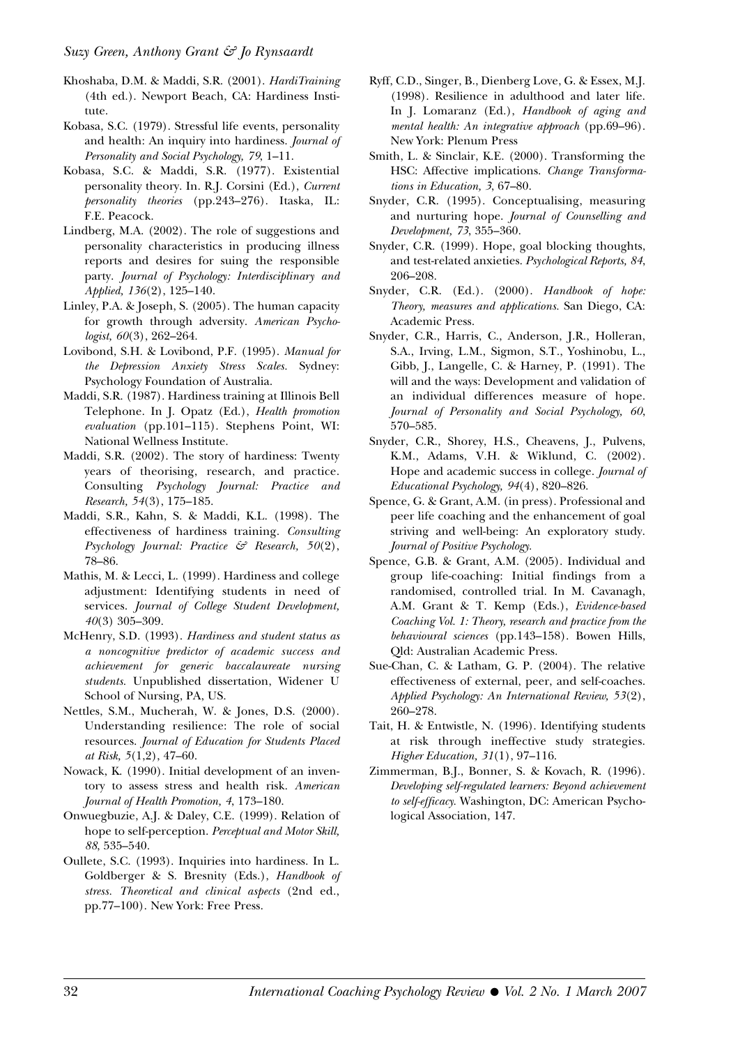Khoshaba, D.M. & Maddi, S.R. (2001). *HardiTraining* (4th ed.). Newport Beach, CA: Hardiness Institute.

Kobasa, S.C. (1979). Stressful life events, personality and health: An inquiry into hardiness. *Journal of Personality and Social Psychology, 79*, 1–11.

Kobasa, S.C. & Maddi, S.R. (1977). Existential personality theory. In. R.J. Corsini (Ed.), *Current personality theories* (pp.243–276). Itaska, IL: F.E. Peacock.

Lindberg, M.A. (2002). The role of suggestions and personality characteristics in producing illness reports and desires for suing the responsible party. *Journal of Psychology: Interdisciplinary and Applied, 136*(2), 125–140.

Linley, P.A. & Joseph, S. (2005). The human capacity for growth through adversity. *American Psychologist, 60*(3), 262–264.

Lovibond, S.H. & Lovibond, P.F. (1995). *Manual for the Depression Anxiety Stress Scales.* Sydney: Psychology Foundation of Australia.

Maddi, S.R. (1987). Hardiness training at Illinois Bell Telephone. In J. Opatz (Ed.), *Health promotion evaluation* (pp.101–115). Stephens Point, WI: National Wellness Institute.

Maddi, S.R. (2002). The story of hardiness: Twenty years of theorising, research, and practice. Consulting *Psychology Journal: Practice and Research, 54*(3), 175–185.

Maddi, S.R., Kahn, S. & Maddi, K.L. (1998). The effectiveness of hardiness training. *Consulting Psychology Journal: Practice & Research, 50*(2), 78–86.

Mathis, M. & Lecci, L. (1999). Hardiness and college adjustment: Identifying students in need of services. *Journal of College Student Development, 40*(3) 305–309.

McHenry, S.D. (1993). *Hardiness and student status as a noncognitive predictor of academic success and achievement for generic baccalaureate nursing students.* Unpublished dissertation, Widener U School of Nursing, PA, US.

Nettles, S.M., Mucherah, W. & Jones, D.S. (2000). Understanding resilience: The role of social resources. *Journal of Education for Students Placed at Risk, 5*(1,2), 47–60.

Nowack, K. (1990). Initial development of an inventory to assess stress and health risk. *American Journal of Health Promotion, 4*, 173–180.

Onwuegbuzie, A.J. & Daley, C.E. (1999). Relation of hope to self-perception. *Perceptual and Motor Skill, 88*, 535–540.

Oullete, S.C. (1993). Inquiries into hardiness. In L. Goldberger & S. Bresnity (Eds.), *Handbook of stress. Theoretical and clinical aspects* (2nd ed., pp.77–100). New York: Free Press.

Ryff, C.D., Singer, B., Dienberg Love, G. & Essex, M.J. (1998). Resilience in adulthood and later life. In J. Lomaranz (Ed.), *Handbook of aging and mental health: An integrative approach* (pp.69–96). New York: Plenum Press

Smith, L. & Sinclair, K.E. (2000). Transforming the HSC: Affective implications. *Change Transformations in Education, 3*, 67–80.

Snyder, C.R. (1995). Conceptualising, measuring and nurturing hope. *Journal of Counselling and Development, 73*, 355–360.

Snyder, C.R. (1999). Hope, goal blocking thoughts, and test-related anxieties. *Psychological Reports, 84*, 206–208.

Snyder, C.R. (Ed.). (2000). *Handbook of hope: Theory, measures and applications.* San Diego, CA: Academic Press.

Snyder, C.R., Harris, C., Anderson, J.R., Holleran, S.A., Irving, L.M., Sigmon, S.T., Yoshinobu, L., Gibb, J., Langelle, C. & Harney, P. (1991). The will and the ways: Development and validation of an individual differences measure of hope. *Journal of Personality and Social Psychology, 60*, 570–585.

Snyder, C.R., Shorey, H.S., Cheavens, J., Pulvens, K.M., Adams, V.H. & Wiklund, C. (2002). Hope and academic success in college. *Journal of Educational Psychology, 94*(4), 820–826.

Spence, G. & Grant, A.M. (in press). Professional and peer life coaching and the enhancement of goal striving and well-being: An exploratory study. *Journal of Positive Psychology.*

Spence, G.B. & Grant, A.M. (2005). Individual and group life-coaching: Initial findings from a randomised, controlled trial. In M. Cavanagh, A.M. Grant & T. Kemp (Eds.), *Evidence-based Coaching Vol. 1: Theory, research and practice from the behavioural sciences* (pp.143–158). Bowen Hills, Qld: Australian Academic Press.

Sue-Chan, C. & Latham, G. P. (2004). The relative effectiveness of external, peer, and self-coaches. *Applied Psychology: An International Review, 53*(2), 260–278.

Tait, H. & Entwistle, N. (1996). Identifying students at risk through ineffective study strategies. *Higher Education, 31*(1), 97–116.

Zimmerman, B.J., Bonner, S. & Kovach, R. (1996). *Developing self-regulated learners: Beyond achievement to self-efficacy.* Washington, DC: American Psychological Association, 147.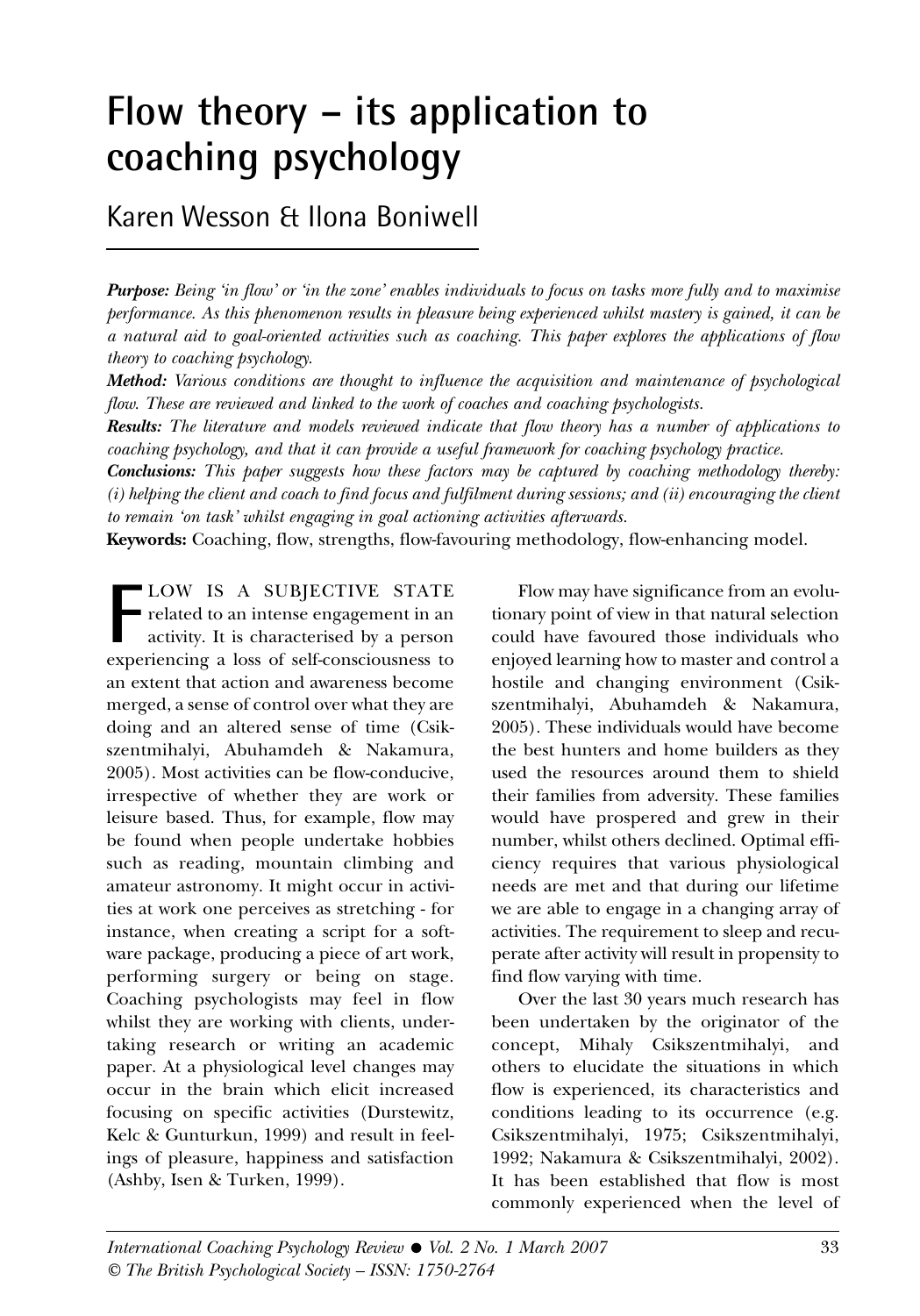# Flow theory – its application to coaching psychology

## Karen Wesson & Ilona Boniwell

***Purpose:*** *Being 'in flow' or 'in the zone' enables individuals to focus on tasks more fully and to maximise performance. As this phenomenon results in pleasure being experienced whilst mastery is gained, it can be a natural aid to goal-oriented activities such as coaching. This paper explores the applications of flow theory to coaching psychology.*

***Method:*** *Various conditions are thought to influence the acquisition and maintenance of psychological flow. These are reviewed and linked to the work of coaches and coaching psychologists.*

***Results:*** *The literature and models reviewed indicate that flow theory has a number of applications to coaching psychology, and that it can provide a useful framework for coaching psychology practice.*

***Conclusions:*** *This paper suggests how these factors may be captured by coaching methodology thereby: (i) helping the client and coach to find focus and fulfilment during sessions; and (ii) encouraging the client to remain 'on task' whilst engaging in goal actioning activities afterwards.*

**Keywords:** Coaching, flow, strengths, flow-favouring methodology, flow-enhancing model.

FLOW IS A SUBJECTIVE STATE related to an intense engagement in an activity. It is characterised by a person experiencing a loss of self-consciousness to an extent that action and awareness become merged, a sense of control over what they are doing and an altered sense of time (Csikszentmihalyi, Abuhamdeh & Nakamura, 2005). Most activities can be flow-conducive, irrespective of whether they are work or leisure based. Thus, for example, flow may be found when people undertake hobbies such as reading, mountain climbing and amateur astronomy. It might occur in activities at work one perceives as stretching - for instance, when creating a script for a software package, producing a piece of art work, performing surgery or being on stage. Coaching psychologists may feel in flow whilst they are working with clients, undertaking research or writing an academic paper. At a physiological level changes may occur in the brain which elicit increased focusing on specific activities (Durstewitz, Kelc & Gunturkun, 1999) and result in feelings of pleasure, happiness and satisfaction (Ashby, Isen & Turken, 1999).

Flow may have significance from an evolutionary point of view in that natural selection could have favoured those individuals who enjoyed learning how to master and control a hostile and changing environment (Csikszentmihalyi, Abuhamdeh & Nakamura, 2005). These individuals would have become the best hunters and home builders as they used the resources around them to shield their families from adversity. These families would have prospered and grew in their number, whilst others declined. Optimal efficiency requires that various physiological needs are met and that during our lifetime we are able to engage in a changing array of activities. The requirement to sleep and recuperate after activity will result in propensity to find flow varying with time.

Over the last 30 years much research has been undertaken by the originator of the concept, Mihaly Csikszentmihalyi, and others to elucidate the situations in which flow is experienced, its characteristics and conditions leading to its occurrence (e.g. Csikszentmihalyi, 1975; Csikszentmihalyi, 1992; Nakamura & Csikszentmihalyi, 2002). It has been established that flow is most commonly experienced when the level of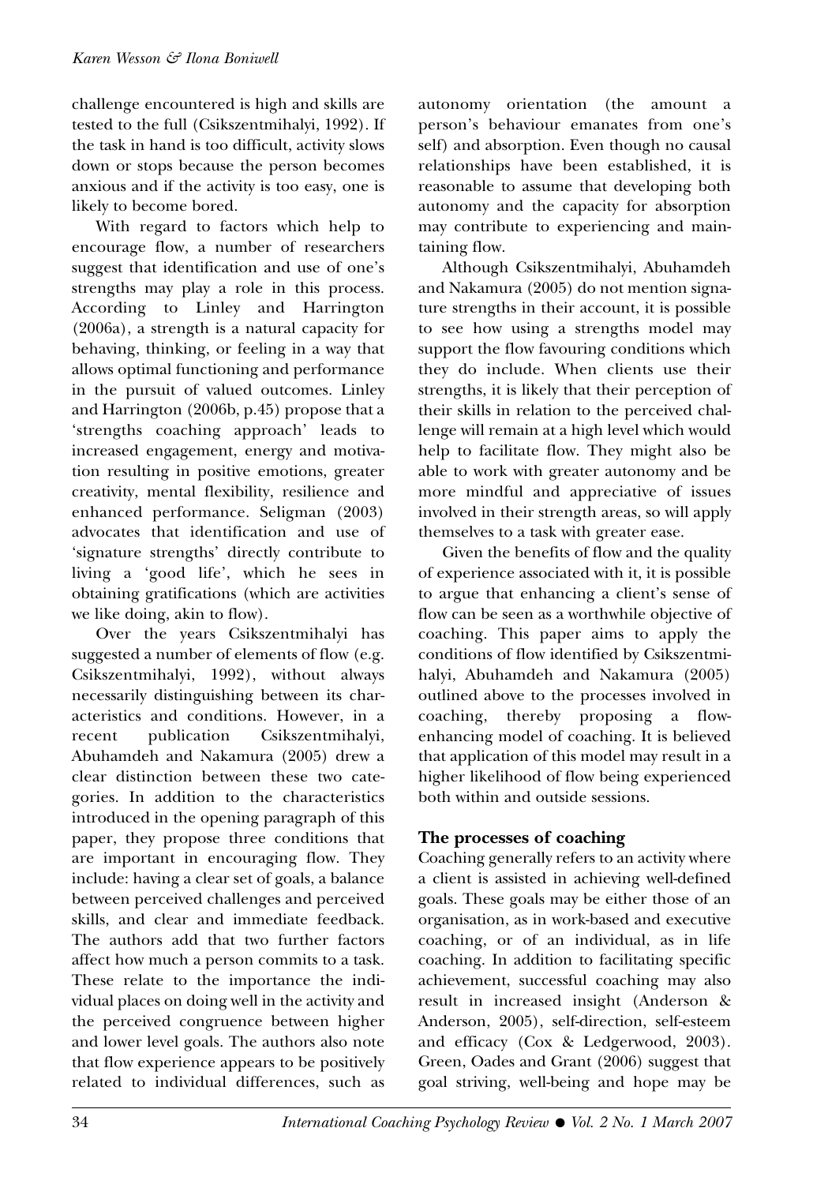challenge encountered is high and skills are tested to the full (Csikszentmihalyi, 1992). If the task in hand is too difficult, activity slows down or stops because the person becomes anxious and if the activity is too easy, one is likely to become bored.

With regard to factors which help to encourage flow, a number of researchers suggest that identification and use of one's strengths may play a role in this process. According to Linley and Harrington (2006a), a strength is a natural capacity for behaving, thinking, or feeling in a way that allows optimal functioning and performance in the pursuit of valued outcomes. Linley and Harrington (2006b, p.45) propose that a 'strengths coaching approach' leads to increased engagement, energy and motivation resulting in positive emotions, greater creativity, mental flexibility, resilience and enhanced performance. Seligman (2003) advocates that identification and use of 'signature strengths' directly contribute to living a 'good life', which he sees in obtaining gratifications (which are activities we like doing, akin to flow).

Over the years Csikszentmihalyi has suggested a number of elements of flow (e.g. Csikszentmihalyi, 1992), without always necessarily distinguishing between its characteristics and conditions. However, in a recent publication Csikszentmihalyi, Abuhamdeh and Nakamura (2005) drew a clear distinction between these two categories. In addition to the characteristics introduced in the opening paragraph of this paper, they propose three conditions that are important in encouraging flow. They include: having a clear set of goals, a balance between perceived challenges and perceived skills, and clear and immediate feedback. The authors add that two further factors affect how much a person commits to a task. These relate to the importance the individual places on doing well in the activity and the perceived congruence between higher and lower level goals. The authors also note that flow experience appears to be positively related to individual differences, such as autonomy orientation (the amount a person's behaviour emanates from one's self) and absorption. Even though no causal relationships have been established, it is reasonable to assume that developing both autonomy and the capacity for absorption may contribute to experiencing and maintaining flow.

Although Csikszentmihalyi, Abuhamdeh and Nakamura (2005) do not mention signature strengths in their account, it is possible to see how using a strengths model may support the flow favouring conditions which they do include. When clients use their strengths, it is likely that their perception of their skills in relation to the perceived challenge will remain at a high level which would help to facilitate flow. They might also be able to work with greater autonomy and be more mindful and appreciative of issues involved in their strength areas, so will apply themselves to a task with greater ease.

Given the benefits of flow and the quality of experience associated with it, it is possible to argue that enhancing a client's sense of flow can be seen as a worthwhile objective of coaching. This paper aims to apply the conditions of flow identified by Csikszentmihalyi, Abuhamdeh and Nakamura (2005) outlined above to the processes involved in coaching, thereby proposing a flow-enhancing model of coaching. It is believed that application of this model may result in a higher likelihood of flow being experienced both within and outside sessions.

## The processes of coaching

Coaching generally refers to an activity where a client is assisted in achieving well-defined goals. These goals may be either those of an organisation, as in work-based and executive coaching, or of an individual, as in life coaching. In addition to facilitating specific achievement, successful coaching may also result in increased insight (Anderson & Anderson, 2005), self-direction, self-esteem and efficacy (Cox & Ledgerwood, 2003). Green, Oades and Grant (2006) suggest that goal striving, well-being and hope may be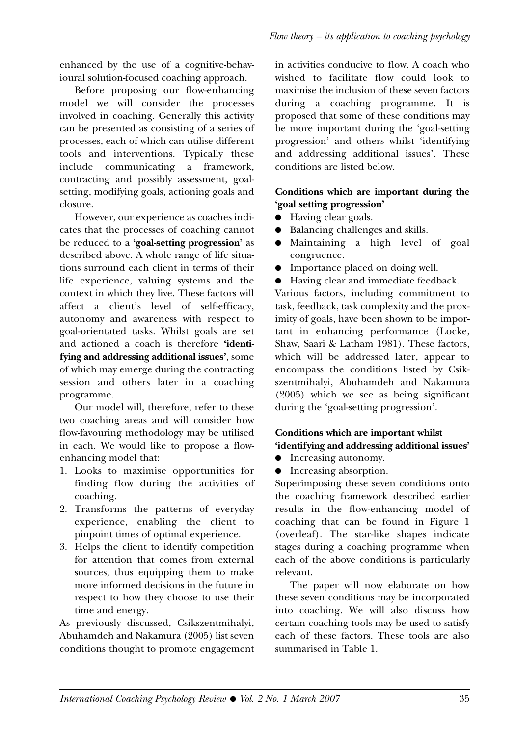enhanced by the use of a cognitive-behavioural solution-focused coaching approach.

Before proposing our flow-enhancing model we will consider the processes involved in coaching. Generally this activity can be presented as consisting of a series of processes, each of which can utilise different tools and interventions. Typically these include communicating a framework, contracting and possibly assessment, goal-setting, modifying goals, actioning goals and closure.

However, our experience as coaches indicates that the processes of coaching cannot be reduced to a **'goal-setting progression'** as described above. A whole range of life situations surround each client in terms of their life experience, valuing systems and the context in which they live. These factors will affect a client's level of self-efficacy, autonomy and awareness with respect to goal-orientated tasks. Whilst goals are set and actioned a coach is therefore **'identifying and addressing additional issues'**, some of which may emerge during the contracting session and others later in a coaching programme.

Our model will, therefore, refer to these two coaching areas and will consider how flow-favouring methodology may be utilised in each. We would like to propose a flow-enhancing model that:

1. Looks to maximise opportunities for finding flow during the activities of coaching.
2. Transforms the patterns of everyday experience, enabling the client to pinpoint times of optimal experience.
3. Helps the client to identify competition for attention that comes from external sources, thus equipping them to make more informed decisions in the future in respect to how they choose to use their time and energy.

As previously discussed, Csikszentmihalyi, Abuhamdeh and Nakamura (2005) list seven conditions thought to promote engagement in activities conducive to flow. A coach who wished to facilitate flow could look to maximise the inclusion of these seven factors during a coaching programme. It is proposed that some of these conditions may be more important during the 'goal-setting progression' and others whilst 'identifying and addressing additional issues'. These conditions are listed below.

**Conditions which are important during the 'goal setting progression'**

- Having clear goals.
- Balancing challenges and skills.
- Maintaining a high level of goal congruence.
- Importance placed on doing well.
- Having clear and immediate feedback.

Various factors, including commitment to task, feedback, task complexity and the proximity of goals, have been shown to be important in enhancing performance (Locke, Shaw, Saari & Latham 1981). These factors, which will be addressed later, appear to encompass the conditions listed by Csikszentmihalyi, Abuhamdeh and Nakamura (2005) which we see as being significant during the 'goal-setting progression'.

**Conditions which are important whilst 'identifying and addressing additional issues'**

- Increasing autonomy.
- Increasing absorption.

Superimposing these seven conditions onto the coaching framework described earlier results in the flow-enhancing model of coaching that can be found in Figure 1 (overleaf). The star-like shapes indicate stages during a coaching programme when each of the above conditions is particularly relevant.

The paper will now elaborate on how these seven conditions may be incorporated into coaching. We will also discuss how certain coaching tools may be used to satisfy each of these factors. These tools are also summarised in Table 1.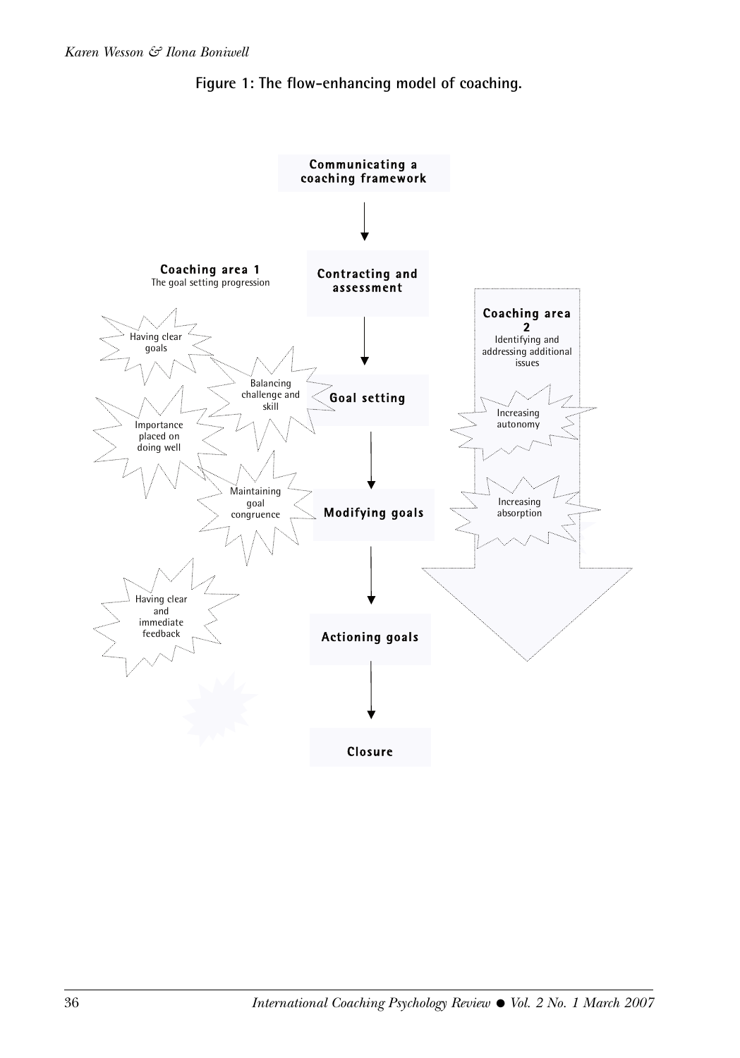**Figure 1: The flow-enhancing model of coaching.**

Communicating a coaching framework

↓

Contracting and assessment

↓

Goal setting

↓

Modifying goals

↓

Actioning goals

↓

Closure

**Coaching area 1**
The goal setting progression

- Having clear goals
- Balancing challenge and skill
- Importance placed on doing well
- Maintaining goal congruence
- Having clear and immediate feedback

**Coaching area 2**
Identifying and addressing additional issues

- Increasing autonomy
- Increasing absorption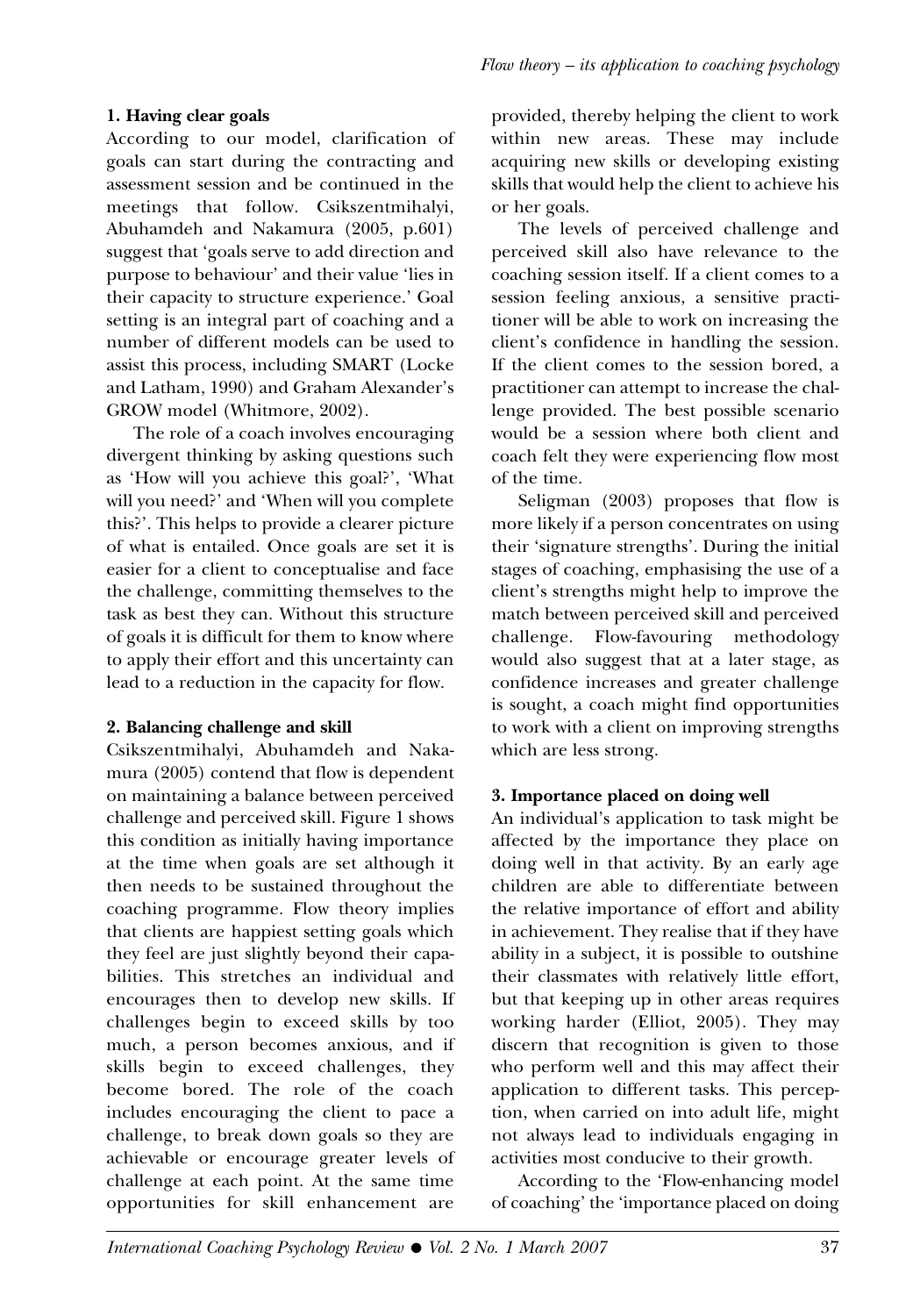**1. Having clear goals**

According to our model, clarification of goals can start during the contracting and assessment session and be continued in the meetings that follow. Csikszentmihalyi, Abuhamdeh and Nakamura (2005, p.601) suggest that 'goals serve to add direction and purpose to behaviour' and their value 'lies in their capacity to structure experience.' Goal setting is an integral part of coaching and a number of different models can be used to assist this process, including SMART (Locke and Latham, 1990) and Graham Alexander's GROW model (Whitmore, 2002).

The role of a coach involves encouraging divergent thinking by asking questions such as 'How will you achieve this goal?', 'What will you need?' and 'When will you complete this?'. This helps to provide a clearer picture of what is entailed. Once goals are set it is easier for a client to conceptualise and face the challenge, committing themselves to the task as best they can. Without this structure of goals it is difficult for them to know where to apply their effort and this uncertainty can lead to a reduction in the capacity for flow.

**2. Balancing challenge and skill**

Csikszentmihalyi, Abuhamdeh and Nakamura (2005) contend that flow is dependent on maintaining a balance between perceived challenge and perceived skill. Figure 1 shows this condition as initially having importance at the time when goals are set although it then needs to be sustained throughout the coaching programme. Flow theory implies that clients are happiest setting goals which they feel are just slightly beyond their capabilities. This stretches an individual and encourages then to develop new skills. If challenges begin to exceed skills by too much, a person becomes anxious, and if skills begin to exceed challenges, they become bored. The role of the coach includes encouraging the client to pace a challenge, to break down goals so they are achievable or encourage greater levels of challenge at each point. At the same time opportunities for skill enhancement are provided, thereby helping the client to work within new areas. These may include acquiring new skills or developing existing skills that would help the client to achieve his or her goals.

The levels of perceived challenge and perceived skill also have relevance to the coaching session itself. If a client comes to a session feeling anxious, a sensitive practitioner will be able to work on increasing the client's confidence in handling the session. If the client comes to the session bored, a practitioner can attempt to increase the challenge provided. The best possible scenario would be a session where both client and coach felt they were experiencing flow most of the time.

Seligman (2003) proposes that flow is more likely if a person concentrates on using their 'signature strengths'. During the initial stages of coaching, emphasising the use of a client's strengths might help to improve the match between perceived skill and perceived challenge. Flow-favouring methodology would also suggest that at a later stage, as confidence increases and greater challenge is sought, a coach might find opportunities to work with a client on improving strengths which are less strong.

**3. Importance placed on doing well**

An individual's application to task might be affected by the importance they place on doing well in that activity. By an early age children are able to differentiate between the relative importance of effort and ability in achievement. They realise that if they have ability in a subject, it is possible to outshine their classmates with relatively little effort, but that keeping up in other areas requires working harder (Elliot, 2005). They may discern that recognition is given to those who perform well and this may affect their application to different tasks. This perception, when carried on into adult life, might not always lead to individuals engaging in activities most conducive to their growth.

According to the 'Flow-enhancing model of coaching' the 'importance placed on doing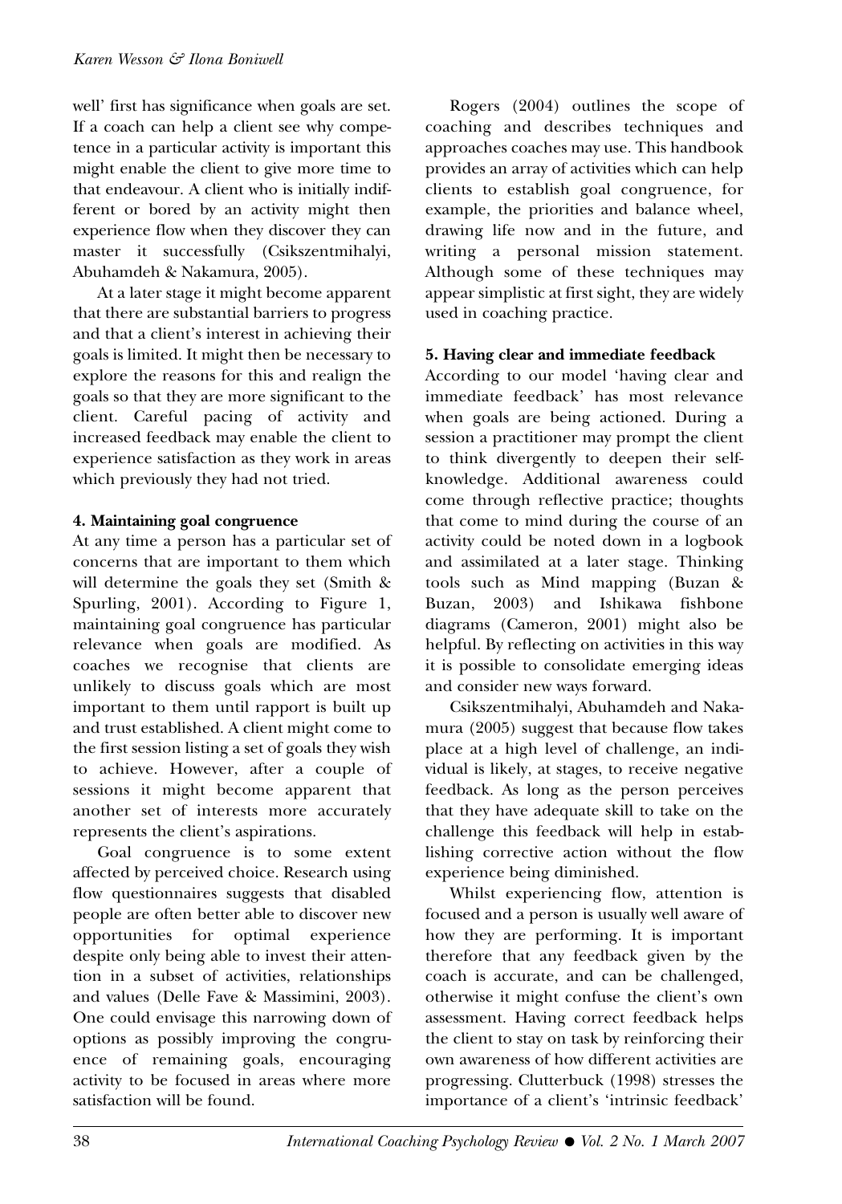well' first has significance when goals are set. If a coach can help a client see why competence in a particular activity is important this might enable the client to give more time to that endeavour. A client who is initially indifferent or bored by an activity might then experience flow when they discover they can master it successfully (Csikszentmihalyi, Abuhamdeh & Nakamura, 2005).

At a later stage it might become apparent that there are substantial barriers to progress and that a client's interest in achieving their goals is limited. It might then be necessary to explore the reasons for this and realign the goals so that they are more significant to the client. Careful pacing of activity and increased feedback may enable the client to experience satisfaction as they work in areas which previously they had not tried.

**4. Maintaining goal congruence**

At any time a person has a particular set of concerns that are important to them which will determine the goals they set (Smith & Spurling, 2001). According to Figure 1, maintaining goal congruence has particular relevance when goals are modified. As coaches we recognise that clients are unlikely to discuss goals which are most important to them until rapport is built up and trust established. A client might come to the first session listing a set of goals they wish to achieve. However, after a couple of sessions it might become apparent that another set of interests more accurately represents the client's aspirations.

Goal congruence is to some extent affected by perceived choice. Research using flow questionnaires suggests that disabled people are often better able to discover new opportunities for optimal experience despite only being able to invest their attention in a subset of activities, relationships and values (Delle Fave & Massimini, 2003). One could envisage this narrowing down of options as possibly improving the congruence of remaining goals, encouraging activity to be focused in areas where more satisfaction will be found.

Rogers (2004) outlines the scope of coaching and describes techniques and approaches coaches may use. This handbook provides an array of activities which can help clients to establish goal congruence, for example, the priorities and balance wheel, drawing life now and in the future, and writing a personal mission statement. Although some of these techniques may appear simplistic at first sight, they are widely used in coaching practice.

**5. Having clear and immediate feedback**

According to our model 'having clear and immediate feedback' has most relevance when goals are being actioned. During a session a practitioner may prompt the client to think divergently to deepen their self-knowledge. Additional awareness could come through reflective practice; thoughts that come to mind during the course of an activity could be noted down in a logbook and assimilated at a later stage. Thinking tools such as Mind mapping (Buzan & Buzan, 2003) and Ishikawa fishbone diagrams (Cameron, 2001) might also be helpful. By reflecting on activities in this way it is possible to consolidate emerging ideas and consider new ways forward.

Csikszentmihalyi, Abuhamdeh and Nakamura (2005) suggest that because flow takes place at a high level of challenge, an individual is likely, at stages, to receive negative feedback. As long as the person perceives that they have adequate skill to take on the challenge this feedback will help in establishing corrective action without the flow experience being diminished.

Whilst experiencing flow, attention is focused and a person is usually well aware of how they are performing. It is important therefore that any feedback given by the coach is accurate, and can be challenged, otherwise it might confuse the client's own assessment. Having correct feedback helps the client to stay on task by reinforcing their own awareness of how different activities are progressing. Clutterbuck (1998) stresses the importance of a client's 'intrinsic feedback'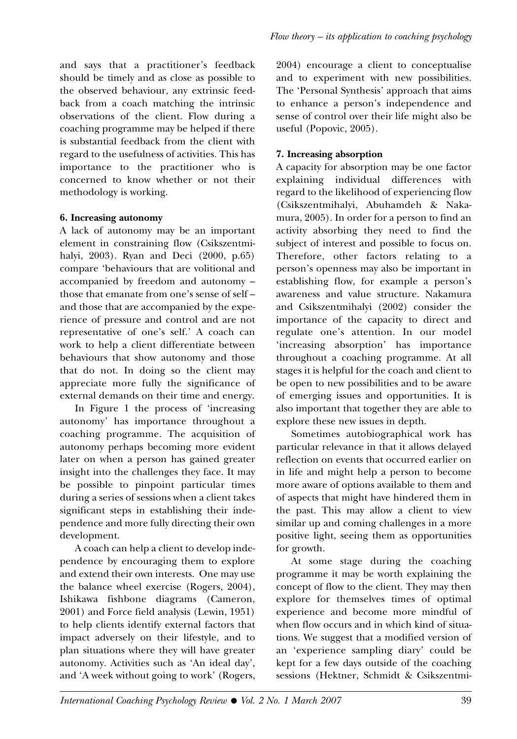and says that a practitioner's feedback should be timely and as close as possible to the observed behaviour, any extrinsic feedback from a coach matching the intrinsic observations of the client. Flow during a coaching programme may be helped if there is substantial feedback from the client with regard to the usefulness of activities. This has importance to the practitioner who is concerned to know whether or not their methodology is working.

**6. Increasing autonomy**

A lack of autonomy may be an important element in constraining flow (Csikszentmihalyi, 2003). Ryan and Deci (2000, p.65) compare 'behaviours that are volitional and accompanied by freedom and autonomy – those that emanate from one's sense of self – and those that are accompanied by the experience of pressure and control and are not representative of one's self.' A coach can work to help a client differentiate between behaviours that show autonomy and those that do not. In doing so the client may appreciate more fully the significance of external demands on their time and energy.

In Figure 1 the process of 'increasing autonomy' has importance throughout a coaching programme. The acquisition of autonomy perhaps becoming more evident later on when a person has gained greater insight into the challenges they face. It may be possible to pinpoint particular times during a series of sessions when a client takes significant steps in establishing their independence and more fully directing their own development.

A coach can help a client to develop independence by encouraging them to explore and extend their own interests. One may use the balance wheel exercise (Rogers, 2004), Ishikawa fishbone diagrams (Cameron, 2001) and Force field analysis (Lewin, 1951) to help clients identify external factors that impact adversely on their lifestyle, and to plan situations where they will have greater autonomy. Activities such as 'An ideal day', and 'A week without going to work' (Rogers, 2004) encourage a client to conceptualise and to experiment with new possibilities. The 'Personal Synthesis' approach that aims to enhance a person's independence and sense of control over their life might also be useful (Popovic, 2005).

**7. Increasing absorption**

A capacity for absorption may be one factor explaining individual differences with regard to the likelihood of experiencing flow (Csikszentmihalyi, Abuhamdeh & Nakamura, 2005). In order for a person to find an activity absorbing they need to find the subject of interest and possible to focus on. Therefore, other factors relating to a person's openness may also be important in establishing flow, for example a person's awareness and value structure. Nakamura and Csikszentmihalyi (2002) consider the importance of the capacity to direct and regulate one's attention. In our model 'increasing absorption' has importance throughout a coaching programme. At all stages it is helpful for the coach and client to be open to new possibilities and to be aware of emerging issues and opportunities. It is also important that together they are able to explore these new issues in depth.

Sometimes autobiographical work has particular relevance in that it allows delayed reflection on events that occurred earlier on in life and might help a person to become more aware of options available to them and of aspects that might have hindered them in the past. This may allow a client to view similar up and coming challenges in a more positive light, seeing them as opportunities for growth.

At some stage during the coaching programme it may be worth explaining the concept of flow to the client. They may then explore for themselves times of optimal experience and become more mindful of when flow occurs and in which kind of situations. We suggest that a modified version of an 'experience sampling diary' could be kept for a few days outside of the coaching sessions (Hektner, Schmidt & Csikszentmi-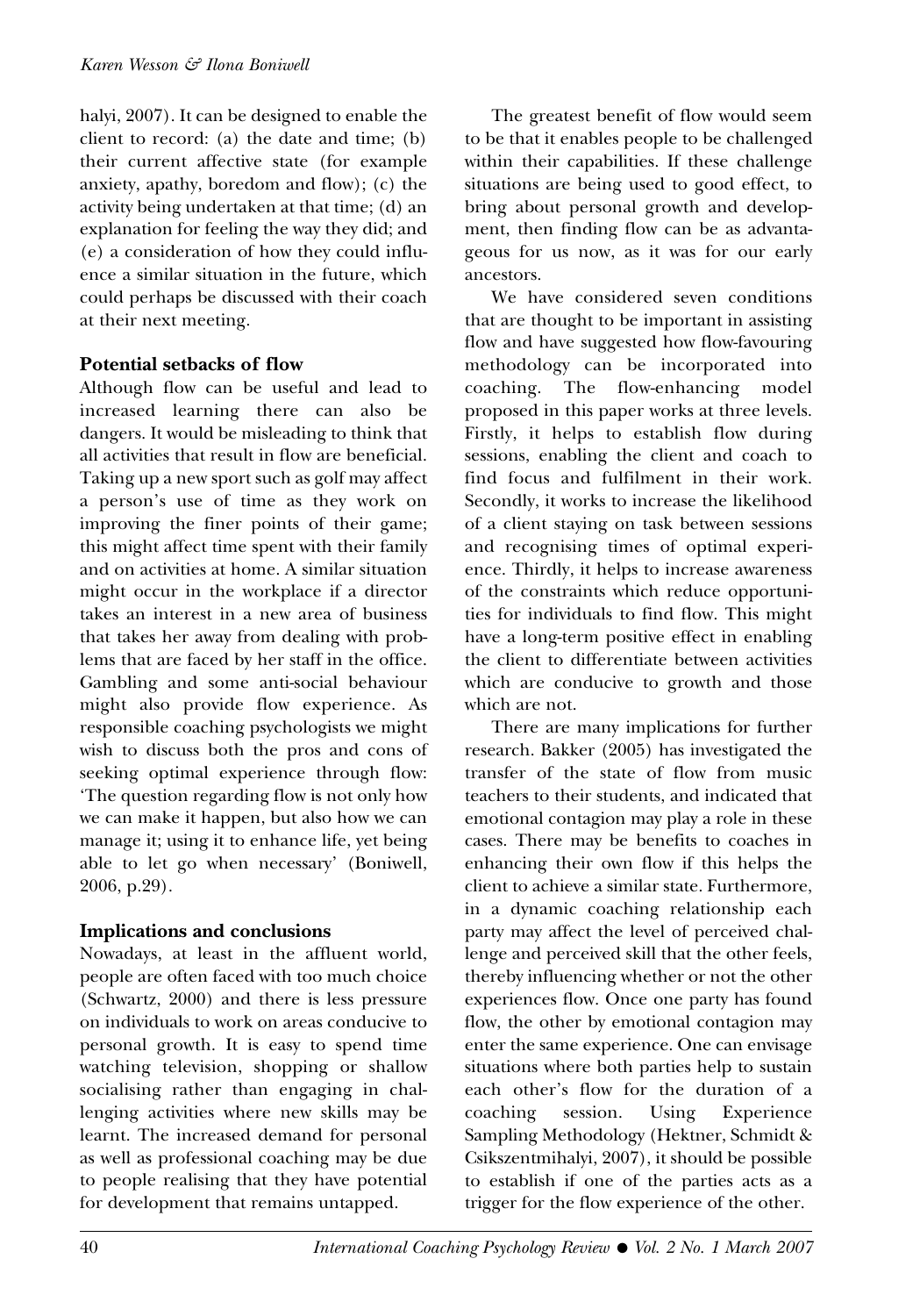halyi, 2007). It can be designed to enable the client to record: (a) the date and time; (b) their current affective state (for example anxiety, apathy, boredom and flow); (c) the activity being undertaken at that time; (d) an explanation for feeling the way they did; and (e) a consideration of how they could influence a similar situation in the future, which could perhaps be discussed with their coach at their next meeting.

## Potential setbacks of flow

Although flow can be useful and lead to increased learning there can also be dangers. It would be misleading to think that all activities that result in flow are beneficial. Taking up a new sport such as golf may affect a person's use of time as they work on improving the finer points of their game; this might affect time spent with their family and on activities at home. A similar situation might occur in the workplace if a director takes an interest in a new area of business that takes her away from dealing with problems that are faced by her staff in the office. Gambling and some anti-social behaviour might also provide flow experience. As responsible coaching psychologists we might wish to discuss both the pros and cons of seeking optimal experience through flow: 'The question regarding flow is not only how we can make it happen, but also how we can manage it; using it to enhance life, yet being able to let go when necessary' (Boniwell, 2006, p.29).

## Implications and conclusions

Nowadays, at least in the affluent world, people are often faced with too much choice (Schwartz, 2000) and there is less pressure on individuals to work on areas conducive to personal growth. It is easy to spend time watching television, shopping or shallow socialising rather than engaging in challenging activities where new skills may be learnt. The increased demand for personal as well as professional coaching may be due to people realising that they have potential for development that remains untapped.

The greatest benefit of flow would seem to be that it enables people to be challenged within their capabilities. If these challenge situations are being used to good effect, to bring about personal growth and development, then finding flow can be as advantageous for us now, as it was for our early ancestors.

We have considered seven conditions that are thought to be important in assisting flow and have suggested how flow-favouring methodology can be incorporated into coaching. The flow-enhancing model proposed in this paper works at three levels. Firstly, it helps to establish flow during sessions, enabling the client and coach to find focus and fulfilment in their work. Secondly, it works to increase the likelihood of a client staying on task between sessions and recognising times of optimal experience. Thirdly, it helps to increase awareness of the constraints which reduce opportunities for individuals to find flow. This might have a long-term positive effect in enabling the client to differentiate between activities which are conducive to growth and those which are not.

There are many implications for further research. Bakker (2005) has investigated the transfer of the state of flow from music teachers to their students, and indicated that emotional contagion may play a role in these cases. There may be benefits to coaches in enhancing their own flow if this helps the client to achieve a similar state. Furthermore, in a dynamic coaching relationship each party may affect the level of perceived challenge and perceived skill that the other feels, thereby influencing whether or not the other experiences flow. Once one party has found flow, the other by emotional contagion may enter the same experience. One can envisage situations where both parties help to sustain each other's flow for the duration of a coaching session. Using Experience Sampling Methodology (Hektner, Schmidt & Csikszentmihalyi, 2007), it should be possible to establish if one of the parties acts as a trigger for the flow experience of the other.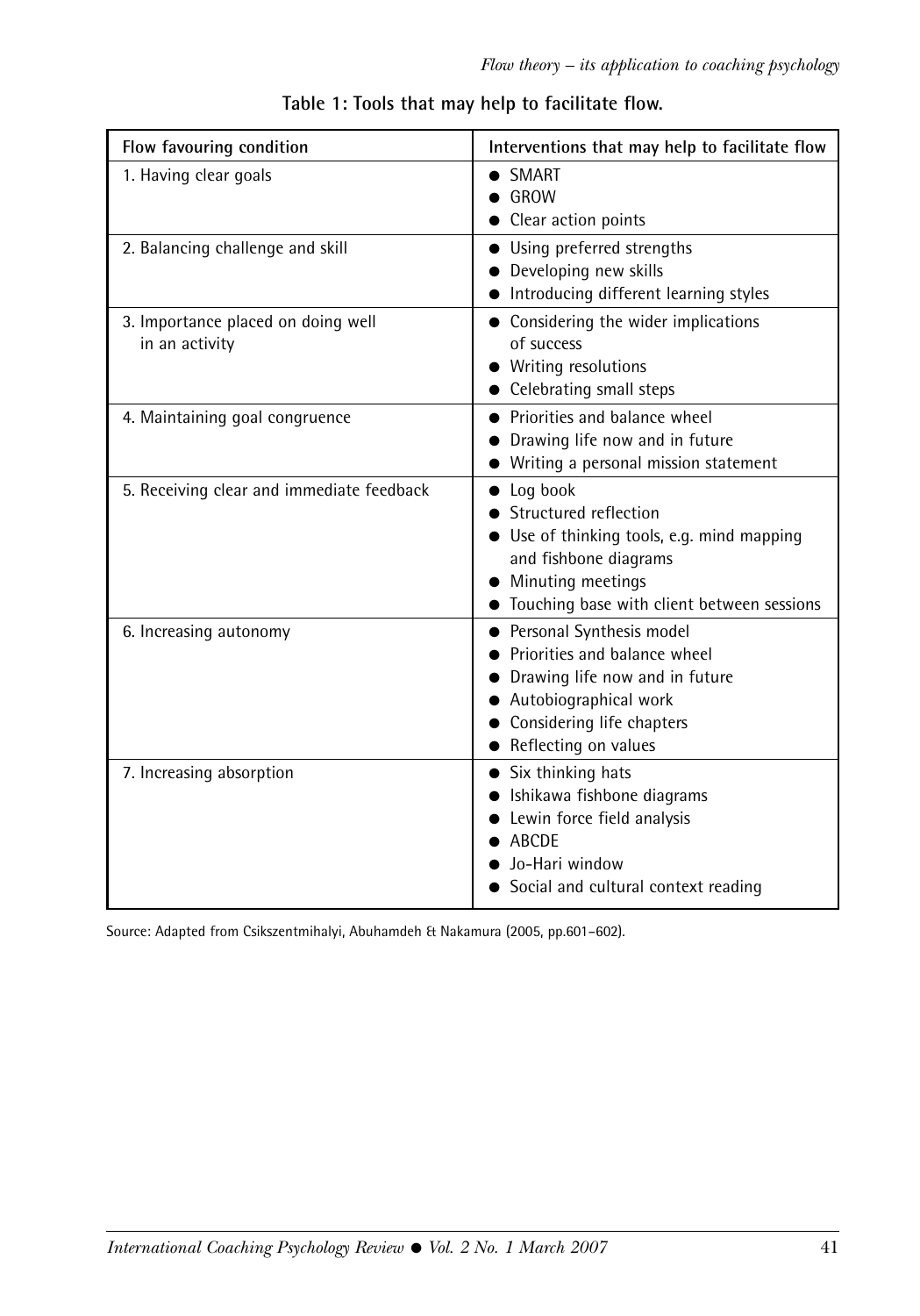**Table 1: Tools that may help to facilitate flow.**

| Flow favouring condition | Interventions that may help to facilitate flow |
|---|---|
| 1. Having clear goals | • SMART<br>• GROW<br>• Clear action points |
| 2. Balancing challenge and skill | • Using preferred strengths<br>• Developing new skills<br>• Introducing different learning styles |
| 3. Importance placed on doing well in an activity | • Considering the wider implications of success<br>• Writing resolutions<br>• Celebrating small steps |
| 4. Maintaining goal congruence | • Priorities and balance wheel<br>• Drawing life now and in future<br>• Writing a personal mission statement |
| 5. Receiving clear and immediate feedback | • Log book<br>• Structured reflection<br>• Use of thinking tools, e.g. mind mapping and fishbone diagrams<br>• Minuting meetings<br>• Touching base with client between sessions |
| 6. Increasing autonomy | • Personal Synthesis model<br>• Priorities and balance wheel<br>• Drawing life now and in future<br>• Autobiographical work<br>• Considering life chapters<br>• Reflecting on values |
| 7. Increasing absorption | • Six thinking hats<br>• Ishikawa fishbone diagrams<br>• Lewin force field analysis<br>• ABCDE<br>• Jo-Hari window<br>• Social and cultural context reading |

Source: Adapted from Csikszentmihalyi, Abuhamdeh & Nakamura (2005, pp.601–602).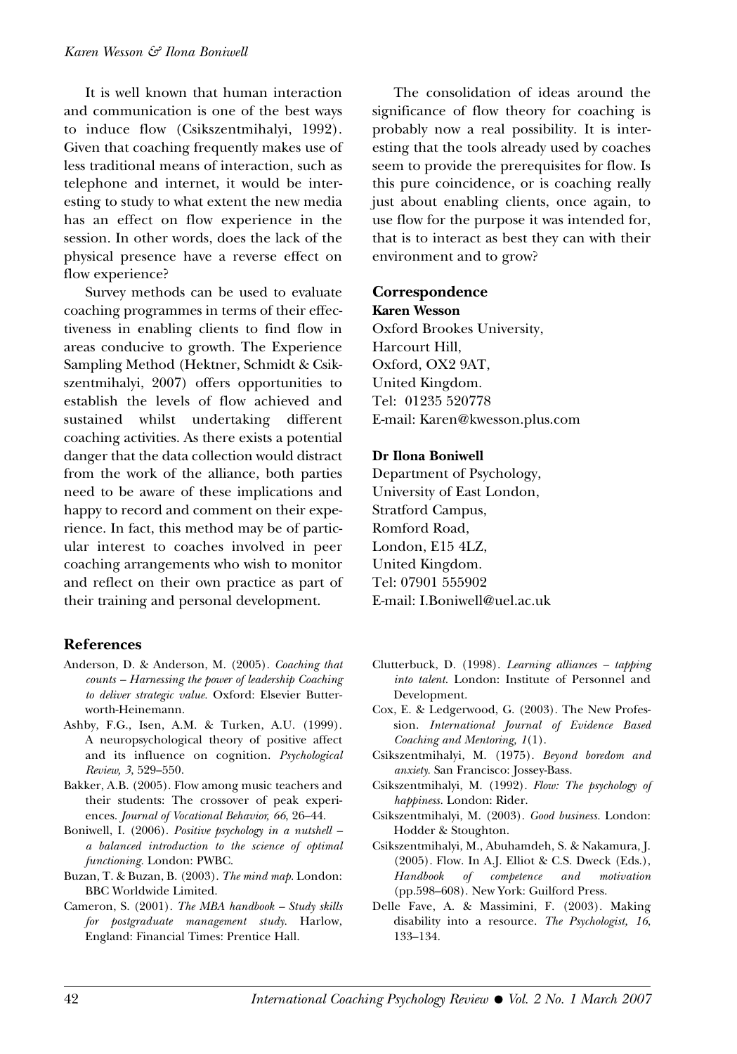It is well known that human interaction and communication is one of the best ways to induce flow (Csikszentmihalyi, 1992). Given that coaching frequently makes use of less traditional means of interaction, such as telephone and internet, it would be interesting to study to what extent the new media has an effect on flow experience in the session. In other words, does the lack of the physical presence have a reverse effect on flow experience?

Survey methods can be used to evaluate coaching programmes in terms of their effectiveness in enabling clients to find flow in areas conducive to growth. The Experience Sampling Method (Hektner, Schmidt & Csikszentmihalyi, 2007) offers opportunities to establish the levels of flow achieved and sustained whilst undertaking different coaching activities. As there exists a potential danger that the data collection would distract from the work of the alliance, both parties need to be aware of these implications and happy to record and comment on their experience. In fact, this method may be of particular interest to coaches involved in peer coaching arrangements who wish to monitor and reflect on their own practice as part of their training and personal development.

The consolidation of ideas around the significance of flow theory for coaching is probably now a real possibility. It is interesting that the tools already used by coaches seem to provide the prerequisites for flow. Is this pure coincidence, or is coaching really just about enabling clients, once again, to use flow for the purpose it was intended for, that is to interact as best they can with their environment and to grow?

## Correspondence

**Karen Wesson**
Oxford Brookes University,
Harcourt Hill,
Oxford, OX2 9AT,
United Kingdom.
Tel: 01235 520778
E-mail: Karen@kwesson.plus.com

**Dr Ilona Boniwell**
Department of Psychology,
University of East London,
Stratford Campus,
Romford Road,
London, E15 4LZ,
United Kingdom.
Tel: 07901 555902
E-mail: I.Boniwell@uel.ac.uk

## References

Anderson, D. & Anderson, M. (2005). *Coaching that counts – Harnessing the power of leadership Coaching to deliver strategic value.* Oxford: Elsevier Butterworth-Heinemann.

Ashby, F.G., Isen, A.M. & Turken, A.U. (1999). A neuropsychological theory of positive affect and its influence on cognition. *Psychological Review, 3*, 529–550.

Bakker, A.B. (2005). Flow among music teachers and their students: The crossover of peak experiences. *Journal of Vocational Behavior, 66*, 26–44.

Boniwell, I. (2006). *Positive psychology in a nutshell – a balanced introduction to the science of optimal functioning.* London: PWBC.

Buzan, T. & Buzan, B. (2003). *The mind map.* London: BBC Worldwide Limited.

Cameron, S. (2001). *The MBA handbook – Study skills for postgraduate management study.* Harlow, England: Financial Times: Prentice Hall.

Clutterbuck, D. (1998). *Learning alliances – tapping into talent.* London: Institute of Personnel and Development.

Cox, E. & Ledgerwood, G. (2003). The New Profession. *International Journal of Evidence Based Coaching and Mentoring, 1*(1).

Csikszentmihalyi, M. (1975). *Beyond boredom and anxiety.* San Francisco: Jossey-Bass.

Csikszentmihalyi, M. (1992). *Flow: The psychology of happiness.* London: Rider.

Csikszentmihalyi, M. (2003). *Good business.* London: Hodder & Stoughton.

Csikszentmihalyi, M., Abuhamdeh, S. & Nakamura, J. (2005). Flow. In A.J. Elliot & C.S. Dweck (Eds.), *Handbook of competence and motivation* (pp.598–608). New York: Guilford Press.

Delle Fave, A. & Massimini, F. (2003). Making disability into a resource. *The Psychologist, 16*, 133–134.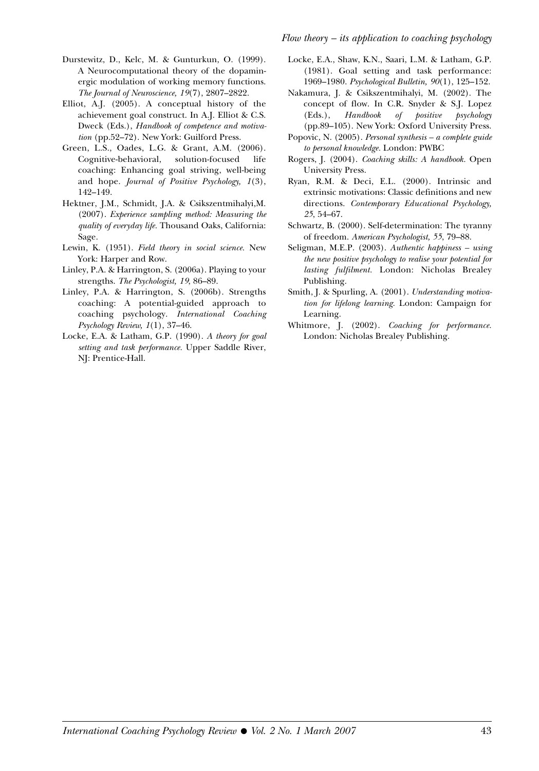Durstewitz, D., Kelc, M. & Gunturkun, O. (1999). A Neurocomputational theory of the dopaminergic modulation of working memory functions. *The Journal of Neuroscience, 19*(7), 2807–2822.

Elliot, A.J. (2005). A conceptual history of the achievement goal construct. In A.J. Elliot & C.S. Dweck (Eds.), *Handbook of competence and motivation* (pp.52–72). New York: Guilford Press.

Green, L.S., Oades, L.G. & Grant, A.M. (2006). Cognitive-behavioral, solution-focused life coaching: Enhancing goal striving, well-being and hope. *Journal of Positive Psychology, 1*(3), 142–149.

Hektner, J.M., Schmidt, J.A. & Csikszentmihalyi,M. (2007). *Experience sampling method: Measuring the quality of everyday life.* Thousand Oaks, California: Sage.

Lewin, K. (1951). *Field theory in social science.* New York: Harper and Row.

Linley, P.A. & Harrington, S. (2006a). Playing to your strengths. *The Psychologist, 19*, 86–89.

Linley, P.A. & Harrington, S. (2006b). Strengths coaching: A potential-guided approach to coaching psychology. *International Coaching Psychology Review, 1*(1), 37–46.

Locke, E.A. & Latham, G.P. (1990). *A theory for goal setting and task performance.* Upper Saddle River, NJ: Prentice-Hall.

Locke, E.A., Shaw, K.N., Saari, L.M. & Latham, G.P. (1981). Goal setting and task performance: 1969–1980. *Psychological Bulletin, 90*(1), 125–152.

Nakamura, J. & Csikszentmihalyi, M. (2002). The concept of flow. In C.R. Snyder & S.J. Lopez (Eds.), *Handbook of positive psychology* (pp.89–105). New York: Oxford University Press.

Popovic, N. (2005). *Personal synthesis – a complete guide to personal knowledge.* London: PWBC

Rogers, J. (2004). *Coaching skills: A handbook.* Open University Press.

Ryan, R.M. & Deci, E.L. (2000). Intrinsic and extrinsic motivations: Classic definitions and new directions. *Contemporary Educational Psychology, 25*, 54–67.

Schwartz, B. (2000). Self-determination: The tyranny of freedom. *American Psychologist, 55*, 79–88.

Seligman, M.E.P. (2003). *Authentic happiness – using the new positive psychology to realise your potential for lasting fulfilment.* London: Nicholas Brealey Publishing.

Smith, J. & Spurling, A. (2001). *Understanding motivation for lifelong learning.* London: Campaign for Learning.

Whitmore, J. (2002). *Coaching for performance.* London: Nicholas Brealey Publishing.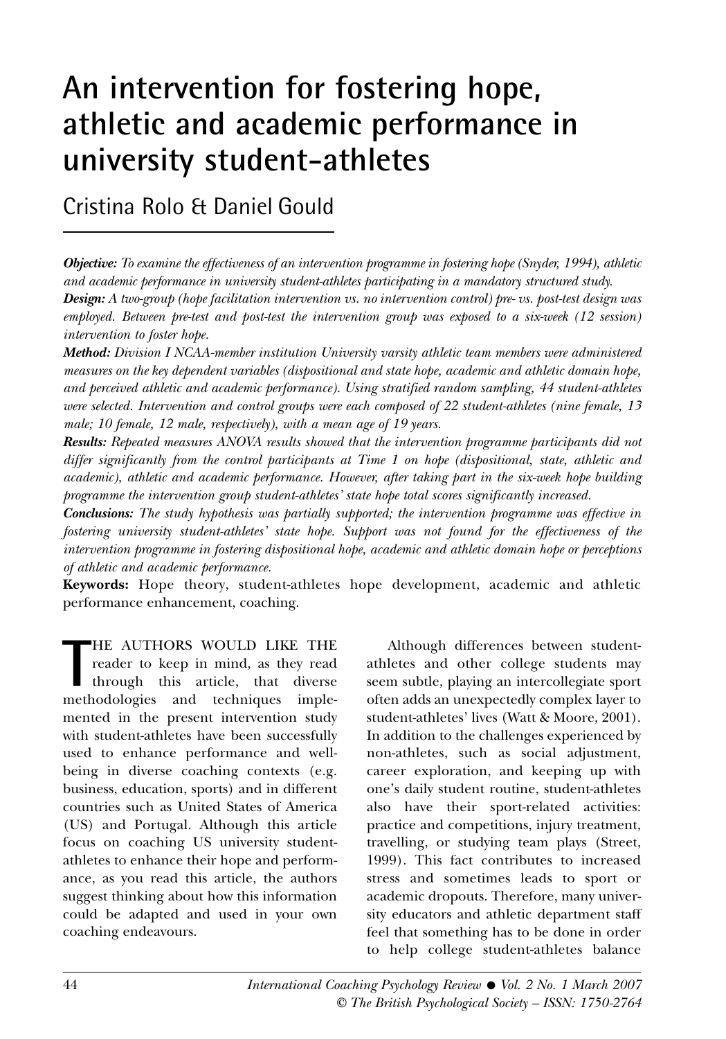# An intervention for fostering hope, athletic and academic performance in university student-athletes

Cristina Rolo & Daniel Gould

***Objective:*** *To examine the effectiveness of an intervention programme in fostering hope (Snyder, 1994), athletic and academic performance in university student-athletes participating in a mandatory structured study.*

***Design:*** *A two-group (hope facilitation intervention vs. no intervention control) pre- vs. post-test design was employed. Between pre-test and post-test the intervention group was exposed to a six-week (12 session) intervention to foster hope.*

***Method:*** *Division I NCAA-member institution University varsity athletic team members were administered measures on the key dependent variables (dispositional and state hope, academic and athletic domain hope, and perceived athletic and academic performance). Using stratified random sampling, 44 student-athletes were selected. Intervention and control groups were each composed of 22 student-athletes (nine female, 13 male; 10 female, 12 male, respectively), with a mean age of 19 years.*

***Results:*** *Repeated measures ANOVA results showed that the intervention programme participants did not differ significantly from the control participants at Time 1 on hope (dispositional, state, athletic and academic), athletic and academic performance. However, after taking part in the six-week hope building programme the intervention group student-athletes' state hope total scores significantly increased.*

***Conclusions:*** *The study hypothesis was partially supported; the intervention programme was effective in fostering university student-athletes' state hope. Support was not found for the effectiveness of the intervention programme in fostering dispositional hope, academic and athletic domain hope or perceptions of athletic and academic performance.*

**Keywords:** Hope theory, student-athletes hope development, academic and athletic performance enhancement, coaching.

THE AUTHORS WOULD LIKE THE reader to keep in mind, as they read through this article, that diverse methodologies and techniques implemented in the present intervention study with student-athletes have been successfully used to enhance performance and well-being in diverse coaching contexts (e.g. business, education, sports) and in different countries such as United States of America (US) and Portugal. Although this article focus on coaching US university student-athletes to enhance their hope and performance, as you read this article, the authors suggest thinking about how this information could be adapted and used in your own coaching endeavours.

Although differences between student-athletes and other college students may seem subtle, playing an intercollegiate sport often adds an unexpectedly complex layer to student-athletes' lives (Watt & Moore, 2001). In addition to the challenges experienced by non-athletes, such as social adjustment, career exploration, and keeping up with one's daily student routine, student-athletes also have their sport-related activities: practice and competitions, injury treatment, travelling, or studying team plays (Street, 1999). This fact contributes to increased stress and sometimes leads to sport or academic dropouts. Therefore, many university educators and athletic department staff feel that something has to be done in order to help college student-athletes balance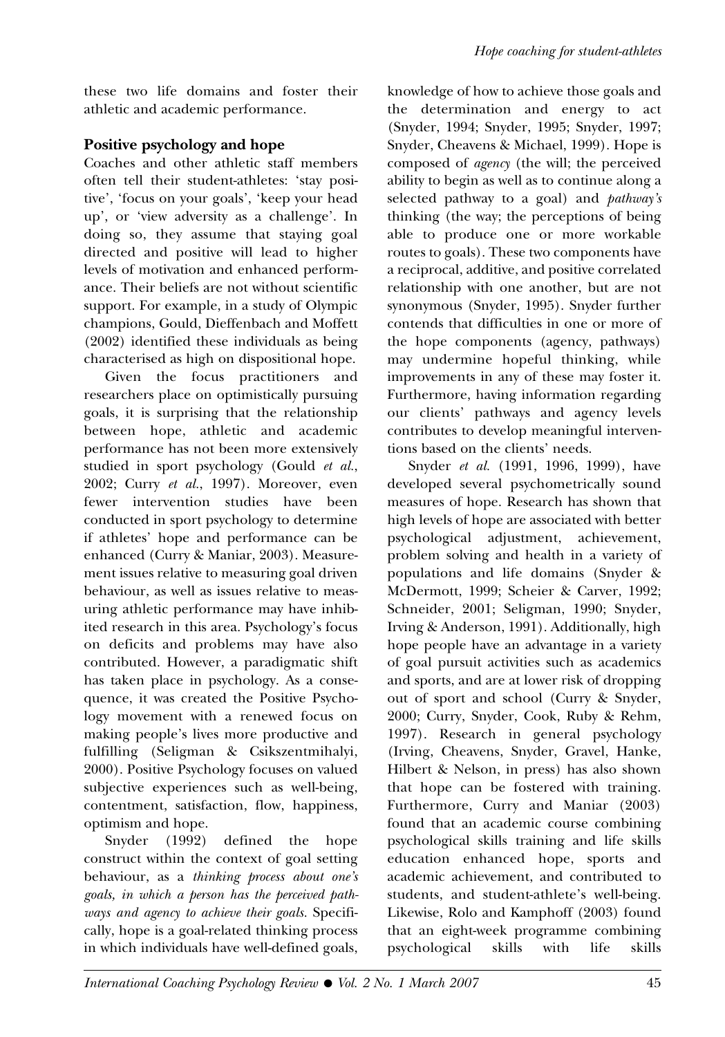these two life domains and foster their athletic and academic performance.

## Positive psychology and hope

Coaches and other athletic staff members often tell their student-athletes: 'stay positive', 'focus on your goals', 'keep your head up', or 'view adversity as a challenge'. In doing so, they assume that staying goal directed and positive will lead to higher levels of motivation and enhanced performance. Their beliefs are not without scientific support. For example, in a study of Olympic champions, Gould, Dieffenbach and Moffett (2002) identified these individuals as being characterised as high on dispositional hope.

Given the focus practitioners and researchers place on optimistically pursuing goals, it is surprising that the relationship between hope, athletic and academic performance has not been more extensively studied in sport psychology (Gould *et al.*, 2002; Curry *et al.*, 1997). Moreover, even fewer intervention studies have been conducted in sport psychology to determine if athletes' hope and performance can be enhanced (Curry & Maniar, 2003). Measurement issues relative to measuring goal driven behaviour, as well as issues relative to measuring athletic performance may have inhibited research in this area. Psychology's focus on deficits and problems may have also contributed. However, a paradigmatic shift has taken place in psychology. As a consequence, it was created the Positive Psychology movement with a renewed focus on making people's lives more productive and fulfilling (Seligman & Csikszentmihalyi, 2000). Positive Psychology focuses on valued subjective experiences such as well-being, contentment, satisfaction, flow, happiness, optimism and hope.

Snyder (1992) defined the hope construct within the context of goal setting behaviour, as a *thinking process about one's goals, in which a person has the perceived pathways and agency to achieve their goals.* Specifically, hope is a goal-related thinking process in which individuals have well-defined goals, knowledge of how to achieve those goals and the determination and energy to act (Snyder, 1994; Snyder, 1995; Snyder, 1997; Snyder, Cheavens & Michael, 1999). Hope is composed of *agency* (the will; the perceived ability to begin as well as to continue along a selected pathway to a goal) and *pathway's* thinking (the way; the perceptions of being able to produce one or more workable routes to goals). These two components have a reciprocal, additive, and positive correlated relationship with one another, but are not synonymous (Snyder, 1995). Snyder further contends that difficulties in one or more of the hope components (agency, pathways) may undermine hopeful thinking, while improvements in any of these may foster it. Furthermore, having information regarding our clients' pathways and agency levels contributes to develop meaningful interventions based on the clients' needs.

Snyder *et al.* (1991, 1996, 1999), have developed several psychometrically sound measures of hope. Research has shown that high levels of hope are associated with better psychological adjustment, achievement, problem solving and health in a variety of populations and life domains (Snyder & McDermott, 1999; Scheier & Carver, 1992; Schneider, 2001; Seligman, 1990; Snyder, Irving & Anderson, 1991). Additionally, high hope people have an advantage in a variety of goal pursuit activities such as academics and sports, and are at lower risk of dropping out of sport and school (Curry & Snyder, 2000; Curry, Snyder, Cook, Ruby & Rehm, 1997). Research in general psychology (Irving, Cheavens, Snyder, Gravel, Hanke, Hilbert & Nelson, in press) has also shown that hope can be fostered with training. Furthermore, Curry and Maniar (2003) found that an academic course combining psychological skills training and life skills education enhanced hope, sports and academic achievement, and contributed to students, and student-athlete's well-being. Likewise, Rolo and Kamphoff (2003) found that an eight-week programme combining psychological skills with life skills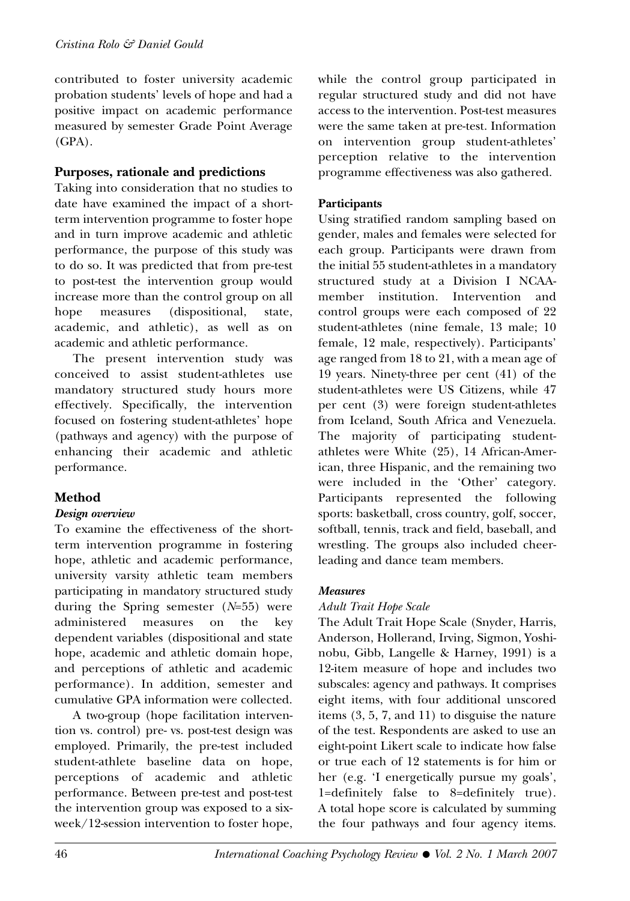contributed to foster university academic probation students' levels of hope and had a positive impact on academic performance measured by semester Grade Point Average (GPA).

### Purposes, rationale and predictions

Taking into consideration that no studies to date have examined the impact of a short-term intervention programme to foster hope and in turn improve academic and athletic performance, the purpose of this study was to do so. It was predicted that from pre-test to post-test the intervention group would increase more than the control group on all hope measures (dispositional, state, academic, and athletic), as well as on academic and athletic performance.

The present intervention study was conceived to assist student-athletes use mandatory structured study hours more effectively. Specifically, the intervention focused on fostering student-athletes' hope (pathways and agency) with the purpose of enhancing their academic and athletic performance.

## Method

#### *Design overview*

To examine the effectiveness of the short-term intervention programme in fostering hope, athletic and academic performance, university varsity athletic team members participating in mandatory structured study during the Spring semester (*N*=55) were administered measures on the key dependent variables (dispositional and state hope, academic and athletic domain hope, and perceptions of athletic and academic performance). In addition, semester and cumulative GPA information were collected.

A two-group (hope facilitation intervention vs. control) pre- vs. post-test design was employed. Primarily, the pre-test included student-athlete baseline data on hope, perceptions of academic and athletic performance. Between pre-test and post-test the intervention group was exposed to a six-week/12-session intervention to foster hope, while the control group participated in regular structured study and did not have access to the intervention. Post-test measures were the same taken at pre-test. Information on intervention group student-athletes' perception relative to the intervention programme effectiveness was also gathered.

#### **Participants**

Using stratified random sampling based on gender, males and females were selected for each group. Participants were drawn from the initial 55 student-athletes in a mandatory structured study at a Division I NCAA-member institution. Intervention and control groups were each composed of 22 student-athletes (nine female, 13 male; 10 female, 12 male, respectively). Participants' age ranged from 18 to 21, with a mean age of 19 years. Ninety-three per cent (41) of the student-athletes were US Citizens, while 47 per cent (3) were foreign student-athletes from Iceland, South Africa and Venezuela. The majority of participating student-athletes were White (25), 14 African-American, three Hispanic, and the remaining two were included in the 'Other' category. Participants represented the following sports: basketball, cross country, golf, soccer, softball, tennis, track and field, baseball, and wrestling. The groups also included cheerleading and dance team members.

#### *Measures*

*Adult Trait Hope Scale*

The Adult Trait Hope Scale (Snyder, Harris, Anderson, Hollerand, Irving, Sigmon, Yoshinobu, Gibb, Langelle & Harney, 1991) is a 12-item measure of hope and includes two subscales: agency and pathways. It comprises eight items, with four additional unscored items (3, 5, 7, and 11) to disguise the nature of the test. Respondents are asked to use an eight-point Likert scale to indicate how false or true each of 12 statements is for him or her (e.g. 'I energetically pursue my goals', 1=definitely false to 8=definitely true). A total hope score is calculated by summing the four pathways and four agency items.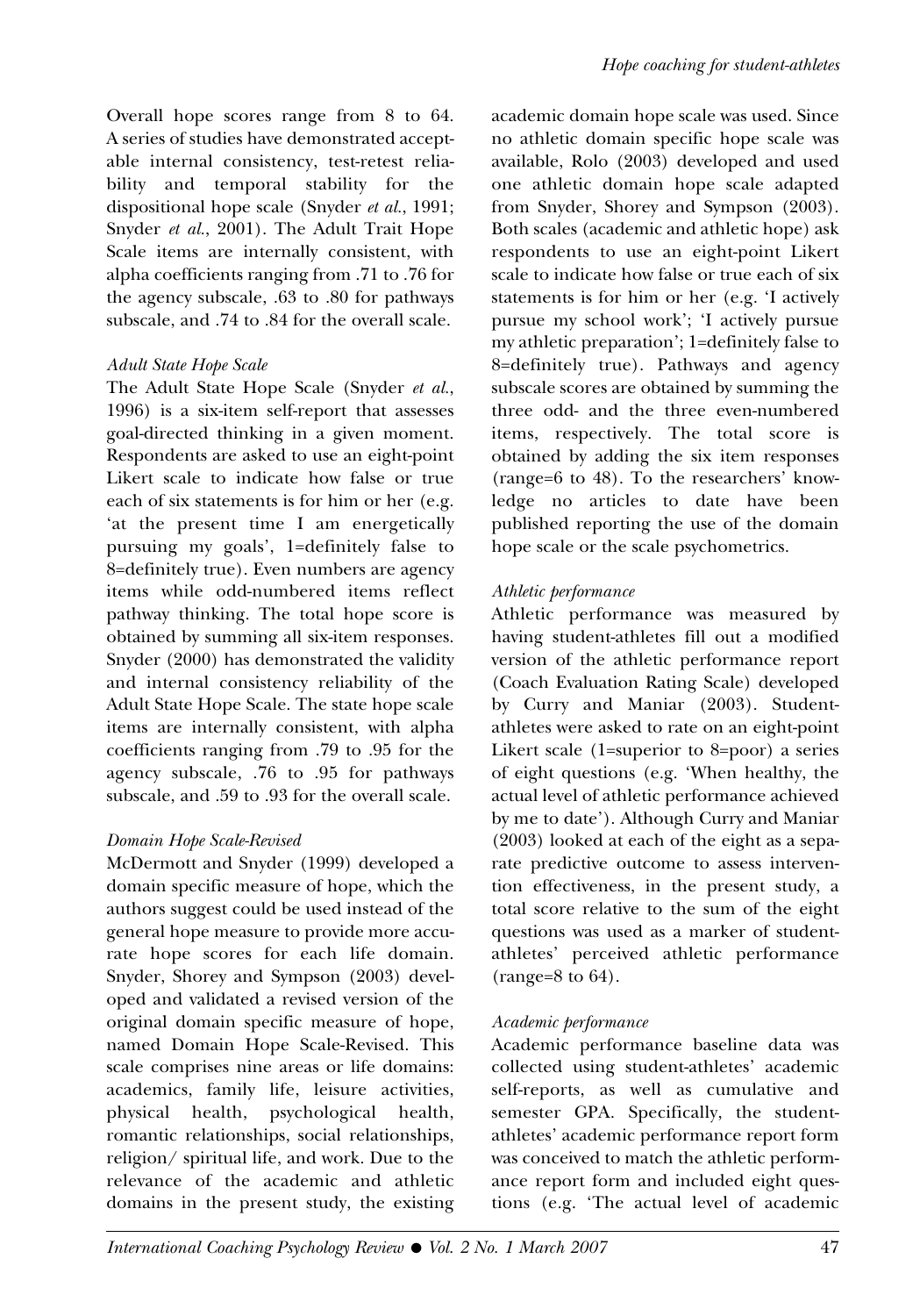Overall hope scores range from 8 to 64. A series of studies have demonstrated acceptable internal consistency, test-retest reliability and temporal stability for the dispositional hope scale (Snyder *et al.*, 1991; Snyder *et al.*, 2001). The Adult Trait Hope Scale items are internally consistent, with alpha coefficients ranging from .71 to .76 for the agency subscale, .63 to .80 for pathways subscale, and .74 to .84 for the overall scale.

### *Adult State Hope Scale*

The Adult State Hope Scale (Snyder *et al.*, 1996) is a six-item self-report that assesses goal-directed thinking in a given moment. Respondents are asked to use an eight-point Likert scale to indicate how false or true each of six statements is for him or her (e.g. 'at the present time I am energetically pursuing my goals', 1=definitely false to 8=definitely true). Even numbers are agency items while odd-numbered items reflect pathway thinking. The total hope score is obtained by summing all six-item responses. Snyder (2000) has demonstrated the validity and internal consistency reliability of the Adult State Hope Scale. The state hope scale items are internally consistent, with alpha coefficients ranging from .79 to .95 for the agency subscale, .76 to .95 for pathways subscale, and .59 to .93 for the overall scale.

### *Domain Hope Scale-Revised*

McDermott and Snyder (1999) developed a domain specific measure of hope, which the authors suggest could be used instead of the general hope measure to provide more accurate hope scores for each life domain. Snyder, Shorey and Sympson (2003) developed and validated a revised version of the original domain specific measure of hope, named Domain Hope Scale-Revised. This scale comprises nine areas or life domains: academics, family life, leisure activities, physical health, psychological health, romantic relationships, social relationships, religion/ spiritual life, and work. Due to the relevance of the academic and athletic domains in the present study, the existing academic domain hope scale was used. Since no athletic domain specific hope scale was available, Rolo (2003) developed and used one athletic domain hope scale adapted from Snyder, Shorey and Sympson (2003). Both scales (academic and athletic hope) ask respondents to use an eight-point Likert scale to indicate how false or true each of six statements is for him or her (e.g. 'I actively pursue my school work'; 'I actively pursue my athletic preparation'; 1=definitely false to 8=definitely true). Pathways and agency subscale scores are obtained by summing the three odd- and the three even-numbered items, respectively. The total score is obtained by adding the six item responses (range=6 to 48). To the researchers' knowledge no articles to date have been published reporting the use of the domain hope scale or the scale psychometrics.

### *Athletic performance*

Athletic performance was measured by having student-athletes fill out a modified version of the athletic performance report (Coach Evaluation Rating Scale) developed by Curry and Maniar (2003). Student-athletes were asked to rate on an eight-point Likert scale (1=superior to 8=poor) a series of eight questions (e.g. 'When healthy, the actual level of athletic performance achieved by me to date'). Although Curry and Maniar (2003) looked at each of the eight as a separate predictive outcome to assess intervention effectiveness, in the present study, a total score relative to the sum of the eight questions was used as a marker of student-athletes' perceived athletic performance (range=8 to 64).

### *Academic performance*

Academic performance baseline data was collected using student-athletes' academic self-reports, as well as cumulative and semester GPA. Specifically, the student-athletes' academic performance report form was conceived to match the athletic performance report form and included eight questions (e.g. 'The actual level of academic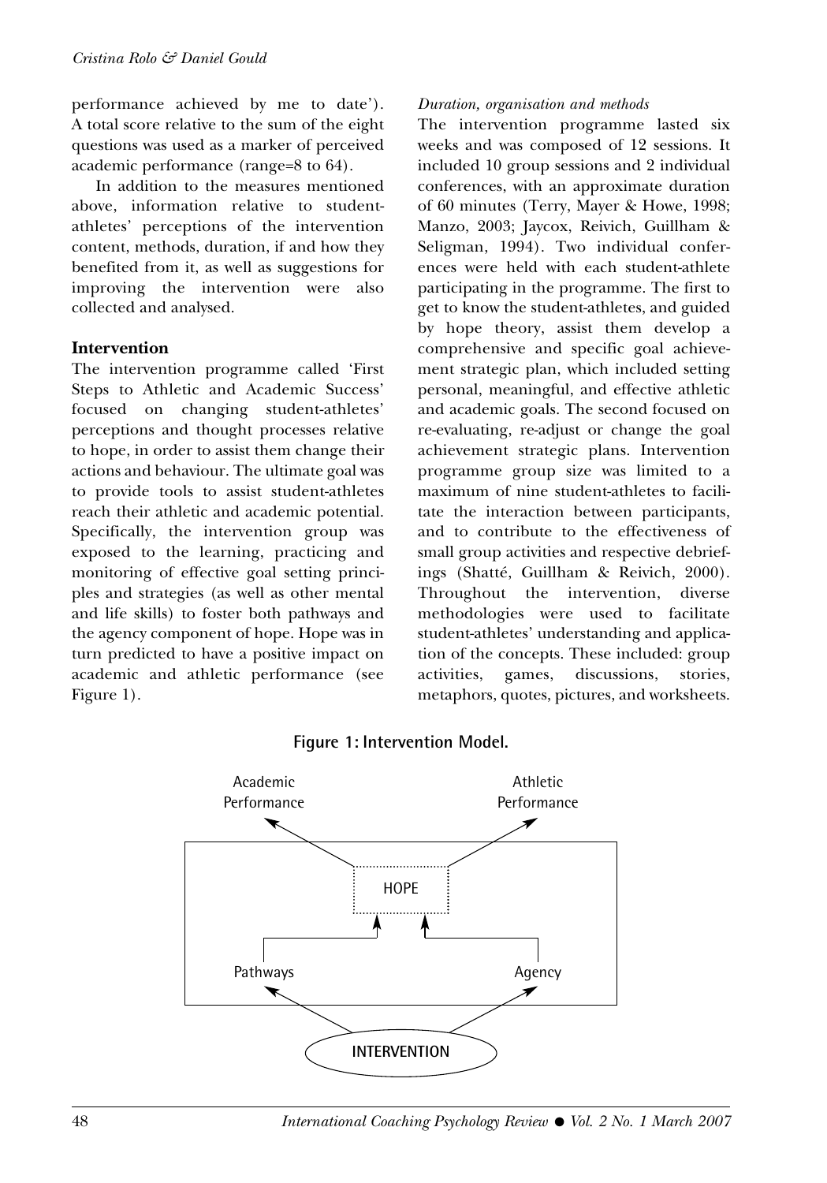performance achieved by me to date'). A total score relative to the sum of the eight questions was used as a marker of perceived academic performance (range=8 to 64).

In addition to the measures mentioned above, information relative to student-athletes' perceptions of the intervention content, methods, duration, if and how they benefited from it, as well as suggestions for improving the intervention were also collected and analysed.

## Intervention

The intervention programme called 'First Steps to Athletic and Academic Success' focused on changing student-athletes' perceptions and thought processes relative to hope, in order to assist them change their actions and behaviour. The ultimate goal was to provide tools to assist student-athletes reach their athletic and academic potential. Specifically, the intervention group was exposed to the learning, practicing and monitoring of effective goal setting principles and strategies (as well as other mental and life skills) to foster both pathways and the agency component of hope. Hope was in turn predicted to have a positive impact on academic and athletic performance (see Figure 1).

*Duration, organisation and methods*

The intervention programme lasted six weeks and was composed of 12 sessions. It included 10 group sessions and 2 individual conferences, with an approximate duration of 60 minutes (Terry, Mayer & Howe, 1998; Manzo, 2003; Jaycox, Reivich, Guillham & Seligman, 1994). Two individual conferences were held with each student-athlete participating in the programme. The first to get to know the student-athletes, and guided by hope theory, assist them develop a comprehensive and specific goal achievement strategic plan, which included setting personal, meaningful, and effective athletic and academic goals. The second focused on re-evaluating, re-adjust or change the goal achievement strategic plans. Intervention programme group size was limited to a maximum of nine student-athletes to facilitate the interaction between participants, and to contribute to the effectiveness of small group activities and respective debriefings (Shatté, Guillham & Reivich, 2000). Throughout the intervention, diverse methodologies were used to facilitate student-athletes' understanding and application of the concepts. These included: group activities, games, discussions, stories, metaphors, quotes, pictures, and worksheets.

**Figure 1: Intervention Model.**

Academic Performance — Athletic Performance — HOPE — Pathways — Agency — INTERVENTION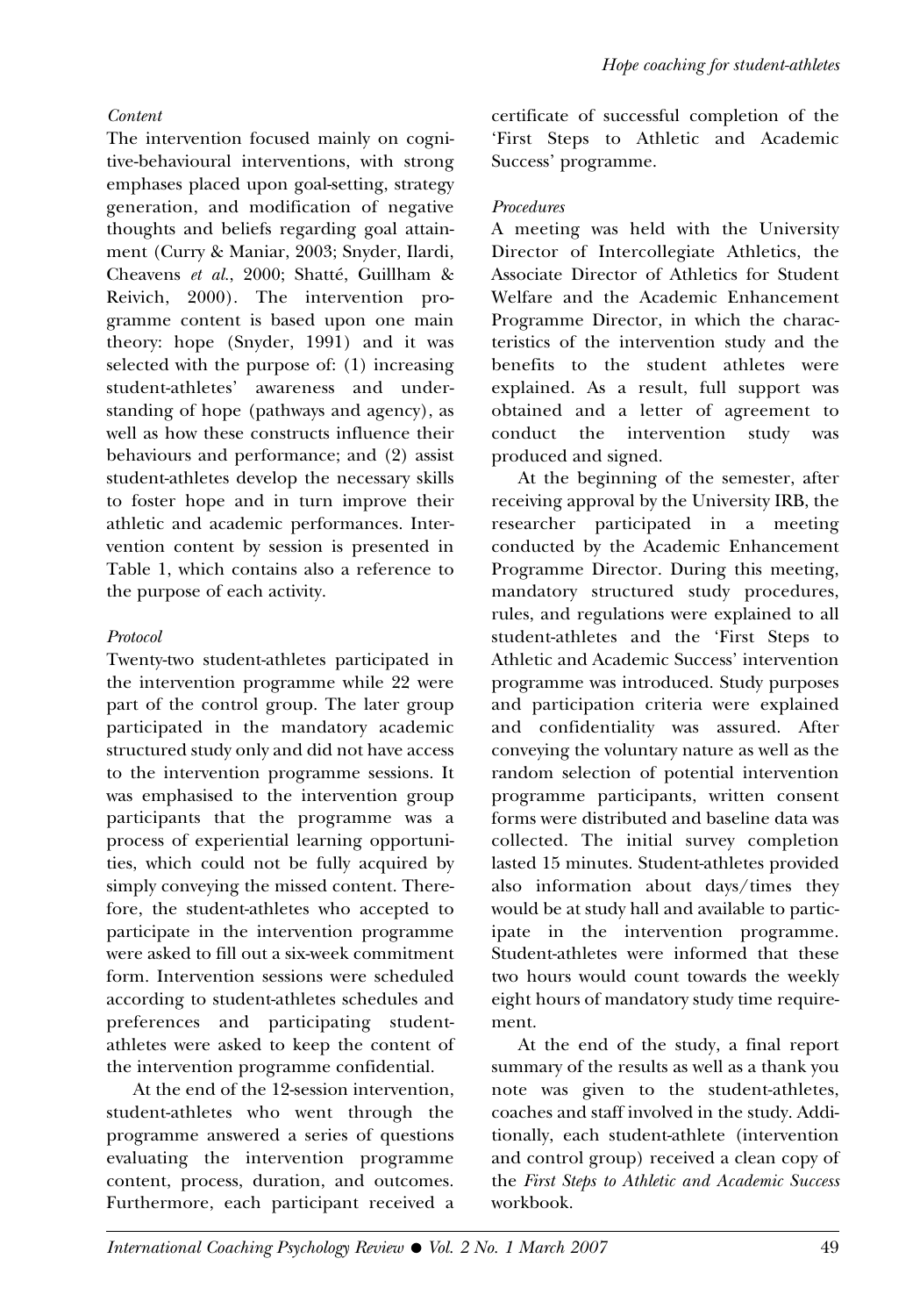### *Content*

The intervention focused mainly on cognitive-behavioural interventions, with strong emphases placed upon goal-setting, strategy generation, and modification of negative thoughts and beliefs regarding goal attainment (Curry & Maniar, 2003; Snyder, Ilardi, Cheavens *et al.*, 2000; Shatté, Guillham & Reivich, 2000). The intervention programme content is based upon one main theory: hope (Snyder, 1991) and it was selected with the purpose of: (1) increasing student-athletes' awareness and understanding of hope (pathways and agency), as well as how these constructs influence their behaviours and performance; and (2) assist student-athletes develop the necessary skills to foster hope and in turn improve their athletic and academic performances. Intervention content by session is presented in Table 1, which contains also a reference to the purpose of each activity.

### *Protocol*

Twenty-two student-athletes participated in the intervention programme while 22 were part of the control group. The later group participated in the mandatory academic structured study only and did not have access to the intervention programme sessions. It was emphasised to the intervention group participants that the programme was a process of experiential learning opportunities, which could not be fully acquired by simply conveying the missed content. Therefore, the student-athletes who accepted to participate in the intervention programme were asked to fill out a six-week commitment form. Intervention sessions were scheduled according to student-athletes schedules and preferences and participating student-athletes were asked to keep the content of the intervention programme confidential.

At the end of the 12-session intervention, student-athletes who went through the programme answered a series of questions evaluating the intervention programme content, process, duration, and outcomes. Furthermore, each participant received a certificate of successful completion of the 'First Steps to Athletic and Academic Success' programme.

### *Procedures*

A meeting was held with the University Director of Intercollegiate Athletics, the Associate Director of Athletics for Student Welfare and the Academic Enhancement Programme Director, in which the characteristics of the intervention study and the benefits to the student athletes were explained. As a result, full support was obtained and a letter of agreement to conduct the intervention study was produced and signed.

At the beginning of the semester, after receiving approval by the University IRB, the researcher participated in a meeting conducted by the Academic Enhancement Programme Director. During this meeting, mandatory structured study procedures, rules, and regulations were explained to all student-athletes and the 'First Steps to Athletic and Academic Success' intervention programme was introduced. Study purposes and participation criteria were explained and confidentiality was assured. After conveying the voluntary nature as well as the random selection of potential intervention programme participants, written consent forms were distributed and baseline data was collected. The initial survey completion lasted 15 minutes. Student-athletes provided also information about days/times they would be at study hall and available to participate in the intervention programme. Student-athletes were informed that these two hours would count towards the weekly eight hours of mandatory study time requirement.

At the end of the study, a final report summary of the results as well as a thank you note was given to the student-athletes, coaches and staff involved in the study. Additionally, each student-athlete (intervention and control group) received a clean copy of the *First Steps to Athletic and Academic Success* workbook.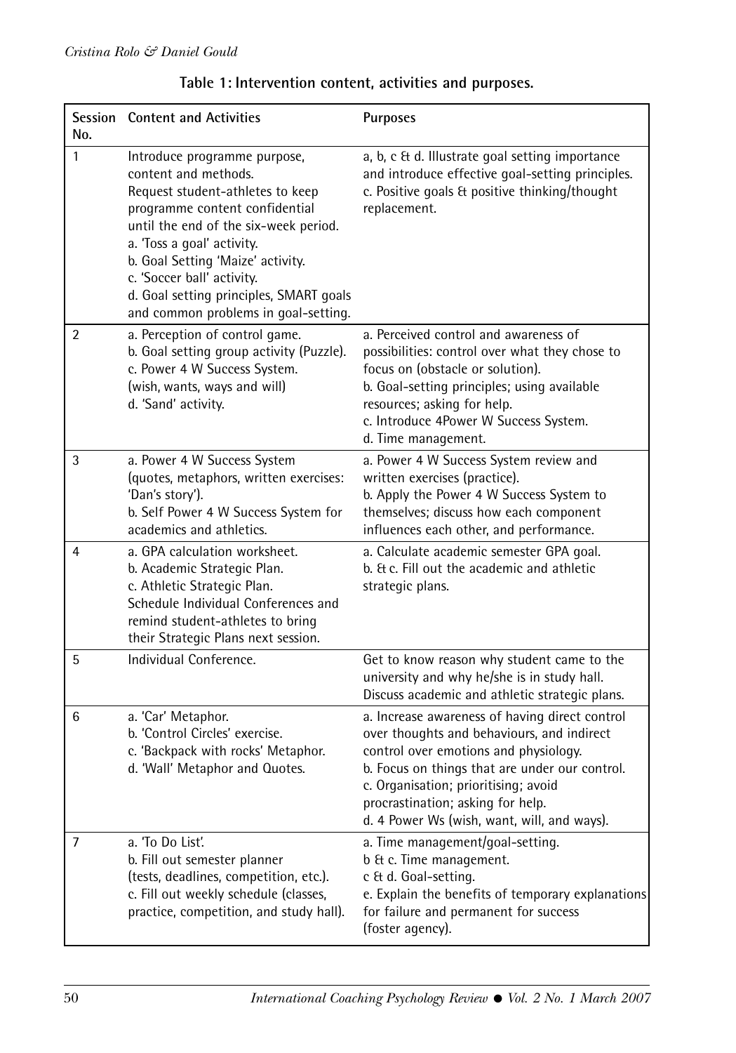**Table 1: Intervention content, activities and purposes.**

| Session No. | Content and Activities | Purposes |
|---|---|---|
| 1 | Introduce programme purpose, content and methods. Request student-athletes to keep programme content confidential until the end of the six-week period. a. 'Toss a goal' activity. b. Goal Setting 'Maize' activity. c. 'Soccer ball' activity. d. Goal setting principles, SMART goals and common problems in goal-setting. | a, b, c & d. Illustrate goal setting importance and introduce effective goal-setting principles. c. Positive goals & positive thinking/thought replacement. |
| 2 | a. Perception of control game. b. Goal setting group activity (Puzzle). c. Power 4 W Success System. (wish, wants, ways and will) d. 'Sand' activity. | a. Perceived control and awareness of possibilities: control over what they chose to focus on (obstacle or solution). b. Goal-setting principles; using available resources; asking for help. c. Introduce 4Power W Success System. d. Time management. |
| 3 | a. Power 4 W Success System (quotes, metaphors, written exercises: 'Dan's story'). b. Self Power 4 W Success System for academics and athletics. | a. Power 4 W Success System review and written exercises (practice). b. Apply the Power 4 W Success System to themselves; discuss how each component influences each other, and performance. |
| 4 | a. GPA calculation worksheet. b. Academic Strategic Plan. c. Athletic Strategic Plan. Schedule Individual Conferences and remind student-athletes to bring their Strategic Plans next session. | a. Calculate academic semester GPA goal. b. & c. Fill out the academic and athletic strategic plans. |
| 5 | Individual Conference. | Get to know reason why student came to the university and why he/she is in study hall. Discuss academic and athletic strategic plans. |
| 6 | a. 'Car' Metaphor. b. 'Control Circles' exercise. c. 'Backpack with rocks' Metaphor. d. 'Wall' Metaphor and Quotes. | a. Increase awareness of having direct control over thoughts and behaviours, and indirect control over emotions and physiology. b. Focus on things that are under our control. c. Organisation; prioritising; avoid procrastination; asking for help. d. 4 Power Ws (wish, want, will, and ways). |
| 7 | a. 'To Do List'. b. Fill out semester planner (tests, deadlines, competition, etc.). c. Fill out weekly schedule (classes, practice, competition, and study hall). | a. Time management/goal-setting. b & c. Time management. c & d. Goal-setting. e. Explain the benefits of temporary explanations for failure and permanent for success (foster agency). |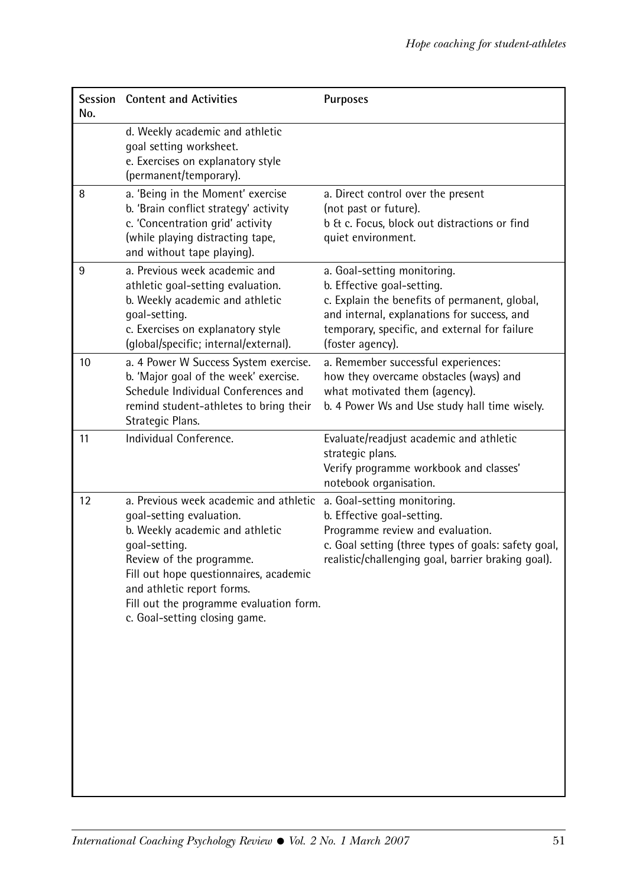| Session No. | Content and Activities | Purposes |
|---|---|---|
| | d. Weekly academic and athletic goal setting worksheet.<br>e. Exercises on explanatory style (permanent/temporary). | |
| 8 | a. 'Being in the Moment' exercise<br>b. 'Brain conflict strategy' activity<br>c. 'Concentration grid' activity (while playing distracting tape, and without tape playing). | a. Direct control over the present (not past or future).<br>b & c. Focus, block out distractions or find quiet environment. |
| 9 | a. Previous week academic and athletic goal-setting evaluation.<br>b. Weekly academic and athletic goal-setting.<br>c. Exercises on explanatory style (global/specific; internal/external). | a. Goal-setting monitoring.<br>b. Effective goal-setting.<br>c. Explain the benefits of permanent, global, and internal, explanations for success, and temporary, specific, and external for failure (foster agency). |
| 10 | a. 4 Power W Success System exercise.<br>b. 'Major goal of the week' exercise.<br>Schedule Individual Conferences and remind student-athletes to bring their Strategic Plans. | a. Remember successful experiences: how they overcame obstacles (ways) and what motivated them (agency).<br>b. 4 Power Ws and Use study hall time wisely. |
| 11 | Individual Conference. | Evaluate/readjust academic and athletic strategic plans.<br>Verify programme workbook and classes' notebook organisation. |
| 12 | a. Previous week academic and athletic goal-setting evaluation.<br>b. Weekly academic and athletic goal-setting.<br>Review of the programme.<br>Fill out hope questionnaires, academic and athletic report forms.<br>Fill out the programme evaluation form.<br>c. Goal-setting closing game. | a. Goal-setting monitoring.<br>b. Effective goal-setting.<br>Programme review and evaluation.<br>c. Goal setting (three types of goals: safety goal, realistic/challenging goal, barrier braking goal). |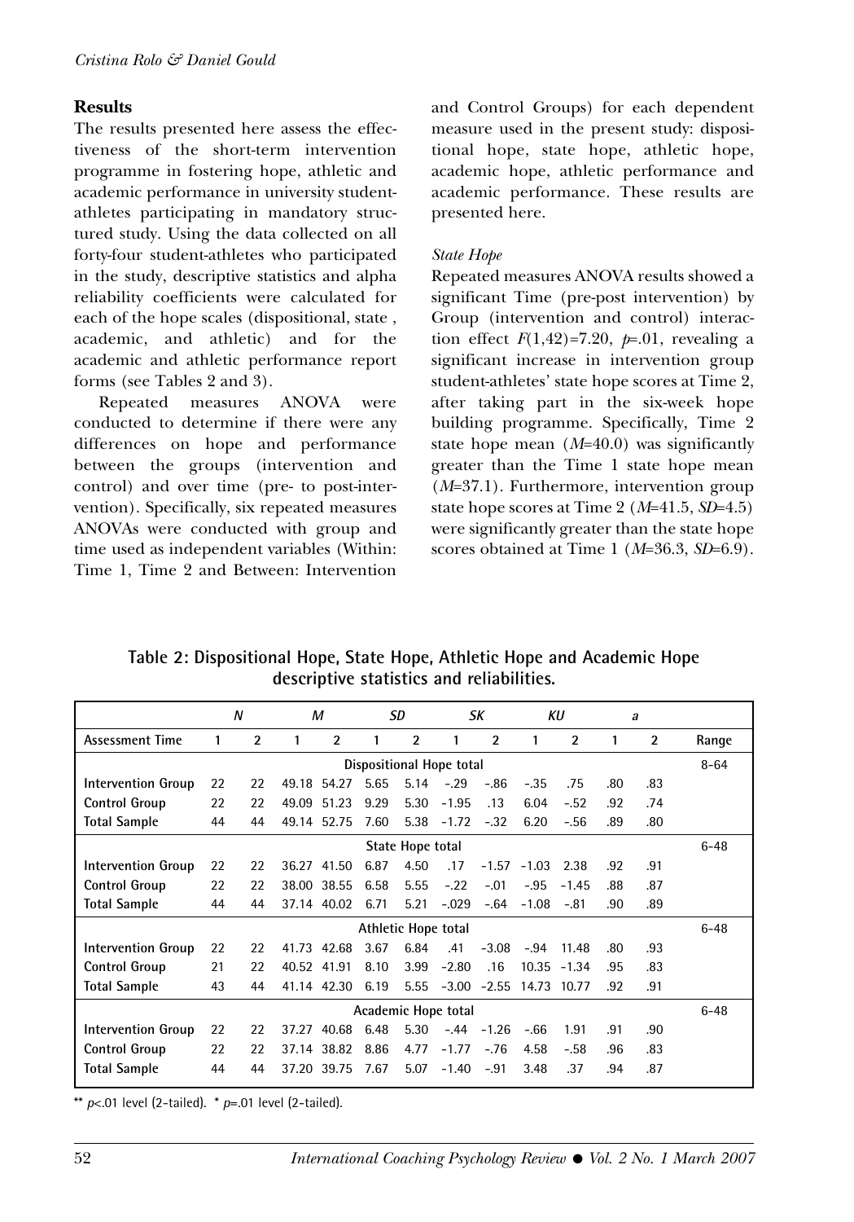## Results

The results presented here assess the effectiveness of the short-term intervention programme in fostering hope, athletic and academic performance in university student-athletes participating in mandatory structured study. Using the data collected on all forty-four student-athletes who participated in the study, descriptive statistics and alpha reliability coefficients were calculated for each of the hope scales (dispositional, state , academic, and athletic) and for the academic and athletic performance report forms (see Tables 2 and 3).

Repeated measures ANOVA were conducted to determine if there were any differences on hope and performance between the groups (intervention and control) and over time (pre- to post-intervention). Specifically, six repeated measures ANOVAs were conducted with group and time used as independent variables (Within: Time 1, Time 2 and Between: Intervention and Control Groups) for each dependent measure used in the present study: dispositional hope, state hope, athletic hope, academic hope, athletic performance and academic performance. These results are presented here.

### *State Hope*

Repeated measures ANOVA results showed a significant Time (pre-post intervention) by Group (intervention and control) interaction effect $F(1,42)=7.20$, $p=.01$, revealing a significant increase in intervention group student-athletes' state hope scores at Time 2, after taking part in the six-week hope building programme. Specifically, Time 2 state hope mean ($M$=40.0) was significantly greater than the Time 1 state hope mean ($M$=37.1). Furthermore, intervention group state hope scores at Time 2 ($M$=41.5, $SD$=4.5) were significantly greater than the state hope scores obtained at Time 1 ($M$=36.3, $SD$=6.9).

**Table 2: Dispositional Hope, State Hope, Athletic Hope and Academic Hope descriptive statistics and reliabilities.**

| | *N* | | *M* | | *SD* | | *SK* | | *KU* | | *a* | | |
|---|---|---|---|---|---|---|---|---|---|---|---|---|---|
| **Assessment Time** | 1 | 2 | 1 | 2 | 1 | 2 | 1 | 2 | 1 | 2 | 1 | 2 | Range |
| | | | | | Dispositional Hope total | | | | | | | | 8–64 |
| **Intervention Group** | 22 | 22 | 49.18 | 54.27 | 5.65 | 5.14 | –.29 | –.86 | –.35 | .75 | .80 | .83 | |
| **Control Group** | 22 | 22 | 49.09 | 51.23 | 9.29 | 5.30 | –1.95 | .13 | 6.04 | –.52 | .92 | .74 | |
| **Total Sample** | 44 | 44 | 49.14 | 52.75 | 7.60 | 5.38 | –1.72 | –.32 | 6.20 | –.56 | .89 | .80 | |
| | | | | | State Hope total | | | | | | | | 6–48 |
| **Intervention Group** | 22 | 22 | 36.27 | 41.50 | 6.87 | 4.50 | .17 | –1.57 | –1.03 | 2.38 | .92 | .91 | |
| **Control Group** | 22 | 22 | 38.00 | 38.55 | 6.58 | 5.55 | –.22 | –.01 | –.95 | –1.45 | .88 | .87 | |
| **Total Sample** | 44 | 44 | 37.14 | 40.02 | 6.71 | 5.21 | –.029 | –.64 | –1.08 | –.81 | .90 | .89 | |
| | | | | | Athletic Hope total | | | | | | | | 6–48 |
| **Intervention Group** | 22 | 22 | 41.73 | 42.68 | 3.67 | 6.84 | .41 | –3.08 | –.94 | 11.48 | .80 | .93 | |
| **Control Group** | 21 | 22 | 40.52 | 41.91 | 8.10 | 3.99 | –2.80 | .16 | 10.35 | –1.34 | .95 | .83 | |
| **Total Sample** | 43 | 44 | 41.14 | 42.30 | 6.19 | 5.55 | –3.00 | –2.55 | 14.73 | 10.77 | .92 | .91 | |
| | | | | | Academic Hope total | | | | | | | | 6–48 |
| **Intervention Group** | 22 | 22 | 37.27 | 40.68 | 6.48 | 5.30 | –.44 | –1.26 | –.66 | 1.91 | .91 | .90 | |
| **Control Group** | 22 | 22 | 37.14 | 38.82 | 8.86 | 4.77 | –1.77 | –.76 | 4.58 | –.58 | .96 | .83 | |
| **Total Sample** | 44 | 44 | 37.20 | 39.75 | 7.67 | 5.07 | –1.40 | –.91 | 3.48 | .37 | .94 | .87 | |

** $p<.01$ level (2-tailed). * $p=.01$ level (2-tailed).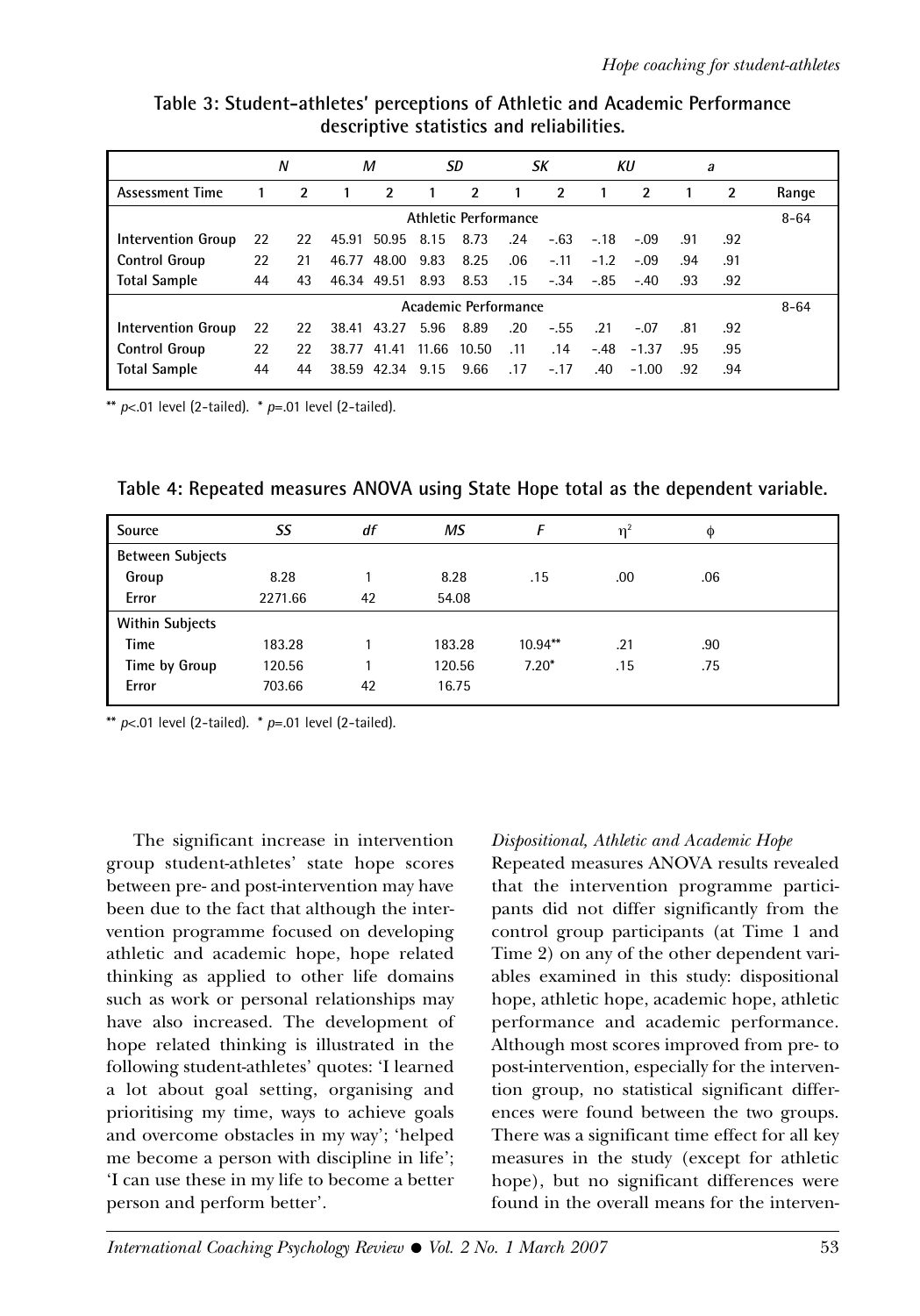**Table 3: Student-athletes' perceptions of Athletic and Academic Performance descriptive statistics and reliabilities.**

| | *N* | | *M* | | *SD* | | *SK* | | *KU* | | *a* | | |
|---|---|---|---|---|---|---|---|---|---|---|---|---|---|
| Assessment Time | 1 | 2 | 1 | 2 | 1 | 2 | 1 | 2 | 1 | 2 | 1 | 2 | Range |
| | | | | | Athletic Performance | | | | | | | | 8–64 |
| Intervention Group | 22 | 22 | 45.91 | 50.95 | 8.15 | 8.73 | .24 | –.63 | –.18 | –.09 | .91 | .92 | |
| Control Group | 22 | 21 | 46.77 | 48.00 | 9.83 | 8.25 | .06 | –.11 | –1.2 | –.09 | .94 | .91 | |
| Total Sample | 44 | 43 | 46.34 | 49.51 | 8.93 | 8.53 | .15 | –.34 | –.85 | –.40 | .93 | .92 | |
| | | | | | Academic Performance | | | | | | | | 8–64 |
| Intervention Group | 22 | 22 | 38.41 | 43.27 | 5.96 | 8.89 | .20 | –.55 | .21 | –.07 | .81 | .92 | |
| Control Group | 22 | 22 | 38.77 | 41.41 | 11.66 | 10.50 | .11 | .14 | –.48 | –1.37 | .95 | .95 | |
| Total Sample | 44 | 44 | 38.59 | 42.34 | 9.15 | 9.66 | .17 | –.17 | .40 | –1.00 | .92 | .94 | |

** $p<.01$ level (2-tailed). * $p=.01$ level (2-tailed).

**Table 4: Repeated measures ANOVA using State Hope total as the dependent variable.**

| Source | *SS* | *df* | *MS* | *F* | $\eta^2$ | $\phi$ |
|---|---|---|---|---|---|---|
| Between Subjects | | | | | | |
| Group | 8.28 | 1 | 8.28 | .15 | .00 | .06 |
| Error | 2271.66 | 42 | 54.08 | | | |
| Within Subjects | | | | | | |
| Time | 183.28 | 1 | 183.28 | 10.94** | .21 | .90 |
| Time by Group | 120.56 | 1 | 120.56 | 7.20* | .15 | .75 |
| Error | 703.66 | 42 | 16.75 | | | |

** $p<.01$ level (2-tailed). * $p=.01$ level (2-tailed).

The significant increase in intervention group student-athletes' state hope scores between pre- and post-intervention may have been due to the fact that although the intervention programme focused on developing athletic and academic hope, hope related thinking as applied to other life domains such as work or personal relationships may have also increased. The development of hope related thinking is illustrated in the following student-athletes' quotes: 'I learned a lot about goal setting, organising and prioritising my time, ways to achieve goals and overcome obstacles in my way'; 'helped me become a person with discipline in life'; 'I can use these in my life to become a better person and perform better'.

*Dispositional, Athletic and Academic Hope*

Repeated measures ANOVA results revealed that the intervention programme participants did not differ significantly from the control group participants (at Time 1 and Time 2) on any of the other dependent variables examined in this study: dispositional hope, athletic hope, academic hope, athletic performance and academic performance. Although most scores improved from pre- to post-intervention, especially for the intervention group, no statistical significant differences were found between the two groups. There was a significant time effect for all key measures in the study (except for athletic hope), but no significant differences were found in the overall means for the interven-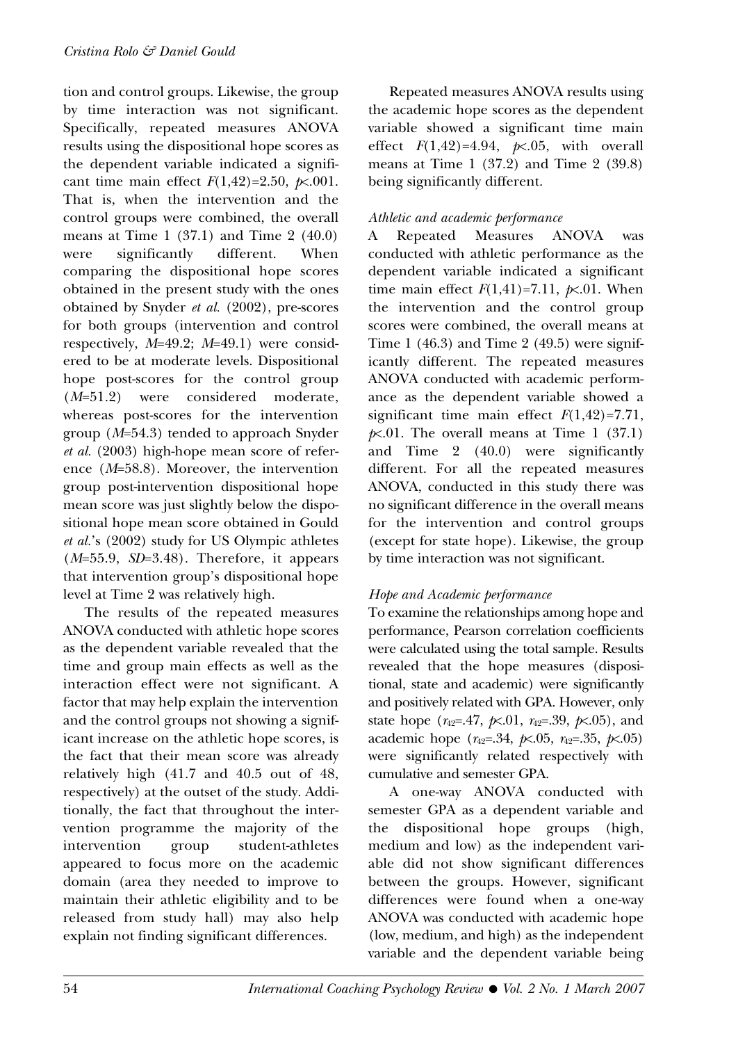tion and control groups. Likewise, the group by time interaction was not significant. Specifically, repeated measures ANOVA results using the dispositional hope scores as the dependent variable indicated a significant time main effect $F(1,42)=2.50$, $p<.001$. That is, when the intervention and the control groups were combined, the overall means at Time 1 (37.1) and Time 2 (40.0) were significantly different. When comparing the dispositional hope scores obtained in the present study with the ones obtained by Snyder *et al.* (2002), pre-scores for both groups (intervention and control respectively, $M=49.2$; $M=49.1$) were considered to be at moderate levels. Dispositional hope post-scores for the control group ($M=51.2$) were considered moderate, whereas post-scores for the intervention group ($M=54.3$) tended to approach Snyder *et al.* (2003) high-hope mean score of reference ($M=58.8$). Moreover, the intervention group post-intervention dispositional hope mean score was just slightly below the dispositional hope mean score obtained in Gould *et al.*'s (2002) study for US Olympic athletes ($M=55.9$, $SD=3.48$). Therefore, it appears that intervention group's dispositional hope level at Time 2 was relatively high.

The results of the repeated measures ANOVA conducted with athletic hope scores as the dependent variable revealed that the time and group main effects as well as the interaction effect were not significant. A factor that may help explain the intervention and the control groups not showing a significant increase on the athletic hope scores, is the fact that their mean score was already relatively high (41.7 and 40.5 out of 48, respectively) at the outset of the study. Additionally, the fact that throughout the intervention programme the majority of the intervention group student-athletes appeared to focus more on the academic domain (area they needed to improve to maintain their athletic eligibility and to be released from study hall) may also help explain not finding significant differences.

Repeated measures ANOVA results using the academic hope scores as the dependent variable showed a significant time main effect $F(1,42)=4.94$, $p<.05$, with overall means at Time 1 (37.2) and Time 2 (39.8) being significantly different.

*Athletic and academic performance*

A Repeated Measures ANOVA was conducted with athletic performance as the dependent variable indicated a significant time main effect $F(1,41)=7.11$, $p<.01$. When the intervention and the control group scores were combined, the overall means at Time 1 (46.3) and Time 2 (49.5) were significantly different. The repeated measures ANOVA conducted with academic performance as the dependent variable showed a significant time main effect $F(1,42)=7.71$, $p<.01$. The overall means at Time 1 (37.1) and Time 2 (40.0) were significantly different. For all the repeated measures ANOVA, conducted in this study there was no significant difference in the overall means for the intervention and control groups (except for state hope). Likewise, the group by time interaction was not significant.

*Hope and Academic performance*

To examine the relationships among hope and performance, Pearson correlation coefficients were calculated using the total sample. Results revealed that the hope measures (dispositional, state and academic) were significantly and positively related with GPA. However, only state hope ($r_{42}=.47$, $p<.01$, $r_{42}=.39$, $p<.05$), and academic hope ($r_{42}=.34$, $p<.05$, $r_{42}=.35$, $p<.05$) were significantly related respectively with cumulative and semester GPA.

A one-way ANOVA conducted with semester GPA as a dependent variable and the dispositional hope groups (high, medium and low) as the independent variable did not show significant differences between the groups. However, significant differences were found when a one-way ANOVA was conducted with academic hope (low, medium, and high) as the independent variable and the dependent variable being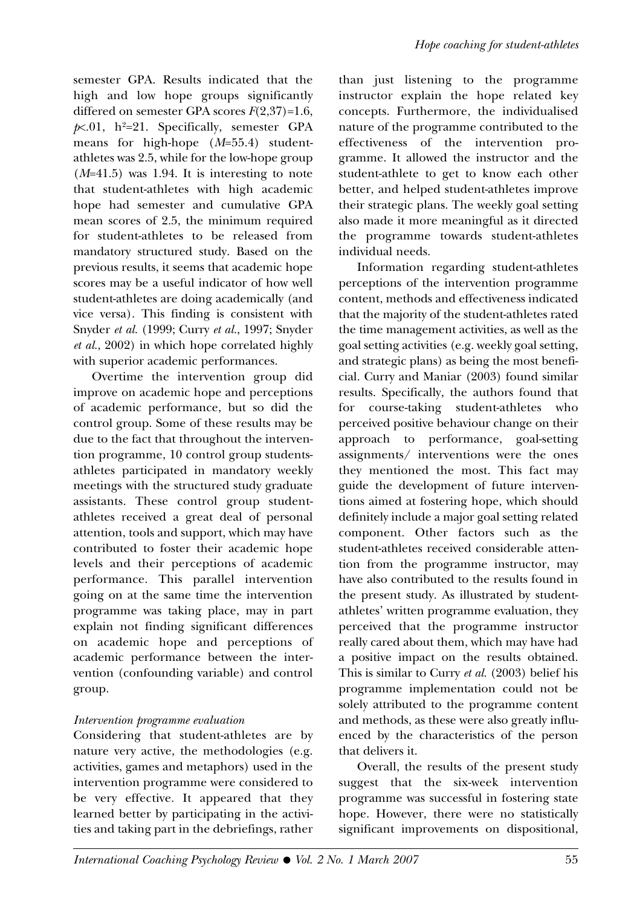semester GPA. Results indicated that the high and low hope groups significantly differed on semester GPA scores $F(2,37)=1.6$, $p<.01$, $h^2=21$. Specifically, semester GPA means for high-hope ($M=55.4$) student-athletes was 2.5, while for the low-hope group ($M=41.5$) was 1.94. It is interesting to note that student-athletes with high academic hope had semester and cumulative GPA mean scores of 2.5, the minimum required for student-athletes to be released from mandatory structured study. Based on the previous results, it seems that academic hope scores may be a useful indicator of how well student-athletes are doing academically (and vice versa). This finding is consistent with Snyder *et al.* (1999; Curry *et al.*, 1997; Snyder *et al.*, 2002) in which hope correlated highly with superior academic performances.

Overtime the intervention group did improve on academic hope and perceptions of academic performance, but so did the control group. Some of these results may be due to the fact that throughout the intervention programme, 10 control group students-athletes participated in mandatory weekly meetings with the structured study graduate assistants. These control group student-athletes received a great deal of personal attention, tools and support, which may have contributed to foster their academic hope levels and their perceptions of academic performance. This parallel intervention going on at the same time the intervention programme was taking place, may in part explain not finding significant differences on academic hope and perceptions of academic performance between the intervention (confounding variable) and control group.

### *Intervention programme evaluation*

Considering that student-athletes are by nature very active, the methodologies (e.g. activities, games and metaphors) used in the intervention programme were considered to be very effective. It appeared that they learned better by participating in the activities and taking part in the debriefings, rather than just listening to the programme instructor explain the hope related key concepts. Furthermore, the individualised nature of the programme contributed to the effectiveness of the intervention programme. It allowed the instructor and the student-athlete to get to know each other better, and helped student-athletes improve their strategic plans. The weekly goal setting also made it more meaningful as it directed the programme towards student-athletes individual needs.

Information regarding student-athletes perceptions of the intervention programme content, methods and effectiveness indicated that the majority of the student-athletes rated the time management activities, as well as the goal setting activities (e.g. weekly goal setting, and strategic plans) as being the most beneficial. Curry and Maniar (2003) found similar results. Specifically, the authors found that for course-taking student-athletes who perceived positive behaviour change on their approach to performance, goal-setting assignments/ interventions were the ones they mentioned the most. This fact may guide the development of future interventions aimed at fostering hope, which should definitely include a major goal setting related component. Other factors such as the student-athletes received considerable attention from the programme instructor, may have also contributed to the results found in the present study. As illustrated by student-athletes' written programme evaluation, they perceived that the programme instructor really cared about them, which may have had a positive impact on the results obtained. This is similar to Curry *et al.* (2003) belief his programme implementation could not be solely attributed to the programme content and methods, as these were also greatly influenced by the characteristics of the person that delivers it.

Overall, the results of the present study suggest that the six-week intervention programme was successful in fostering state hope. However, there were no statistically significant improvements on dispositional,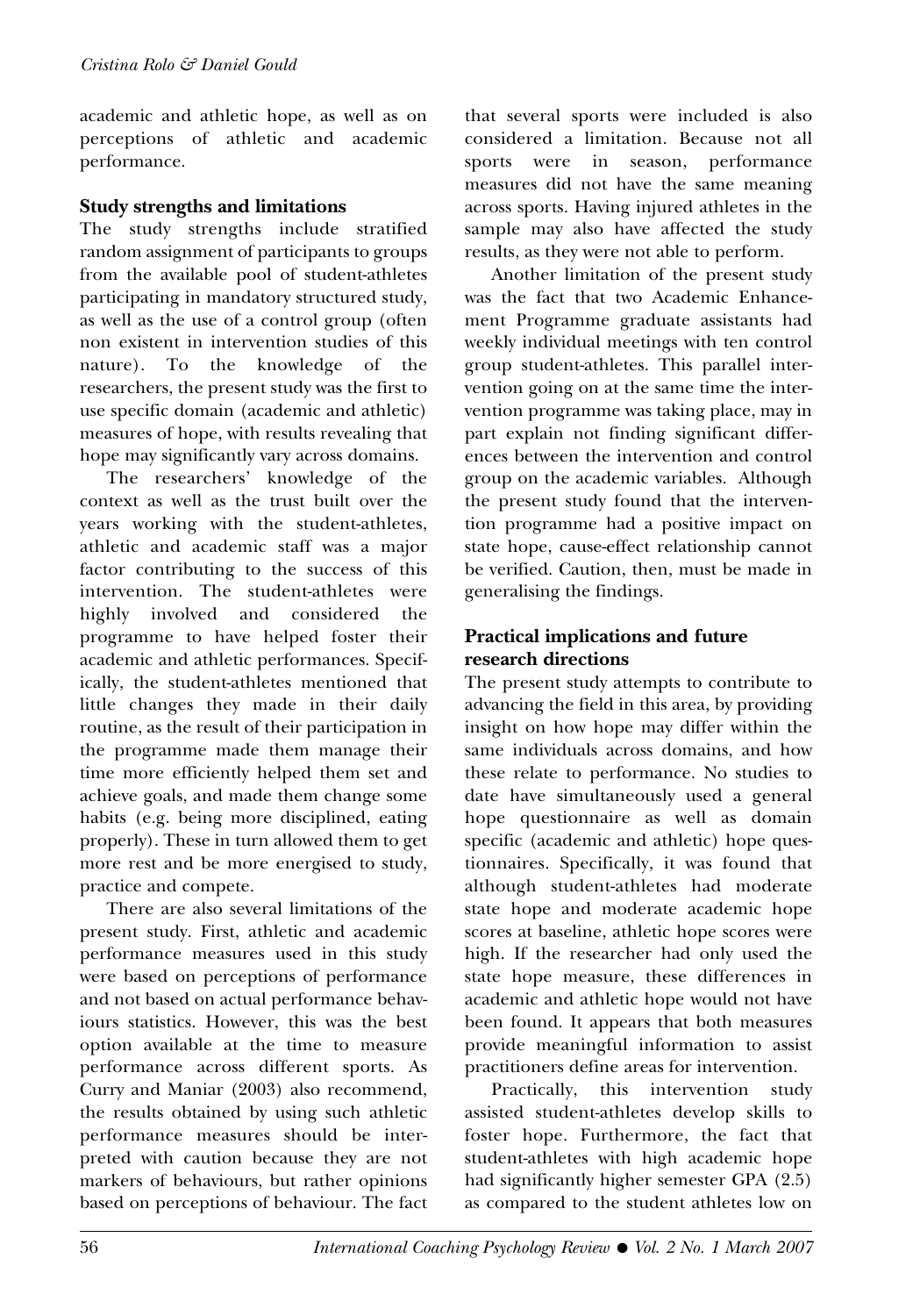academic and athletic hope, as well as on perceptions of athletic and academic performance.

### Study strengths and limitations

The study strengths include stratified random assignment of participants to groups from the available pool of student-athletes participating in mandatory structured study, as well as the use of a control group (often non existent in intervention studies of this nature). To the knowledge of the researchers, the present study was the first to use specific domain (academic and athletic) measures of hope, with results revealing that hope may significantly vary across domains.

The researchers' knowledge of the context as well as the trust built over the years working with the student-athletes, athletic and academic staff was a major factor contributing to the success of this intervention. The student-athletes were highly involved and considered the programme to have helped foster their academic and athletic performances. Specifically, the student-athletes mentioned that little changes they made in their daily routine, as the result of their participation in the programme made them manage their time more efficiently helped them set and achieve goals, and made them change some habits (e.g. being more disciplined, eating properly). These in turn allowed them to get more rest and be more energised to study, practice and compete.

There are also several limitations of the present study. First, athletic and academic performance measures used in this study were based on perceptions of performance and not based on actual performance behaviours statistics. However, this was the best option available at the time to measure performance across different sports. As Curry and Maniar (2003) also recommend, the results obtained by using such athletic performance measures should be interpreted with caution because they are not markers of behaviours, but rather opinions based on perceptions of behaviour. The fact that several sports were included is also considered a limitation. Because not all sports were in season, performance measures did not have the same meaning across sports. Having injured athletes in the sample may also have affected the study results, as they were not able to perform.

Another limitation of the present study was the fact that two Academic Enhancement Programme graduate assistants had weekly individual meetings with ten control group student-athletes. This parallel intervention going on at the same time the intervention programme was taking place, may in part explain not finding significant differences between the intervention and control group on the academic variables. Although the present study found that the intervention programme had a positive impact on state hope, cause-effect relationship cannot be verified. Caution, then, must be made in generalising the findings.

### Practical implications and future research directions

The present study attempts to contribute to advancing the field in this area, by providing insight on how hope may differ within the same individuals across domains, and how these relate to performance. No studies to date have simultaneously used a general hope questionnaire as well as domain specific (academic and athletic) hope questionnaires. Specifically, it was found that although student-athletes had moderate state hope and moderate academic hope scores at baseline, athletic hope scores were high. If the researcher had only used the state hope measure, these differences in academic and athletic hope would not have been found. It appears that both measures provide meaningful information to assist practitioners define areas for intervention.

Practically, this intervention study assisted student-athletes develop skills to foster hope. Furthermore, the fact that student-athletes with high academic hope had significantly higher semester GPA (2.5) as compared to the student athletes low on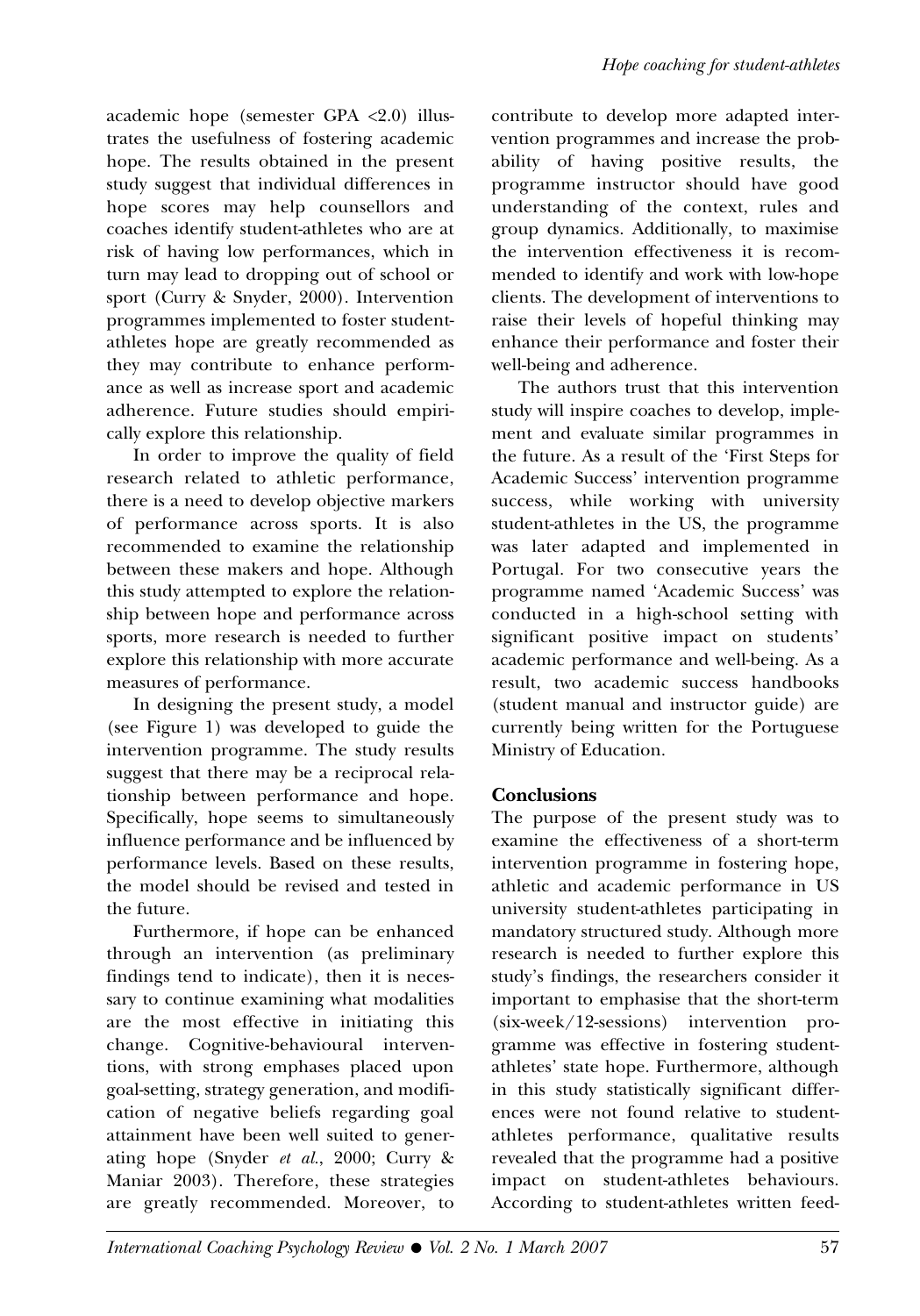academic hope (semester GPA <2.0) illustrates the usefulness of fostering academic hope. The results obtained in the present study suggest that individual differences in hope scores may help counsellors and coaches identify student-athletes who are at risk of having low performances, which in turn may lead to dropping out of school or sport (Curry & Snyder, 2000). Intervention programmes implemented to foster student-athletes hope are greatly recommended as they may contribute to enhance performance as well as increase sport and academic adherence. Future studies should empirically explore this relationship.

In order to improve the quality of field research related to athletic performance, there is a need to develop objective markers of performance across sports. It is also recommended to examine the relationship between these makers and hope. Although this study attempted to explore the relationship between hope and performance across sports, more research is needed to further explore this relationship with more accurate measures of performance.

In designing the present study, a model (see Figure 1) was developed to guide the intervention programme. The study results suggest that there may be a reciprocal relationship between performance and hope. Specifically, hope seems to simultaneously influence performance and be influenced by performance levels. Based on these results, the model should be revised and tested in the future.

Furthermore, if hope can be enhanced through an intervention (as preliminary findings tend to indicate), then it is necessary to continue examining what modalities are the most effective in initiating this change. Cognitive-behavioural interventions, with strong emphases placed upon goal-setting, strategy generation, and modification of negative beliefs regarding goal attainment have been well suited to generating hope (Snyder *et al.*, 2000; Curry & Maniar 2003). Therefore, these strategies are greatly recommended. Moreover, to contribute to develop more adapted intervention programmes and increase the probability of having positive results, the programme instructor should have good understanding of the context, rules and group dynamics. Additionally, to maximise the intervention effectiveness it is recommended to identify and work with low-hope clients. The development of interventions to raise their levels of hopeful thinking may enhance their performance and foster their well-being and adherence.

The authors trust that this intervention study will inspire coaches to develop, implement and evaluate similar programmes in the future. As a result of the 'First Steps for Academic Success' intervention programme success, while working with university student-athletes in the US, the programme was later adapted and implemented in Portugal. For two consecutive years the programme named 'Academic Success' was conducted in a high-school setting with significant positive impact on students' academic performance and well-being. As a result, two academic success handbooks (student manual and instructor guide) are currently being written for the Portuguese Ministry of Education.

## Conclusions

The purpose of the present study was to examine the effectiveness of a short-term intervention programme in fostering hope, athletic and academic performance in US university student-athletes participating in mandatory structured study. Although more research is needed to further explore this study's findings, the researchers consider it important to emphasise that the short-term (six-week/12-sessions) intervention programme was effective in fostering student-athletes' state hope. Furthermore, although in this study statistically significant differences were not found relative to student-athletes performance, qualitative results revealed that the programme had a positive impact on student-athletes behaviours. According to student-athletes written feed-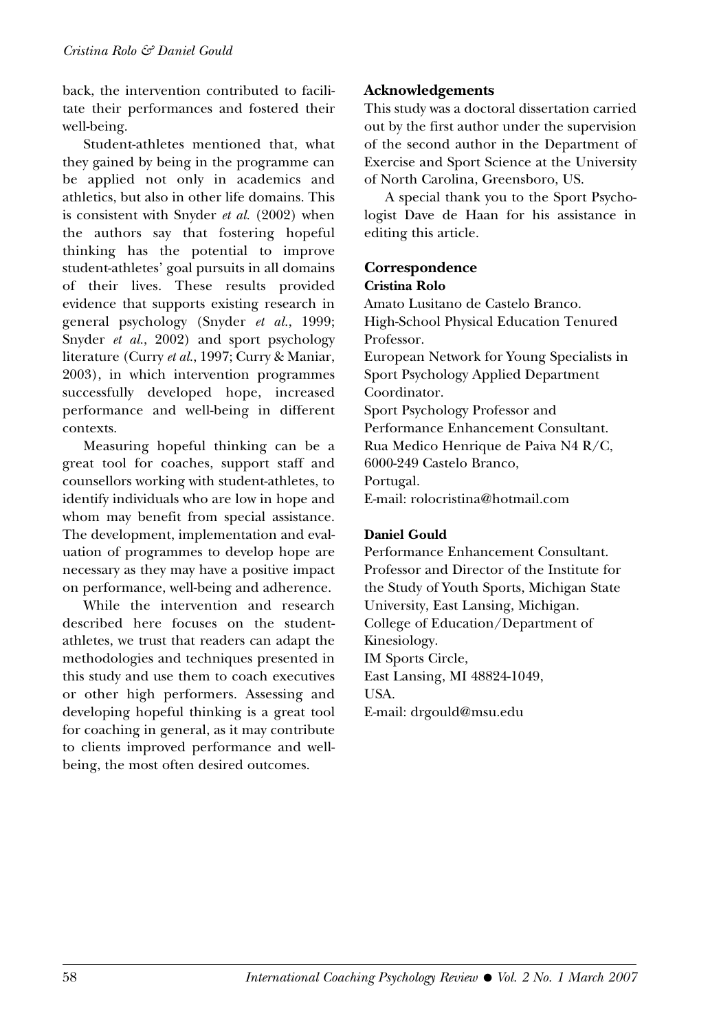back, the intervention contributed to facilitate their performances and fostered their well-being.

Student-athletes mentioned that, what they gained by being in the programme can be applied not only in academics and athletics, but also in other life domains. This is consistent with Snyder *et al.* (2002) when the authors say that fostering hopeful thinking has the potential to improve student-athletes' goal pursuits in all domains of their lives. These results provided evidence that supports existing research in general psychology (Snyder *et al.*, 1999; Snyder *et al.*, 2002) and sport psychology literature (Curry *et al.*, 1997; Curry & Maniar, 2003), in which intervention programmes successfully developed hope, increased performance and well-being in different contexts.

Measuring hopeful thinking can be a great tool for coaches, support staff and counsellors working with student-athletes, to identify individuals who are low in hope and whom may benefit from special assistance. The development, implementation and evaluation of programmes to develop hope are necessary as they may have a positive impact on performance, well-being and adherence.

While the intervention and research described here focuses on the student-athletes, we trust that readers can adapt the methodologies and techniques presented in this study and use them to coach executives or other high performers. Assessing and developing hopeful thinking is a great tool for coaching in general, as it may contribute to clients improved performance and well-being, the most often desired outcomes.

## Acknowledgements

This study was a doctoral dissertation carried out by the first author under the supervision of the second author in the Department of Exercise and Sport Science at the University of North Carolina, Greensboro, US.

A special thank you to the Sport Psychologist Dave de Haan for his assistance in editing this article.

## Correspondence

**Cristina Rolo**

Amato Lusitano de Castelo Branco.
High-School Physical Education Tenured Professor.
European Network for Young Specialists in Sport Psychology Applied Department Coordinator.
Sport Psychology Professor and Performance Enhancement Consultant.
Rua Medico Henrique de Paiva N4 R/C,
6000-249 Castelo Branco,
Portugal.
E-mail: rolocristina@hotmail.com

**Daniel Gould**

Performance Enhancement Consultant.
Professor and Director of the Institute for the Study of Youth Sports, Michigan State University, East Lansing, Michigan.
College of Education/Department of Kinesiology.
IM Sports Circle,
East Lansing, MI 48824-1049,
USA.
E-mail: drgould@msu.edu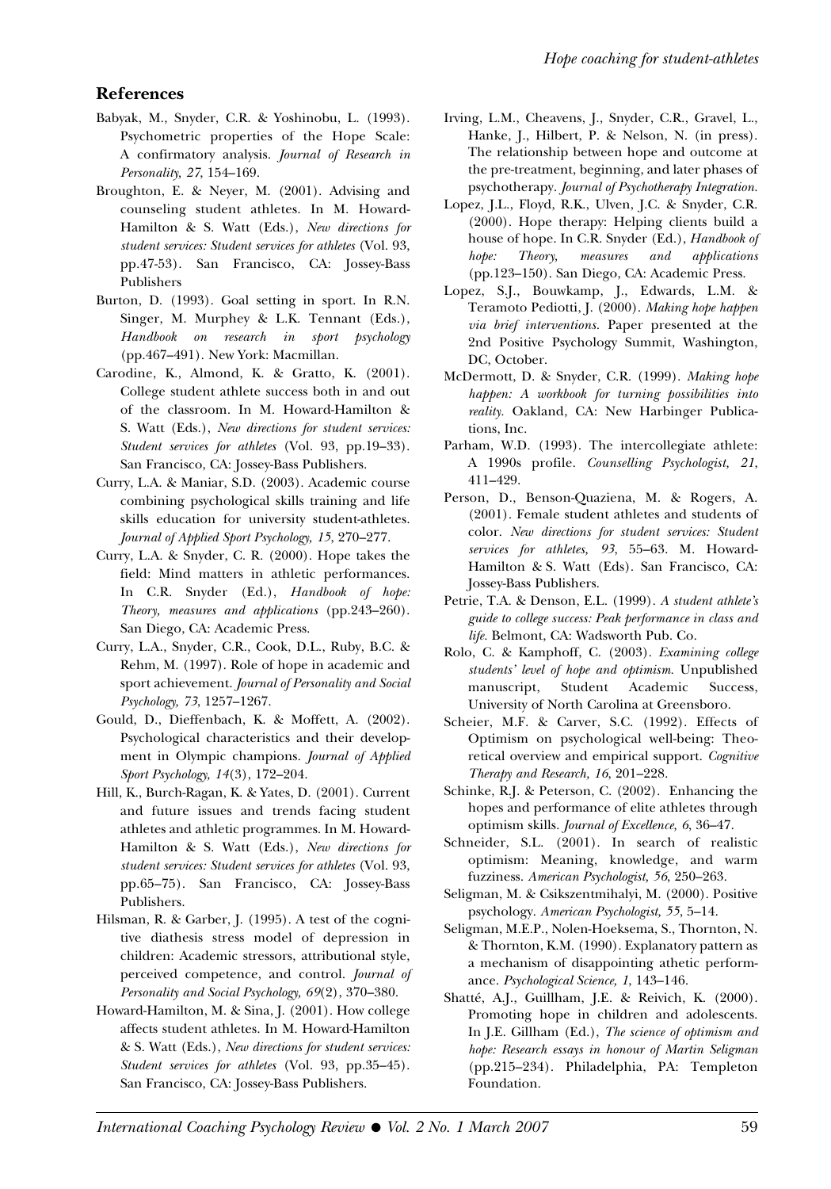## References

Babyak, M., Snyder, C.R. & Yoshinobu, L. (1993). Psychometric properties of the Hope Scale: A confirmatory analysis. *Journal of Research in Personality, 27*, 154–169.

Broughton, E. & Neyer, M. (2001). Advising and counseling student athletes. In M. Howard-Hamilton & S. Watt (Eds.), *New directions for student services: Student services for athletes* (Vol. 93, pp.47-53). San Francisco, CA: Jossey-Bass Publishers

Burton, D. (1993). Goal setting in sport. In R.N. Singer, M. Murphey & L.K. Tennant (Eds.), *Handbook on research in sport psychology* (pp.467–491). New York: Macmillan.

Carodine, K., Almond, K. & Gratto, K. (2001). College student athlete success both in and out of the classroom. In M. Howard-Hamilton & S. Watt (Eds.), *New directions for student services: Student services for athletes* (Vol. 93, pp.19–33). San Francisco, CA: Jossey-Bass Publishers.

Curry, L.A. & Maniar, S.D. (2003). Academic course combining psychological skills training and life skills education for university student-athletes. *Journal of Applied Sport Psychology, 15*, 270–277.

Curry, L.A. & Snyder, C. R. (2000). Hope takes the field: Mind matters in athletic performances. In C.R. Snyder (Ed.), *Handbook of hope: Theory, measures and applications* (pp.243–260). San Diego, CA: Academic Press.

Curry, L.A., Snyder, C.R., Cook, D.L., Ruby, B.C. & Rehm, M. (1997). Role of hope in academic and sport achievement. *Journal of Personality and Social Psychology, 73*, 1257–1267.

Gould, D., Dieffenbach, K. & Moffett, A. (2002). Psychological characteristics and their development in Olympic champions. *Journal of Applied Sport Psychology, 14*(3), 172–204.

Hill, K., Burch-Ragan, K. & Yates, D. (2001). Current and future issues and trends facing student athletes and athletic programmes. In M. Howard-Hamilton & S. Watt (Eds.), *New directions for student services: Student services for athletes* (Vol. 93, pp.65–75). San Francisco, CA: Jossey-Bass Publishers.

Hilsman, R. & Garber, J. (1995). A test of the cognitive diathesis stress model of depression in children: Academic stressors, attributional style, perceived competence, and control. *Journal of Personality and Social Psychology, 69*(2), 370–380.

Howard-Hamilton, M. & Sina, J. (2001). How college affects student athletes. In M. Howard-Hamilton & S. Watt (Eds.), *New directions for student services: Student services for athletes* (Vol. 93, pp.35–45). San Francisco, CA: Jossey-Bass Publishers.

Irving, L.M., Cheavens, J., Snyder, C.R., Gravel, L., Hanke, J., Hilbert, P. & Nelson, N. (in press). The relationship between hope and outcome at the pre-treatment, beginning, and later phases of psychotherapy. *Journal of Psychotherapy Integration.*

Lopez, J.L., Floyd, R.K., Ulven, J.C. & Snyder, C.R. (2000). Hope therapy: Helping clients build a house of hope. In C.R. Snyder (Ed.), *Handbook of hope: Theory, measures and applications* (pp.123–150). San Diego, CA: Academic Press.

Lopez, S.J., Bouwkamp, J., Edwards, L.M. & Teramoto Pediotti, J. (2000). *Making hope happen via brief interventions.* Paper presented at the 2nd Positive Psychology Summit, Washington, DC, October.

McDermott, D. & Snyder, C.R. (1999). *Making hope happen: A workbook for turning possibilities into reality.* Oakland, CA: New Harbinger Publications, Inc.

Parham, W.D. (1993). The intercollegiate athlete: A 1990s profile. *Counselling Psychologist, 21*, 411–429.

Person, D., Benson-Quaziena, M. & Rogers, A. (2001). Female student athletes and students of color. *New directions for student services: Student services for athletes, 93*, 55–63. M. Howard-Hamilton & S. Watt (Eds). San Francisco, CA: Jossey-Bass Publishers.

Petrie, T.A. & Denson, E.L. (1999). *A student athlete's guide to college success: Peak performance in class and life.* Belmont, CA: Wadsworth Pub. Co.

Rolo, C. & Kamphoff, C. (2003). *Examining college students' level of hope and optimism.* Unpublished manuscript, Student Academic Success, University of North Carolina at Greensboro.

Scheier, M.F. & Carver, S.C. (1992). Effects of Optimism on psychological well-being: Theoretical overview and empirical support. *Cognitive Therapy and Research, 16*, 201–228.

Schinke, R.J. & Peterson, C. (2002). Enhancing the hopes and performance of elite athletes through optimism skills. *Journal of Excellence, 6*, 36–47.

Schneider, S.L. (2001). In search of realistic optimism: Meaning, knowledge, and warm fuzziness. *American Psychologist, 56*, 250–263.

Seligman, M. & Csikszentmihalyi, M. (2000). Positive psychology. *American Psychologist, 55*, 5–14.

Seligman, M.E.P., Nolen-Hoeksema, S., Thornton, N. & Thornton, K.M. (1990). Explanatory pattern as a mechanism of disappointing athetic performance. *Psychological Science, 1*, 143–146.

Shatté, A.J., Guillham, J.E. & Reivich, K. (2000). Promoting hope in children and adolescents. In J.E. Gillham (Ed.), *The science of optimism and hope: Research essays in honour of Martin Seligman* (pp.215–234). Philadelphia, PA: Templeton Foundation.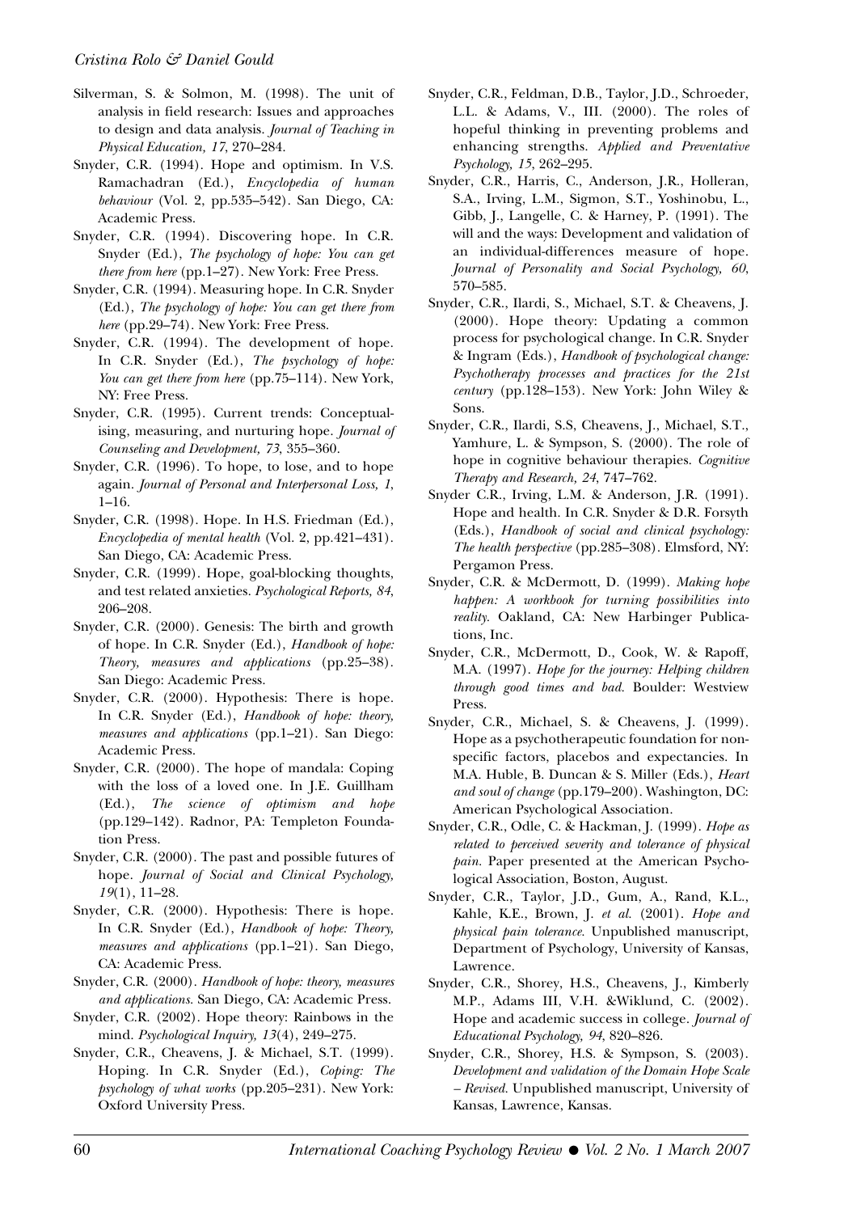Silverman, S. & Solmon, M. (1998). The unit of analysis in field research: Issues and approaches to design and data analysis. *Journal of Teaching in Physical Education, 17*, 270–284.

Snyder, C.R. (1994). Hope and optimism. In V.S. Ramachadran (Ed.), *Encyclopedia of human behaviour* (Vol. 2, pp.535–542). San Diego, CA: Academic Press.

Snyder, C.R. (1994). Discovering hope. In C.R. Snyder (Ed.), *The psychology of hope: You can get there from here* (pp.1–27). New York: Free Press.

Snyder, C.R. (1994). Measuring hope. In C.R. Snyder (Ed.), *The psychology of hope: You can get there from here* (pp.29–74). New York: Free Press.

Snyder, C.R. (1994). The development of hope. In C.R. Snyder (Ed.), *The psychology of hope: You can get there from here* (pp.75–114). New York, NY: Free Press.

Snyder, C.R. (1995). Current trends: Conceptualising, measuring, and nurturing hope. *Journal of Counseling and Development, 73*, 355–360.

Snyder, C.R. (1996). To hope, to lose, and to hope again. *Journal of Personal and Interpersonal Loss, 1*, 1–16.

Snyder, C.R. (1998). Hope. In H.S. Friedman (Ed.), *Encyclopedia of mental health* (Vol. 2, pp.421–431). San Diego, CA: Academic Press.

Snyder, C.R. (1999). Hope, goal-blocking thoughts, and test related anxieties. *Psychological Reports, 84*, 206–208.

Snyder, C.R. (2000). Genesis: The birth and growth of hope. In C.R. Snyder (Ed.), *Handbook of hope: Theory, measures and applications* (pp.25–38). San Diego: Academic Press.

Snyder, C.R. (2000). Hypothesis: There is hope. In C.R. Snyder (Ed.), *Handbook of hope: theory, measures and applications* (pp.1–21). San Diego: Academic Press.

Snyder, C.R. (2000). The hope of mandala: Coping with the loss of a loved one. In J.E. Guillham (Ed.), *The science of optimism and hope* (pp.129–142). Radnor, PA: Templeton Foundation Press.

Snyder, C.R. (2000). The past and possible futures of hope. *Journal of Social and Clinical Psychology, 19*(1), 11–28.

Snyder, C.R. (2000). Hypothesis: There is hope. In C.R. Snyder (Ed.), *Handbook of hope: Theory, measures and applications* (pp.1–21). San Diego, CA: Academic Press.

Snyder, C.R. (2000). *Handbook of hope: theory, measures and applications.* San Diego, CA: Academic Press.

Snyder, C.R. (2002). Hope theory: Rainbows in the mind. *Psychological Inquiry, 13*(4), 249–275.

Snyder, C.R., Cheavens, J. & Michael, S.T. (1999). Hoping. In C.R. Snyder (Ed.), *Coping: The psychology of what works* (pp.205–231). New York: Oxford University Press.

Snyder, C.R., Feldman, D.B., Taylor, J.D., Schroeder, L.L. & Adams, V., III. (2000). The roles of hopeful thinking in preventing problems and enhancing strengths. *Applied and Preventative Psychology, 15*, 262–295.

Snyder, C.R., Harris, C., Anderson, J.R., Holleran, S.A., Irving, L.M., Sigmon, S.T., Yoshinobu, L., Gibb, J., Langelle, C. & Harney, P. (1991). The will and the ways: Development and validation of an individual-differences measure of hope. *Journal of Personality and Social Psychology, 60*, 570–585.

Snyder, C.R., Ilardi, S., Michael, S.T. & Cheavens, J. (2000). Hope theory: Updating a common process for psychological change. In C.R. Snyder & Ingram (Eds.), *Handbook of psychological change: Psychotherapy processes and practices for the 21st century* (pp.128–153). New York: John Wiley & Sons.

Snyder, C.R., Ilardi, S.S, Cheavens, J., Michael, S.T., Yamhure, L. & Sympson, S. (2000). The role of hope in cognitive behaviour therapies. *Cognitive Therapy and Research, 24*, 747–762.

Snyder C.R., Irving, L.M. & Anderson, J.R. (1991). Hope and health. In C.R. Snyder & D.R. Forsyth (Eds.), *Handbook of social and clinical psychology: The health perspective* (pp.285–308). Elmsford, NY: Pergamon Press.

Snyder, C.R. & McDermott, D. (1999). *Making hope happen: A workbook for turning possibilities into reality.* Oakland, CA: New Harbinger Publications, Inc.

Snyder, C.R., McDermott, D., Cook, W. & Rapoff, M.A. (1997). *Hope for the journey: Helping children through good times and bad.* Boulder: Westview Press.

Snyder, C.R., Michael, S. & Cheavens, J. (1999). Hope as a psychotherapeutic foundation for non-specific factors, placebos and expectancies. In M.A. Huble, B. Duncan & S. Miller (Eds.), *Heart and soul of change* (pp.179–200). Washington, DC: American Psychological Association.

Snyder, C.R., Odle, C. & Hackman, J. (1999). *Hope as related to perceived severity and tolerance of physical pain.* Paper presented at the American Psychological Association, Boston, August.

Snyder, C.R., Taylor, J.D., Gum, A., Rand, K.L., Kahle, K.E., Brown, J. *et al.* (2001). *Hope and physical pain tolerance.* Unpublished manuscript, Department of Psychology, University of Kansas, Lawrence.

Snyder, C.R., Shorey, H.S., Cheavens, J., Kimberly M.P., Adams III, V.H. &Wiklund, C. (2002). Hope and academic success in college. *Journal of Educational Psychology, 94*, 820–826.

Snyder, C.R., Shorey, H.S. & Sympson, S. (2003). *Development and validation of the Domain Hope Scale – Revised.* Unpublished manuscript, University of Kansas, Lawrence, Kansas.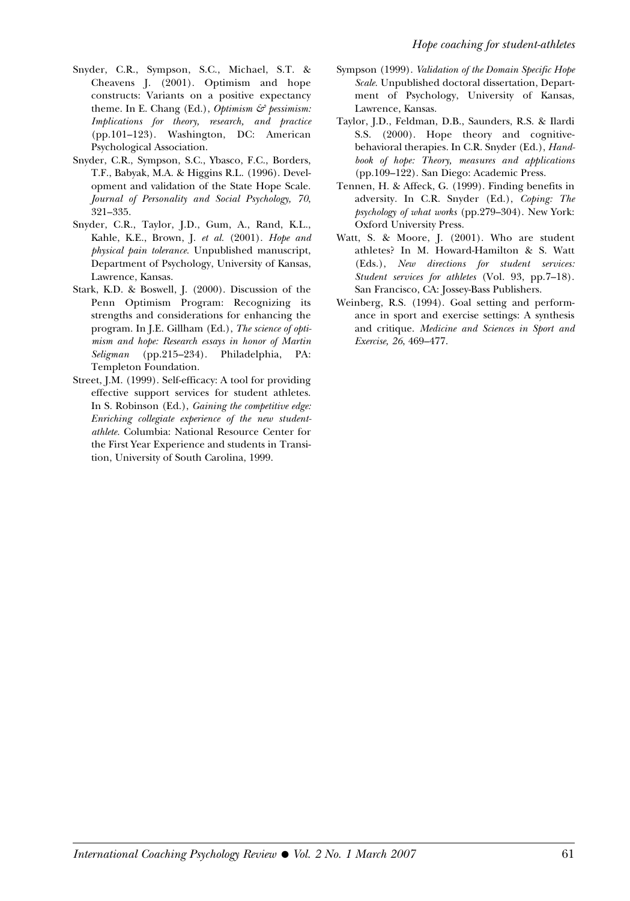Snyder, C.R., Sympson, S.C., Michael, S.T. & Cheavens J. (2001). Optimism and hope constructs: Variants on a positive expectancy theme. In E. Chang (Ed.), *Optimism & pessimism: Implications for theory, research, and practice* (pp.101–123). Washington, DC: American Psychological Association.

Snyder, C.R., Sympson, S.C., Ybasco, F.C., Borders, T.F., Babyak, M.A. & Higgins R.L. (1996). Development and validation of the State Hope Scale. *Journal of Personality and Social Psychology, 70*, 321–335.

Snyder, C.R., Taylor, J.D., Gum, A., Rand, K.L., Kahle, K.E., Brown, J. *et al.* (2001). *Hope and physical pain tolerance.* Unpublished manuscript, Department of Psychology, University of Kansas, Lawrence, Kansas.

Stark, K.D. & Boswell, J. (2000). Discussion of the Penn Optimism Program: Recognizing its strengths and considerations for enhancing the program. In J.E. Gillham (Ed.), *The science of optimism and hope: Research essays in honor of Martin Seligman* (pp.215–234). Philadelphia, PA: Templeton Foundation.

Street, J.M. (1999). Self-efficacy: A tool for providing effective support services for student athletes. In S. Robinson (Ed.), *Gaining the competitive edge: Enriching collegiate experience of the new student-athlete.* Columbia: National Resource Center for the First Year Experience and students in Transition, University of South Carolina, 1999.

Sympson (1999). *Validation of the Domain Specific Hope Scale.* Unpublished doctoral dissertation, Department of Psychology, University of Kansas, Lawrence, Kansas.

Taylor, J.D., Feldman, D.B., Saunders, R.S. & Ilardi S.S. (2000). Hope theory and cognitive-behavioral therapies. In C.R. Snyder (Ed.), *Handbook of hope: Theory, measures and applications* (pp.109–122). San Diego: Academic Press.

Tennen, H. & Affeck, G. (1999). Finding benefits in adversity. In C.R. Snyder (Ed.), *Coping: The psychology of what works* (pp.279–304). New York: Oxford University Press.

Watt, S. & Moore, J. (2001). Who are student athletes? In M. Howard-Hamilton & S. Watt (Eds.), *New directions for student services: Student services for athletes* (Vol. 93, pp.7–18). San Francisco, CA: Jossey-Bass Publishers.

Weinberg, R.S. (1994). Goal setting and performance in sport and exercise settings: A synthesis and critique. *Medicine and Sciences in Sport and Exercise, 26*, 469–477.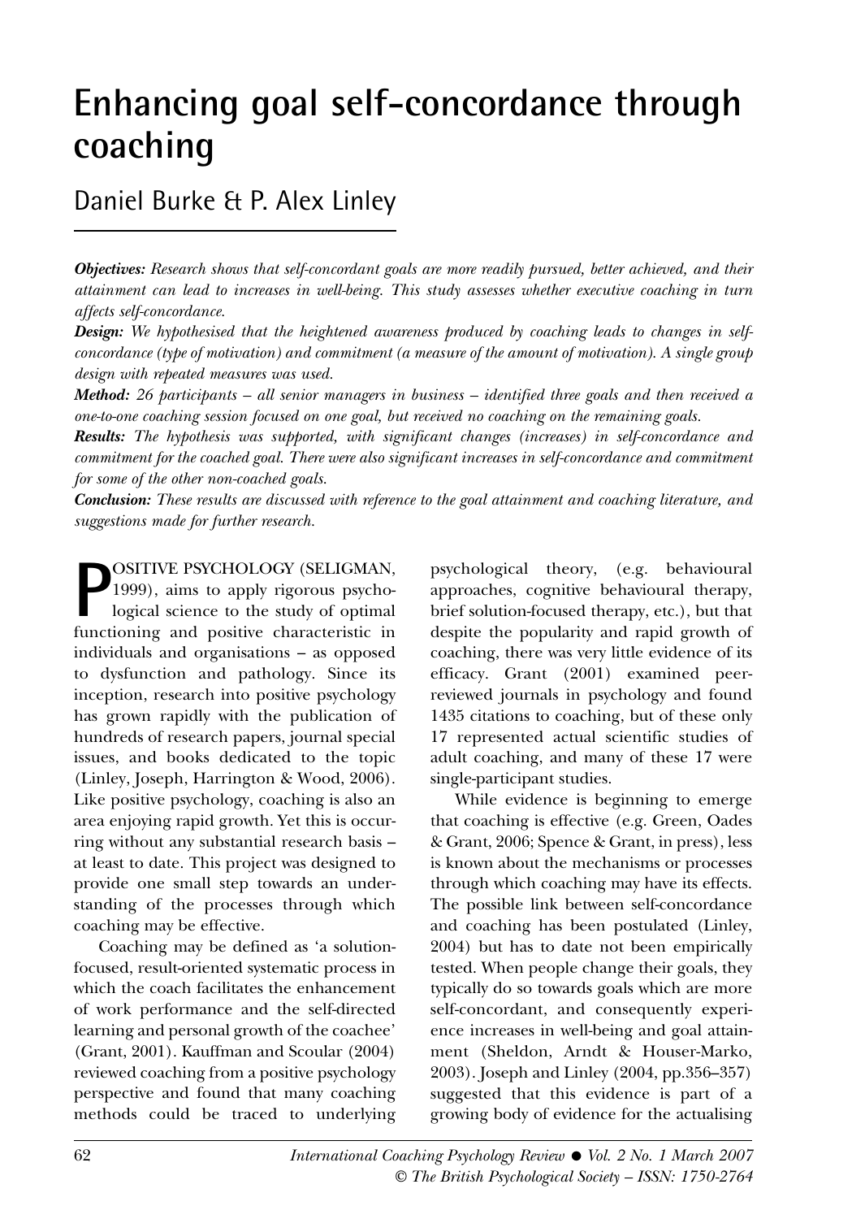# Enhancing goal self-concordance through coaching

## Daniel Burke & P. Alex Linley

***Objectives:*** *Research shows that self-concordant goals are more readily pursued, better achieved, and their attainment can lead to increases in well-being. This study assesses whether executive coaching in turn affects self-concordance.*

***Design:*** *We hypothesised that the heightened awareness produced by coaching leads to changes in self-concordance (type of motivation) and commitment (a measure of the amount of motivation). A single group design with repeated measures was used.*

***Method:*** *26 participants – all senior managers in business – identified three goals and then received a one-to-one coaching session focused on one goal, but received no coaching on the remaining goals.*

***Results:*** *The hypothesis was supported, with significant changes (increases) in self-concordance and commitment for the coached goal. There were also significant increases in self-concordance and commitment for some of the other non-coached goals.*

***Conclusion:*** *These results are discussed with reference to the goal attainment and coaching literature, and suggestions made for further research.*

POSITIVE PSYCHOLOGY (SELIGMAN, 1999), aims to apply rigorous psychological science to the study of optimal functioning and positive characteristic in individuals and organisations – as opposed to dysfunction and pathology. Since its inception, research into positive psychology has grown rapidly with the publication of hundreds of research papers, journal special issues, and books dedicated to the topic (Linley, Joseph, Harrington & Wood, 2006). Like positive psychology, coaching is also an area enjoying rapid growth. Yet this is occurring without any substantial research basis – at least to date. This project was designed to provide one small step towards an understanding of the processes through which coaching may be effective.

Coaching may be defined as 'a solution-focused, result-oriented systematic process in which the coach facilitates the enhancement of work performance and the self-directed learning and personal growth of the coachee' (Grant, 2001). Kauffman and Scoular (2004) reviewed coaching from a positive psychology perspective and found that many coaching methods could be traced to underlying psychological theory, (e.g. behavioural approaches, cognitive behavioural therapy, brief solution-focused therapy, etc.), but that despite the popularity and rapid growth of coaching, there was very little evidence of its efficacy. Grant (2001) examined peer-reviewed journals in psychology and found 1435 citations to coaching, but of these only 17 represented actual scientific studies of adult coaching, and many of these 17 were single-participant studies.

While evidence is beginning to emerge that coaching is effective (e.g. Green, Oades & Grant, 2006; Spence & Grant, in press), less is known about the mechanisms or processes through which coaching may have its effects. The possible link between self-concordance and coaching has been postulated (Linley, 2004) but has to date not been empirically tested. When people change their goals, they typically do so towards goals which are more self-concordant, and consequently experience increases in well-being and goal attainment (Sheldon, Arndt & Houser-Marko, 2003). Joseph and Linley (2004, pp.356–357) suggested that this evidence is part of a growing body of evidence for the actualising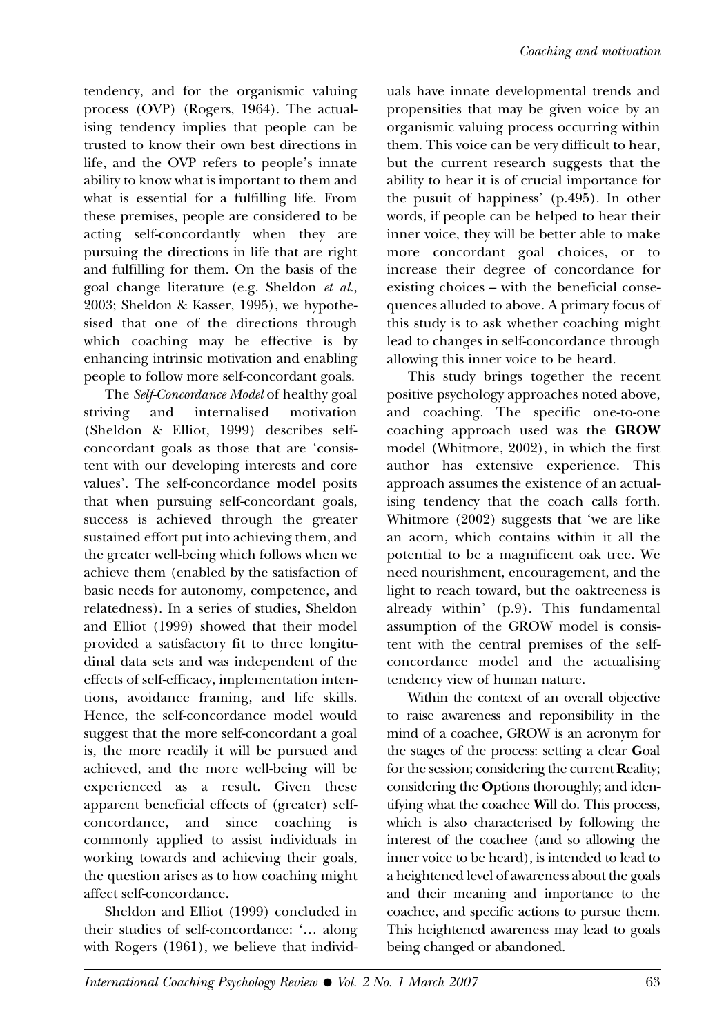tendency, and for the organismic valuing process (OVP) (Rogers, 1964). The actualising tendency implies that people can be trusted to know their own best directions in life, and the OVP refers to people's innate ability to know what is important to them and what is essential for a fulfilling life. From these premises, people are considered to be acting self-concordantly when they are pursuing the directions in life that are right and fulfilling for them. On the basis of the goal change literature (e.g. Sheldon *et al.*, 2003; Sheldon & Kasser, 1995), we hypothesised that one of the directions through which coaching may be effective is by enhancing intrinsic motivation and enabling people to follow more self-concordant goals.

The *Self-Concordance Model* of healthy goal striving and internalised motivation (Sheldon & Elliot, 1999) describes self-concordant goals as those that are 'consistent with our developing interests and core values'. The self-concordance model posits that when pursuing self-concordant goals, success is achieved through the greater sustained effort put into achieving them, and the greater well-being which follows when we achieve them (enabled by the satisfaction of basic needs for autonomy, competence, and relatedness). In a series of studies, Sheldon and Elliot (1999) showed that their model provided a satisfactory fit to three longitudinal data sets and was independent of the effects of self-efficacy, implementation intentions, avoidance framing, and life skills. Hence, the self-concordance model would suggest that the more self-concordant a goal is, the more readily it will be pursued and achieved, and the more well-being will be experienced as a result. Given these apparent beneficial effects of (greater) self-concordance, and since coaching is commonly applied to assist individuals in working towards and achieving their goals, the question arises as to how coaching might affect self-concordance.

Sheldon and Elliot (1999) concluded in their studies of self-concordance: '… along with Rogers (1961), we believe that individuals have innate developmental trends and propensities that may be given voice by an organismic valuing process occurring within them. This voice can be very difficult to hear, but the current research suggests that the ability to hear it is of crucial importance for the pusuit of happiness' (p.495). In other words, if people can be helped to hear their inner voice, they will be better able to make more concordant goal choices, or to increase their degree of concordance for existing choices – with the beneficial consequences alluded to above. A primary focus of this study is to ask whether coaching might lead to changes in self-concordance through allowing this inner voice to be heard.

This study brings together the recent positive psychology approaches noted above, and coaching. The specific one-to-one coaching approach used was the **GROW** model (Whitmore, 2002), in which the first author has extensive experience. This approach assumes the existence of an actualising tendency that the coach calls forth. Whitmore (2002) suggests that 'we are like an acorn, which contains within it all the potential to be a magnificent oak tree. We need nourishment, encouragement, and the light to reach toward, but the oaktreeness is already within' (p.9). This fundamental assumption of the GROW model is consistent with the central premises of the self-concordance model and the actualising tendency view of human nature.

Within the context of an overall objective to raise awareness and reponsibility in the mind of a coachee, GROW is an acronym for the stages of the process: setting a clear **G**oal for the session; considering the current **R**eality; considering the **O**ptions thoroughly; and identifying what the coachee **W**ill do. This process, which is also characterised by following the interest of the coachee (and so allowing the inner voice to be heard), is intended to lead to a heightened level of awareness about the goals and their meaning and importance to the coachee, and specific actions to pursue them. This heightened awareness may lead to goals being changed or abandoned.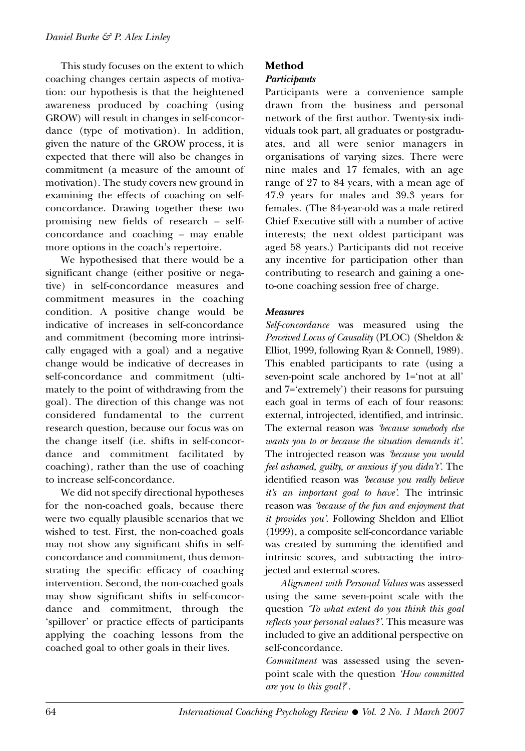This study focuses on the extent to which coaching changes certain aspects of motivation: our hypothesis is that the heightened awareness produced by coaching (using GROW) will result in changes in self-concordance (type of motivation). In addition, given the nature of the GROW process, it is expected that there will also be changes in commitment (a measure of the amount of motivation). The study covers new ground in examining the effects of coaching on self-concordance. Drawing together these two promising new fields of research – self-concordance and coaching – may enable more options in the coach's repertoire.

We hypothesised that there would be a significant change (either positive or negative) in self-concordance measures and commitment measures in the coaching condition. A positive change would be indicative of increases in self-concordance and commitment (becoming more intrinsically engaged with a goal) and a negative change would be indicative of decreases in self-concordance and commitment (ultimately to the point of withdrawing from the goal). The direction of this change was not considered fundamental to the current research question, because our focus was on the change itself (i.e. shifts in self-concordance and commitment facilitated by coaching), rather than the use of coaching to increase self-concordance.

We did not specify directional hypotheses for the non-coached goals, because there were two equally plausible scenarios that we wished to test. First, the non-coached goals may not show any significant shifts in self-concordance and commitment, thus demonstrating the specific efficacy of coaching intervention. Second, the non-coached goals may show significant shifts in self-concordance and commitment, through the 'spillover' or practice effects of participants applying the coaching lessons from the coached goal to other goals in their lives.

## Method

### *Participants*

Participants were a convenience sample drawn from the business and personal network of the first author. Twenty-six individuals took part, all graduates or postgraduates, and all were senior managers in organisations of varying sizes. There were nine males and 17 females, with an age range of 27 to 84 years, with a mean age of 47.9 years for males and 39.3 years for females. (The 84-year-old was a male retired Chief Executive still with a number of active interests; the next oldest participant was aged 58 years.) Participants did not receive any incentive for participation other than contributing to research and gaining a one-to-one coaching session free of charge.

### *Measures*

*Self-concordance* was measured using the *Perceived Locus of Causality* (PLOC) (Sheldon & Elliot, 1999, following Ryan & Connell, 1989). This enabled participants to rate (using a seven-point scale anchored by 1='not at all' and 7='extremely') their reasons for pursuing each goal in terms of each of four reasons: external, introjected, identified, and intrinsic. The external reason was *'because somebody else wants you to or because the situation demands it'*. The introjected reason was *'because you would feel ashamed, guilty, or anxious if you didn't'*. The identified reason was *'because you really believe it's an important goal to have'*. The intrinsic reason was *'because of the fun and enjoyment that it provides you'*. Following Sheldon and Elliot (1999), a composite self-concordance variable was created by summing the identified and intrinsic scores, and subtracting the introjected and external scores.

*Alignment with Personal Values* was assessed using the same seven-point scale with the question *'To what extent do you think this goal reflects your personal values?'*. This measure was included to give an additional perspective on self-concordance.

*Commitment* was assessed using the seven-point scale with the question *'How committed are you to this goal?'*.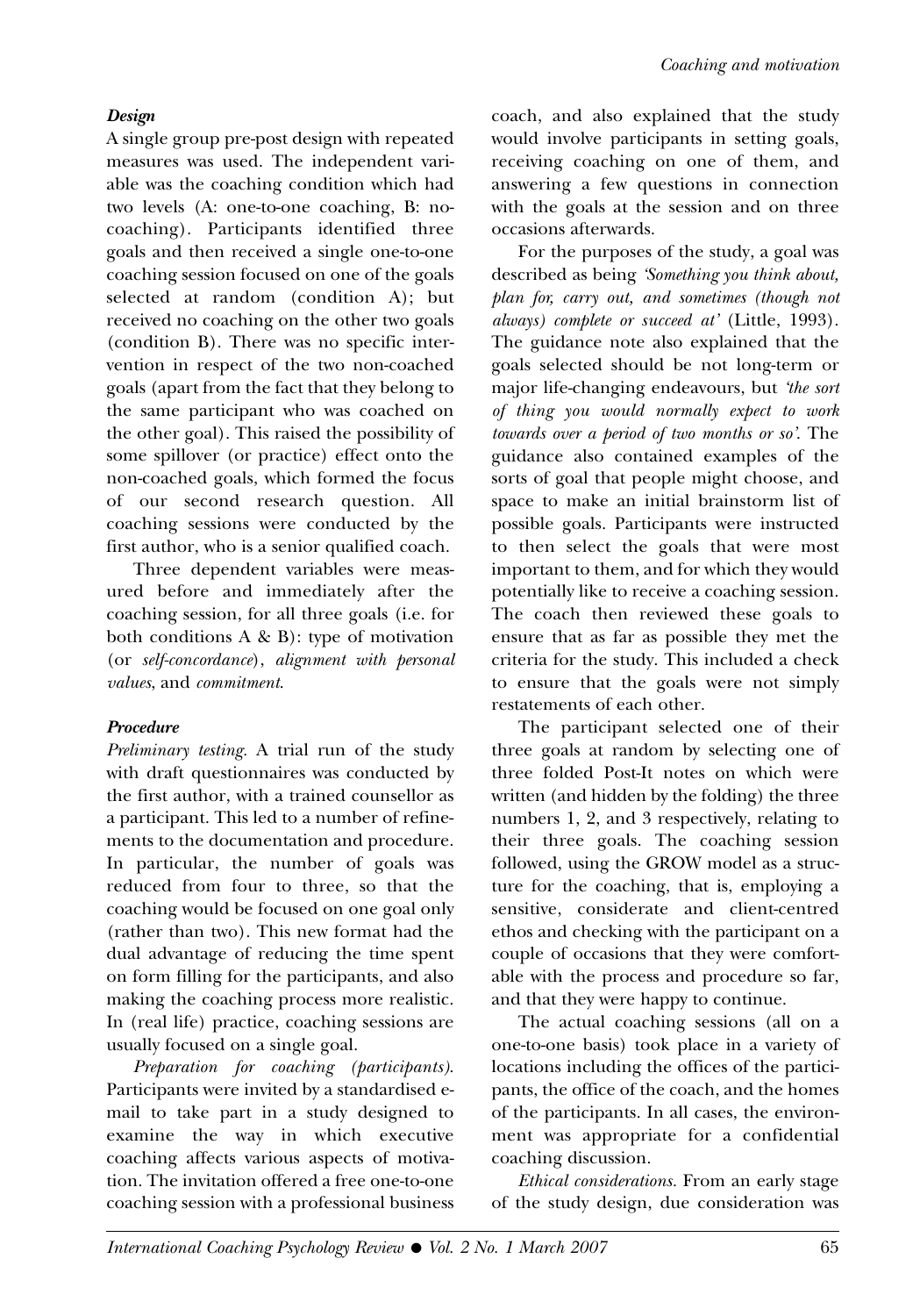### *Design*

A single group pre-post design with repeated measures was used. The independent variable was the coaching condition which had two levels (A: one-to-one coaching, B: no-coaching). Participants identified three goals and then received a single one-to-one coaching session focused on one of the goals selected at random (condition A); but received no coaching on the other two goals (condition B). There was no specific intervention in respect of the two non-coached goals (apart from the fact that they belong to the same participant who was coached on the other goal). This raised the possibility of some spillover (or practice) effect onto the non-coached goals, which formed the focus of our second research question. All coaching sessions were conducted by the first author, who is a senior qualified coach.

Three dependent variables were measured before and immediately after the coaching session, for all three goals (i.e. for both conditions A & B): type of motivation (or *self-concordance*), *alignment with personal values*, and *commitment*.

### *Procedure*

*Preliminary testing.* A trial run of the study with draft questionnaires was conducted by the first author, with a trained counsellor as a participant. This led to a number of refinements to the documentation and procedure. In particular, the number of goals was reduced from four to three, so that the coaching would be focused on one goal only (rather than two). This new format had the dual advantage of reducing the time spent on form filling for the participants, and also making the coaching process more realistic. In (real life) practice, coaching sessions are usually focused on a single goal.

*Preparation for coaching (participants).* Participants were invited by a standardised e-mail to take part in a study designed to examine the way in which executive coaching affects various aspects of motivation. The invitation offered a free one-to-one coaching session with a professional business coach, and also explained that the study would involve participants in setting goals, receiving coaching on one of them, and answering a few questions in connection with the goals at the session and on three occasions afterwards.

For the purposes of the study, a goal was described as being *'Something you think about, plan for, carry out, and sometimes (though not always) complete or succeed at'* (Little, 1993). The guidance note also explained that the goals selected should be not long-term or major life-changing endeavours, but *'the sort of thing you would normally expect to work towards over a period of two months or so'*. The guidance also contained examples of the sorts of goal that people might choose, and space to make an initial brainstorm list of possible goals. Participants were instructed to then select the goals that were most important to them, and for which they would potentially like to receive a coaching session. The coach then reviewed these goals to ensure that as far as possible they met the criteria for the study. This included a check to ensure that the goals were not simply restatements of each other.

The participant selected one of their three goals at random by selecting one of three folded Post-It notes on which were written (and hidden by the folding) the three numbers 1, 2, and 3 respectively, relating to their three goals. The coaching session followed, using the GROW model as a structure for the coaching, that is, employing a sensitive, considerate and client-centred ethos and checking with the participant on a couple of occasions that they were comfortable with the process and procedure so far, and that they were happy to continue.

The actual coaching sessions (all on a one-to-one basis) took place in a variety of locations including the offices of the participants, the office of the coach, and the homes of the participants. In all cases, the environment was appropriate for a confidential coaching discussion.

*Ethical considerations.* From an early stage of the study design, due consideration was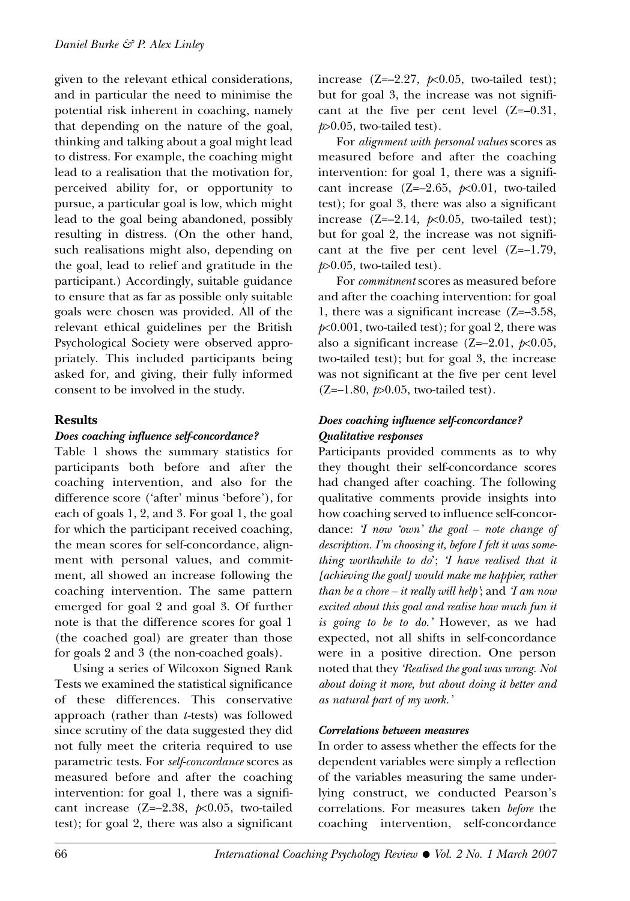given to the relevant ethical considerations, and in particular the need to minimise the potential risk inherent in coaching, namely that depending on the nature of the goal, thinking and talking about a goal might lead to distress. For example, the coaching might lead to a realisation that the motivation for, perceived ability for, or opportunity to pursue, a particular goal is low, which might lead to the goal being abandoned, possibly resulting in distress. (On the other hand, such realisations might also, depending on the goal, lead to relief and gratitude in the participant.) Accordingly, suitable guidance to ensure that as far as possible only suitable goals were chosen was provided. All of the relevant ethical guidelines per the British Psychological Society were observed appropriately. This included participants being asked for, and giving, their fully informed consent to be involved in the study.

## Results

### *Does coaching influence self-concordance?*

Table 1 shows the summary statistics for participants both before and after the coaching intervention, and also for the difference score ('after' minus 'before'), for each of goals 1, 2, and 3. For goal 1, the goal for which the participant received coaching, the mean scores for self-concordance, alignment with personal values, and commitment, all showed an increase following the coaching intervention. The same pattern emerged for goal 2 and goal 3. Of further note is that the difference scores for goal 1 (the coached goal) are greater than those for goals 2 and 3 (the non-coached goals).

Using a series of Wilcoxon Signed Rank Tests we examined the statistical significance of these differences. This conservative approach (rather than *t*-tests) was followed since scrutiny of the data suggested they did not fully meet the criteria required to use parametric tests. For *self-concordance* scores as measured before and after the coaching intervention: for goal 1, there was a significant increase ($Z=-2.38$, $p<0.05$, two-tailed test); for goal 2, there was also a significant increase ($Z=-2.27$, $p<0.05$, two-tailed test); but for goal 3, the increase was not significant at the five per cent level ($Z=-0.31$, $p>0.05$, two-tailed test).

For *alignment with personal values* scores as measured before and after the coaching intervention: for goal 1, there was a significant increase ($Z=-2.65$, $p<0.01$, two-tailed test); for goal 3, there was also a significant increase ($Z=-2.14$, $p<0.05$, two-tailed test); but for goal 2, the increase was not significant at the five per cent level ($Z=-1.79$, $p>0.05$, two-tailed test).

For *commitment* scores as measured before and after the coaching intervention: for goal 1, there was a significant increase ($Z=-3.58$, $p<0.001$, two-tailed test); for goal 2, there was also a significant increase ($Z=-2.01$, $p<0.05$, two-tailed test); but for goal 3, the increase was not significant at the five per cent level ($Z=-1.80$, $p>0.05$, two-tailed test).

### *Does coaching influence self-concordance? Qualitative responses*

Participants provided comments as to why they thought their self-concordance scores had changed after coaching. The following qualitative comments provide insights into how coaching served to influence self-concordance: *'I now 'own' the goal – note change of description. I'm choosing it, before I felt it was something worthwhile to do*'; *'I have realised that it [achieving the goal] would make me happier, rather than be a chore – it really will help'*; and *'I am now excited about this goal and realise how much fun it is going to be to do.'* However, as we had expected, not all shifts in self-concordance were in a positive direction. One person noted that they *'Realised the goal was wrong. Not about doing it more, but about doing it better and as natural part of my work.'*

### *Correlations between measures*

In order to assess whether the effects for the dependent variables were simply a reflection of the variables measuring the same underlying construct, we conducted Pearson's correlations. For measures taken *before* the coaching intervention, self-concordance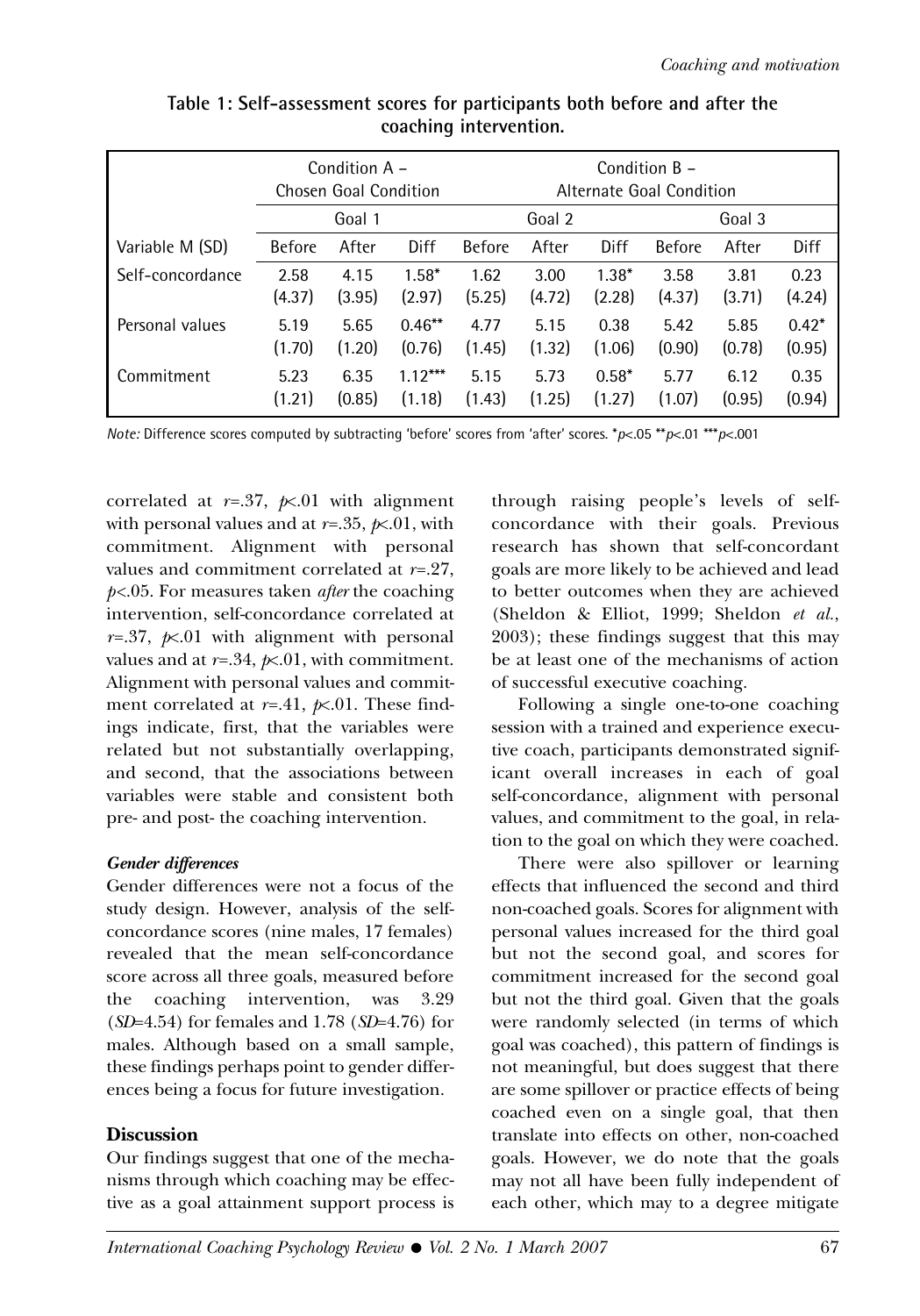**Table 1: Self-assessment scores for participants both before and after the coaching intervention.**

| | Condition A – Chosen Goal Condition | | | Condition B – Alternate Goal Condition | | | | | |
|---|---|---|---|---|---|---|---|---|---|
| | Goal 1 | | | Goal 2 | | | Goal 3 | | |
| Variable M (SD) | Before | After | Diff | Before | After | Diff | Before | After | Diff |
| Self-concordance | 2.58 (4.37) | 4.15 (3.95) | 1.58* (2.97) | 1.62 (5.25) | 3.00 (4.72) | 1.38* (2.28) | 3.58 (4.37) | 3.81 (3.71) | 0.23 (4.24) |
| Personal values | 5.19 (1.70) | 5.65 (1.20) | 0.46** (0.76) | 4.77 (1.45) | 5.15 (1.32) | 0.38 (1.06) | 5.42 (0.90) | 5.85 (0.78) | 0.42* (0.95) |
| Commitment | 5.23 (1.21) | 6.35 (0.85) | 1.12*** (1.18) | 5.15 (1.43) | 5.73 (1.25) | 0.58* (1.27) | 5.77 (1.07) | 6.12 (0.95) | 0.35 (0.94) |

*Note:* Difference scores computed by subtracting 'before' scores from 'after' scores. *$p<.05$ **$p<.01$ ***$p<.001$

correlated at $r=.37$, $p<.01$ with alignment with personal values and at $r=.35$, $p<.01$, with commitment. Alignment with personal values and commitment correlated at $r=.27$, $p<.05$. For measures taken *after* the coaching intervention, self-concordance correlated at $r=.37$, $p<.01$ with alignment with personal values and at $r=.34$, $p<.01$, with commitment. Alignment with personal values and commitment correlated at $r=.41$, $p<.01$. These findings indicate, first, that the variables were related but not substantially overlapping, and second, that the associations between variables were stable and consistent both pre- and post- the coaching intervention.

### *Gender differences*

Gender differences were not a focus of the study design. However, analysis of the self-concordance scores (nine males, 17 females) revealed that the mean self-concordance score across all three goals, measured before the coaching intervention, was 3.29 (*SD*=4.54) for females and 1.78 (*SD*=4.76) for males. Although based on a small sample, these findings perhaps point to gender differences being a focus for future investigation.

## Discussion

Our findings suggest that one of the mechanisms through which coaching may be effective as a goal attainment support process is through raising people's levels of self-concordance with their goals. Previous research has shown that self-concordant goals are more likely to be achieved and lead to better outcomes when they are achieved (Sheldon & Elliot, 1999; Sheldon *et al.*, 2003); these findings suggest that this may be at least one of the mechanisms of action of successful executive coaching.

Following a single one-to-one coaching session with a trained and experience executive coach, participants demonstrated significant overall increases in each of goal self-concordance, alignment with personal values, and commitment to the goal, in relation to the goal on which they were coached.

There were also spillover or learning effects that influenced the second and third non-coached goals. Scores for alignment with personal values increased for the third goal but not the second goal, and scores for commitment increased for the second goal but not the third goal. Given that the goals were randomly selected (in terms of which goal was coached), this pattern of findings is not meaningful, but does suggest that there are some spillover or practice effects of being coached even on a single goal, that then translate into effects on other, non-coached goals. However, we do note that the goals may not all have been fully independent of each other, which may to a degree mitigate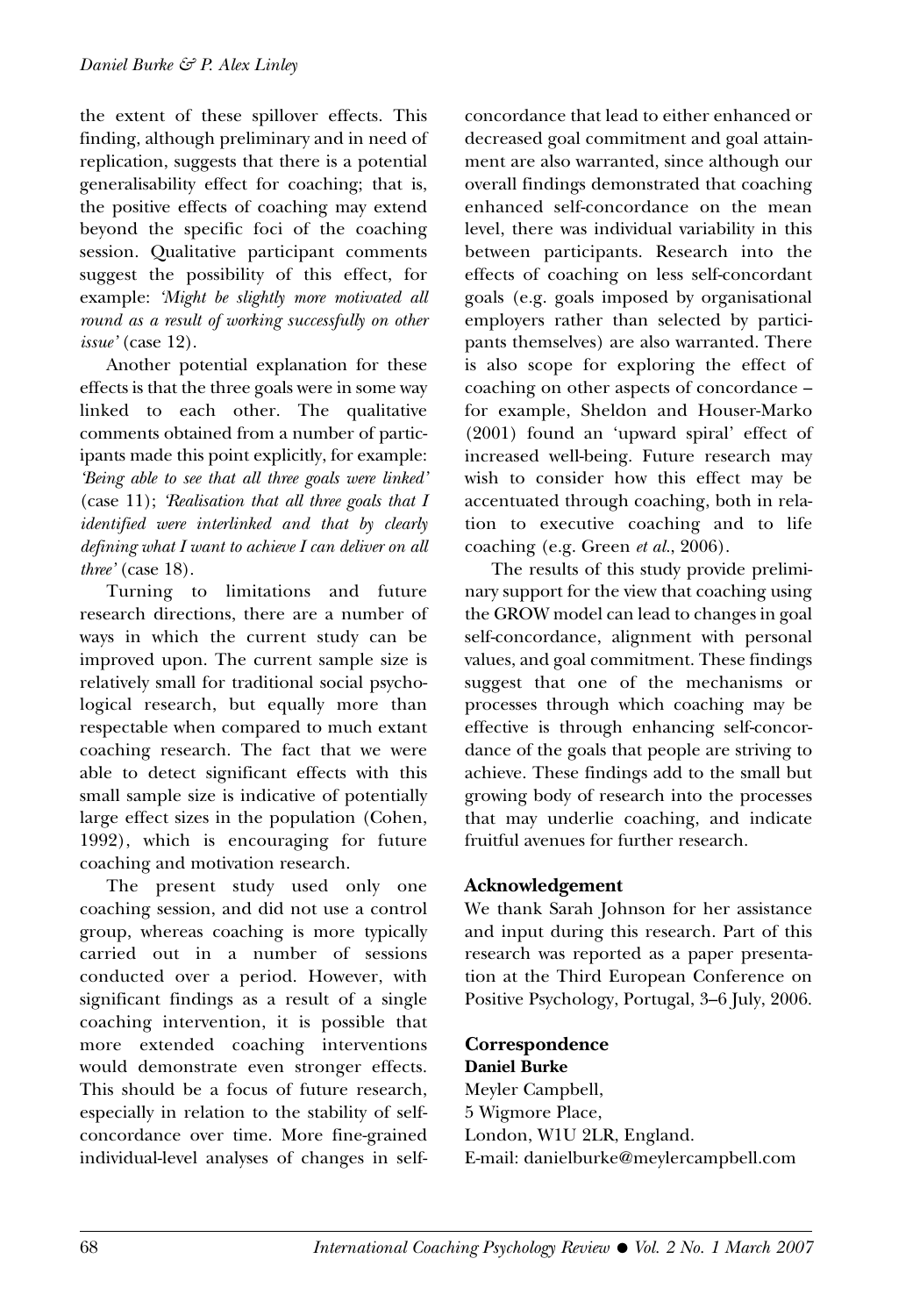the extent of these spillover effects. This finding, although preliminary and in need of replication, suggests that there is a potential generalisability effect for coaching; that is, the positive effects of coaching may extend beyond the specific foci of the coaching session. Qualitative participant comments suggest the possibility of this effect, for example: *'Might be slightly more motivated all round as a result of working successfully on other issue'* (case 12).

Another potential explanation for these effects is that the three goals were in some way linked to each other. The qualitative comments obtained from a number of participants made this point explicitly, for example: *'Being able to see that all three goals were linked'* (case 11); *'Realisation that all three goals that I identified were interlinked and that by clearly defining what I want to achieve I can deliver on all three'* (case 18).

Turning to limitations and future research directions, there are a number of ways in which the current study can be improved upon. The current sample size is relatively small for traditional social psychological research, but equally more than respectable when compared to much extant coaching research. The fact that we were able to detect significant effects with this small sample size is indicative of potentially large effect sizes in the population (Cohen, 1992), which is encouraging for future coaching and motivation research.

The present study used only one coaching session, and did not use a control group, whereas coaching is more typically carried out in a number of sessions conducted over a period. However, with significant findings as a result of a single coaching intervention, it is possible that more extended coaching interventions would demonstrate even stronger effects. This should be a focus of future research, especially in relation to the stability of self-concordance over time. More fine-grained individual-level analyses of changes in self-concordance that lead to either enhanced or decreased goal commitment and goal attainment are also warranted, since although our overall findings demonstrated that coaching enhanced self-concordance on the mean level, there was individual variability in this between participants. Research into the effects of coaching on less self-concordant goals (e.g. goals imposed by organisational employers rather than selected by participants themselves) are also warranted. There is also scope for exploring the effect of coaching on other aspects of concordance – for example, Sheldon and Houser-Marko (2001) found an 'upward spiral' effect of increased well-being. Future research may wish to consider how this effect may be accentuated through coaching, both in relation to executive coaching and to life coaching (e.g. Green *et al.*, 2006).

The results of this study provide preliminary support for the view that coaching using the GROW model can lead to changes in goal self-concordance, alignment with personal values, and goal commitment. These findings suggest that one of the mechanisms or processes through which coaching may be effective is through enhancing self-concordance of the goals that people are striving to achieve. These findings add to the small but growing body of research into the processes that may underlie coaching, and indicate fruitful avenues for further research.

## Acknowledgement

We thank Sarah Johnson for her assistance and input during this research. Part of this research was reported as a paper presentation at the Third European Conference on Positive Psychology, Portugal, 3–6 July, 2006.

## Correspondence

**Daniel Burke**
Meyler Campbell,
5 Wigmore Place,
London, W1U 2LR, England.
E-mail: danielburke@meylercampbell.com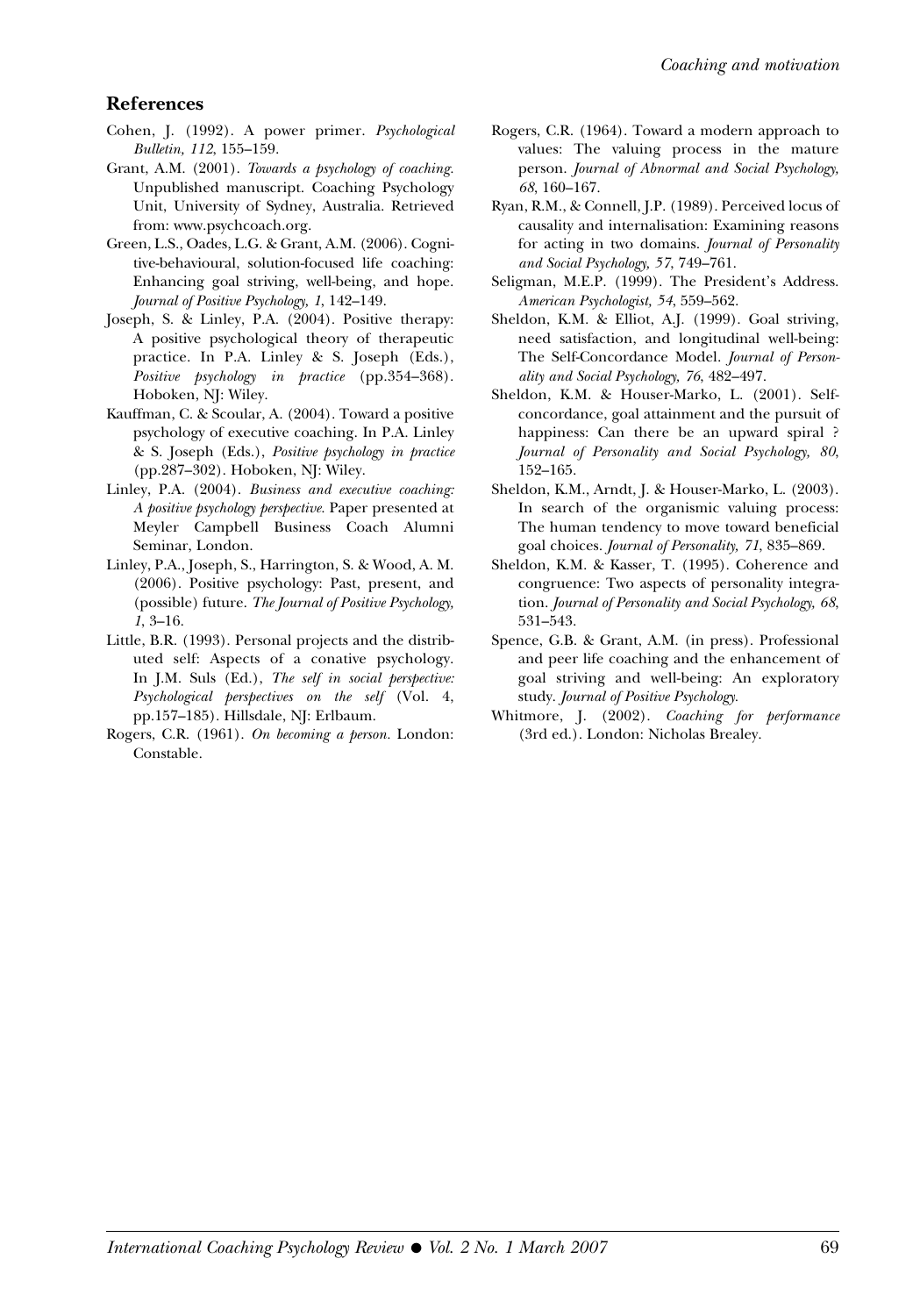## References

Cohen, J. (1992). A power primer. *Psychological Bulletin, 112*, 155–159.

Grant, A.M. (2001). *Towards a psychology of coaching*. Unpublished manuscript. Coaching Psychology Unit, University of Sydney, Australia. Retrieved from: www.psychcoach.org.

Green, L.S., Oades, L.G. & Grant, A.M. (2006). Cognitive-behavioural, solution-focused life coaching: Enhancing goal striving, well-being, and hope. *Journal of Positive Psychology, 1*, 142–149.

Joseph, S. & Linley, P.A. (2004). Positive therapy: A positive psychological theory of therapeutic practice. In P.A. Linley & S. Joseph (Eds.), *Positive psychology in practice* (pp.354–368). Hoboken, NJ: Wiley.

Kauffman, C. & Scoular, A. (2004). Toward a positive psychology of executive coaching. In P.A. Linley & S. Joseph (Eds.), *Positive psychology in practice* (pp.287–302). Hoboken, NJ: Wiley.

Linley, P.A. (2004). *Business and executive coaching: A positive psychology perspective*. Paper presented at Meyler Campbell Business Coach Alumni Seminar, London.

Linley, P.A., Joseph, S., Harrington, S. & Wood, A. M. (2006). Positive psychology: Past, present, and (possible) future. *The Journal of Positive Psychology, 1*, 3–16.

Little, B.R. (1993). Personal projects and the distributed self: Aspects of a conative psychology. In J.M. Suls (Ed.), *The self in social perspective: Psychological perspectives on the self* (Vol. 4, pp.157–185). Hillsdale, NJ: Erlbaum.

Rogers, C.R. (1961). *On becoming a person.* London: Constable.

Rogers, C.R. (1964). Toward a modern approach to values: The valuing process in the mature person. *Journal of Abnormal and Social Psychology, 68*, 160–167.

Ryan, R.M., & Connell, J.P. (1989). Perceived locus of causality and internalisation: Examining reasons for acting in two domains. *Journal of Personality and Social Psychology, 57*, 749–761.

Seligman, M.E.P. (1999). The President's Address. *American Psychologist, 54*, 559–562.

Sheldon, K.M. & Elliot, A.J. (1999). Goal striving, need satisfaction, and longitudinal well-being: The Self-Concordance Model. *Journal of Personality and Social Psychology, 76*, 482–497.

Sheldon, K.M. & Houser-Marko, L. (2001). Self-concordance, goal attainment and the pursuit of happiness: Can there be an upward spiral ? *Journal of Personality and Social Psychology, 80*, 152–165.

Sheldon, K.M., Arndt, J. & Houser-Marko, L. (2003). In search of the organismic valuing process: The human tendency to move toward beneficial goal choices. *Journal of Personality, 71*, 835–869.

Sheldon, K.M. & Kasser, T. (1995). Coherence and congruence: Two aspects of personality integration. *Journal of Personality and Social Psychology, 68*, 531–543.

Spence, G.B. & Grant, A.M. (in press). Professional and peer life coaching and the enhancement of goal striving and well-being: An exploratory study. *Journal of Positive Psychology.*

Whitmore, J. (2002). *Coaching for performance* (3rd ed.). London: Nicholas Brealey.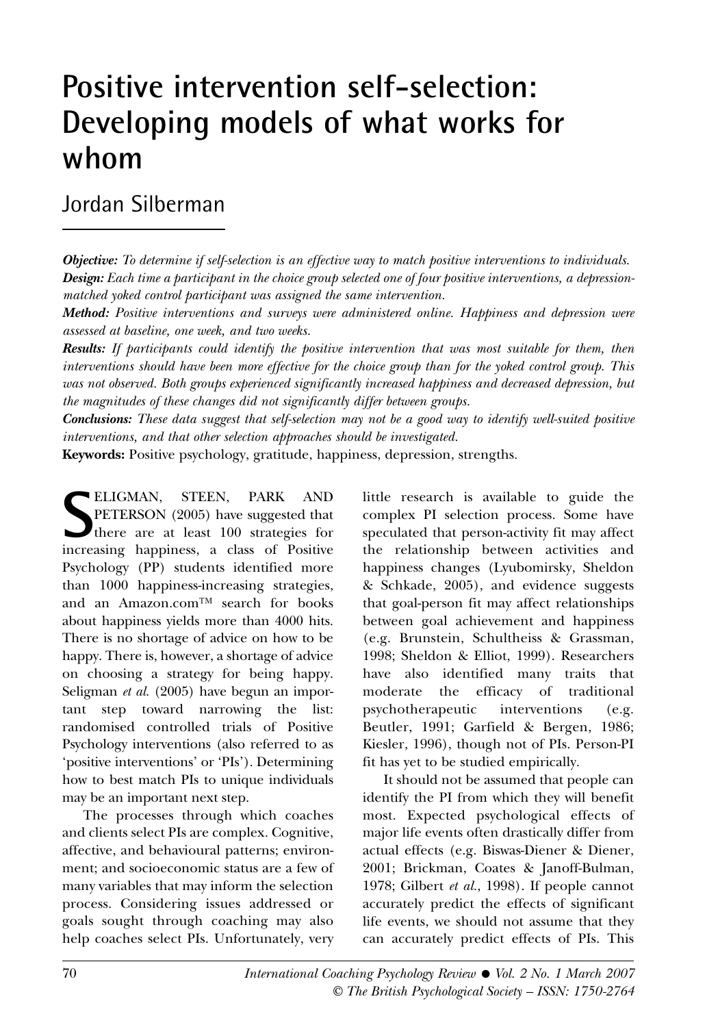# Positive intervention self-selection: Developing models of what works for whom

Jordan Silberman

***Objective:*** *To determine if self-selection is an effective way to match positive interventions to individuals.*
***Design:*** *Each time a participant in the choice group selected one of four positive interventions, a depression-matched yoked control participant was assigned the same intervention.*
***Method:*** *Positive interventions and surveys were administered online. Happiness and depression were assessed at baseline, one week, and two weeks.*
***Results:*** *If participants could identify the positive intervention that was most suitable for them, then interventions should have been more effective for the choice group than for the yoked control group. This was not observed. Both groups experienced significantly increased happiness and decreased depression, but the magnitudes of these changes did not significantly differ between groups.*
***Conclusions:*** *These data suggest that self-selection may not be a good way to identify well-suited positive interventions, and that other selection approaches should be investigated.*
**Keywords:** Positive psychology, gratitude, happiness, depression, strengths.

SELIGMAN, STEEN, PARK AND PETERSON (2005) have suggested that there are at least 100 strategies for increasing happiness, a class of Positive Psychology (PP) students identified more than 1000 happiness-increasing strategies, and an Amazon.com™ search for books about happiness yields more than 4000 hits. There is no shortage of advice on how to be happy. There is, however, a shortage of advice on choosing a strategy for being happy. Seligman *et al.* (2005) have begun an important step toward narrowing the list: randomised controlled trials of Positive Psychology interventions (also referred to as 'positive interventions' or 'PIs'). Determining how to best match PIs to unique individuals may be an important next step.

The processes through which coaches and clients select PIs are complex. Cognitive, affective, and behavioural patterns; environment; and socioeconomic status are a few of many variables that may inform the selection process. Considering issues addressed or goals sought through coaching may also help coaches select PIs. Unfortunately, very little research is available to guide the complex PI selection process. Some have speculated that person-activity fit may affect the relationship between activities and happiness changes (Lyubomirsky, Sheldon & Schkade, 2005), and evidence suggests that goal-person fit may affect relationships between goal achievement and happiness (e.g. Brunstein, Schultheiss & Grassman, 1998; Sheldon & Elliot, 1999). Researchers have also identified many traits that moderate the efficacy of traditional psychotherapeutic interventions (e.g. Beutler, 1991; Garfield & Bergen, 1986; Kiesler, 1996), though not of PIs. Person-PI fit has yet to be studied empirically.

It should not be assumed that people can identify the PI from which they will benefit most. Expected psychological effects of major life events often drastically differ from actual effects (e.g. Biswas-Diener & Diener, 2001; Brickman, Coates & Janoff-Bulman, 1978; Gilbert *et al.*, 1998). If people cannot accurately predict the effects of significant life events, we should not assume that they can accurately predict effects of PIs. This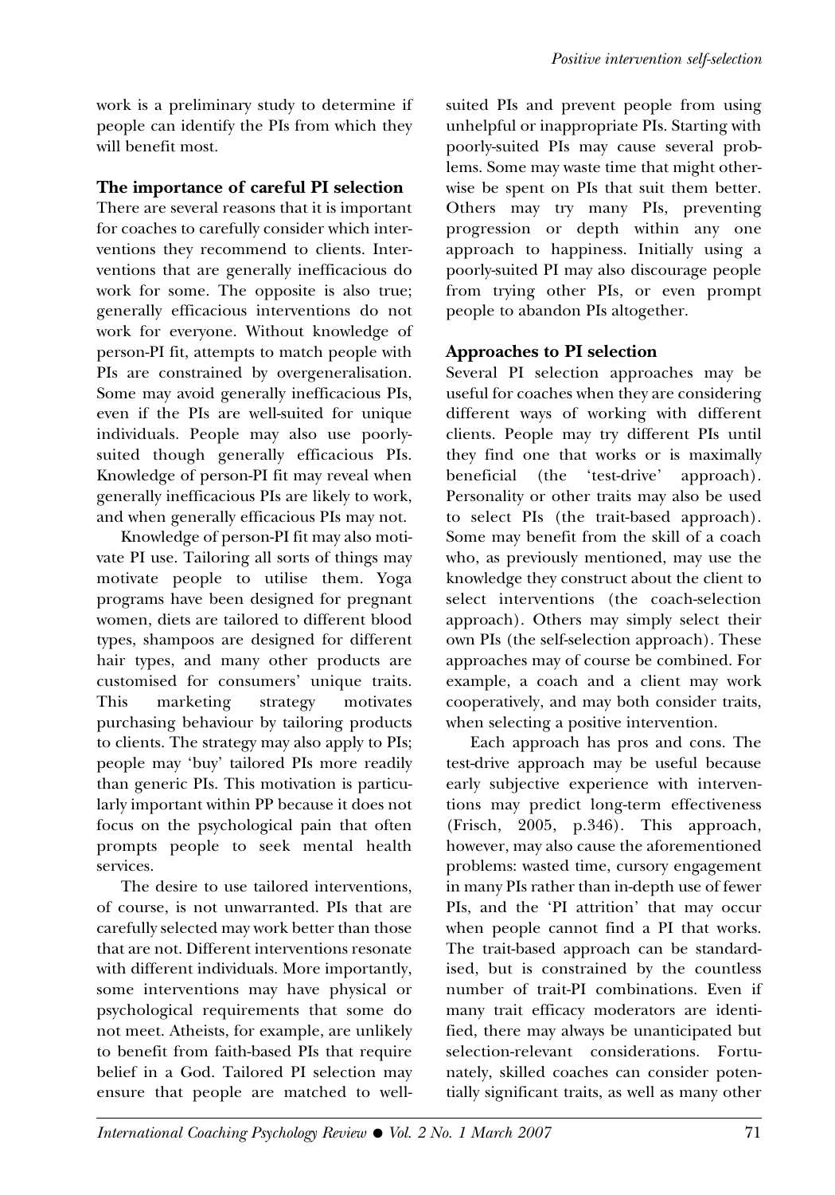work is a preliminary study to determine if people can identify the PIs from which they will benefit most.

### The importance of careful PI selection

There are several reasons that it is important for coaches to carefully consider which interventions they recommend to clients. Interventions that are generally inefficacious do work for some. The opposite is also true; generally efficacious interventions do not work for everyone. Without knowledge of person-PI fit, attempts to match people with PIs are constrained by overgeneralisation. Some may avoid generally inefficacious PIs, even if the PIs are well-suited for unique individuals. People may also use poorly-suited though generally efficacious PIs. Knowledge of person-PI fit may reveal when generally inefficacious PIs are likely to work, and when generally efficacious PIs may not.

Knowledge of person-PI fit may also motivate PI use. Tailoring all sorts of things may motivate people to utilise them. Yoga programs have been designed for pregnant women, diets are tailored to different blood types, shampoos are designed for different hair types, and many other products are customised for consumers' unique traits. This marketing strategy motivates purchasing behaviour by tailoring products to clients. The strategy may also apply to PIs; people may 'buy' tailored PIs more readily than generic PIs. This motivation is particularly important within PP because it does not focus on the psychological pain that often prompts people to seek mental health services.

The desire to use tailored interventions, of course, is not unwarranted. PIs that are carefully selected may work better than those that are not. Different interventions resonate with different individuals. More importantly, some interventions may have physical or psychological requirements that some do not meet. Atheists, for example, are unlikely to benefit from faith-based PIs that require belief in a God. Tailored PI selection may ensure that people are matched to well-suited PIs and prevent people from using unhelpful or inappropriate PIs. Starting with poorly-suited PIs may cause several problems. Some may waste time that might otherwise be spent on PIs that suit them better. Others may try many PIs, preventing progression or depth within any one approach to happiness. Initially using a poorly-suited PI may also discourage people from trying other PIs, or even prompt people to abandon PIs altogether.

### Approaches to PI selection

Several PI selection approaches may be useful for coaches when they are considering different ways of working with different clients. People may try different PIs until they find one that works or is maximally beneficial (the 'test-drive' approach). Personality or other traits may also be used to select PIs (the trait-based approach). Some may benefit from the skill of a coach who, as previously mentioned, may use the knowledge they construct about the client to select interventions (the coach-selection approach). Others may simply select their own PIs (the self-selection approach). These approaches may of course be combined. For example, a coach and a client may work cooperatively, and may both consider traits, when selecting a positive intervention.

Each approach has pros and cons. The test-drive approach may be useful because early subjective experience with interventions may predict long-term effectiveness (Frisch, 2005, p.346). This approach, however, may also cause the aforementioned problems: wasted time, cursory engagement in many PIs rather than in-depth use of fewer PIs, and the 'PI attrition' that may occur when people cannot find a PI that works. The trait-based approach can be standardised, but is constrained by the countless number of trait-PI combinations. Even if many trait efficacy moderators are identified, there may always be unanticipated but selection-relevant considerations. Fortunately, skilled coaches can consider potentially significant traits, as well as many other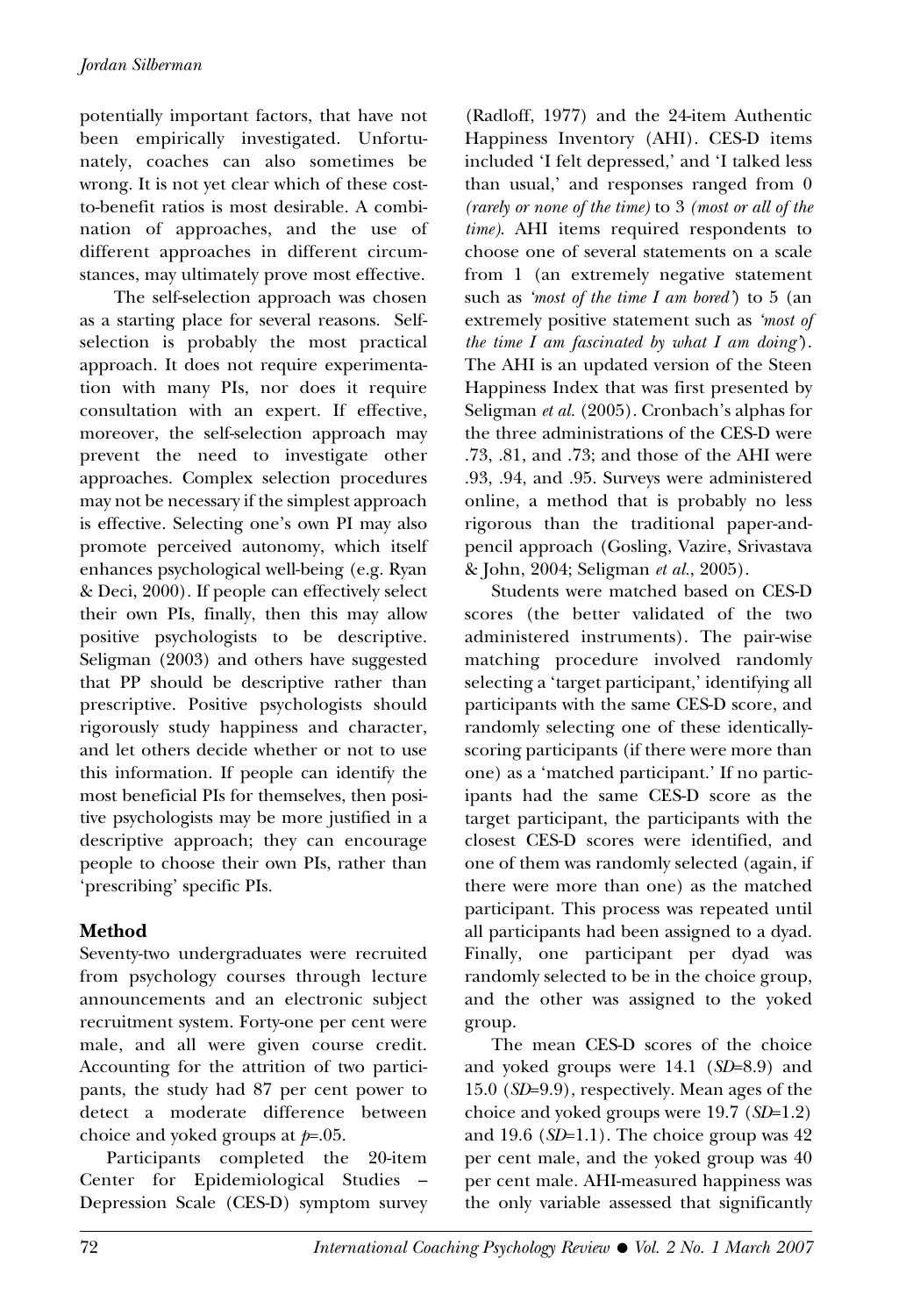potentially important factors, that have not been empirically investigated. Unfortunately, coaches can also sometimes be wrong. It is not yet clear which of these cost-to-benefit ratios is most desirable. A combination of approaches, and the use of different approaches in different circumstances, may ultimately prove most effective.

The self-selection approach was chosen as a starting place for several reasons. Self-selection is probably the most practical approach. It does not require experimentation with many PIs, nor does it require consultation with an expert. If effective, moreover, the self-selection approach may prevent the need to investigate other approaches. Complex selection procedures may not be necessary if the simplest approach is effective. Selecting one's own PI may also promote perceived autonomy, which itself enhances psychological well-being (e.g. Ryan & Deci, 2000). If people can effectively select their own PIs, finally, then this may allow positive psychologists to be descriptive. Seligman (2003) and others have suggested that PP should be descriptive rather than prescriptive. Positive psychologists should rigorously study happiness and character, and let others decide whether or not to use this information. If people can identify the most beneficial PIs for themselves, then positive psychologists may be more justified in a descriptive approach; they can encourage people to choose their own PIs, rather than 'prescribing' specific PIs.

## Method

Seventy-two undergraduates were recruited from psychology courses through lecture announcements and an electronic subject recruitment system. Forty-one per cent were male, and all were given course credit. Accounting for the attrition of two participants, the study had 87 per cent power to detect a moderate difference between choice and yoked groups at $p$=.05.

Participants completed the 20-item Center for Epidemiological Studies – Depression Scale (CES-D) symptom survey (Radloff, 1977) and the 24-item Authentic Happiness Inventory (AHI). CES-D items included 'I felt depressed,' and 'I talked less than usual,' and responses ranged from 0 *(rarely or none of the time)* to 3 *(most or all of the time)*. AHI items required respondents to choose one of several statements on a scale from 1 (an extremely negative statement such as *'most of the time I am bored'*) to 5 (an extremely positive statement such as *'most of the time I am fascinated by what I am doing'*). The AHI is an updated version of the Steen Happiness Index that was first presented by Seligman *et al.* (2005). Cronbach's alphas for the three administrations of the CES-D were .73, .81, and .73; and those of the AHI were .93, .94, and .95. Surveys were administered online, a method that is probably no less rigorous than the traditional paper-and-pencil approach (Gosling, Vazire, Srivastava & John, 2004; Seligman *et al.*, 2005).

Students were matched based on CES-D scores (the better validated of the two administered instruments). The pair-wise matching procedure involved randomly selecting a 'target participant,' identifying all participants with the same CES-D score, and randomly selecting one of these identically-scoring participants (if there were more than one) as a 'matched participant.' If no participants had the same CES-D score as the target participant, the participants with the closest CES-D scores were identified, and one of them was randomly selected (again, if there were more than one) as the matched participant. This process was repeated until all participants had been assigned to a dyad. Finally, one participant per dyad was randomly selected to be in the choice group, and the other was assigned to the yoked group.

The mean CES-D scores of the choice and yoked groups were 14.1 ($SD$=8.9) and 15.0 ($SD$=9.9), respectively. Mean ages of the choice and yoked groups were 19.7 ($SD$=1.2) and 19.6 ($SD$=1.1). The choice group was 42 per cent male, and the yoked group was 40 per cent male. AHI-measured happiness was the only variable assessed that significantly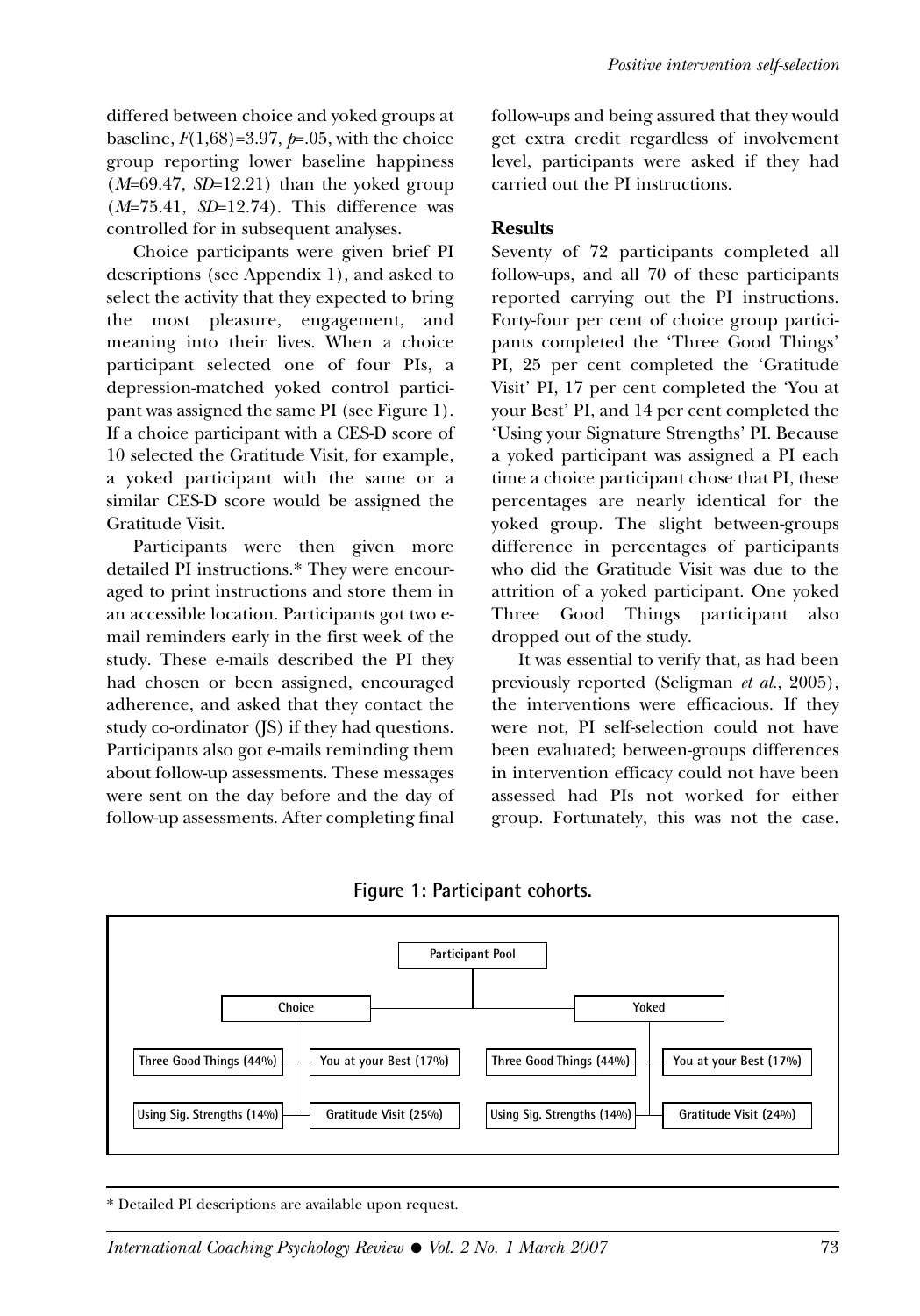differed between choice and yoked groups at baseline, $F(1,68)=3.97$, $p=.05$, with the choice group reporting lower baseline happiness ($M=69.47$, $SD=12.21$) than the yoked group ($M=75.41$, $SD=12.74$). This difference was controlled for in subsequent analyses.

Choice participants were given brief PI descriptions (see Appendix 1), and asked to select the activity that they expected to bring the most pleasure, engagement, and meaning into their lives. When a choice participant selected one of four PIs, a depression-matched yoked control participant was assigned the same PI (see Figure 1). If a choice participant with a CES-D score of 10 selected the Gratitude Visit, for example, a yoked participant with the same or a similar CES-D score would be assigned the Gratitude Visit.

Participants were then given more detailed PI instructions.* They were encouraged to print instructions and store them in an accessible location. Participants got two e-mail reminders early in the first week of the study. These e-mails described the PI they had chosen or been assigned, encouraged adherence, and asked that they contact the study co-ordinator (JS) if they had questions. Participants also got e-mails reminding them about follow-up assessments. These messages were sent on the day before and the day of follow-up assessments. After completing final follow-ups and being assured that they would get extra credit regardless of involvement level, participants were asked if they had carried out the PI instructions.

## Results

Seventy of 72 participants completed all follow-ups, and all 70 of these participants reported carrying out the PI instructions. Forty-four per cent of choice group participants completed the 'Three Good Things' PI, 25 per cent completed the 'Gratitude Visit' PI, 17 per cent completed the 'You at your Best' PI, and 14 per cent completed the 'Using your Signature Strengths' PI. Because a yoked participant was assigned a PI each time a choice participant chose that PI, these percentages are nearly identical for the yoked group. The slight between-groups difference in percentages of participants who did the Gratitude Visit was due to the attrition of a yoked participant. One yoked Three Good Things participant also dropped out of the study.

It was essential to verify that, as had been previously reported (Seligman *et al.*, 2005), the interventions were efficacious. If they were not, PI self-selection could not have been evaluated; between-groups differences in intervention efficacy could not have been assessed had PIs not worked for either group. Fortunately, this was not the case.

**Figure 1: Participant cohorts.**

Participant Pool
- Choice
  - Three Good Things (44%)
  - You at your Best (17%)
  - Using Sig. Strengths (14%)
  - Gratitude Visit (25%)
- Yoked
  - Three Good Things (44%)
  - You at your Best (17%)
  - Using Sig. Strengths (14%)
  - Gratitude Visit (24%)

\* Detailed PI descriptions are available upon request.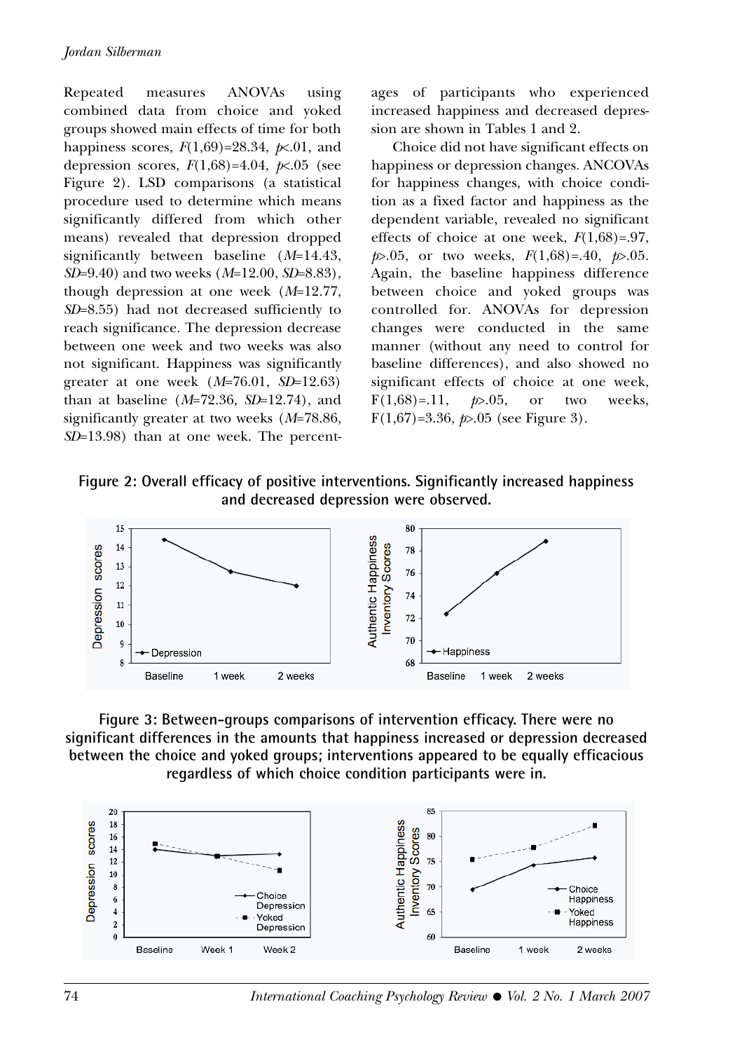Repeated measures ANOVAs using combined data from choice and yoked groups showed main effects of time for both happiness scores, $F(1,69)=28.34$, $p<.01$, and depression scores, $F(1,68)=4.04$, $p<.05$ (see Figure 2). LSD comparisons (a statistical procedure used to determine which means significantly differed from which other means) revealed that depression dropped significantly between baseline ($M$=14.43, $SD$=9.40) and two weeks ($M$=12.00, $SD$=8.83), though depression at one week ($M$=12.77, $SD$=8.55) had not decreased sufficiently to reach significance. The depression decrease between one week and two weeks was also not significant. Happiness was significantly greater at one week ($M$=76.01, $SD$=12.63) than at baseline ($M$=72.36, $SD$=12.74), and significantly greater at two weeks ($M$=78.86, $SD$=13.98) than at one week. The percentages of participants who experienced increased happiness and decreased depression are shown in Tables 1 and 2.

Choice did not have significant effects on happiness or depression changes. ANCOVAs for happiness changes, with choice condition as a fixed factor and happiness as the dependent variable, revealed no significant effects of choice at one week, $F(1,68)=.97$, $p>.05$, or two weeks, $F(1,68)=.40$, $p>.05$. Again, the baseline happiness difference between choice and yoked groups was controlled for. ANOVAs for depression changes were conducted in the same manner (without any need to control for baseline differences), and also showed no significant effects of choice at one week, $F(1,68)=.11$, $p>.05$, or two weeks, $F(1,67)=3.36$, $p>.05$ (see Figure 3).

**Figure 2: Overall efficacy of positive interventions. Significantly increased happiness and decreased depression were observed.**

**Figure 3: Between-groups comparisons of intervention efficacy. There were no significant differences in the amounts that happiness increased or depression decreased between the choice and yoked groups; interventions appeared to be equally efficacious regardless of which choice condition participants were in.**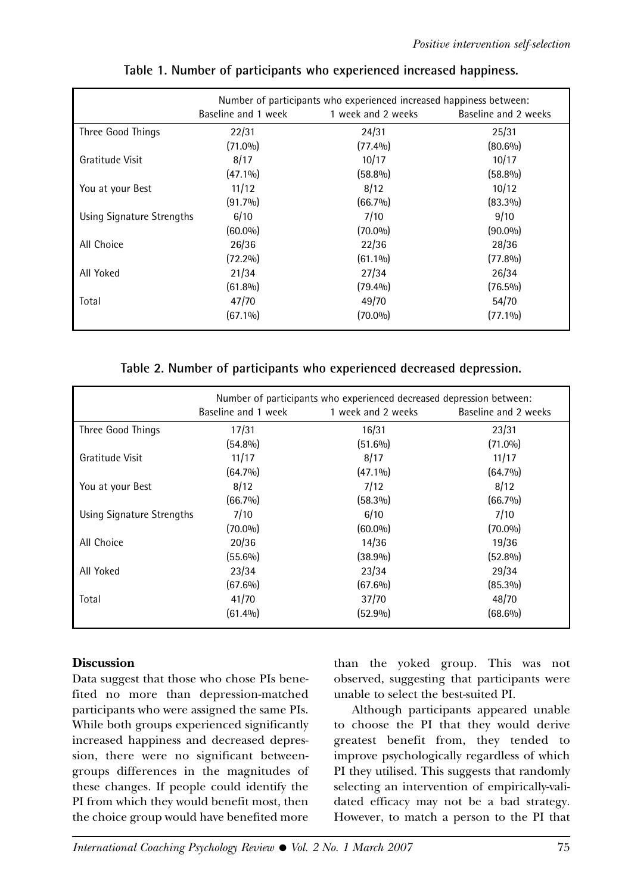**Table 1. Number of participants who experienced increased happiness.**

| | Number of participants who experienced increased happiness between: | | |
|---|---|---|---|
| | Baseline and 1 week | 1 week and 2 weeks | Baseline and 2 weeks |
| Three Good Things | 22/31 (71.0%) | 24/31 (77.4%) | 25/31 (80.6%) |
| Gratitude Visit | 8/17 (47.1%) | 10/17 (58.8%) | 10/17 (58.8%) |
| You at your Best | 11/12 (91.7%) | 8/12 (66.7%) | 10/12 (83.3%) |
| Using Signature Strengths | 6/10 (60.0%) | 7/10 (70.0%) | 9/10 (90.0%) |
| All Choice | 26/36 (72.2%) | 22/36 (61.1%) | 28/36 (77.8%) |
| All Yoked | 21/34 (61.8%) | 27/34 (79.4%) | 26/34 (76.5%) |
| Total | 47/70 (67.1%) | 49/70 (70.0%) | 54/70 (77.1%) |

**Table 2. Number of participants who experienced decreased depression.**

| | Number of participants who experienced decreased depression between: | | |
|---|---|---|---|
| | Baseline and 1 week | 1 week and 2 weeks | Baseline and 2 weeks |
| Three Good Things | 17/31 (54.8%) | 16/31 (51.6%) | 23/31 (71.0%) |
| Gratitude Visit | 11/17 (64.7%) | 8/17 (47.1%) | 11/17 (64.7%) |
| You at your Best | 8/12 (66.7%) | 7/12 (58.3%) | 8/12 (66.7%) |
| Using Signature Strengths | 7/10 (70.0%) | 6/10 (60.0%) | 7/10 (70.0%) |
| All Choice | 20/36 (55.6%) | 14/36 (38.9%) | 19/36 (52.8%) |
| All Yoked | 23/34 (67.6%) | 23/34 (67.6%) | 29/34 (85.3%) |
| Total | 41/70 (61.4%) | 37/70 (52.9%) | 48/70 (68.6%) |

## Discussion

Data suggest that those who chose PIs benefited no more than depression-matched participants who were assigned the same PIs. While both groups experienced significantly increased happiness and decreased depression, there were no significant between-groups differences in the magnitudes of these changes. If people could identify the PI from which they would benefit most, then the choice group would have benefited more than the yoked group. This was not observed, suggesting that participants were unable to select the best-suited PI.

Although participants appeared unable to choose the PI that they would derive greatest benefit from, they tended to improve psychologically regardless of which PI they utilised. This suggests that randomly selecting an intervention of empirically-validated efficacy may not be a bad strategy. However, to match a person to the PI that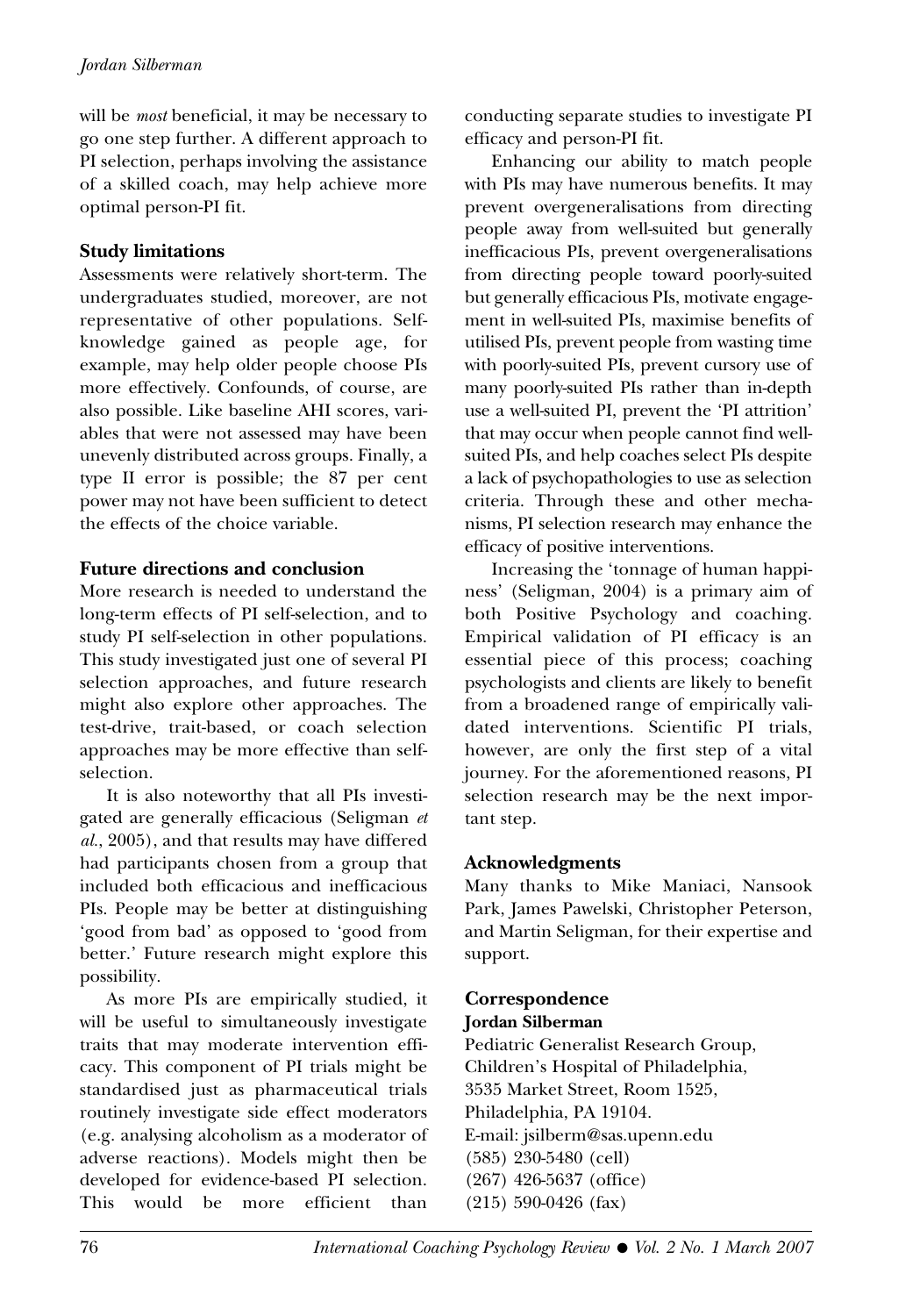will be *most* beneficial, it may be necessary to go one step further. A different approach to PI selection, perhaps involving the assistance of a skilled coach, may help achieve more optimal person-PI fit.

### Study limitations

Assessments were relatively short-term. The undergraduates studied, moreover, are not representative of other populations. Self-knowledge gained as people age, for example, may help older people choose PIs more effectively. Confounds, of course, are also possible. Like baseline AHI scores, variables that were not assessed may have been unevenly distributed across groups. Finally, a type II error is possible; the 87 per cent power may not have been sufficient to detect the effects of the choice variable.

### Future directions and conclusion

More research is needed to understand the long-term effects of PI self-selection, and to study PI self-selection in other populations. This study investigated just one of several PI selection approaches, and future research might also explore other approaches. The test-drive, trait-based, or coach selection approaches may be more effective than self-selection.

It is also noteworthy that all PIs investigated are generally efficacious (Seligman *et al.*, 2005), and that results may have differed had participants chosen from a group that included both efficacious and inefficacious PIs. People may be better at distinguishing 'good from bad' as opposed to 'good from better.' Future research might explore this possibility.

As more PIs are empirically studied, it will be useful to simultaneously investigate traits that may moderate intervention efficacy. This component of PI trials might be standardised just as pharmaceutical trials routinely investigate side effect moderators (e.g. analysing alcoholism as a moderator of adverse reactions). Models might then be developed for evidence-based PI selection. This would be more efficient than conducting separate studies to investigate PI efficacy and person-PI fit.

Enhancing our ability to match people with PIs may have numerous benefits. It may prevent overgeneralisations from directing people away from well-suited but generally inefficacious PIs, prevent overgeneralisations from directing people toward poorly-suited but generally efficacious PIs, motivate engagement in well-suited PIs, maximise benefits of utilised PIs, prevent people from wasting time with poorly-suited PIs, prevent cursory use of many poorly-suited PIs rather than in-depth use a well-suited PI, prevent the 'PI attrition' that may occur when people cannot find well-suited PIs, and help coaches select PIs despite a lack of psychopathologies to use as selection criteria. Through these and other mechanisms, PI selection research may enhance the efficacy of positive interventions.

Increasing the 'tonnage of human happiness' (Seligman, 2004) is a primary aim of both Positive Psychology and coaching. Empirical validation of PI efficacy is an essential piece of this process; coaching psychologists and clients are likely to benefit from a broadened range of empirically validated interventions. Scientific PI trials, however, are only the first step of a vital journey. For the aforementioned reasons, PI selection research may be the next important step.

### Acknowledgments

Many thanks to Mike Maniaci, Nansook Park, James Pawelski, Christopher Peterson, and Martin Seligman, for their expertise and support.

### Correspondence

**Jordan Silberman**
Pediatric Generalist Research Group,
Children's Hospital of Philadelphia,
3535 Market Street, Room 1525,
Philadelphia, PA 19104.
E-mail: jsilberm@sas.upenn.edu
(585) 230-5480 (cell)
(267) 426-5637 (office)
(215) 590-0426 (fax)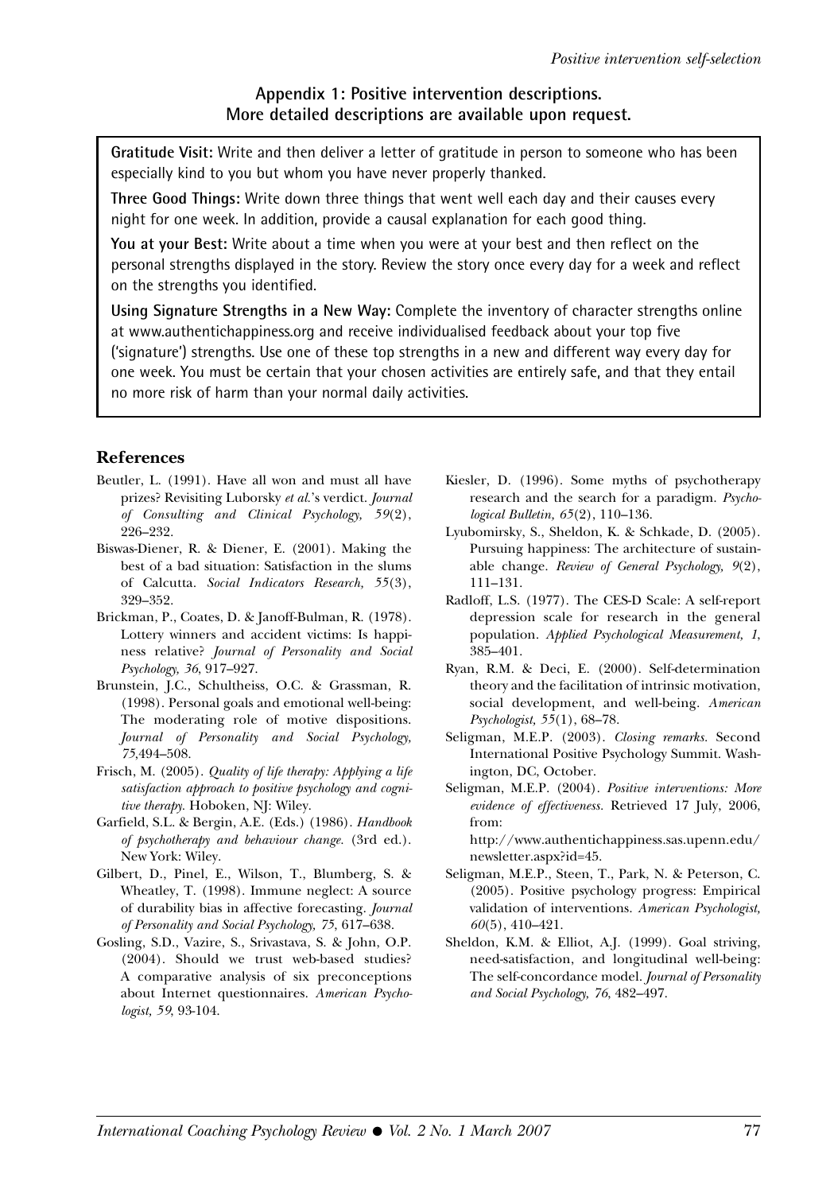## Appendix 1: Positive intervention descriptions. More detailed descriptions are available upon request.

**Gratitude Visit:** Write and then deliver a letter of gratitude in person to someone who has been especially kind to you but whom you have never properly thanked.

**Three Good Things:** Write down three things that went well each day and their causes every night for one week. In addition, provide a causal explanation for each good thing.

**You at your Best:** Write about a time when you were at your best and then reflect on the personal strengths displayed in the story. Review the story once every day for a week and reflect on the strengths you identified.

**Using Signature Strengths in a New Way:** Complete the inventory of character strengths online at www.authentichappiness.org and receive individualised feedback about your top five ('signature') strengths. Use one of these top strengths in a new and different way every day for one week. You must be certain that your chosen activities are entirely safe, and that they entail no more risk of harm than your normal daily activities.

## References

Beutler, L. (1991). Have all won and must all have prizes? Revisiting Luborsky *et al.*'s verdict. *Journal of Consulting and Clinical Psychology, 59*(2), 226–232.

Biswas-Diener, R. & Diener, E. (2001). Making the best of a bad situation: Satisfaction in the slums of Calcutta. *Social Indicators Research, 55*(3), 329–352.

Brickman, P., Coates, D. & Janoff-Bulman, R. (1978). Lottery winners and accident victims: Is happiness relative? *Journal of Personality and Social Psychology, 36*, 917–927.

Brunstein, J.C., Schultheiss, O.C. & Grassman, R. (1998). Personal goals and emotional well-being: The moderating role of motive dispositions. *Journal of Personality and Social Psychology, 75*,494–508.

Frisch, M. (2005). *Quality of life therapy: Applying a life satisfaction approach to positive psychology and cognitive therapy.* Hoboken, NJ: Wiley.

Garfield, S.L. & Bergin, A.E. (Eds.) (1986). *Handbook of psychotherapy and behaviour change.* (3rd ed.). New York: Wiley.

Gilbert, D., Pinel, E., Wilson, T., Blumberg, S. & Wheatley, T. (1998). Immune neglect: A source of durability bias in affective forecasting. *Journal of Personality and Social Psychology, 75*, 617–638.

Gosling, S.D., Vazire, S., Srivastava, S. & John, O.P. (2004). Should we trust web-based studies? A comparative analysis of six preconceptions about Internet questionnaires. *American Psychologist, 59*, 93-104.

Kiesler, D. (1996). Some myths of psychotherapy research and the search for a paradigm. *Psychological Bulletin, 65*(2), 110–136.

Lyubomirsky, S., Sheldon, K. & Schkade, D. (2005). Pursuing happiness: The architecture of sustainable change. *Review of General Psychology, 9*(2), 111–131.

Radloff, L.S. (1977). The CES-D Scale: A self-report depression scale for research in the general population. *Applied Psychological Measurement, 1*, 385–401.

Ryan, R.M. & Deci, E. (2000). Self-determination theory and the facilitation of intrinsic motivation, social development, and well-being. *American Psychologist, 55*(1), 68–78.

Seligman, M.E.P. (2003). *Closing remarks.* Second International Positive Psychology Summit. Washington, DC, October.

Seligman, M.E.P. (2004). *Positive interventions: More evidence of effectiveness.* Retrieved 17 July, 2006, from: http://www.authentichappiness.sas.upenn.edu/newsletter.aspx?id=45.

Seligman, M.E.P., Steen, T., Park, N. & Peterson, C. (2005). Positive psychology progress: Empirical validation of interventions. *American Psychologist, 60*(5), 410–421.

Sheldon, K.M. & Elliot, A.J. (1999). Goal striving, need-satisfaction, and longitudinal well-being: The self-concordance model. *Journal of Personality and Social Psychology, 76*, 482–497.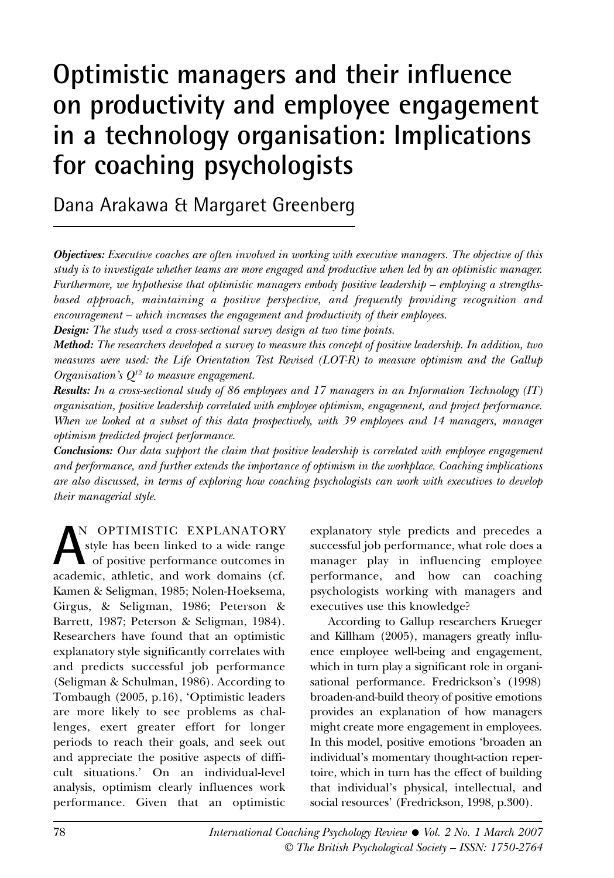# Optimistic managers and their influence on productivity and employee engagement in a technology organisation: Implications for coaching psychologists

Dana Arakawa & Margaret Greenberg

***Objectives:*** *Executive coaches are often involved in working with executive managers. The objective of this study is to investigate whether teams are more engaged and productive when led by an optimistic manager. Furthermore, we hypothesise that optimistic managers embody positive leadership – employing a strengths-based approach, maintaining a positive perspective, and frequently providing recognition and encouragement – which increases the engagement and productivity of their employees.*

***Design:*** *The study used a cross-sectional survey design at two time points.*

***Method:*** *The researchers developed a survey to measure this concept of positive leadership. In addition, two measures were used: the Life Orientation Test Revised (LOT-R) to measure optimism and the Gallup Organisation's $Q^{12}$ to measure engagement.*

***Results:*** *In a cross-sectional study of 86 employees and 17 managers in an Information Technology (IT) organisation, positive leadership correlated with employee optimism, engagement, and project performance. When we looked at a subset of this data prospectively, with 39 employees and 14 managers, manager optimism predicted project performance.*

***Conclusions:*** *Our data support the claim that positive leadership is correlated with employee engagement and performance, and further extends the importance of optimism in the workplace. Coaching implications are also discussed, in terms of exploring how coaching psychologists can work with executives to develop their managerial style.*

AN OPTIMISTIC EXPLANATORY style has been linked to a wide range of positive performance outcomes in academic, athletic, and work domains (cf. Kamen & Seligman, 1985; Nolen-Hoeksema, Girgus, & Seligman, 1986; Peterson & Barrett, 1987; Peterson & Seligman, 1984). Researchers have found that an optimistic explanatory style significantly correlates with and predicts successful job performance (Seligman & Schulman, 1986). According to Tombaugh (2005, p.16), 'Optimistic leaders are more likely to see problems as challenges, exert greater effort for longer periods to reach their goals, and seek out and appreciate the positive aspects of difficult situations.' On an individual-level analysis, optimism clearly influences work performance. Given that an optimistic explanatory style predicts and precedes a successful job performance, what role does a manager play in influencing employee performance, and how can coaching psychologists working with managers and executives use this knowledge?

According to Gallup researchers Krueger and Killham (2005), managers greatly influence employee well-being and engagement, which in turn play a significant role in organisational performance. Fredrickson's (1998) broaden-and-build theory of positive emotions provides an explanation of how managers might create more engagement in employees. In this model, positive emotions 'broaden an individual's momentary thought-action repertoire, which in turn has the effect of building that individual's physical, intellectual, and social resources' (Fredrickson, 1998, p.300).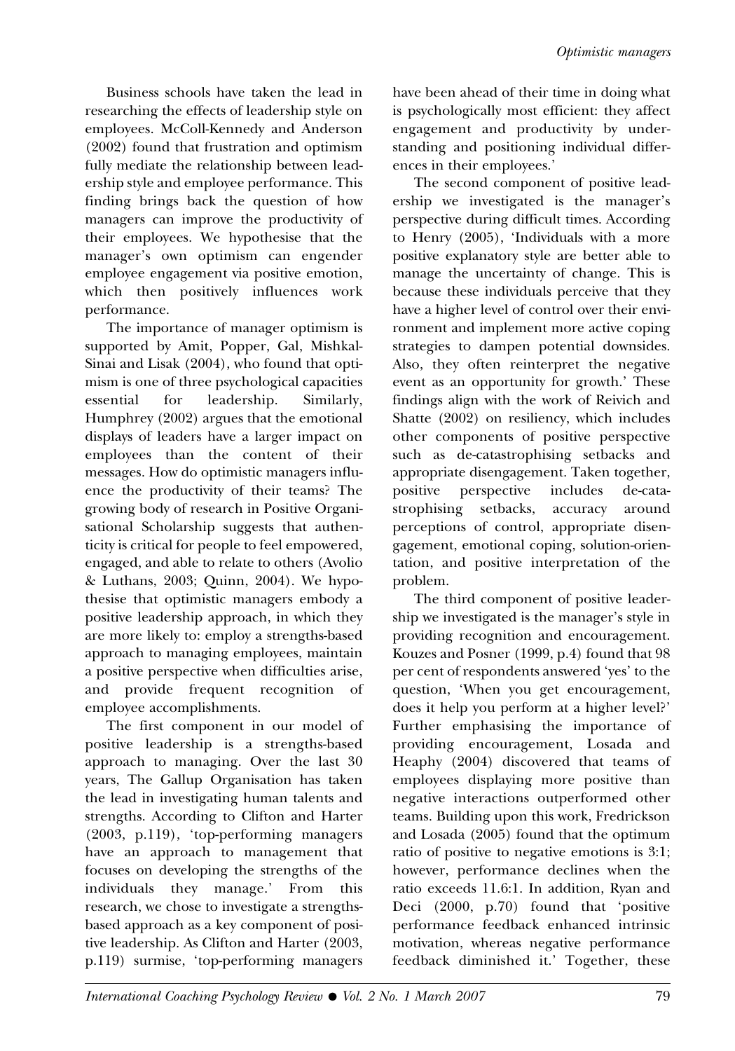Business schools have taken the lead in researching the effects of leadership style on employees. McColl-Kennedy and Anderson (2002) found that frustration and optimism fully mediate the relationship between leadership style and employee performance. This finding brings back the question of how managers can improve the productivity of their employees. We hypothesise that the manager's own optimism can engender employee engagement via positive emotion, which then positively influences work performance.

The importance of manager optimism is supported by Amit, Popper, Gal, Mishkal-Sinai and Lisak (2004), who found that optimism is one of three psychological capacities essential for leadership. Similarly, Humphrey (2002) argues that the emotional displays of leaders have a larger impact on employees than the content of their messages. How do optimistic managers influence the productivity of their teams? The growing body of research in Positive Organisational Scholarship suggests that authenticity is critical for people to feel empowered, engaged, and able to relate to others (Avolio & Luthans, 2003; Quinn, 2004). We hypothesise that optimistic managers embody a positive leadership approach, in which they are more likely to: employ a strengths-based approach to managing employees, maintain a positive perspective when difficulties arise, and provide frequent recognition of employee accomplishments.

The first component in our model of positive leadership is a strengths-based approach to managing. Over the last 30 years, The Gallup Organisation has taken the lead in investigating human talents and strengths. According to Clifton and Harter (2003, p.119), 'top-performing managers have an approach to management that focuses on developing the strengths of the individuals they manage.' From this research, we chose to investigate a strengths-based approach as a key component of positive leadership. As Clifton and Harter (2003, p.119) surmise, 'top-performing managers have been ahead of their time in doing what is psychologically most efficient: they affect engagement and productivity by understanding and positioning individual differences in their employees.'

The second component of positive leadership we investigated is the manager's perspective during difficult times. According to Henry (2005), 'Individuals with a more positive explanatory style are better able to manage the uncertainty of change. This is because these individuals perceive that they have a higher level of control over their environment and implement more active coping strategies to dampen potential downsides. Also, they often reinterpret the negative event as an opportunity for growth.' These findings align with the work of Reivich and Shatte (2002) on resiliency, which includes other components of positive perspective such as de-catastrophising setbacks and appropriate disengagement. Taken together, positive perspective includes de-catastrophising setbacks, accuracy around perceptions of control, appropriate disengagement, emotional coping, solution-orientation, and positive interpretation of the problem.

The third component of positive leadership we investigated is the manager's style in providing recognition and encouragement. Kouzes and Posner (1999, p.4) found that 98 per cent of respondents answered 'yes' to the question, 'When you get encouragement, does it help you perform at a higher level?' Further emphasising the importance of providing encouragement, Losada and Heaphy (2004) discovered that teams of employees displaying more positive than negative interactions outperformed other teams. Building upon this work, Fredrickson and Losada (2005) found that the optimum ratio of positive to negative emotions is 3:1; however, performance declines when the ratio exceeds 11.6:1. In addition, Ryan and Deci (2000, p.70) found that 'positive performance feedback enhanced intrinsic motivation, whereas negative performance feedback diminished it.' Together, these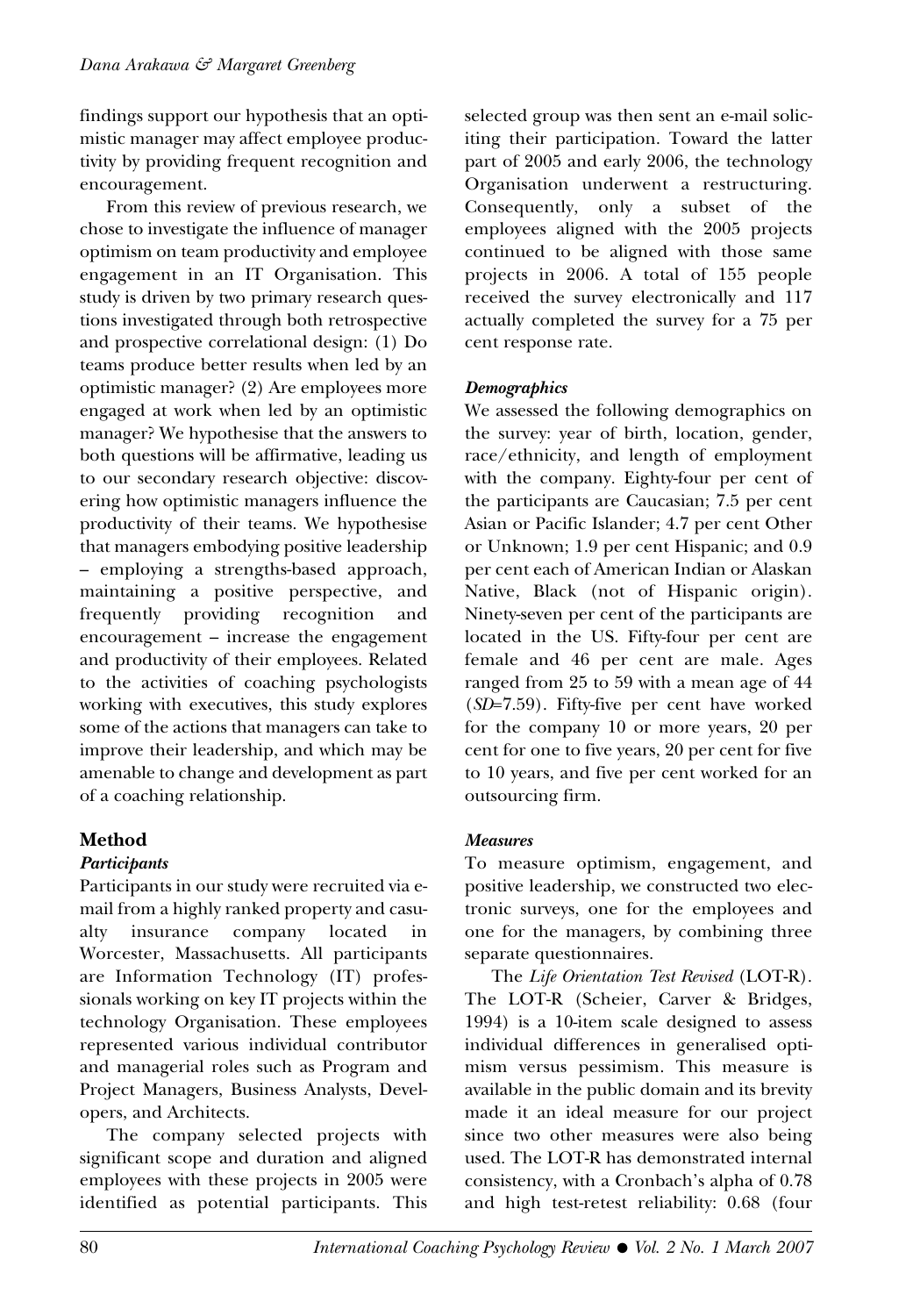findings support our hypothesis that an optimistic manager may affect employee productivity by providing frequent recognition and encouragement.

From this review of previous research, we chose to investigate the influence of manager optimism on team productivity and employee engagement in an IT Organisation. This study is driven by two primary research questions investigated through both retrospective and prospective correlational design: (1) Do teams produce better results when led by an optimistic manager? (2) Are employees more engaged at work when led by an optimistic manager? We hypothesise that the answers to both questions will be affirmative, leading us to our secondary research objective: discovering how optimistic managers influence the productivity of their teams. We hypothesise that managers embodying positive leadership – employing a strengths-based approach, maintaining a positive perspective, and frequently providing recognition and encouragement – increase the engagement and productivity of their employees. Related to the activities of coaching psychologists working with executives, this study explores some of the actions that managers can take to improve their leadership, and which may be amenable to change and development as part of a coaching relationship.

## Method

### *Participants*

Participants in our study were recruited via e-mail from a highly ranked property and casualty insurance company located in Worcester, Massachusetts. All participants are Information Technology (IT) professionals working on key IT projects within the technology Organisation. These employees represented various individual contributor and managerial roles such as Program and Project Managers, Business Analysts, Developers, and Architects.

The company selected projects with significant scope and duration and aligned employees with these projects in 2005 were identified as potential participants. This selected group was then sent an e-mail soliciting their participation. Toward the latter part of 2005 and early 2006, the technology Organisation underwent a restructuring. Consequently, only a subset of the employees aligned with the 2005 projects continued to be aligned with those same projects in 2006. A total of 155 people received the survey electronically and 117 actually completed the survey for a 75 per cent response rate.

### *Demographics*

We assessed the following demographics on the survey: year of birth, location, gender, race/ethnicity, and length of employment with the company. Eighty-four per cent of the participants are Caucasian; 7.5 per cent Asian or Pacific Islander; 4.7 per cent Other or Unknown; 1.9 per cent Hispanic; and 0.9 per cent each of American Indian or Alaskan Native, Black (not of Hispanic origin). Ninety-seven per cent of the participants are located in the US. Fifty-four per cent are female and 46 per cent are male. Ages ranged from 25 to 59 with a mean age of 44 ($SD$=7.59). Fifty-five per cent have worked for the company 10 or more years, 20 per cent for one to five years, 20 per cent for five to 10 years, and five per cent worked for an outsourcing firm.

### *Measures*

To measure optimism, engagement, and positive leadership, we constructed two electronic surveys, one for the employees and one for the managers, by combining three separate questionnaires.

The *Life Orientation Test Revised* (LOT-R). The LOT-R (Scheier, Carver & Bridges, 1994) is a 10-item scale designed to assess individual differences in generalised optimism versus pessimism. This measure is available in the public domain and its brevity made it an ideal measure for our project since two other measures were also being used. The LOT-R has demonstrated internal consistency, with a Cronbach's alpha of 0.78 and high test-retest reliability: 0.68 (four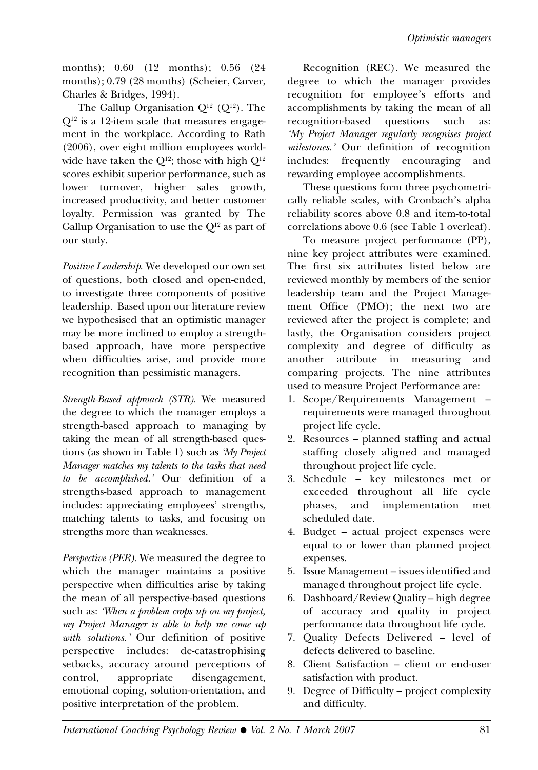months); 0.60 (12 months); 0.56 (24 months); 0.79 (28 months) (Scheier, Carver, Charles & Bridges, 1994).

The Gallup Organisation $Q^{12}$ ($Q^{12}$). The $Q^{12}$ is a 12-item scale that measures engagement in the workplace. According to Rath (2006), over eight million employees worldwide have taken the $Q^{12}$; those with high $Q^{12}$ scores exhibit superior performance, such as lower turnover, higher sales growth, increased productivity, and better customer loyalty. Permission was granted by The Gallup Organisation to use the $Q^{12}$ as part of our study.

*Positive Leadership.* We developed our own set of questions, both closed and open-ended, to investigate three components of positive leadership. Based upon our literature review we hypothesised that an optimistic manager may be more inclined to employ a strength-based approach, have more perspective when difficulties arise, and provide more recognition than pessimistic managers.

*Strength-Based approach (STR).* We measured the degree to which the manager employs a strength-based approach to managing by taking the mean of all strength-based questions (as shown in Table 1) such as *'My Project Manager matches my talents to the tasks that need to be accomplished.'* Our definition of a strengths-based approach to management includes: appreciating employees' strengths, matching talents to tasks, and focusing on strengths more than weaknesses.

*Perspective (PER).* We measured the degree to which the manager maintains a positive perspective when difficulties arise by taking the mean of all perspective-based questions such as: *'When a problem crops up on my project, my Project Manager is able to help me come up with solutions.'* Our definition of positive perspective includes: de-catastrophising setbacks, accuracy around perceptions of control, appropriate disengagement, emotional coping, solution-orientation, and positive interpretation of the problem.

Recognition (REC). We measured the degree to which the manager provides recognition for employee's efforts and accomplishments by taking the mean of all recognition-based questions such as: *'My Project Manager regularly recognises project milestones.'* Our definition of recognition includes: frequently encouraging and rewarding employee accomplishments.

These questions form three psychometrically reliable scales, with Cronbach's alpha reliability scores above 0.8 and item-to-total correlations above 0.6 (see Table 1 overleaf).

To measure project performance (PP), nine key project attributes were examined. The first six attributes listed below are reviewed monthly by members of the senior leadership team and the Project Management Office (PMO); the next two are reviewed after the project is complete; and lastly, the Organisation considers project complexity and degree of difficulty as another attribute in measuring and comparing projects. The nine attributes used to measure Project Performance are:

1. Scope/Requirements Management – requirements were managed throughout project life cycle.
2. Resources – planned staffing and actual staffing closely aligned and managed throughout project life cycle.
3. Schedule – key milestones met or exceeded throughout all life cycle phases, and implementation met scheduled date.
4. Budget – actual project expenses were equal to or lower than planned project expenses.
5. Issue Management – issues identified and managed throughout project life cycle.
6. Dashboard/Review Quality – high degree of accuracy and quality in project performance data throughout life cycle.
7. Quality Defects Delivered – level of defects delivered to baseline.
8. Client Satisfaction – client or end-user satisfaction with product.
9. Degree of Difficulty – project complexity and difficulty.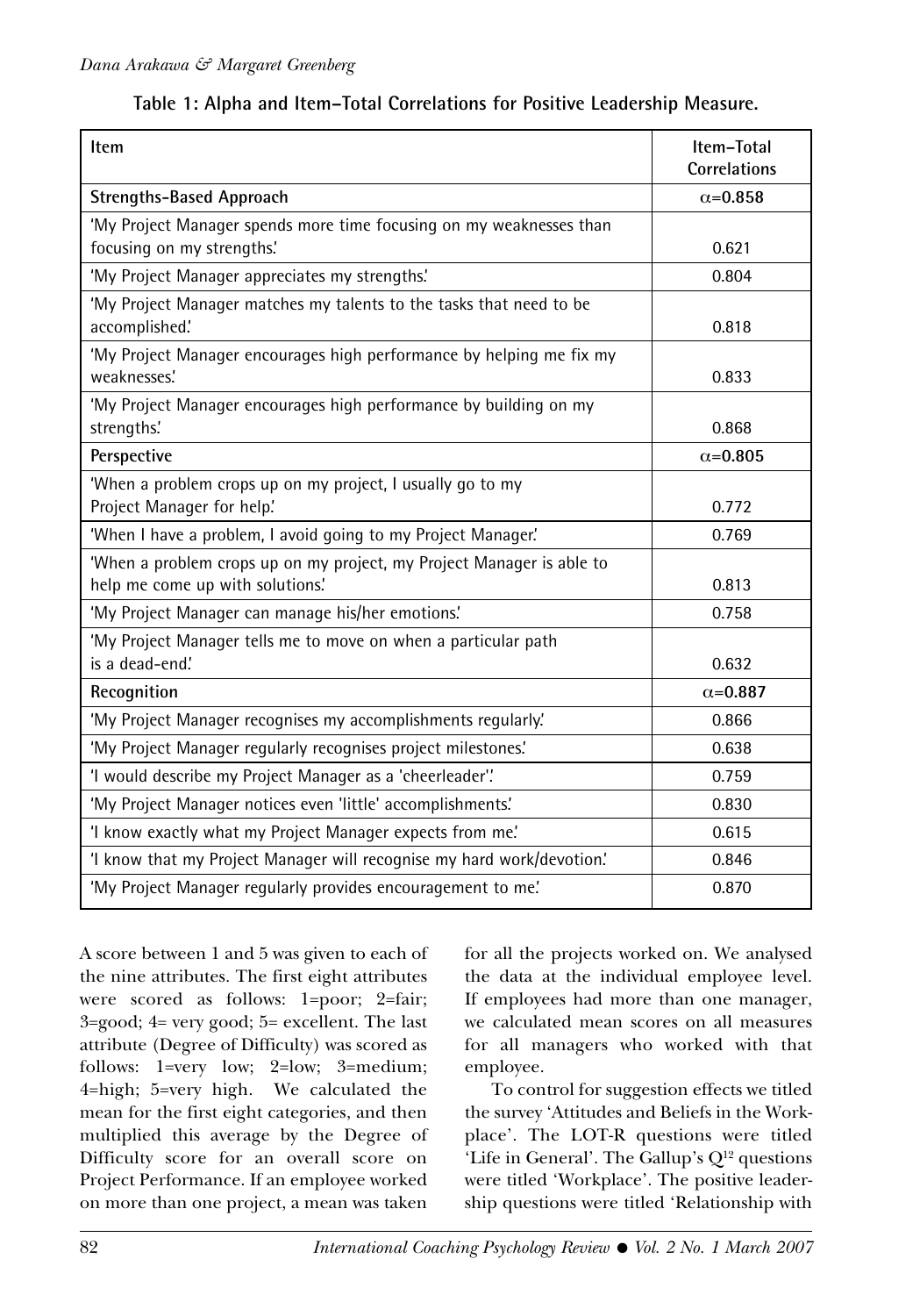**Table 1: Alpha and Item–Total Correlations for Positive Leadership Measure.**

| Item | Item–Total Correlations |
|---|---|
| **Strengths-Based Approach** | **$\alpha$=0.858** |
| 'My Project Manager spends more time focusing on my weaknesses than focusing on my strengths.' | 0.621 |
| 'My Project Manager appreciates my strengths.' | 0.804 |
| 'My Project Manager matches my talents to the tasks that need to be accomplished.' | 0.818 |
| 'My Project Manager encourages high performance by helping me fix my weaknesses.' | 0.833 |
| 'My Project Manager encourages high performance by building on my strengths.' | 0.868 |
| **Perspective** | **$\alpha$=0.805** |
| 'When a problem crops up on my project, I usually go to my Project Manager for help.' | 0.772 |
| 'When I have a problem, I avoid going to my Project Manager.' | 0.769 |
| 'When a problem crops up on my project, my Project Manager is able to help me come up with solutions.' | 0.813 |
| 'My Project Manager can manage his/her emotions.' | 0.758 |
| 'My Project Manager tells me to move on when a particular path is a dead-end.' | 0.632 |
| **Recognition** | **$\alpha$=0.887** |
| 'My Project Manager recognises my accomplishments regularly.' | 0.866 |
| 'My Project Manager regularly recognises project milestones.' | 0.638 |
| 'I would describe my Project Manager as a 'cheerleader'.' | 0.759 |
| 'My Project Manager notices even 'little' accomplishments.' | 0.830 |
| 'I know exactly what my Project Manager expects from me.' | 0.615 |
| 'I know that my Project Manager will recognise my hard work/devotion.' | 0.846 |
| 'My Project Manager regularly provides encouragement to me.' | 0.870 |

A score between 1 and 5 was given to each of the nine attributes. The first eight attributes were scored as follows: 1=poor; 2=fair; 3=good; 4= very good; 5= excellent. The last attribute (Degree of Difficulty) was scored as follows: 1=very low; 2=low; 3=medium; 4=high; 5=very high. We calculated the mean for the first eight categories, and then multiplied this average by the Degree of Difficulty score for an overall score on Project Performance. If an employee worked on more than one project, a mean was taken for all the projects worked on. We analysed the data at the individual employee level. If employees had more than one manager, we calculated mean scores on all measures for all managers who worked with that employee.

To control for suggestion effects we titled the survey 'Attitudes and Beliefs in the Workplace'. The LOT-R questions were titled 'Life in General'. The Gallup's $Q^{12}$ questions were titled 'Workplace'. The positive leadership questions were titled 'Relationship with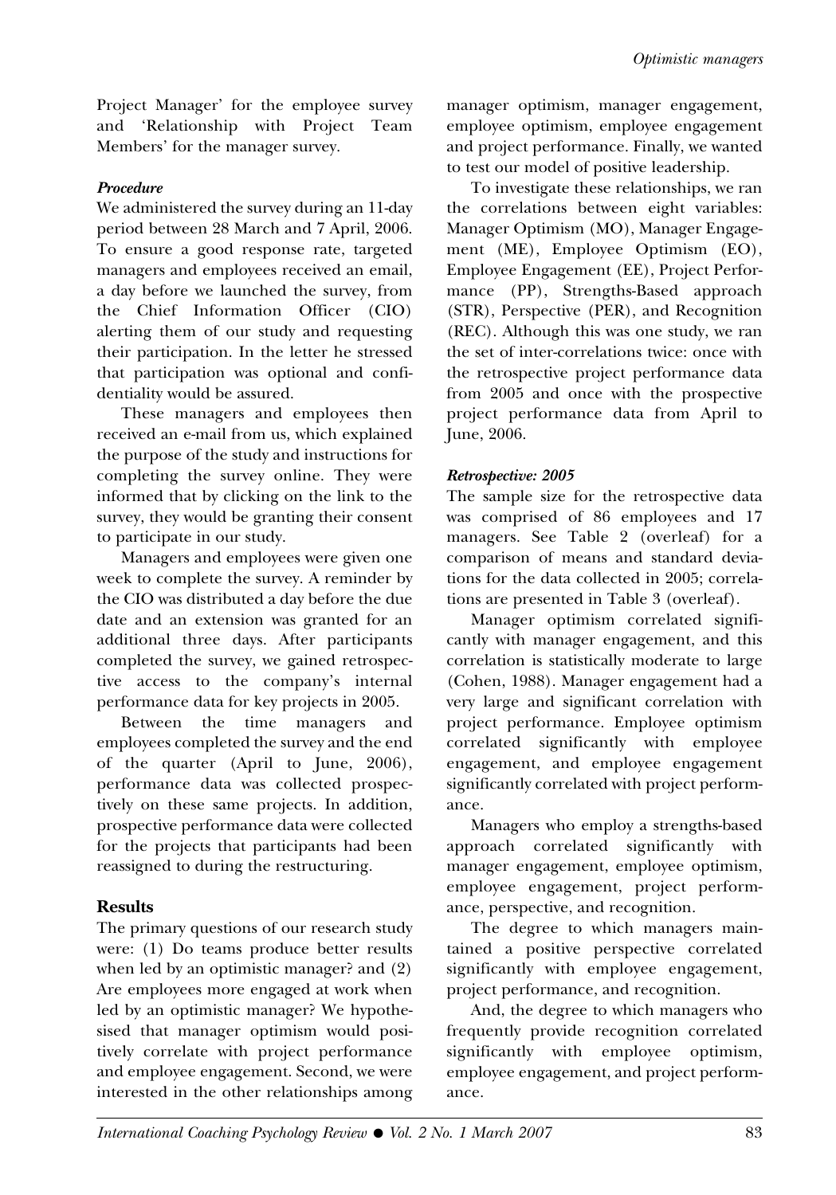Project Manager' for the employee survey and 'Relationship with Project Team Members' for the manager survey.

### *Procedure*

We administered the survey during an 11-day period between 28 March and 7 April, 2006. To ensure a good response rate, targeted managers and employees received an email, a day before we launched the survey, from the Chief Information Officer (CIO) alerting them of our study and requesting their participation. In the letter he stressed that participation was optional and confidentiality would be assured.

These managers and employees then received an e-mail from us, which explained the purpose of the study and instructions for completing the survey online. They were informed that by clicking on the link to the survey, they would be granting their consent to participate in our study.

Managers and employees were given one week to complete the survey. A reminder by the CIO was distributed a day before the due date and an extension was granted for an additional three days. After participants completed the survey, we gained retrospective access to the company's internal performance data for key projects in 2005.

Between the time managers and employees completed the survey and the end of the quarter (April to June, 2006), performance data was collected prospectively on these same projects. In addition, prospective performance data were collected for the projects that participants had been reassigned to during the restructuring.

## Results

The primary questions of our research study were: (1) Do teams produce better results when led by an optimistic manager? and (2) Are employees more engaged at work when led by an optimistic manager? We hypothesised that manager optimism would positively correlate with project performance and employee engagement. Second, we were interested in the other relationships among manager optimism, manager engagement, employee optimism, employee engagement and project performance. Finally, we wanted to test our model of positive leadership.

To investigate these relationships, we ran the correlations between eight variables: Manager Optimism (MO), Manager Engagement (ME), Employee Optimism (EO), Employee Engagement (EE), Project Performance (PP), Strengths-Based approach (STR), Perspective (PER), and Recognition (REC). Although this was one study, we ran the set of inter-correlations twice: once with the retrospective project performance data from 2005 and once with the prospective project performance data from April to June, 2006.

### *Retrospective: 2005*

The sample size for the retrospective data was comprised of 86 employees and 17 managers. See Table 2 (overleaf) for a comparison of means and standard deviations for the data collected in 2005; correlations are presented in Table 3 (overleaf).

Manager optimism correlated significantly with manager engagement, and this correlation is statistically moderate to large (Cohen, 1988). Manager engagement had a very large and significant correlation with project performance. Employee optimism correlated significantly with employee engagement, and employee engagement significantly correlated with project performance.

Managers who employ a strengths-based approach correlated significantly with manager engagement, employee optimism, employee engagement, project performance, perspective, and recognition.

The degree to which managers maintained a positive perspective correlated significantly with employee engagement, project performance, and recognition.

And, the degree to which managers who frequently provide recognition correlated significantly with employee optimism, employee engagement, and project performance.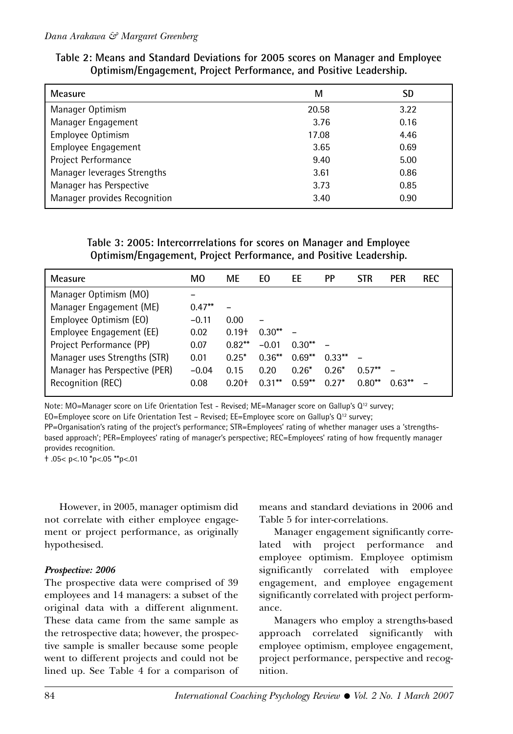**Table 2: Means and Standard Deviations for 2005 scores on Manager and Employee Optimism/Engagement, Project Performance, and Positive Leadership.**

| Measure | M | SD |
|---|---|---|
| Manager Optimism | 20.58 | 3.22 |
| Manager Engagement | 3.76 | 0.16 |
| Employee Optimism | 17.08 | 4.46 |
| Employee Engagement | 3.65 | 0.69 |
| Project Performance | 9.40 | 5.00 |
| Manager leverages Strengths | 3.61 | 0.86 |
| Manager has Perspective | 3.73 | 0.85 |
| Manager provides Recognition | 3.40 | 0.90 |

**Table 3: 2005: Intercorrrelations for scores on Manager and Employee Optimism/Engagement, Project Performance, and Positive Leadership.**

| Measure | MO | ME | EO | EE | PP | STR | PER | REC |
|---|---|---|---|---|---|---|---|---|
| Manager Optimism (MO) | – | | | | | | | |
| Manager Engagement (ME) | 0.47** | – | | | | | | |
| Employee Optimism (EO) | –0.11 | 0.00 | – | | | | | |
| Employee Engagement (EE) | 0.02 | 0.19† | 0.30** | – | | | | |
| Project Performance (PP) | 0.07 | 0.82** | –0.01 | 0.30** | – | | | |
| Manager uses Strengths (STR) | 0.01 | 0.25* | 0.36** | 0.69** | 0.33** | – | | |
| Manager has Perspective (PER) | –0.04 | 0.15 | 0.20 | 0.26* | 0.26* | 0.57** | – | |
| Recognition (REC) | 0.08 | 0.20† | 0.31** | 0.59** | 0.27* | 0.80** | 0.63** | – |

Note: MO=Manager score on Life Orientation Test - Revised; ME=Manager score on Gallup's Q[12] survey; EO=Employee score on Life Orientation Test – Revised; EE=Employee score on Gallup's Q[12] survey; PP=Organisation's rating of the project's performance; STR=Employees' rating of whether manager uses a 'strengths-based approach'; PER=Employees' rating of manager's perspective; REC=Employees' rating of how frequently manager provides recognition.

† .05< p<.10 *p<.05 **p<.01

However, in 2005, manager optimism did not correlate with either employee engagement or project performance, as originally hypothesised.

***Prospective: 2006***

The prospective data were comprised of 39 employees and 14 managers: a subset of the original data with a different alignment. These data came from the same sample as the retrospective data; however, the prospective sample is smaller because some people went to different projects and could not be lined up. See Table 4 for a comparison of means and standard deviations in 2006 and Table 5 for inter-correlations.

Manager engagement significantly correlated with project performance and employee optimism. Employee optimism significantly correlated with employee engagement, and employee engagement significantly correlated with project performance.

Managers who employ a strengths-based approach correlated significantly with employee optimism, employee engagement, project performance, perspective and recognition.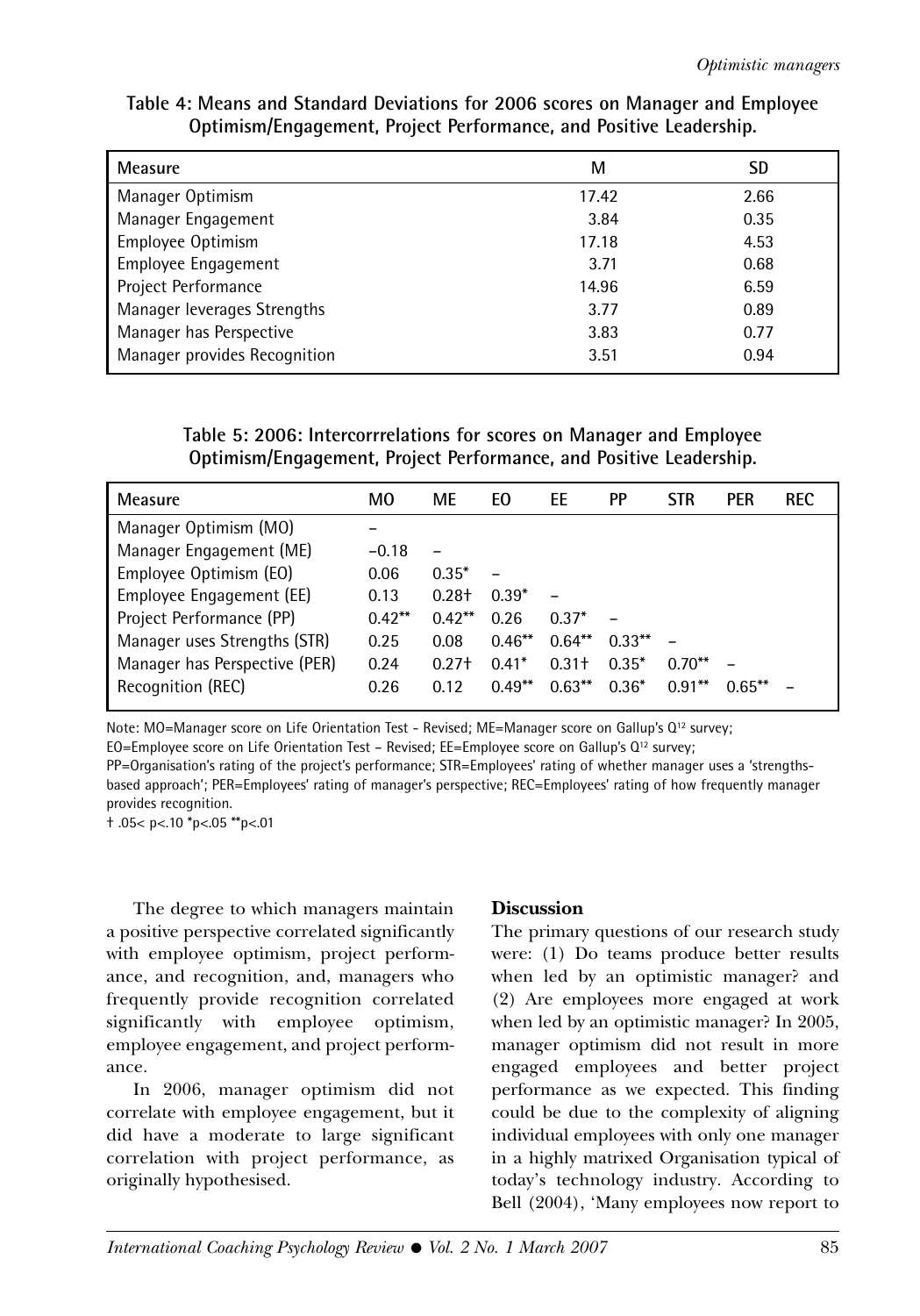**Table 4: Means and Standard Deviations for 2006 scores on Manager and Employee Optimism/Engagement, Project Performance, and Positive Leadership.**

| Measure | M | SD |
|---|---|---|
| Manager Optimism | 17.42 | 2.66 |
| Manager Engagement | 3.84 | 0.35 |
| Employee Optimism | 17.18 | 4.53 |
| Employee Engagement | 3.71 | 0.68 |
| Project Performance | 14.96 | 6.59 |
| Manager leverages Strengths | 3.77 | 0.89 |
| Manager has Perspective | 3.83 | 0.77 |
| Manager provides Recognition | 3.51 | 0.94 |

**Table 5: 2006: Intercorrrelations for scores on Manager and Employee Optimism/Engagement, Project Performance, and Positive Leadership.**

| Measure | MO | ME | EO | EE | PP | STR | PER | REC |
|---|---|---|---|---|---|---|---|---|
| Manager Optimism (MO) | – | | | | | | | |
| Manager Engagement (ME) | −0.18 | – | | | | | | |
| Employee Optimism (EO) | 0.06 | 0.35* | – | | | | | |
| Employee Engagement (EE) | 0.13 | 0.28† | 0.39* | – | | | | |
| Project Performance (PP) | 0.42** | 0.42** | 0.26 | 0.37* | – | | | |
| Manager uses Strengths (STR) | 0.25 | 0.08 | 0.46** | 0.64** | 0.33** | – | | |
| Manager has Perspective (PER) | 0.24 | 0.27† | 0.41* | 0.31† | 0.35* | 0.70** | – | |
| Recognition (REC) | 0.26 | 0.12 | 0.49** | 0.63** | 0.36* | 0.91** | 0.65** | – |

Note: MO=Manager score on Life Orientation Test - Revised; ME=Manager score on Gallup's Q12 survey; EO=Employee score on Life Orientation Test – Revised; EE=Employee score on Gallup's Q12 survey; PP=Organisation's rating of the project's performance; STR=Employees' rating of whether manager uses a 'strengths-based approach'; PER=Employees' rating of manager's perspective; REC=Employees' rating of how frequently manager provides recognition.

† .05< p<.10 *p<.05 **p<.01

The degree to which managers maintain a positive perspective correlated significantly with employee optimism, project performance, and recognition, and, managers who frequently provide recognition correlated significantly with employee optimism, employee engagement, and project performance.

In 2006, manager optimism did not correlate with employee engagement, but it did have a moderate to large significant correlation with project performance, as originally hypothesised.

## Discussion

The primary questions of our research study were: (1) Do teams produce better results when led by an optimistic manager? and (2) Are employees more engaged at work when led by an optimistic manager? In 2005, manager optimism did not result in more engaged employees and better project performance as we expected. This finding could be due to the complexity of aligning individual employees with only one manager in a highly matrixed Organisation typical of today's technology industry. According to Bell (2004), 'Many employees now report to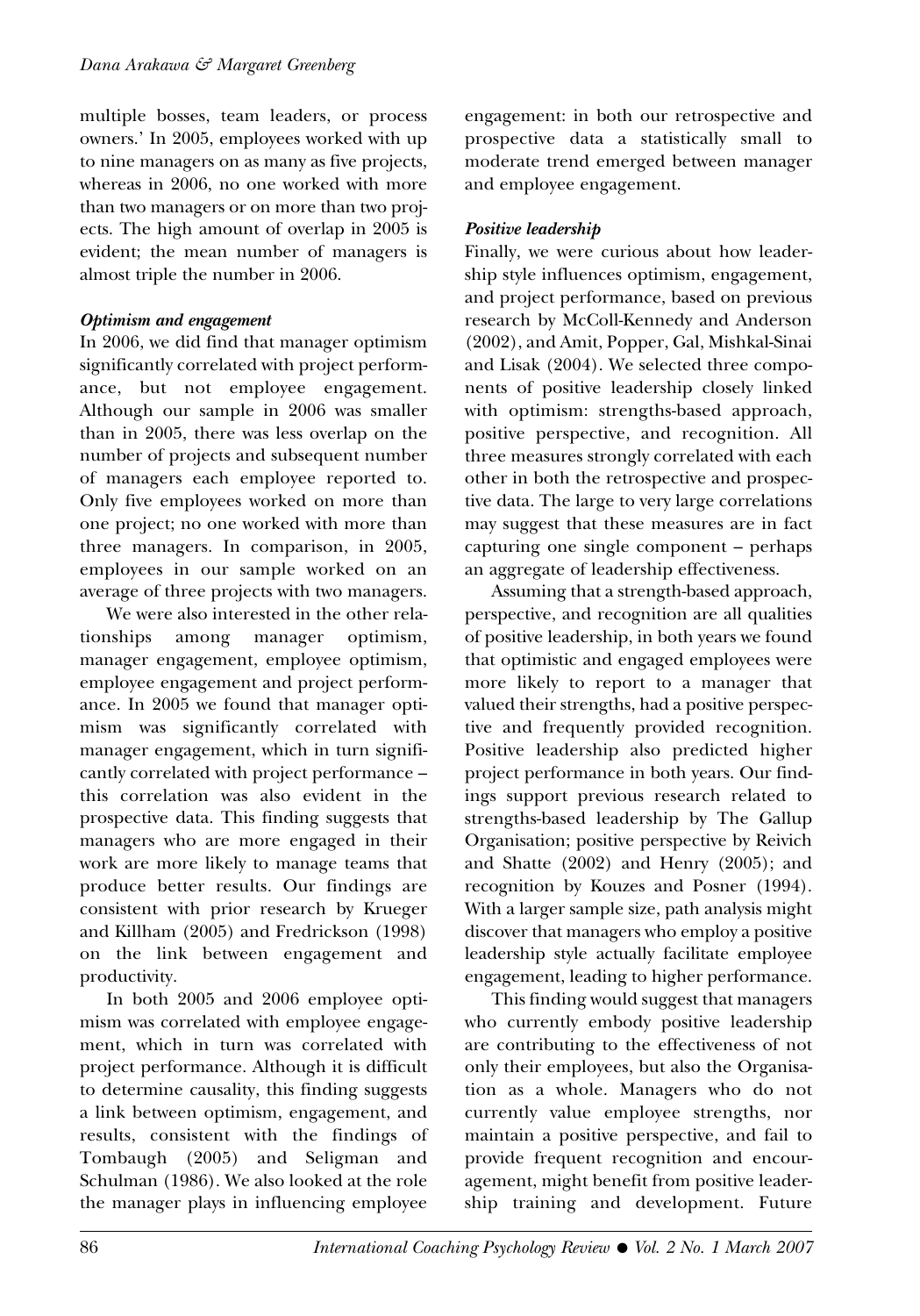multiple bosses, team leaders, or process owners.' In 2005, employees worked with up to nine managers on as many as five projects, whereas in 2006, no one worked with more than two managers or on more than two projects. The high amount of overlap in 2005 is evident; the mean number of managers is almost triple the number in 2006.

### *Optimism and engagement*

In 2006, we did find that manager optimism significantly correlated with project performance, but not employee engagement. Although our sample in 2006 was smaller than in 2005, there was less overlap on the number of projects and subsequent number of managers each employee reported to. Only five employees worked on more than one project; no one worked with more than three managers. In comparison, in 2005, employees in our sample worked on an average of three projects with two managers.

We were also interested in the other relationships among manager optimism, manager engagement, employee optimism, employee engagement and project performance. In 2005 we found that manager optimism was significantly correlated with manager engagement, which in turn significantly correlated with project performance – this correlation was also evident in the prospective data. This finding suggests that managers who are more engaged in their work are more likely to manage teams that produce better results. Our findings are consistent with prior research by Krueger and Killham (2005) and Fredrickson (1998) on the link between engagement and productivity.

In both 2005 and 2006 employee optimism was correlated with employee engagement, which in turn was correlated with project performance. Although it is difficult to determine causality, this finding suggests a link between optimism, engagement, and results, consistent with the findings of Tombaugh (2005) and Seligman and Schulman (1986). We also looked at the role the manager plays in influencing employee engagement: in both our retrospective and prospective data a statistically small to moderate trend emerged between manager and employee engagement.

### *Positive leadership*

Finally, we were curious about how leadership style influences optimism, engagement, and project performance, based on previous research by McColl-Kennedy and Anderson (2002), and Amit, Popper, Gal, Mishkal-Sinai and Lisak (2004). We selected three components of positive leadership closely linked with optimism: strengths-based approach, positive perspective, and recognition. All three measures strongly correlated with each other in both the retrospective and prospective data. The large to very large correlations may suggest that these measures are in fact capturing one single component – perhaps an aggregate of leadership effectiveness.

Assuming that a strength-based approach, perspective, and recognition are all qualities of positive leadership, in both years we found that optimistic and engaged employees were more likely to report to a manager that valued their strengths, had a positive perspective and frequently provided recognition. Positive leadership also predicted higher project performance in both years. Our findings support previous research related to strengths-based leadership by The Gallup Organisation; positive perspective by Reivich and Shatte (2002) and Henry (2005); and recognition by Kouzes and Posner (1994). With a larger sample size, path analysis might discover that managers who employ a positive leadership style actually facilitate employee engagement, leading to higher performance.

This finding would suggest that managers who currently embody positive leadership are contributing to the effectiveness of not only their employees, but also the Organisation as a whole. Managers who do not currently value employee strengths, nor maintain a positive perspective, and fail to provide frequent recognition and encouragement, might benefit from positive leadership training and development. Future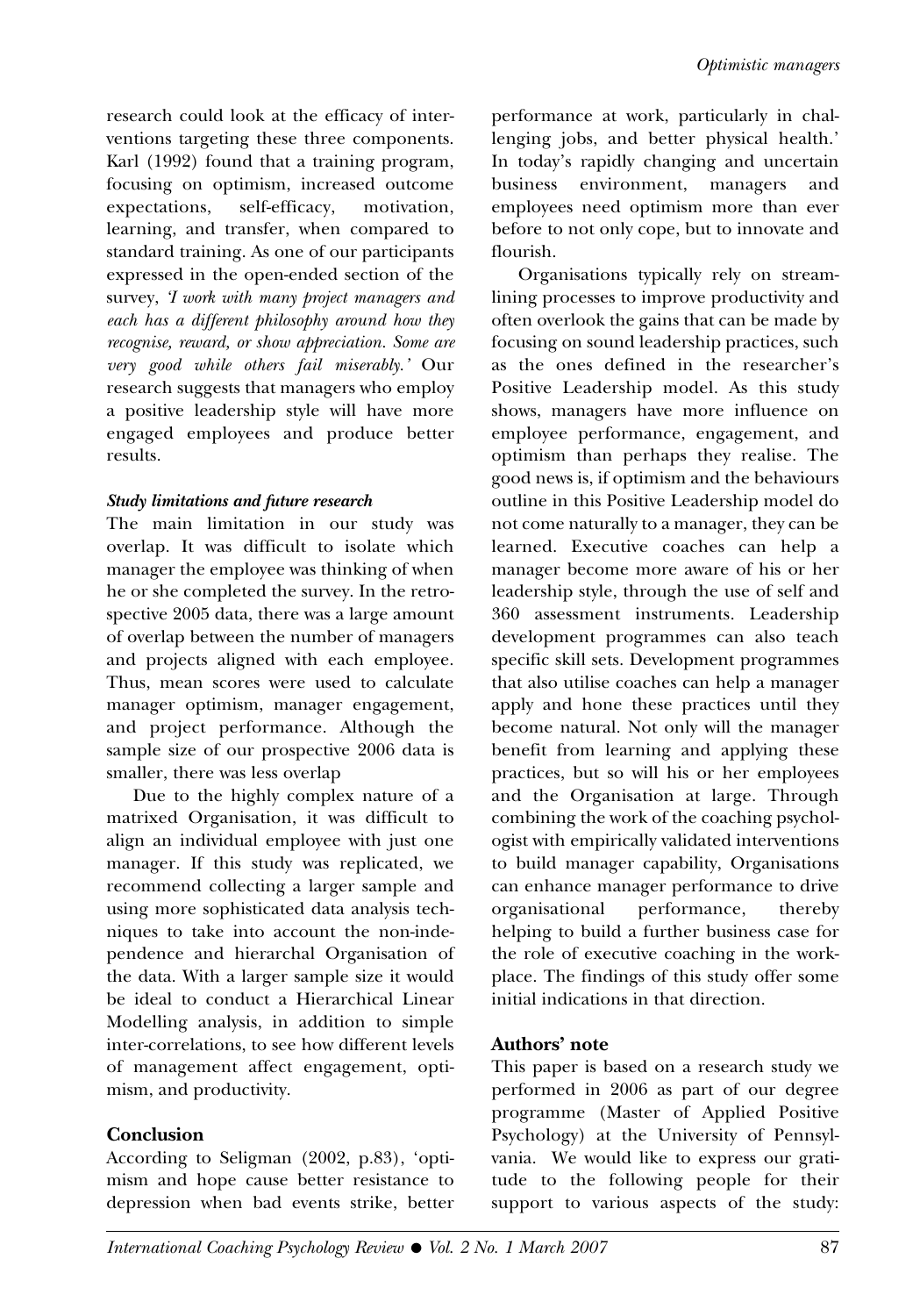research could look at the efficacy of interventions targeting these three components. Karl (1992) found that a training program, focusing on optimism, increased outcome expectations, self-efficacy, motivation, learning, and transfer, when compared to standard training. As one of our participants expressed in the open-ended section of the survey, *'I work with many project managers and each has a different philosophy around how they recognise, reward, or show appreciation. Some are very good while others fail miserably.'* Our research suggests that managers who employ a positive leadership style will have more engaged employees and produce better results.

### *Study limitations and future research*

The main limitation in our study was overlap. It was difficult to isolate which manager the employee was thinking of when he or she completed the survey. In the retrospective 2005 data, there was a large amount of overlap between the number of managers and projects aligned with each employee. Thus, mean scores were used to calculate manager optimism, manager engagement, and project performance. Although the sample size of our prospective 2006 data is smaller, there was less overlap

Due to the highly complex nature of a matrixed Organisation, it was difficult to align an individual employee with just one manager. If this study was replicated, we recommend collecting a larger sample and using more sophisticated data analysis techniques to take into account the non-independence and hierarchal Organisation of the data. With a larger sample size it would be ideal to conduct a Hierarchical Linear Modelling analysis, in addition to simple inter-correlations, to see how different levels of management affect engagement, optimism, and productivity.

## Conclusion

According to Seligman (2002, p.83), 'optimism and hope cause better resistance to depression when bad events strike, better performance at work, particularly in challenging jobs, and better physical health.' In today's rapidly changing and uncertain business environment, managers and employees need optimism more than ever before to not only cope, but to innovate and flourish.

Organisations typically rely on streamlining processes to improve productivity and often overlook the gains that can be made by focusing on sound leadership practices, such as the ones defined in the researcher's Positive Leadership model. As this study shows, managers have more influence on employee performance, engagement, and optimism than perhaps they realise. The good news is, if optimism and the behaviours outline in this Positive Leadership model do not come naturally to a manager, they can be learned. Executive coaches can help a manager become more aware of his or her leadership style, through the use of self and 360 assessment instruments. Leadership development programmes can also teach specific skill sets. Development programmes that also utilise coaches can help a manager apply and hone these practices until they become natural. Not only will the manager benefit from learning and applying these practices, but so will his or her employees and the Organisation at large. Through combining the work of the coaching psychologist with empirically validated interventions to build manager capability, Organisations can enhance manager performance to drive organisational performance, thereby helping to build a further business case for the role of executive coaching in the workplace. The findings of this study offer some initial indications in that direction.

## Authors' note

This paper is based on a research study we performed in 2006 as part of our degree programme (Master of Applied Positive Psychology) at the University of Pennsylvania. We would like to express our gratitude to the following people for their support to various aspects of the study: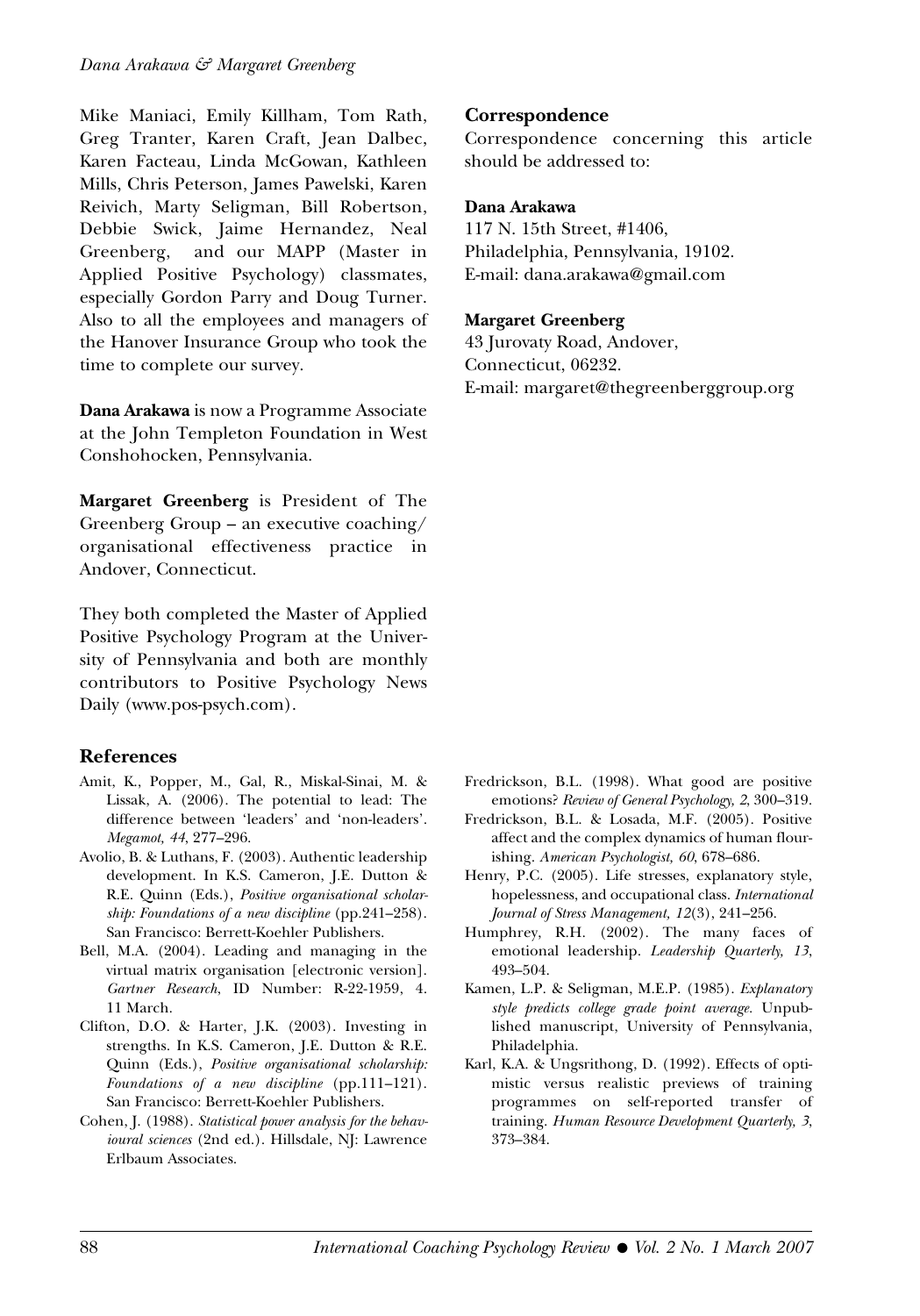Mike Maniaci, Emily Killham, Tom Rath, Greg Tranter, Karen Craft, Jean Dalbec, Karen Facteau, Linda McGowan, Kathleen Mills, Chris Peterson, James Pawelski, Karen Reivich, Marty Seligman, Bill Robertson, Debbie Swick, Jaime Hernandez, Neal Greenberg, and our MAPP (Master in Applied Positive Psychology) classmates, especially Gordon Parry and Doug Turner. Also to all the employees and managers of the Hanover Insurance Group who took the time to complete our survey.

**Dana Arakawa** is now a Programme Associate at the John Templeton Foundation in West Conshohocken, Pennsylvania.

**Margaret Greenberg** is President of The Greenberg Group – an executive coaching/organisational effectiveness practice in Andover, Connecticut.

They both completed the Master of Applied Positive Psychology Program at the University of Pennsylvania and both are monthly contributors to Positive Psychology News Daily (www.pos-psych.com).

## Correspondence

Correspondence concerning this article should be addressed to:

**Dana Arakawa**
117 N. 15th Street, #1406,
Philadelphia, Pennsylvania, 19102.
E-mail: dana.arakawa@gmail.com

**Margaret Greenberg**
43 Jurovaty Road, Andover,
Connecticut, 06232.
E-mail: margaret@thegreenberggroup.org

## References

Amit, K., Popper, M., Gal, R., Miskal-Sinai, M. & Lissak, A. (2006). The potential to lead: The difference between 'leaders' and 'non-leaders'. *Megamot, 44*, 277–296.

Avolio, B. & Luthans, F. (2003). Authentic leadership development. In K.S. Cameron, J.E. Dutton & R.E. Quinn (Eds.), *Positive organisational scholarship: Foundations of a new discipline* (pp.241–258). San Francisco: Berrett-Koehler Publishers.

Bell, M.A. (2004). Leading and managing in the virtual matrix organisation [electronic version]. *Gartner Research*, ID Number: R-22-1959, 4. 11 March.

Clifton, D.O. & Harter, J.K. (2003). Investing in strengths. In K.S. Cameron, J.E. Dutton & R.E. Quinn (Eds.), *Positive organisational scholarship: Foundations of a new discipline* (pp.111–121). San Francisco: Berrett-Koehler Publishers.

Cohen, J. (1988). *Statistical power analysis for the behavioural sciences* (2nd ed.). Hillsdale, NJ: Lawrence Erlbaum Associates.

Fredrickson, B.L. (1998). What good are positive emotions? *Review of General Psychology, 2*, 300–319.

Fredrickson, B.L. & Losada, M.F. (2005). Positive affect and the complex dynamics of human flourishing. *American Psychologist, 60*, 678–686.

Henry, P.C. (2005). Life stresses, explanatory style, hopelessness, and occupational class. *International Journal of Stress Management, 12*(3), 241–256.

Humphrey, R.H. (2002). The many faces of emotional leadership. *Leadership Quarterly, 13*, 493–504.

Kamen, L.P. & Seligman, M.E.P. (1985). *Explanatory style predicts college grade point average.* Unpublished manuscript, University of Pennsylvania, Philadelphia.

Karl, K.A. & Ungsrithong, D. (1992). Effects of optimistic versus realistic previews of training programmes on self-reported transfer of training. *Human Resource Development Quarterly, 3*, 373–384.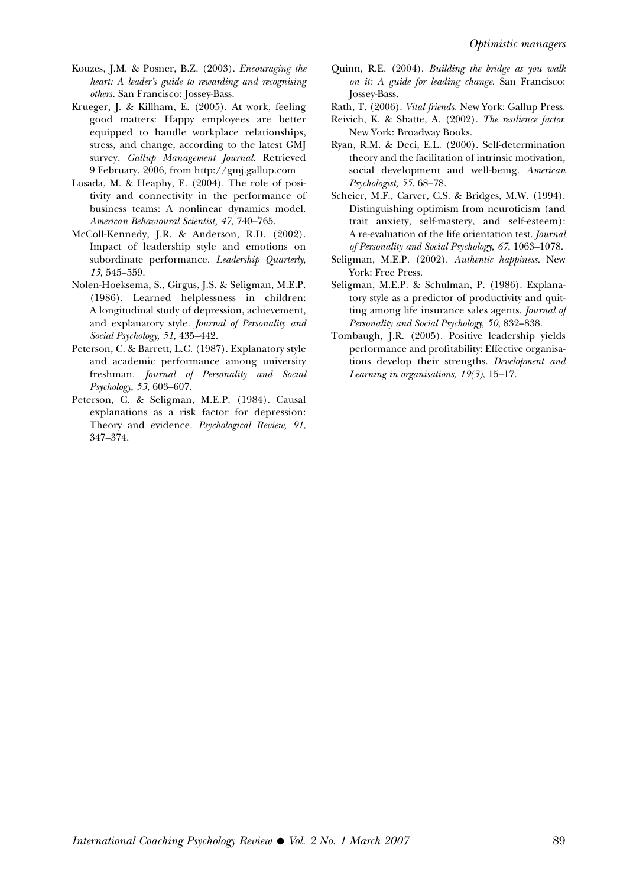Kouzes, J.M. & Posner, B.Z. (2003). *Encouraging the heart: A leader's guide to rewarding and recognising others*. San Francisco: Jossey-Bass.

Krueger, J. & Killham, E. (2005). At work, feeling good matters: Happy employees are better equipped to handle workplace relationships, stress, and change, according to the latest GMJ survey. *Gallup Management Journal.* Retrieved 9 February, 2006, from http://gmj.gallup.com

Losada, M. & Heaphy, E. (2004). The role of positivity and connectivity in the performance of business teams: A nonlinear dynamics model. *American Behavioural Scientist, 47*, 740–765.

McColl-Kennedy, J.R. & Anderson, R.D. (2002). Impact of leadership style and emotions on subordinate performance. *Leadership Quarterly, 13*, 545–559.

Nolen-Hoeksema, S., Girgus, J.S. & Seligman, M.E.P. (1986). Learned helplessness in children: A longitudinal study of depression, achievement, and explanatory style. *Journal of Personality and Social Psychology, 51*, 435–442.

Peterson, C. & Barrett, L.C. (1987). Explanatory style and academic performance among university freshman. *Journal of Personality and Social Psychology, 53*, 603–607.

Peterson, C. & Seligman, M.E.P. (1984). Causal explanations as a risk factor for depression: Theory and evidence. *Psychological Review, 91*, 347–374.

Quinn, R.E. (2004). *Building the bridge as you walk on it: A guide for leading change.* San Francisco: Jossey-Bass.

Rath, T. (2006). *Vital friends.* New York: Gallup Press.

Reivich, K. & Shatte, A. (2002). *The resilience factor.* New York: Broadway Books.

Ryan, R.M. & Deci, E.L. (2000). Self-determination theory and the facilitation of intrinsic motivation, social development and well-being. *American Psychologist, 55*, 68–78.

Scheier, M.F., Carver, C.S. & Bridges, M.W. (1994). Distinguishing optimism from neuroticism (and trait anxiety, self-mastery, and self-esteem): A re-evaluation of the life orientation test. *Journal of Personality and Social Psychology, 67*, 1063–1078.

Seligman, M.E.P. (2002). *Authentic happiness.* New York: Free Press.

Seligman, M.E.P. & Schulman, P. (1986). Explanatory style as a predictor of productivity and quitting among life insurance sales agents. *Journal of Personality and Social Psychology, 50*, 832–838.

Tombaugh, J.R. (2005). Positive leadership yields performance and profitability: Effective organisations develop their strengths. *Development and Learning in organisations, 19(3)*, 15–17.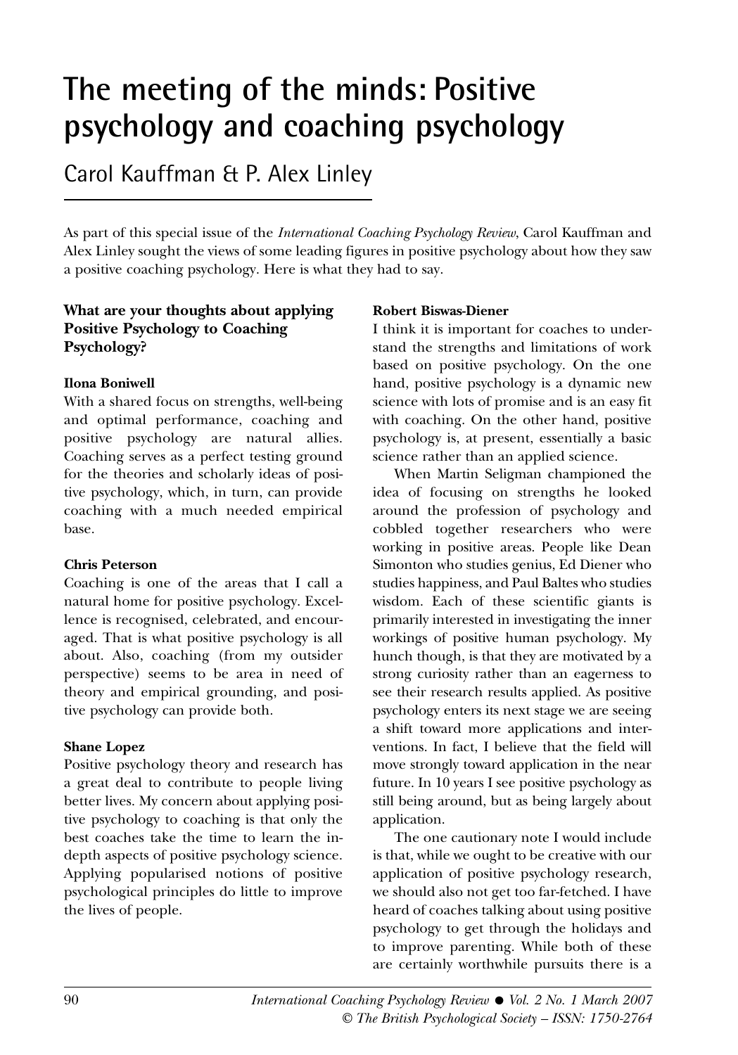# The meeting of the minds: Positive psychology and coaching psychology

Carol Kauffman & P. Alex Linley

As part of this special issue of the *International Coaching Psychology Review*, Carol Kauffman and Alex Linley sought the views of some leading figures in positive psychology about how they saw a positive coaching psychology. Here is what they had to say.

### What are your thoughts about applying Positive Psychology to Coaching Psychology?

**Ilona Boniwell**

With a shared focus on strengths, well-being and optimal performance, coaching and positive psychology are natural allies. Coaching serves as a perfect testing ground for the theories and scholarly ideas of positive psychology, which, in turn, can provide coaching with a much needed empirical base.

**Chris Peterson**

Coaching is one of the areas that I call a natural home for positive psychology. Excellence is recognised, celebrated, and encouraged. That is what positive psychology is all about. Also, coaching (from my outsider perspective) seems to be area in need of theory and empirical grounding, and positive psychology can provide both.

**Shane Lopez**

Positive psychology theory and research has a great deal to contribute to people living better lives. My concern about applying positive psychology to coaching is that only the best coaches take the time to learn the in-depth aspects of positive psychology science. Applying popularised notions of positive psychological principles do little to improve the lives of people.

**Robert Biswas-Diener**

I think it is important for coaches to understand the strengths and limitations of work based on positive psychology. On the one hand, positive psychology is a dynamic new science with lots of promise and is an easy fit with coaching. On the other hand, positive psychology is, at present, essentially a basic science rather than an applied science.

When Martin Seligman championed the idea of focusing on strengths he looked around the profession of psychology and cobbled together researchers who were working in positive areas. People like Dean Simonton who studies genius, Ed Diener who studies happiness, and Paul Baltes who studies wisdom. Each of these scientific giants is primarily interested in investigating the inner workings of positive human psychology. My hunch though, is that they are motivated by a strong curiosity rather than an eagerness to see their research results applied. As positive psychology enters its next stage we are seeing a shift toward more applications and interventions. In fact, I believe that the field will move strongly toward application in the near future. In 10 years I see positive psychology as still being around, but as being largely about application.

The one cautionary note I would include is that, while we ought to be creative with our application of positive psychology research, we should also not get too far-fetched. I have heard of coaches talking about using positive psychology to get through the holidays and to improve parenting. While both of these are certainly worthwhile pursuits there is a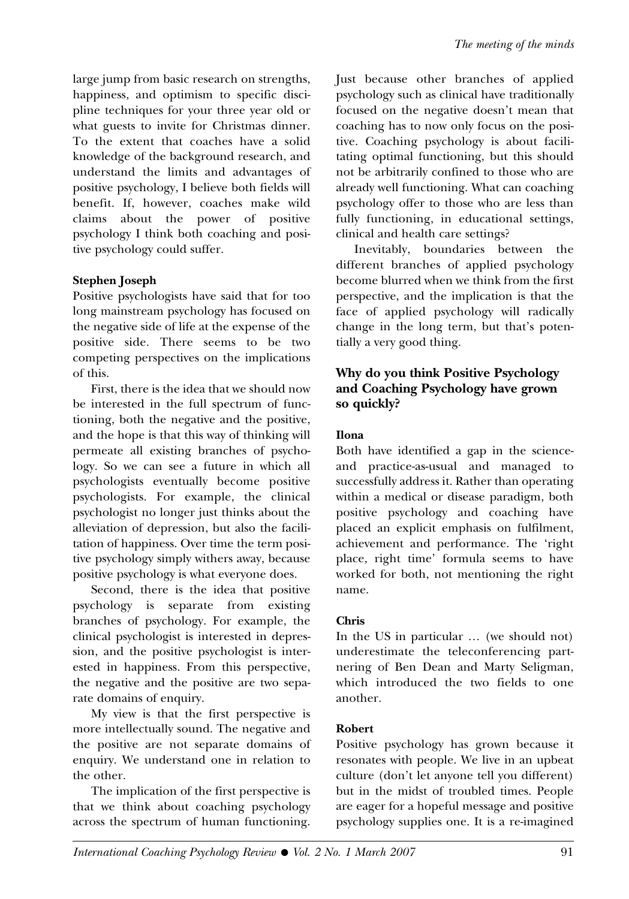large jump from basic research on strengths, happiness, and optimism to specific discipline techniques for your three year old or what guests to invite for Christmas dinner. To the extent that coaches have a solid knowledge of the background research, and understand the limits and advantages of positive psychology, I believe both fields will benefit. If, however, coaches make wild claims about the power of positive psychology I think both coaching and positive psychology could suffer.

**Stephen Joseph**

Positive psychologists have said that for too long mainstream psychology has focused on the negative side of life at the expense of the positive side. There seems to be two competing perspectives on the implications of this.

First, there is the idea that we should now be interested in the full spectrum of functioning, both the negative and the positive, and the hope is that this way of thinking will permeate all existing branches of psychology. So we can see a future in which all psychologists eventually become positive psychologists. For example, the clinical psychologist no longer just thinks about the alleviation of depression, but also the facilitation of happiness. Over time the term positive psychology simply withers away, because positive psychology is what everyone does.

Second, there is the idea that positive psychology is separate from existing branches of psychology. For example, the clinical psychologist is interested in depression, and the positive psychologist is interested in happiness. From this perspective, the negative and the positive are two separate domains of enquiry.

My view is that the first perspective is more intellectually sound. The negative and the positive are not separate domains of enquiry. We understand one in relation to the other.

The implication of the first perspective is that we think about coaching psychology across the spectrum of human functioning. Just because other branches of applied psychology such as clinical have traditionally focused on the negative doesn't mean that coaching has to now only focus on the positive. Coaching psychology is about facilitating optimal functioning, but this should not be arbitrarily confined to those who are already well functioning. What can coaching psychology offer to those who are less than fully functioning, in educational settings, clinical and health care settings?

Inevitably, boundaries between the different branches of applied psychology become blurred when we think from the first perspective, and the implication is that the face of applied psychology will radically change in the long term, but that's potentially a very good thing.

### Why do you think Positive Psychology and Coaching Psychology have grown so quickly?

**Ilona**

Both have identified a gap in the science- and practice-as-usual and managed to successfully address it. Rather than operating within a medical or disease paradigm, both positive psychology and coaching have placed an explicit emphasis on fulfilment, achievement and performance. The 'right place, right time' formula seems to have worked for both, not mentioning the right name.

**Chris**

In the US in particular … (we should not) underestimate the teleconferencing partnering of Ben Dean and Marty Seligman, which introduced the two fields to one another.

**Robert**

Positive psychology has grown because it resonates with people. We live in an upbeat culture (don't let anyone tell you different) but in the midst of troubled times. People are eager for a hopeful message and positive psychology supplies one. It is a re-imagined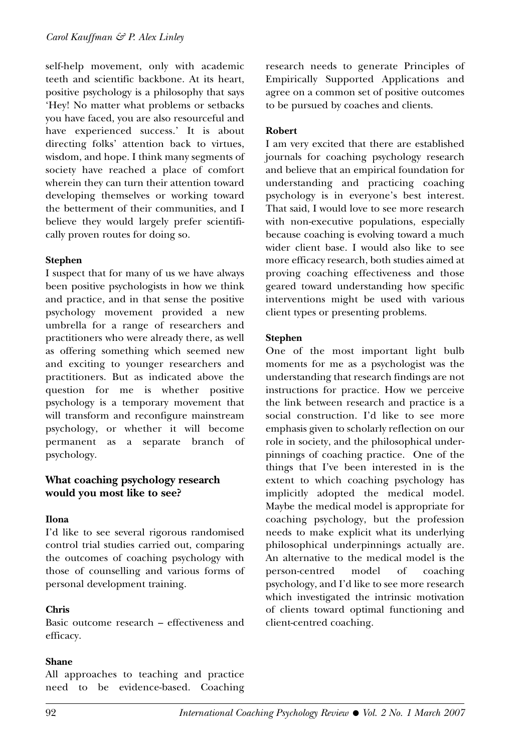self-help movement, only with academic teeth and scientific backbone. At its heart, positive psychology is a philosophy that says 'Hey! No matter what problems or setbacks you have faced, you are also resourceful and have experienced success.' It is about directing folks' attention back to virtues, wisdom, and hope. I think many segments of society have reached a place of comfort wherein they can turn their attention toward developing themselves or working toward the betterment of their communities, and I believe they would largely prefer scientifically proven routes for doing so.

**Stephen**

I suspect that for many of us we have always been positive psychologists in how we think and practice, and in that sense the positive psychology movement provided a new umbrella for a range of researchers and practitioners who were already there, as well as offering something which seemed new and exciting to younger researchers and practitioners. But as indicated above the question for me is whether positive psychology is a temporary movement that will transform and reconfigure mainstream psychology, or whether it will become permanent as a separate branch of psychology.

## What coaching psychology research would you most like to see?

**Ilona**

I'd like to see several rigorous randomised control trial studies carried out, comparing the outcomes of coaching psychology with those of counselling and various forms of personal development training.

**Chris**

Basic outcome research – effectiveness and efficacy.

**Shane**

All approaches to teaching and practice need to be evidence-based. Coaching research needs to generate Principles of Empirically Supported Applications and agree on a common set of positive outcomes to be pursued by coaches and clients.

**Robert**

I am very excited that there are established journals for coaching psychology research and believe that an empirical foundation for understanding and practicing coaching psychology is in everyone's best interest. That said, I would love to see more research with non-executive populations, especially because coaching is evolving toward a much wider client base. I would also like to see more efficacy research, both studies aimed at proving coaching effectiveness and those geared toward understanding how specific interventions might be used with various client types or presenting problems.

**Stephen**

One of the most important light bulb moments for me as a psychologist was the understanding that research findings are not instructions for practice. How we perceive the link between research and practice is a social construction. I'd like to see more emphasis given to scholarly reflection on our role in society, and the philosophical underpinnings of coaching practice. One of the things that I've been interested in is the extent to which coaching psychology has implicitly adopted the medical model. Maybe the medical model is appropriate for coaching psychology, but the profession needs to make explicit what its underlying philosophical underpinnings actually are. An alternative to the medical model is the person-centred model of coaching psychology, and I'd like to see more research which investigated the intrinsic motivation of clients toward optimal functioning and client-centred coaching.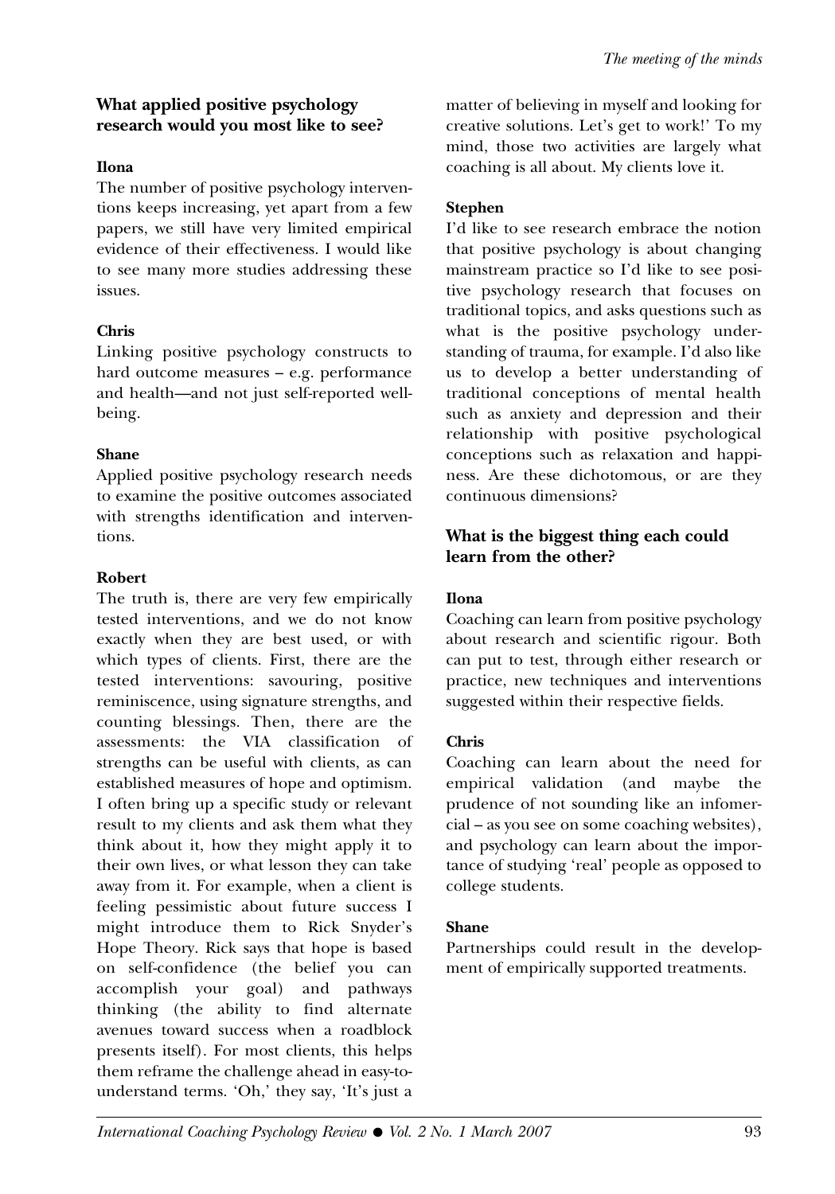### What applied positive psychology research would you most like to see?

**Ilona**

The number of positive psychology interventions keeps increasing, yet apart from a few papers, we still have very limited empirical evidence of their effectiveness. I would like to see many more studies addressing these issues.

**Chris**

Linking positive psychology constructs to hard outcome measures – e.g. performance and health—and not just self-reported well-being.

**Shane**

Applied positive psychology research needs to examine the positive outcomes associated with strengths identification and interventions.

**Robert**

The truth is, there are very few empirically tested interventions, and we do not know exactly when they are best used, or with which types of clients. First, there are the tested interventions: savouring, positive reminiscence, using signature strengths, and counting blessings. Then, there are the assessments: the VIA classification of strengths can be useful with clients, as can established measures of hope and optimism. I often bring up a specific study or relevant result to my clients and ask them what they think about it, how they might apply it to their own lives, or what lesson they can take away from it. For example, when a client is feeling pessimistic about future success I might introduce them to Rick Snyder's Hope Theory. Rick says that hope is based on self-confidence (the belief you can accomplish your goal) and pathways thinking (the ability to find alternate avenues toward success when a roadblock presents itself). For most clients, this helps them reframe the challenge ahead in easy-to-understand terms. 'Oh,' they say, 'It's just a matter of believing in myself and looking for creative solutions. Let's get to work!' To my mind, those two activities are largely what coaching is all about. My clients love it.

**Stephen**

I'd like to see research embrace the notion that positive psychology is about changing mainstream practice so I'd like to see positive psychology research that focuses on traditional topics, and asks questions such as what is the positive psychology understanding of trauma, for example. I'd also like us to develop a better understanding of traditional conceptions of mental health such as anxiety and depression and their relationship with positive psychological conceptions such as relaxation and happiness. Are these dichotomous, or are they continuous dimensions?

### What is the biggest thing each could learn from the other?

**Ilona**

Coaching can learn from positive psychology about research and scientific rigour. Both can put to test, through either research or practice, new techniques and interventions suggested within their respective fields.

**Chris**

Coaching can learn about the need for empirical validation (and maybe the prudence of not sounding like an infomercial – as you see on some coaching websites), and psychology can learn about the importance of studying 'real' people as opposed to college students.

**Shane**

Partnerships could result in the development of empirically supported treatments.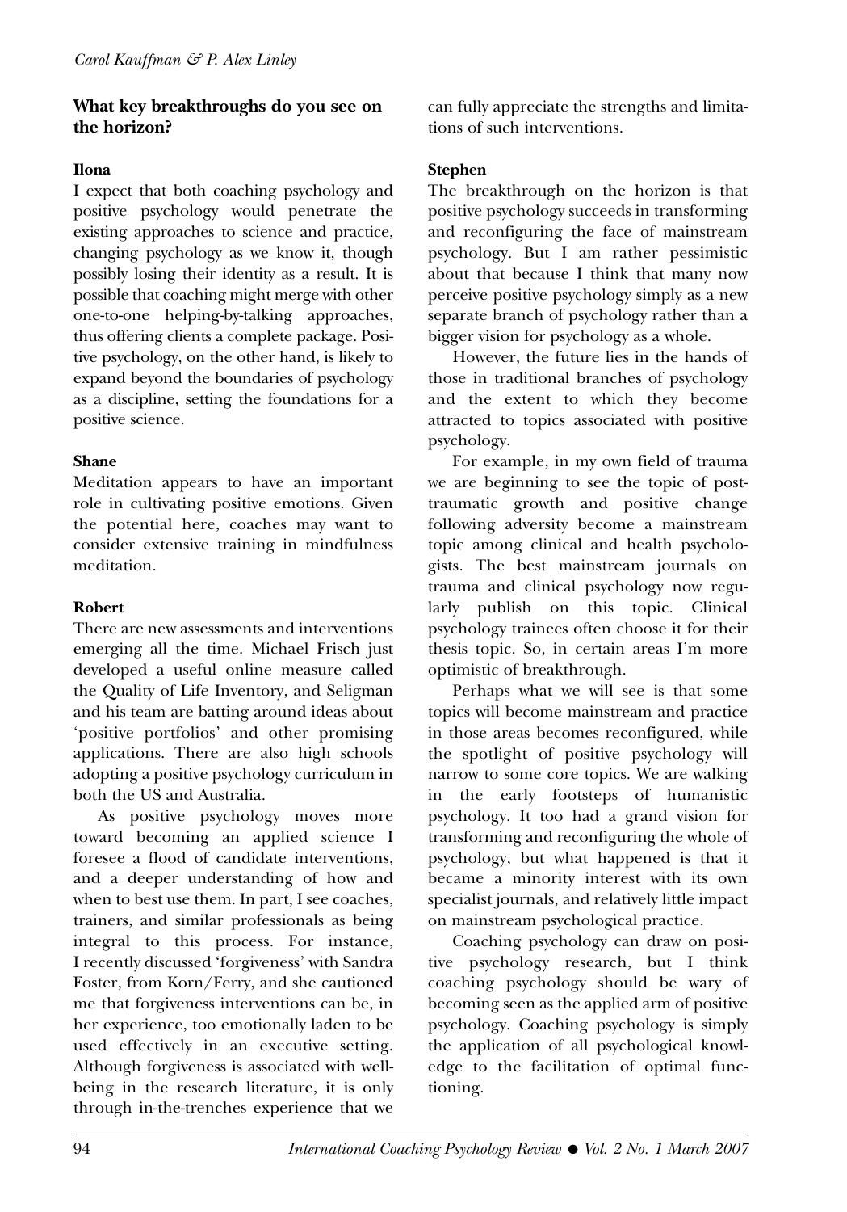## What key breakthroughs do you see on the horizon?

### Ilona

I expect that both coaching psychology and positive psychology would penetrate the existing approaches to science and practice, changing psychology as we know it, though possibly losing their identity as a result. It is possible that coaching might merge with other one-to-one helping-by-talking approaches, thus offering clients a complete package. Positive psychology, on the other hand, is likely to expand beyond the boundaries of psychology as a discipline, setting the foundations for a positive science.

### Shane

Meditation appears to have an important role in cultivating positive emotions. Given the potential here, coaches may want to consider extensive training in mindfulness meditation.

### Robert

There are new assessments and interventions emerging all the time. Michael Frisch just developed a useful online measure called the Quality of Life Inventory, and Seligman and his team are batting around ideas about 'positive portfolios' and other promising applications. There are also high schools adopting a positive psychology curriculum in both the US and Australia.

As positive psychology moves more toward becoming an applied science I foresee a flood of candidate interventions, and a deeper understanding of how and when to best use them. In part, I see coaches, trainers, and similar professionals as being integral to this process. For instance, I recently discussed 'forgiveness' with Sandra Foster, from Korn/Ferry, and she cautioned me that forgiveness interventions can be, in her experience, too emotionally laden to be used effectively in an executive setting. Although forgiveness is associated with well-being in the research literature, it is only through in-the-trenches experience that we can fully appreciate the strengths and limitations of such interventions.

### Stephen

The breakthrough on the horizon is that positive psychology succeeds in transforming and reconfiguring the face of mainstream psychology. But I am rather pessimistic about that because I think that many now perceive positive psychology simply as a new separate branch of psychology rather than a bigger vision for psychology as a whole.

However, the future lies in the hands of those in traditional branches of psychology and the extent to which they become attracted to topics associated with positive psychology.

For example, in my own field of trauma we are beginning to see the topic of post-traumatic growth and positive change following adversity become a mainstream topic among clinical and health psychologists. The best mainstream journals on trauma and clinical psychology now regularly publish on this topic. Clinical psychology trainees often choose it for their thesis topic. So, in certain areas I'm more optimistic of breakthrough.

Perhaps what we will see is that some topics will become mainstream and practice in those areas becomes reconfigured, while the spotlight of positive psychology will narrow to some core topics. We are walking in the early footsteps of humanistic psychology. It too had a grand vision for transforming and reconfiguring the whole of psychology, but what happened is that it became a minority interest with its own specialist journals, and relatively little impact on mainstream psychological practice.

Coaching psychology can draw on positive psychology research, but I think coaching psychology should be wary of becoming seen as the applied arm of positive psychology. Coaching psychology is simply the application of all psychological knowledge to the facilitation of optimal functioning.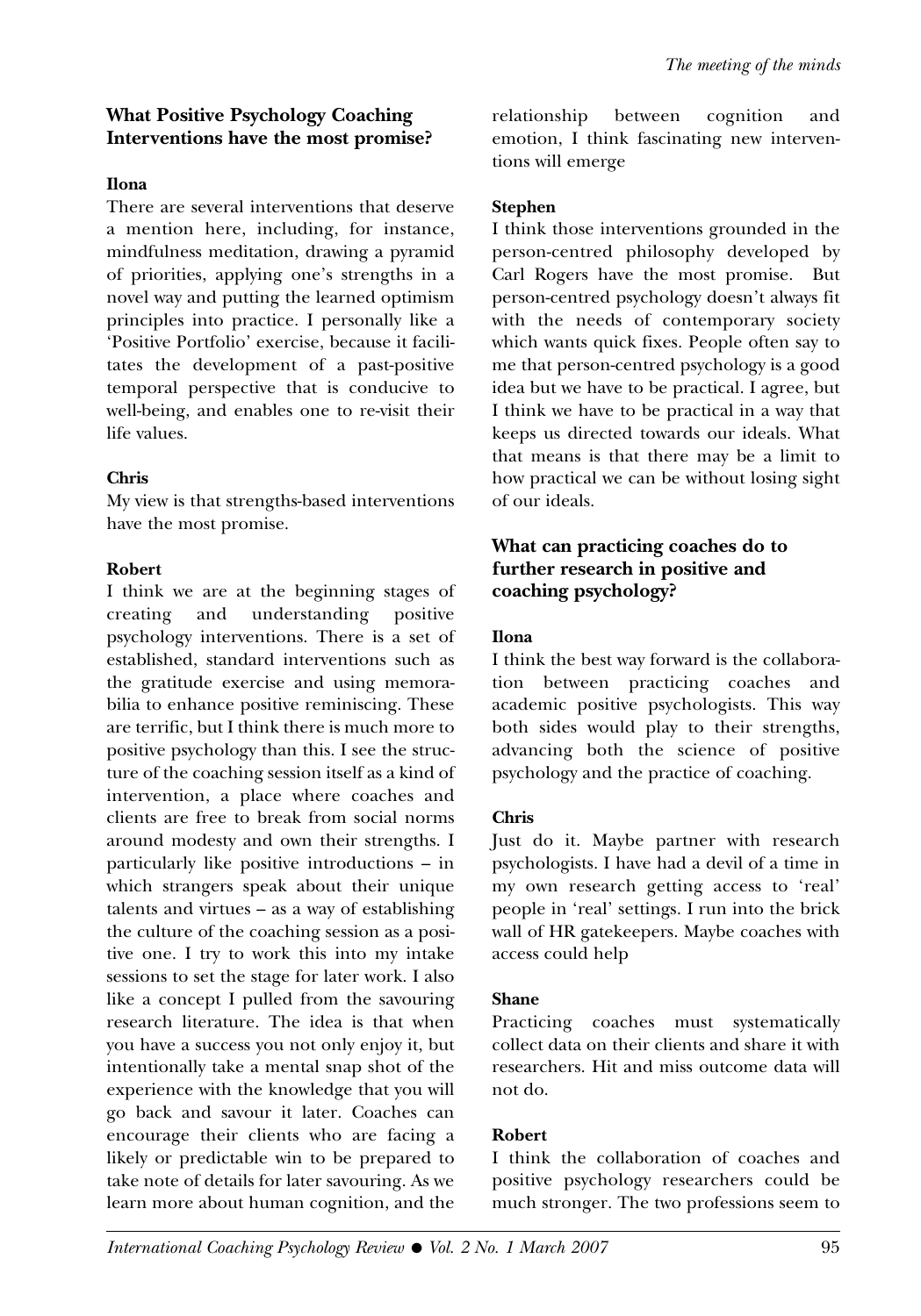## What Positive Psychology Coaching Interventions have the most promise?

**Ilona**

There are several interventions that deserve a mention here, including, for instance, mindfulness meditation, drawing a pyramid of priorities, applying one's strengths in a novel way and putting the learned optimism principles into practice. I personally like a 'Positive Portfolio' exercise, because it facilitates the development of a past-positive temporal perspective that is conducive to well-being, and enables one to re-visit their life values.

**Chris**

My view is that strengths-based interventions have the most promise.

**Robert**

I think we are at the beginning stages of creating and understanding positive psychology interventions. There is a set of established, standard interventions such as the gratitude exercise and using memorabilia to enhance positive reminiscing. These are terrific, but I think there is much more to positive psychology than this. I see the structure of the coaching session itself as a kind of intervention, a place where coaches and clients are free to break from social norms around modesty and own their strengths. I particularly like positive introductions – in which strangers speak about their unique talents and virtues – as a way of establishing the culture of the coaching session as a positive one. I try to work this into my intake sessions to set the stage for later work. I also like a concept I pulled from the savouring research literature. The idea is that when you have a success you not only enjoy it, but intentionally take a mental snap shot of the experience with the knowledge that you will go back and savour it later. Coaches can encourage their clients who are facing a likely or predictable win to be prepared to take note of details for later savouring. As we learn more about human cognition, and the relationship between cognition and emotion, I think fascinating new interventions will emerge

**Stephen**

I think those interventions grounded in the person-centred philosophy developed by Carl Rogers have the most promise. But person-centred psychology doesn't always fit with the needs of contemporary society which wants quick fixes. People often say to me that person-centred psychology is a good idea but we have to be practical. I agree, but I think we have to be practical in a way that keeps us directed towards our ideals. What that means is that there may be a limit to how practical we can be without losing sight of our ideals.

## What can practicing coaches do to further research in positive and coaching psychology?

**Ilona**

I think the best way forward is the collaboration between practicing coaches and academic positive psychologists. This way both sides would play to their strengths, advancing both the science of positive psychology and the practice of coaching.

**Chris**

Just do it. Maybe partner with research psychologists. I have had a devil of a time in my own research getting access to 'real' people in 'real' settings. I run into the brick wall of HR gatekeepers. Maybe coaches with access could help

**Shane**

Practicing coaches must systematically collect data on their clients and share it with researchers. Hit and miss outcome data will not do.

**Robert**

I think the collaboration of coaches and positive psychology researchers could be much stronger. The two professions seem to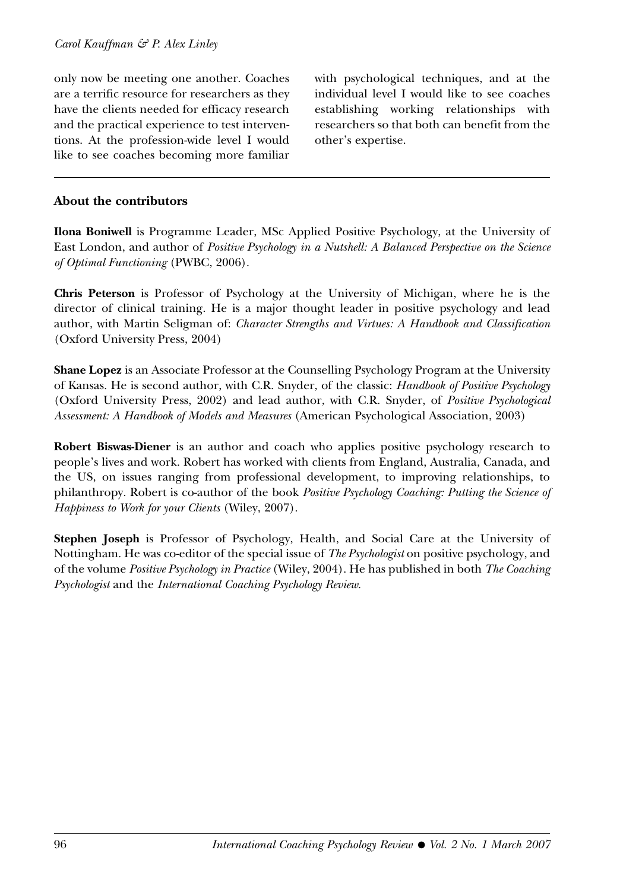only now be meeting one another. Coaches are a terrific resource for researchers as they have the clients needed for efficacy research and the practical experience to test interventions. At the profession-wide level I would like to see coaches becoming more familiar with psychological techniques, and at the individual level I would like to see coaches establishing working relationships with researchers so that both can benefit from the other's expertise.

## About the contributors

**Ilona Boniwell** is Programme Leader, MSc Applied Positive Psychology, at the University of East London, and author of *Positive Psychology in a Nutshell: A Balanced Perspective on the Science of Optimal Functioning* (PWBC, 2006).

**Chris Peterson** is Professor of Psychology at the University of Michigan, where he is the director of clinical training. He is a major thought leader in positive psychology and lead author, with Martin Seligman of: *Character Strengths and Virtues: A Handbook and Classification* (Oxford University Press, 2004)

**Shane Lopez** is an Associate Professor at the Counselling Psychology Program at the University of Kansas. He is second author, with C.R. Snyder, of the classic: *Handbook of Positive Psychology* (Oxford University Press, 2002) and lead author, with C.R. Snyder, of *Positive Psychological Assessment: A Handbook of Models and Measures* (American Psychological Association, 2003)

**Robert Biswas-Diener** is an author and coach who applies positive psychology research to people's lives and work. Robert has worked with clients from England, Australia, Canada, and the US, on issues ranging from professional development, to improving relationships, to philanthropy. Robert is co-author of the book *Positive Psychology Coaching: Putting the Science of Happiness to Work for your Clients* (Wiley, 2007).

**Stephen Joseph** is Professor of Psychology, Health, and Social Care at the University of Nottingham. He was co-editor of the special issue of *The Psychologist* on positive psychology, and of the volume *Positive Psychology in Practice* (Wiley, 2004). He has published in both *The Coaching Psychologist* and the *International Coaching Psychology Review*.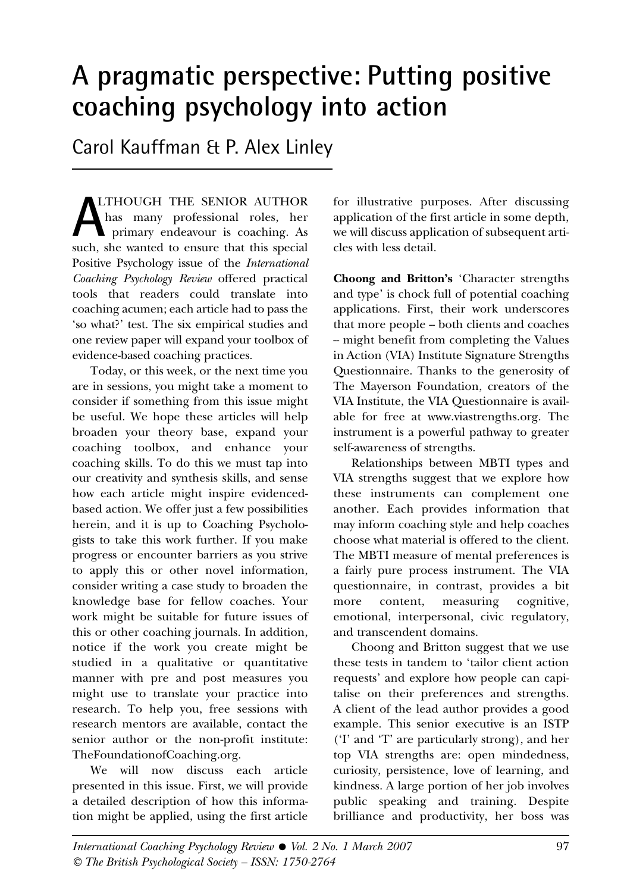# A pragmatic perspective: Putting positive coaching psychology into action

Carol Kauffman & P. Alex Linley

ALTHOUGH THE SENIOR AUTHOR has many professional roles, her primary endeavour is coaching. As such, she wanted to ensure that this special Positive Psychology issue of the *International Coaching Psychology Review* offered practical tools that readers could translate into coaching acumen; each article had to pass the 'so what?' test. The six empirical studies and one review paper will expand your toolbox of evidence-based coaching practices.

Today, or this week, or the next time you are in sessions, you might take a moment to consider if something from this issue might be useful. We hope these articles will help broaden your theory base, expand your coaching toolbox, and enhance your coaching skills. To do this we must tap into our creativity and synthesis skills, and sense how each article might inspire evidenced-based action. We offer just a few possibilities herein, and it is up to Coaching Psychologists to take this work further. If you make progress or encounter barriers as you strive to apply this or other novel information, consider writing a case study to broaden the knowledge base for fellow coaches. Your work might be suitable for future issues of this or other coaching journals. In addition, notice if the work you create might be studied in a qualitative or quantitative manner with pre and post measures you might use to translate your practice into research. To help you, free sessions with research mentors are available, contact the senior author or the non-profit institute: TheFoundationofCoaching.org.

We will now discuss each article presented in this issue. First, we will provide a detailed description of how this information might be applied, using the first article for illustrative purposes. After discussing application of the first article in some depth, we will discuss application of subsequent articles with less detail.

**Choong and Britton's** 'Character strengths and type' is chock full of potential coaching applications. First, their work underscores that more people – both clients and coaches – might benefit from completing the Values in Action (VIA) Institute Signature Strengths Questionnaire. Thanks to the generosity of The Mayerson Foundation, creators of the VIA Institute, the VIA Questionnaire is available for free at www.viastrengths.org. The instrument is a powerful pathway to greater self-awareness of strengths.

Relationships between MBTI types and VIA strengths suggest that we explore how these instruments can complement one another. Each provides information that may inform coaching style and help coaches choose what material is offered to the client. The MBTI measure of mental preferences is a fairly pure process instrument. The VIA questionnaire, in contrast, provides a bit more content, measuring cognitive, emotional, interpersonal, civic regulatory, and transcendent domains.

Choong and Britton suggest that we use these tests in tandem to 'tailor client action requests' and explore how people can capitalise on their preferences and strengths. A client of the lead author provides a good example. This senior executive is an ISTP ('I' and 'T' are particularly strong), and her top VIA strengths are: open mindedness, curiosity, persistence, love of learning, and kindness. A large portion of her job involves public speaking and training. Despite brilliance and productivity, her boss was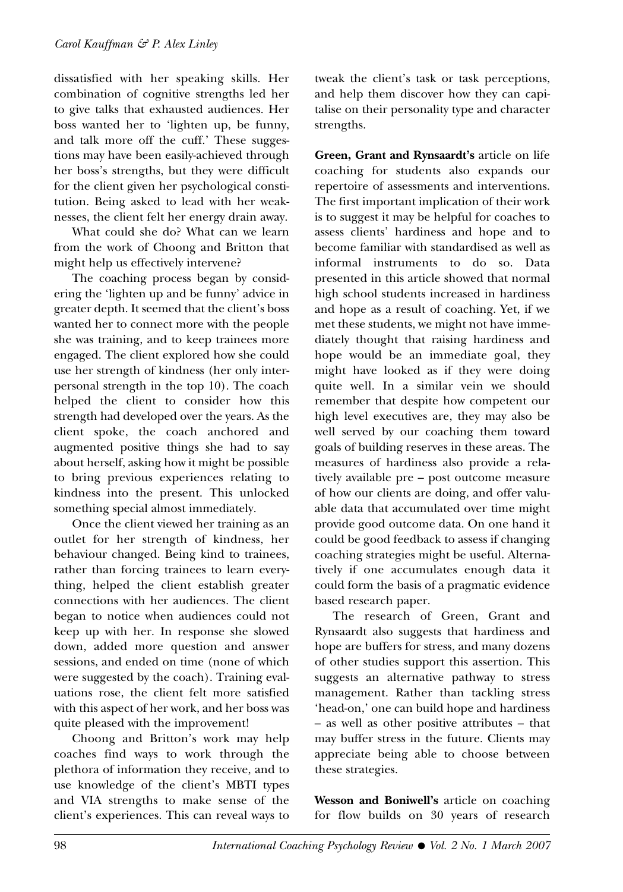dissatisfied with her speaking skills. Her combination of cognitive strengths led her to give talks that exhausted audiences. Her boss wanted her to 'lighten up, be funny, and talk more off the cuff.' These suggestions may have been easily-achieved through her boss's strengths, but they were difficult for the client given her psychological constitution. Being asked to lead with her weaknesses, the client felt her energy drain away.

What could she do? What can we learn from the work of Choong and Britton that might help us effectively intervene?

The coaching process began by considering the 'lighten up and be funny' advice in greater depth. It seemed that the client's boss wanted her to connect more with the people she was training, and to keep trainees more engaged. The client explored how she could use her strength of kindness (her only interpersonal strength in the top 10). The coach helped the client to consider how this strength had developed over the years. As the client spoke, the coach anchored and augmented positive things she had to say about herself, asking how it might be possible to bring previous experiences relating to kindness into the present. This unlocked something special almost immediately.

Once the client viewed her training as an outlet for her strength of kindness, her behaviour changed. Being kind to trainees, rather than forcing trainees to learn everything, helped the client establish greater connections with her audiences. The client began to notice when audiences could not keep up with her. In response she slowed down, added more question and answer sessions, and ended on time (none of which were suggested by the coach). Training evaluations rose, the client felt more satisfied with this aspect of her work, and her boss was quite pleased with the improvement!

Choong and Britton's work may help coaches find ways to work through the plethora of information they receive, and to use knowledge of the client's MBTI types and VIA strengths to make sense of the client's experiences. This can reveal ways to tweak the client's task or task perceptions, and help them discover how they can capitalise on their personality type and character strengths.

**Green, Grant and Rynsaardt's** article on life coaching for students also expands our repertoire of assessments and interventions. The first important implication of their work is to suggest it may be helpful for coaches to assess clients' hardiness and hope and to become familiar with standardised as well as informal instruments to do so. Data presented in this article showed that normal high school students increased in hardiness and hope as a result of coaching. Yet, if we met these students, we might not have immediately thought that raising hardiness and hope would be an immediate goal, they might have looked as if they were doing quite well. In a similar vein we should remember that despite how competent our high level executives are, they may also be well served by our coaching them toward goals of building reserves in these areas. The measures of hardiness also provide a relatively available pre – post outcome measure of how our clients are doing, and offer valuable data that accumulated over time might provide good outcome data. On one hand it could be good feedback to assess if changing coaching strategies might be useful. Alternatively if one accumulates enough data it could form the basis of a pragmatic evidence based research paper.

The research of Green, Grant and Rynsaardt also suggests that hardiness and hope are buffers for stress, and many dozens of other studies support this assertion. This suggests an alternative pathway to stress management. Rather than tackling stress 'head-on,' one can build hope and hardiness – as well as other positive attributes – that may buffer stress in the future. Clients may appreciate being able to choose between these strategies.

**Wesson and Boniwell's** article on coaching for flow builds on 30 years of research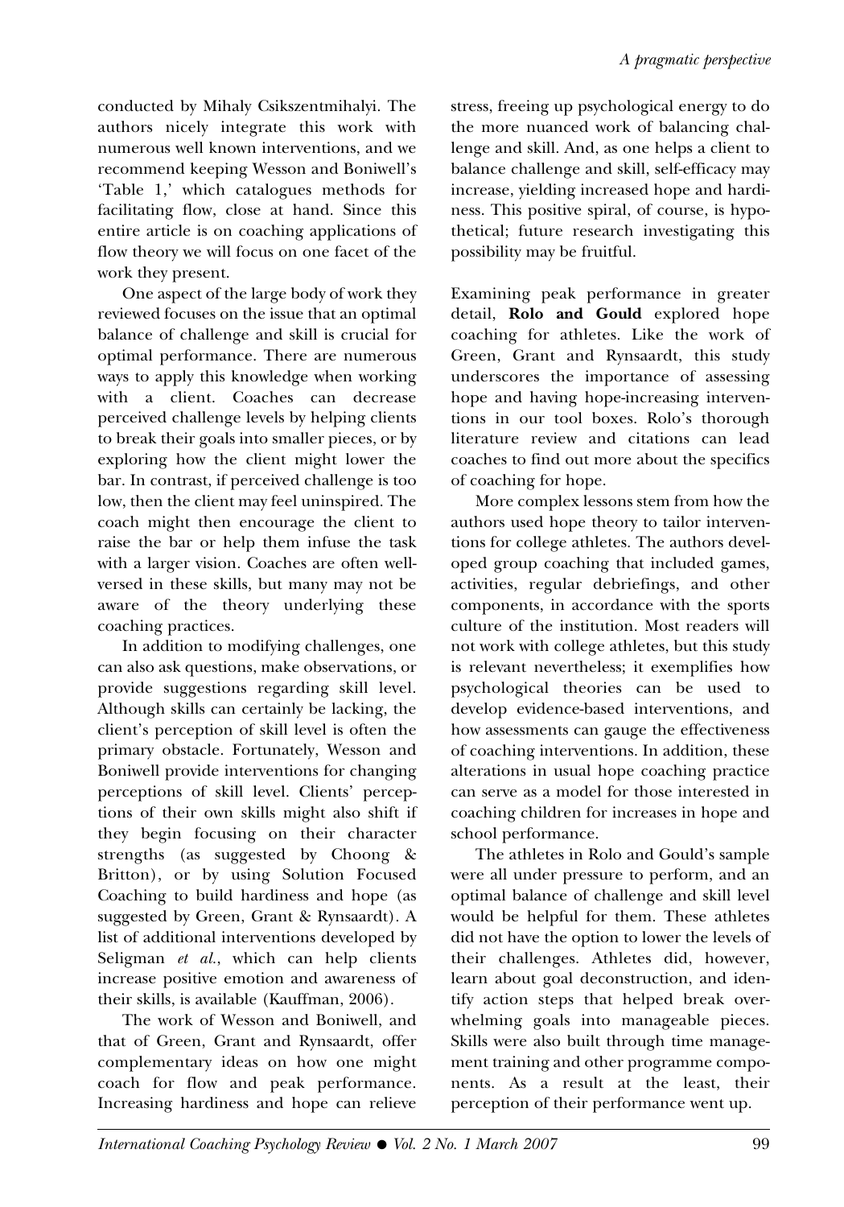conducted by Mihaly Csikszentmihalyi. The authors nicely integrate this work with numerous well known interventions, and we recommend keeping Wesson and Boniwell's 'Table 1,' which catalogues methods for facilitating flow, close at hand. Since this entire article is on coaching applications of flow theory we will focus on one facet of the work they present.

One aspect of the large body of work they reviewed focuses on the issue that an optimal balance of challenge and skill is crucial for optimal performance. There are numerous ways to apply this knowledge when working with a client. Coaches can decrease perceived challenge levels by helping clients to break their goals into smaller pieces, or by exploring how the client might lower the bar. In contrast, if perceived challenge is too low, then the client may feel uninspired. The coach might then encourage the client to raise the bar or help them infuse the task with a larger vision. Coaches are often well-versed in these skills, but many may not be aware of the theory underlying these coaching practices.

In addition to modifying challenges, one can also ask questions, make observations, or provide suggestions regarding skill level. Although skills can certainly be lacking, the client's perception of skill level is often the primary obstacle. Fortunately, Wesson and Boniwell provide interventions for changing perceptions of skill level. Clients' perceptions of their own skills might also shift if they begin focusing on their character strengths (as suggested by Choong & Britton), or by using Solution Focused Coaching to build hardiness and hope (as suggested by Green, Grant & Rynsaardt). A list of additional interventions developed by Seligman *et al.*, which can help clients increase positive emotion and awareness of their skills, is available (Kauffman, 2006).

The work of Wesson and Boniwell, and that of Green, Grant and Rynsaardt, offer complementary ideas on how one might coach for flow and peak performance. Increasing hardiness and hope can relieve stress, freeing up psychological energy to do the more nuanced work of balancing challenge and skill. And, as one helps a client to balance challenge and skill, self-efficacy may increase, yielding increased hope and hardiness. This positive spiral, of course, is hypothetical; future research investigating this possibility may be fruitful.

Examining peak performance in greater detail, **Rolo and Gould** explored hope coaching for athletes. Like the work of Green, Grant and Rynsaardt, this study underscores the importance of assessing hope and having hope-increasing interventions in our tool boxes. Rolo's thorough literature review and citations can lead coaches to find out more about the specifics of coaching for hope.

More complex lessons stem from how the authors used hope theory to tailor interventions for college athletes. The authors developed group coaching that included games, activities, regular debriefings, and other components, in accordance with the sports culture of the institution. Most readers will not work with college athletes, but this study is relevant nevertheless; it exemplifies how psychological theories can be used to develop evidence-based interventions, and how assessments can gauge the effectiveness of coaching interventions. In addition, these alterations in usual hope coaching practice can serve as a model for those interested in coaching children for increases in hope and school performance.

The athletes in Rolo and Gould's sample were all under pressure to perform, and an optimal balance of challenge and skill level would be helpful for them. These athletes did not have the option to lower the levels of their challenges. Athletes did, however, learn about goal deconstruction, and identify action steps that helped break overwhelming goals into manageable pieces. Skills were also built through time management training and other programme components. As a result at the least, their perception of their performance went up.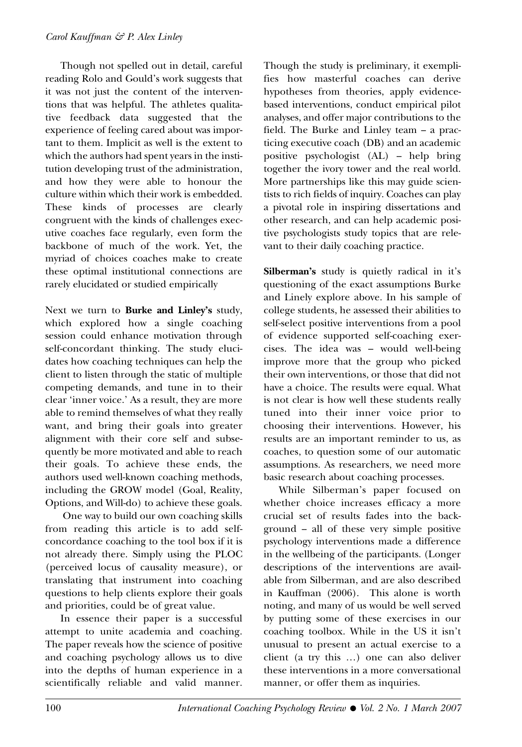Though not spelled out in detail, careful reading Rolo and Gould's work suggests that it was not just the content of the interventions that was helpful. The athletes qualitative feedback data suggested that the experience of feeling cared about was important to them. Implicit as well is the extent to which the authors had spent years in the institution developing trust of the administration, and how they were able to honour the culture within which their work is embedded. These kinds of processes are clearly congruent with the kinds of challenges executive coaches face regularly, even form the backbone of much of the work. Yet, the myriad of choices coaches make to create these optimal institutional connections are rarely elucidated or studied empirically

Next we turn to **Burke and Linley's** study, which explored how a single coaching session could enhance motivation through self-concordant thinking. The study elucidates how coaching techniques can help the client to listen through the static of multiple competing demands, and tune in to their clear 'inner voice.' As a result, they are more able to remind themselves of what they really want, and bring their goals into greater alignment with their core self and subsequently be more motivated and able to reach their goals. To achieve these ends, the authors used well-known coaching methods, including the GROW model (Goal, Reality, Options, and Will-do) to achieve these goals.

One way to build our own coaching skills from reading this article is to add self-concordance coaching to the tool box if it is not already there. Simply using the PLOC (perceived locus of causality measure), or translating that instrument into coaching questions to help clients explore their goals and priorities, could be of great value.

In essence their paper is a successful attempt to unite academia and coaching. The paper reveals how the science of positive and coaching psychology allows us to dive into the depths of human experience in a scientifically reliable and valid manner. Though the study is preliminary, it exemplifies how masterful coaches can derive hypotheses from theories, apply evidence-based interventions, conduct empirical pilot analyses, and offer major contributions to the field. The Burke and Linley team – a practicing executive coach (DB) and an academic positive psychologist (AL) – help bring together the ivory tower and the real world. More partnerships like this may guide scientists to rich fields of inquiry. Coaches can play a pivotal role in inspiring dissertations and other research, and can help academic positive psychologists study topics that are relevant to their daily coaching practice.

**Silberman's** study is quietly radical in it's questioning of the exact assumptions Burke and Linely explore above. In his sample of college students, he assessed their abilities to self-select positive interventions from a pool of evidence supported self-coaching exercises. The idea was – would well-being improve more that the group who picked their own interventions, or those that did not have a choice. The results were equal. What is not clear is how well these students really tuned into their inner voice prior to choosing their interventions. However, his results are an important reminder to us, as coaches, to question some of our automatic assumptions. As researchers, we need more basic research about coaching processes.

While Silberman's paper focused on whether choice increases efficacy a more crucial set of results fades into the background – all of these very simple positive psychology interventions made a difference in the wellbeing of the participants. (Longer descriptions of the interventions are available from Silberman, and are also described in Kauffman (2006). This alone is worth noting, and many of us would be well served by putting some of these exercises in our coaching toolbox. While in the US it isn't unusual to present an actual exercise to a client (a try this …) one can also deliver these interventions in a more conversational manner, or offer them as inquiries.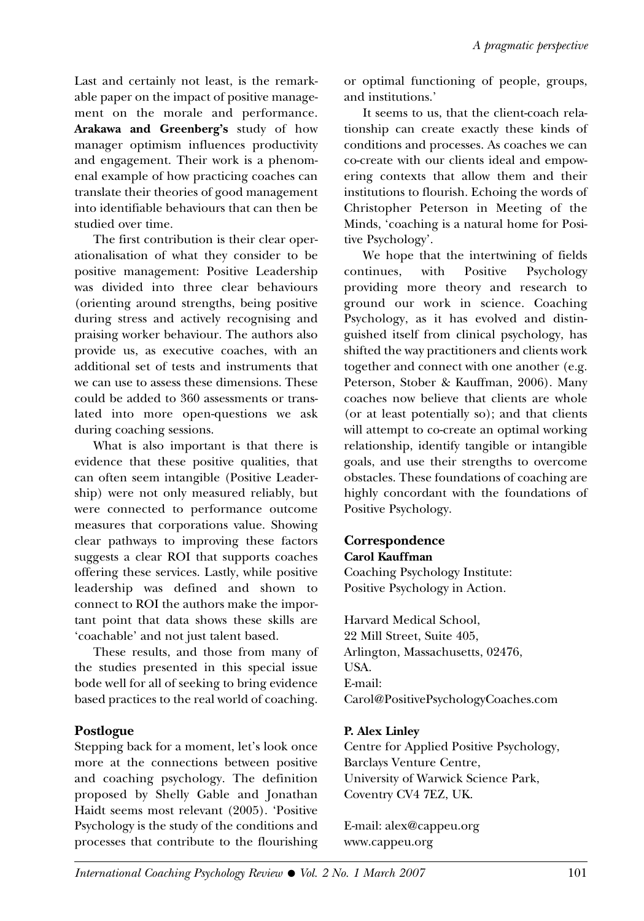Last and certainly not least, is the remarkable paper on the impact of positive management on the morale and performance. **Arakawa and Greenberg's** study of how manager optimism influences productivity and engagement. Their work is a phenomenal example of how practicing coaches can translate their theories of good management into identifiable behaviours that can then be studied over time.

The first contribution is their clear operationalisation of what they consider to be positive management: Positive Leadership was divided into three clear behaviours (orienting around strengths, being positive during stress and actively recognising and praising worker behaviour. The authors also provide us, as executive coaches, with an additional set of tests and instruments that we can use to assess these dimensions. These could be added to 360 assessments or translated into more open-questions we ask during coaching sessions.

What is also important is that there is evidence that these positive qualities, that can often seem intangible (Positive Leadership) were not only measured reliably, but were connected to performance outcome measures that corporations value. Showing clear pathways to improving these factors suggests a clear ROI that supports coaches offering these services. Lastly, while positive leadership was defined and shown to connect to ROI the authors make the important point that data shows these skills are 'coachable' and not just talent based.

These results, and those from many of the studies presented in this special issue bode well for all of seeking to bring evidence based practices to the real world of coaching.

## Postlogue

Stepping back for a moment, let's look once more at the connections between positive and coaching psychology. The definition proposed by Shelly Gable and Jonathan Haidt seems most relevant (2005). 'Positive Psychology is the study of the conditions and processes that contribute to the flourishing or optimal functioning of people, groups, and institutions.'

It seems to us, that the client-coach relationship can create exactly these kinds of conditions and processes. As coaches we can co-create with our clients ideal and empowering contexts that allow them and their institutions to flourish. Echoing the words of Christopher Peterson in Meeting of the Minds, 'coaching is a natural home for Positive Psychology'.

We hope that the intertwining of fields continues, with Positive Psychology providing more theory and research to ground our work in science. Coaching Psychology, as it has evolved and distinguished itself from clinical psychology, has shifted the way practitioners and clients work together and connect with one another (e.g. Peterson, Stober & Kauffman, 2006). Many coaches now believe that clients are whole (or at least potentially so); and that clients will attempt to co-create an optimal working relationship, identify tangible or intangible goals, and use their strengths to overcome obstacles. These foundations of coaching are highly concordant with the foundations of Positive Psychology.

## Correspondence

**Carol Kauffman**
Coaching Psychology Institute:
Positive Psychology in Action.

Harvard Medical School,
22 Mill Street, Suite 405,
Arlington, Massachusetts, 02476,
USA.
E-mail:
Carol@PositivePsychologyCoaches.com

**P. Alex Linley**
Centre for Applied Positive Psychology,
Barclays Venture Centre,
University of Warwick Science Park,
Coventry CV4 7EZ, UK.

E-mail: alex@cappeu.org
www.cappeu.org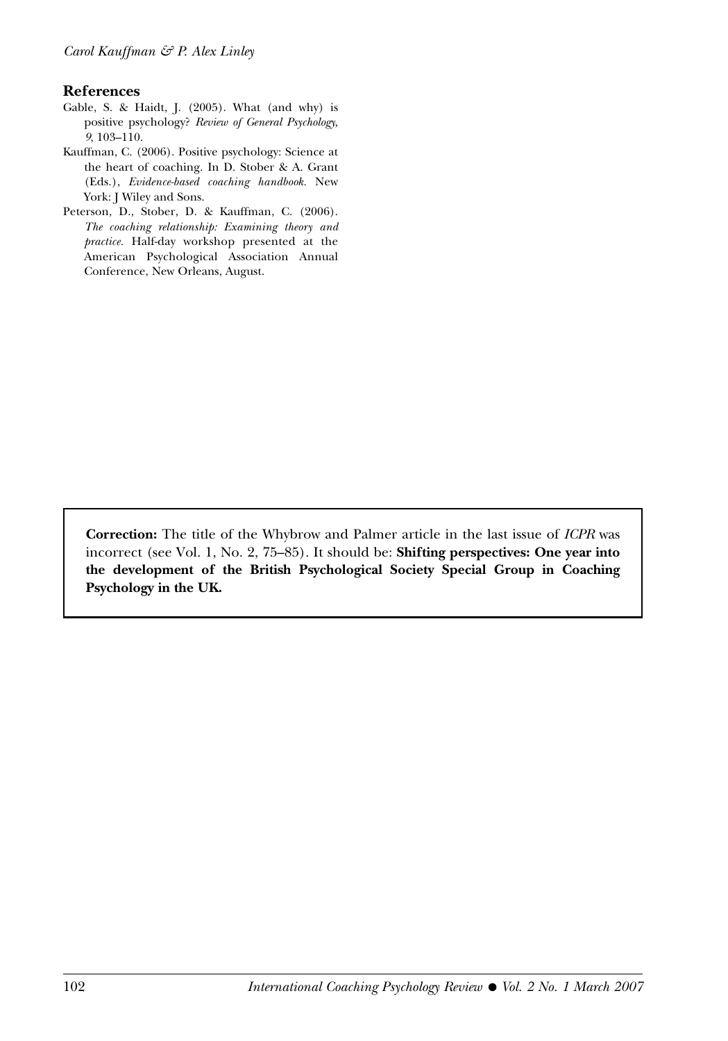## References

Gable, S. & Haidt, J. (2005). What (and why) is positive psychology? *Review of General Psychology, 9*, 103–110.

Kauffman, C. (2006). Positive psychology: Science at the heart of coaching. In D. Stober & A. Grant (Eds.), *Evidence-based coaching handbook*. New York: J Wiley and Sons.

Peterson, D., Stober, D. & Kauffman, C. (2006). *The coaching relationship: Examining theory and practice*. Half-day workshop presented at the American Psychological Association Annual Conference, New Orleans, August.

**Correction:** The title of the Whybrow and Palmer article in the last issue of *ICPR* was incorrect (see Vol. 1, No. 2, 75–85). It should be: **Shifting perspectives: One year into the development of the British Psychological Society Special Group in Coaching Psychology in the UK.**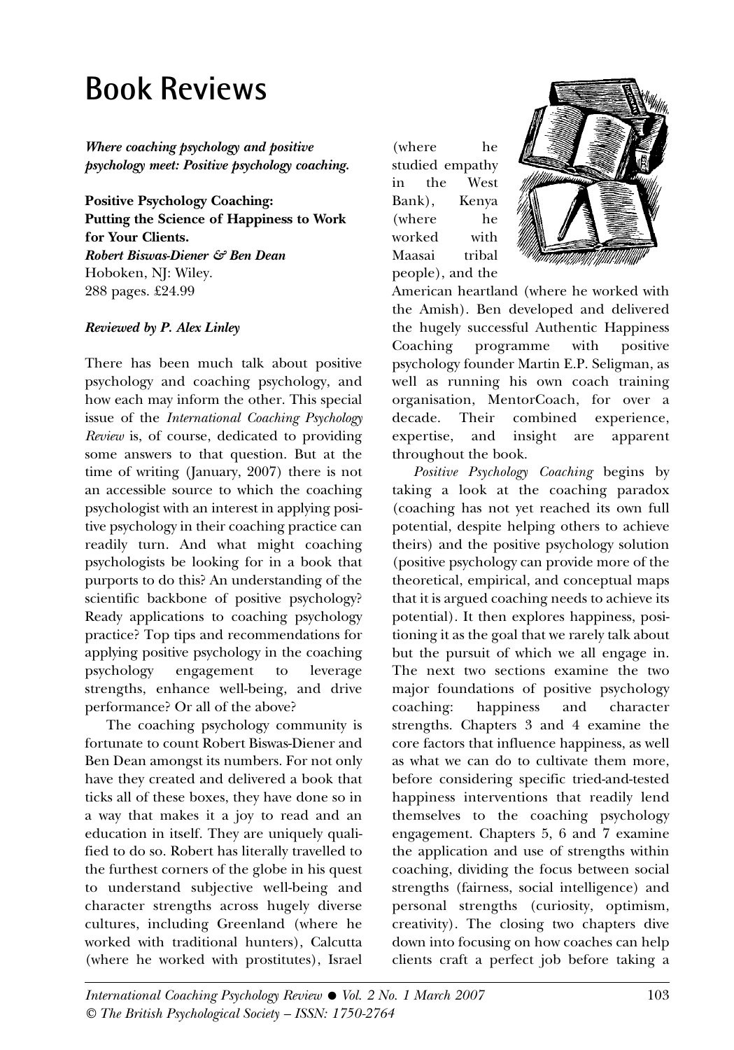# Book Reviews

***Where coaching psychology and positive psychology meet: Positive psychology coaching.***

**Positive Psychology Coaching: Putting the Science of Happiness to Work for Your Clients.**
***Robert Biswas-Diener & Ben Dean***
Hoboken, NJ: Wiley.
288 pages. £24.99

***Reviewed by P. Alex Linley***

There has been much talk about positive psychology and coaching psychology, and how each may inform the other. This special issue of the *International Coaching Psychology Review* is, of course, dedicated to providing some answers to that question. But at the time of writing (January, 2007) there is not an accessible source to which the coaching psychologist with an interest in applying positive psychology in their coaching practice can readily turn. And what might coaching psychologists be looking for in a book that purports to do this? An understanding of the scientific backbone of positive psychology? Ready applications to coaching psychology practice? Top tips and recommendations for applying positive psychology in the coaching psychology engagement to leverage strengths, enhance well-being, and drive performance? Or all of the above?

The coaching psychology community is fortunate to count Robert Biswas-Diener and Ben Dean amongst its numbers. For not only have they created and delivered a book that ticks all of these boxes, they have done so in a way that makes it a joy to read and an education in itself. They are uniquely qualified to do so. Robert has literally travelled to the furthest corners of the globe in his quest to understand subjective well-being and character strengths across hugely diverse cultures, including Greenland (where he worked with traditional hunters), Calcutta (where he worked with prostitutes), Israel (where he studied empathy in the West Bank), Kenya (where he worked with Maasai tribal people), and the American heartland (where he worked with the Amish). Ben developed and delivered the hugely successful Authentic Happiness Coaching programme with positive psychology founder Martin E.P. Seligman, as well as running his own coach training organisation, MentorCoach, for over a decade. Their combined experience, expertise, and insight are apparent throughout the book.

*Positive Psychology Coaching* begins by taking a look at the coaching paradox (coaching has not yet reached its own full potential, despite helping others to achieve theirs) and the positive psychology solution (positive psychology can provide more of the theoretical, empirical, and conceptual maps that it is argued coaching needs to achieve its potential). It then explores happiness, positioning it as the goal that we rarely talk about but the pursuit of which we all engage in. The next two sections examine the two major foundations of positive psychology coaching: happiness and character strengths. Chapters 3 and 4 examine the core factors that influence happiness, as well as what we can do to cultivate them more, before considering specific tried-and-tested happiness interventions that readily lend themselves to the coaching psychology engagement. Chapters 5, 6 and 7 examine the application and use of strengths within coaching, dividing the focus between social strengths (fairness, social intelligence) and personal strengths (curiosity, optimism, creativity). The closing two chapters dive down into focusing on how coaches can help clients craft a perfect job before taking a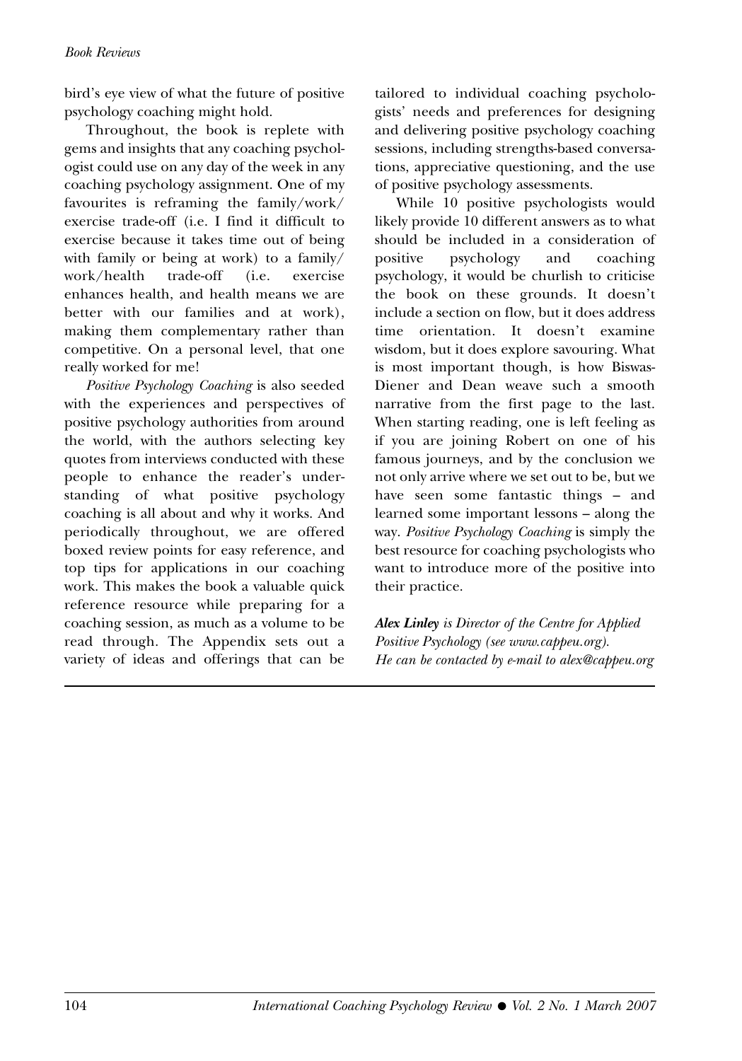bird's eye view of what the future of positive psychology coaching might hold.

Throughout, the book is replete with gems and insights that any coaching psychologist could use on any day of the week in any coaching psychology assignment. One of my favourites is reframing the family/work/exercise trade-off (i.e. I find it difficult to exercise because it takes time out of being with family or being at work) to a family/work/health trade-off (i.e. exercise enhances health, and health means we are better with our families and at work), making them complementary rather than competitive. On a personal level, that one really worked for me!

*Positive Psychology Coaching* is also seeded with the experiences and perspectives of positive psychology authorities from around the world, with the authors selecting key quotes from interviews conducted with these people to enhance the reader's understanding of what positive psychology coaching is all about and why it works. And periodically throughout, we are offered boxed review points for easy reference, and top tips for applications in our coaching work. This makes the book a valuable quick reference resource while preparing for a coaching session, as much as a volume to be read through. The Appendix sets out a variety of ideas and offerings that can be tailored to individual coaching psychologists' needs and preferences for designing and delivering positive psychology coaching sessions, including strengths-based conversations, appreciative questioning, and the use of positive psychology assessments.

While 10 positive psychologists would likely provide 10 different answers as to what should be included in a consideration of positive psychology and coaching psychology, it would be churlish to criticise the book on these grounds. It doesn't include a section on flow, but it does address time orientation. It doesn't examine wisdom, but it does explore savouring. What is most important though, is how Biswas-Diener and Dean weave such a smooth narrative from the first page to the last. When starting reading, one is left feeling as if you are joining Robert on one of his famous journeys, and by the conclusion we not only arrive where we set out to be, but we have seen some fantastic things – and learned some important lessons – along the way. *Positive Psychology Coaching* is simply the best resource for coaching psychologists who want to introduce more of the positive into their practice.

***Alex Linley*** *is Director of the Centre for Applied Positive Psychology (see www.cappeu.org). He can be contacted by e-mail to alex@cappeu.org*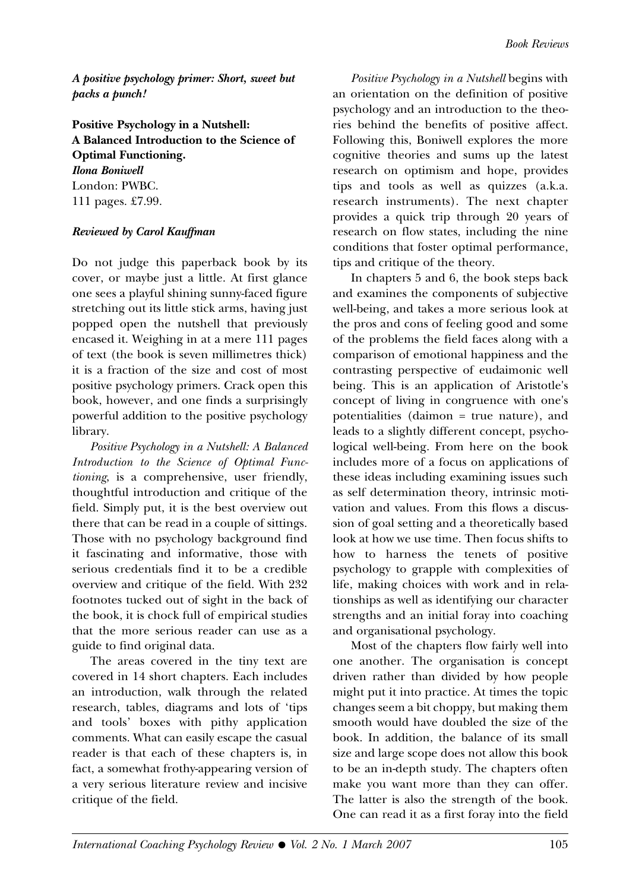*A positive psychology primer: Short, sweet but packs a punch!*

**Positive Psychology in a Nutshell: A Balanced Introduction to the Science of Optimal Functioning.**
***Ilona Boniwell***
London: PWBC.
111 pages. £7.99.

***Reviewed by Carol Kauffman***

Do not judge this paperback book by its cover, or maybe just a little. At first glance one sees a playful shining sunny-faced figure stretching out its little stick arms, having just popped open the nutshell that previously encased it. Weighing in at a mere 111 pages of text (the book is seven millimetres thick) it is a fraction of the size and cost of most positive psychology primers. Crack open this book, however, and one finds a surprisingly powerful addition to the positive psychology library.

*Positive Psychology in a Nutshell: A Balanced Introduction to the Science of Optimal Functioning*, is a comprehensive, user friendly, thoughtful introduction and critique of the field. Simply put, it is the best overview out there that can be read in a couple of sittings. Those with no psychology background find it fascinating and informative, those with serious credentials find it to be a credible overview and critique of the field. With 232 footnotes tucked out of sight in the back of the book, it is chock full of empirical studies that the more serious reader can use as a guide to find original data.

The areas covered in the tiny text are covered in 14 short chapters. Each includes an introduction, walk through the related research, tables, diagrams and lots of 'tips and tools' boxes with pithy application comments. What can easily escape the casual reader is that each of these chapters is, in fact, a somewhat frothy-appearing version of a very serious literature review and incisive critique of the field.

*Positive Psychology in a Nutshell* begins with an orientation on the definition of positive psychology and an introduction to the theories behind the benefits of positive affect. Following this, Boniwell explores the more cognitive theories and sums up the latest research on optimism and hope, provides tips and tools as well as quizzes (a.k.a. research instruments). The next chapter provides a quick trip through 20 years of research on flow states, including the nine conditions that foster optimal performance, tips and critique of the theory.

In chapters 5 and 6, the book steps back and examines the components of subjective well-being, and takes a more serious look at the pros and cons of feeling good and some of the problems the field faces along with a comparison of emotional happiness and the contrasting perspective of eudaimonic well being. This is an application of Aristotle's concept of living in congruence with one's potentialities (daimon = true nature), and leads to a slightly different concept, psychological well-being. From here on the book includes more of a focus on applications of these ideas including examining issues such as self determination theory, intrinsic motivation and values. From this flows a discussion of goal setting and a theoretically based look at how we use time. Then focus shifts to how to harness the tenets of positive psychology to grapple with complexities of life, making choices with work and in relationships as well as identifying our character strengths and an initial foray into coaching and organisational psychology.

Most of the chapters flow fairly well into one another. The organisation is concept driven rather than divided by how people might put it into practice. At times the topic changes seem a bit choppy, but making them smooth would have doubled the size of the book. In addition, the balance of its small size and large scope does not allow this book to be an in-depth study. The chapters often make you want more than they can offer. The latter is also the strength of the book. One can read it as a first foray into the field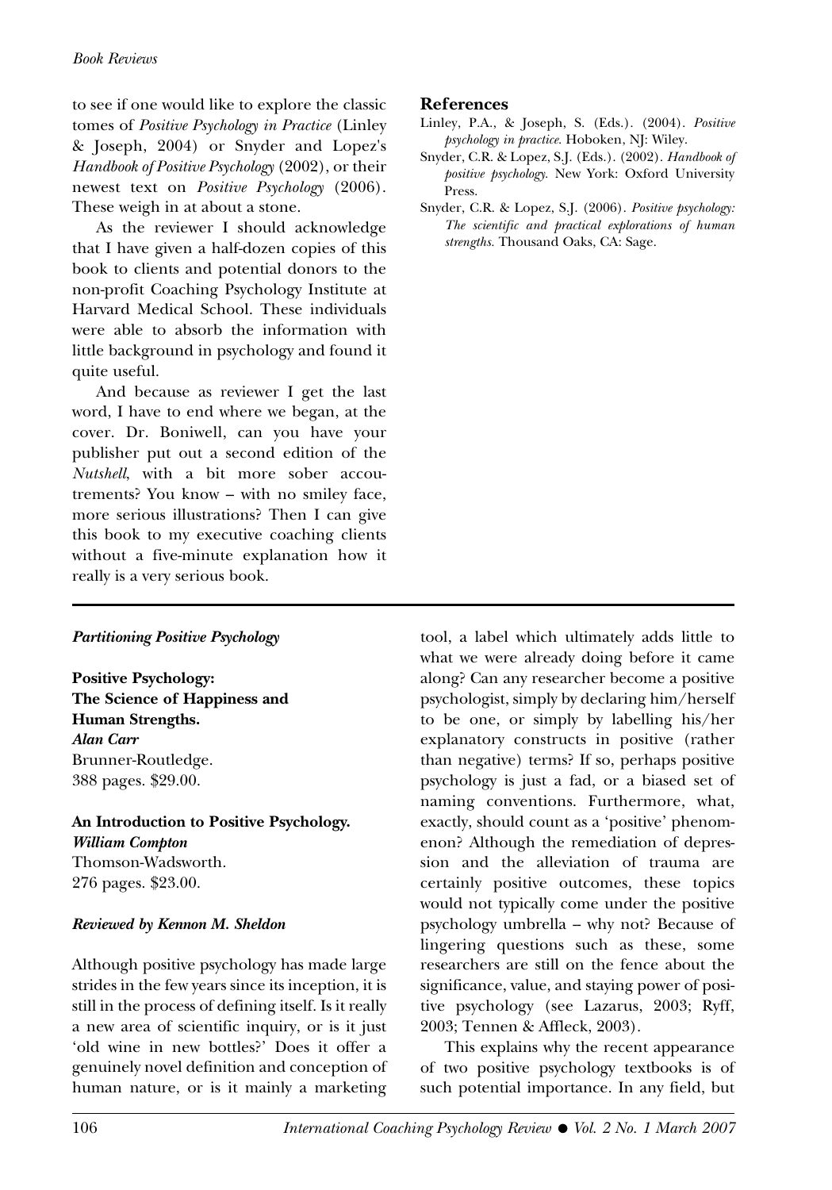to see if one would like to explore the classic tomes of *Positive Psychology in Practice* (Linley & Joseph, 2004) or Snyder and Lopez's *Handbook of Positive Psychology* (2002), or their newest text on *Positive Psychology* (2006). These weigh in at about a stone.

As the reviewer I should acknowledge that I have given a half-dozen copies of this book to clients and potential donors to the non-profit Coaching Psychology Institute at Harvard Medical School. These individuals were able to absorb the information with little background in psychology and found it quite useful.

And because as reviewer I get the last word, I have to end where we began, at the cover. Dr. Boniwell, can you have your publisher put out a second edition of the *Nutshell*, with a bit more sober accoutrements? You know – with no smiley face, more serious illustrations? Then I can give this book to my executive coaching clients without a five-minute explanation how it really is a very serious book.

## References

Linley, P.A., & Joseph, S. (Eds.). (2004). *Positive psychology in practice.* Hoboken, NJ: Wiley.

Snyder, C.R. & Lopez, S.J. (Eds.). (2002). *Handbook of positive psychology.* New York: Oxford University Press.

Snyder, C.R. & Lopez, S.J. (2006). *Positive psychology: The scientific and practical explorations of human strengths.* Thousand Oaks, CA: Sage.

---

### *Partitioning Positive Psychology*

**Positive Psychology: The Science of Happiness and Human Strengths.**
***Alan Carr***
Brunner-Routledge.
388 pages. $29.00.

**An Introduction to Positive Psychology.**
***William Compton***
Thomson-Wadsworth.
276 pages. $23.00.

***Reviewed by Kennon M. Sheldon***

Although positive psychology has made large strides in the few years since its inception, it is still in the process of defining itself. Is it really a new area of scientific inquiry, or is it just 'old wine in new bottles?' Does it offer a genuinely novel definition and conception of human nature, or is it mainly a marketing tool, a label which ultimately adds little to what we were already doing before it came along? Can any researcher become a positive psychologist, simply by declaring him/herself to be one, or simply by labelling his/her explanatory constructs in positive (rather than negative) terms? If so, perhaps positive psychology is just a fad, or a biased set of naming conventions. Furthermore, what, exactly, should count as a 'positive' phenomenon? Although the remediation of depression and the alleviation of trauma are certainly positive outcomes, these topics would not typically come under the positive psychology umbrella – why not? Because of lingering questions such as these, some researchers are still on the fence about the significance, value, and staying power of positive psychology (see Lazarus, 2003; Ryff, 2003; Tennen & Affleck, 2003).

This explains why the recent appearance of two positive psychology textbooks is of such potential importance. In any field, but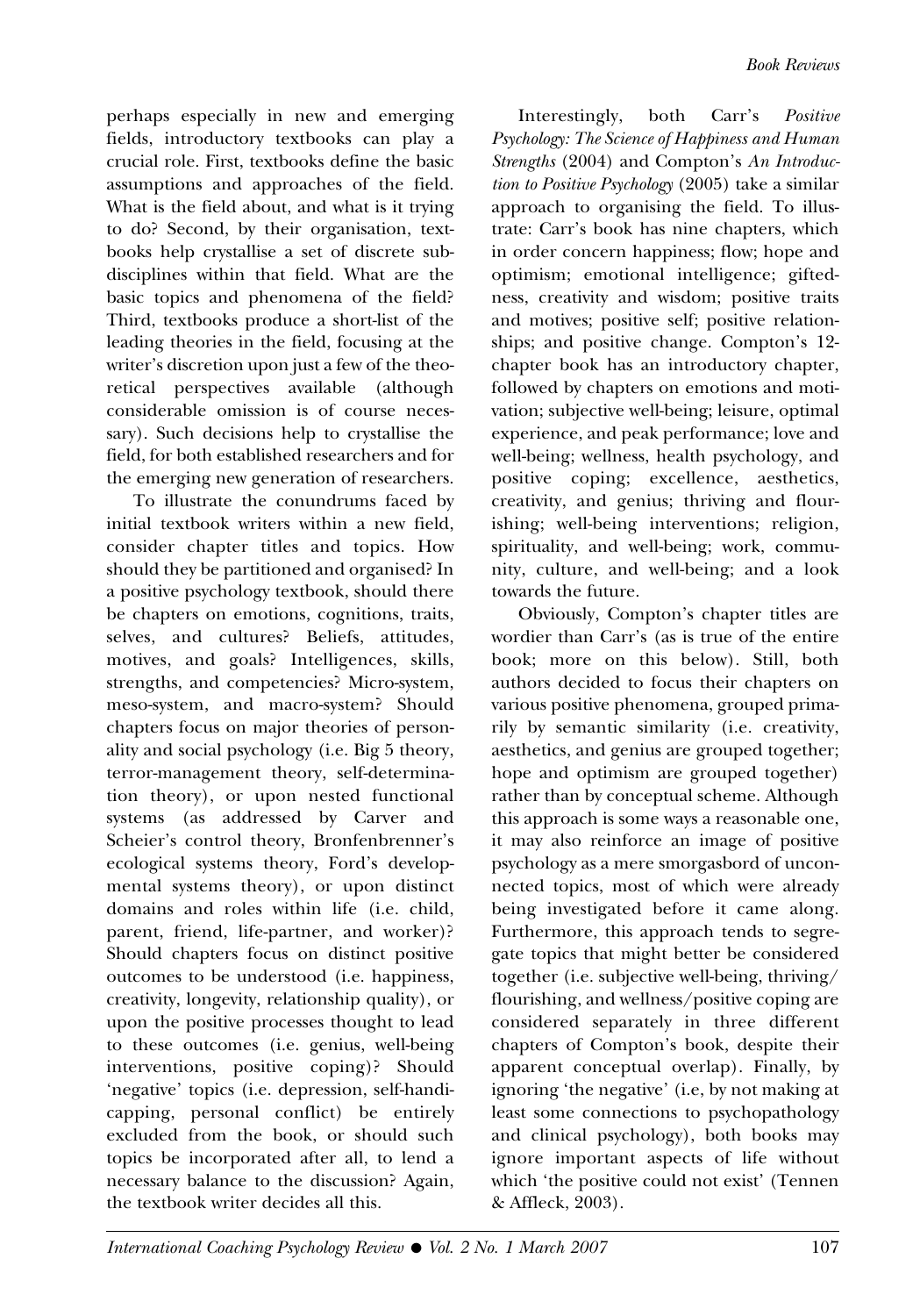perhaps especially in new and emerging fields, introductory textbooks can play a crucial role. First, textbooks define the basic assumptions and approaches of the field. What is the field about, and what is it trying to do? Second, by their organisation, textbooks help crystallise a set of discrete sub-disciplines within that field. What are the basic topics and phenomena of the field? Third, textbooks produce a short-list of the leading theories in the field, focusing at the writer's discretion upon just a few of the theoretical perspectives available (although considerable omission is of course necessary). Such decisions help to crystallise the field, for both established researchers and for the emerging new generation of researchers.

To illustrate the conundrums faced by initial textbook writers within a new field, consider chapter titles and topics. How should they be partitioned and organised? In a positive psychology textbook, should there be chapters on emotions, cognitions, traits, selves, and cultures? Beliefs, attitudes, motives, and goals? Intelligences, skills, strengths, and competencies? Micro-system, meso-system, and macro-system? Should chapters focus on major theories of personality and social psychology (i.e. Big 5 theory, terror-management theory, self-determination theory), or upon nested functional systems (as addressed by Carver and Scheier's control theory, Bronfenbrenner's ecological systems theory, Ford's developmental systems theory), or upon distinct domains and roles within life (i.e. child, parent, friend, life-partner, and worker)? Should chapters focus on distinct positive outcomes to be understood (i.e. happiness, creativity, longevity, relationship quality), or upon the positive processes thought to lead to these outcomes (i.e. genius, well-being interventions, positive coping)? Should 'negative' topics (i.e. depression, self-handicapping, personal conflict) be entirely excluded from the book, or should such topics be incorporated after all, to lend a necessary balance to the discussion? Again, the textbook writer decides all this.

Interestingly, both Carr's *Positive Psychology: The Science of Happiness and Human Strengths* (2004) and Compton's *An Introduction to Positive Psychology* (2005) take a similar approach to organising the field. To illustrate: Carr's book has nine chapters, which in order concern happiness; flow; hope and optimism; emotional intelligence; giftedness, creativity and wisdom; positive traits and motives; positive self; positive relationships; and positive change. Compton's 12-chapter book has an introductory chapter, followed by chapters on emotions and motivation; subjective well-being; leisure, optimal experience, and peak performance; love and well-being; wellness, health psychology, and positive coping; excellence, aesthetics, creativity, and genius; thriving and flourishing; well-being interventions; religion, spirituality, and well-being; work, community, culture, and well-being; and a look towards the future.

Obviously, Compton's chapter titles are wordier than Carr's (as is true of the entire book; more on this below). Still, both authors decided to focus their chapters on various positive phenomena, grouped primarily by semantic similarity (i.e. creativity, aesthetics, and genius are grouped together; hope and optimism are grouped together) rather than by conceptual scheme. Although this approach is some ways a reasonable one, it may also reinforce an image of positive psychology as a mere smorgasbord of unconnected topics, most of which were already being investigated before it came along. Furthermore, this approach tends to segregate topics that might better be considered together (i.e. subjective well-being, thriving/flourishing, and wellness/positive coping are considered separately in three different chapters of Compton's book, despite their apparent conceptual overlap). Finally, by ignoring 'the negative' (i.e, by not making at least some connections to psychopathology and clinical psychology), both books may ignore important aspects of life without which 'the positive could not exist' (Tennen & Affleck, 2003).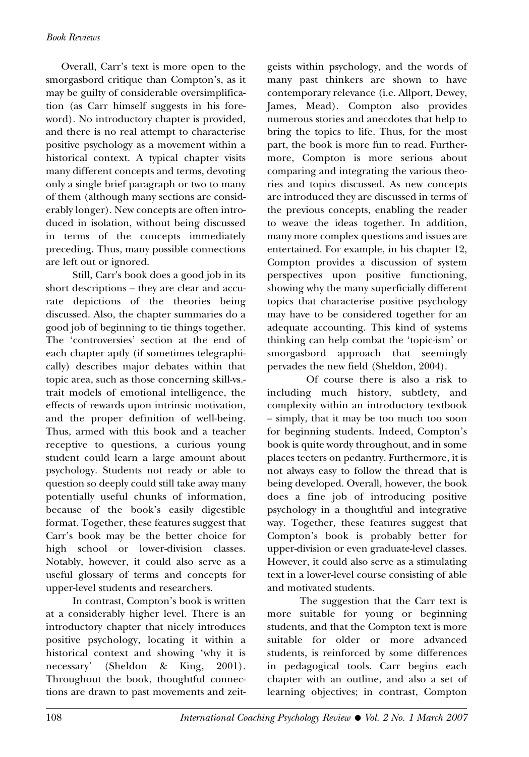Overall, Carr's text is more open to the smorgasbord critique than Compton's, as it may be guilty of considerable oversimplification (as Carr himself suggests in his foreword). No introductory chapter is provided, and there is no real attempt to characterise positive psychology as a movement within a historical context. A typical chapter visits many different concepts and terms, devoting only a single brief paragraph or two to many of them (although many sections are considerably longer). New concepts are often introduced in isolation, without being discussed in terms of the concepts immediately preceding. Thus, many possible connections are left out or ignored.

Still, Carr's book does a good job in its short descriptions – they are clear and accurate depictions of the theories being discussed. Also, the chapter summaries do a good job of beginning to tie things together. The 'controversies' section at the end of each chapter aptly (if sometimes telegraphically) describes major debates within that topic area, such as those concerning skill-vs.-trait models of emotional intelligence, the effects of rewards upon intrinsic motivation, and the proper definition of well-being. Thus, armed with this book and a teacher receptive to questions, a curious young student could learn a large amount about psychology. Students not ready or able to question so deeply could still take away many potentially useful chunks of information, because of the book's easily digestible format. Together, these features suggest that Carr's book may be the better choice for high school or lower-division classes. Notably, however, it could also serve as a useful glossary of terms and concepts for upper-level students and researchers.

In contrast, Compton's book is written at a considerably higher level. There is an introductory chapter that nicely introduces positive psychology, locating it within a historical context and showing 'why it is necessary' (Sheldon & King, 2001). Throughout the book, thoughtful connections are drawn to past movements and zeitgeists within psychology, and the words of many past thinkers are shown to have contemporary relevance (i.e. Allport, Dewey, James, Mead). Compton also provides numerous stories and anecdotes that help to bring the topics to life. Thus, for the most part, the book is more fun to read. Furthermore, Compton is more serious about comparing and integrating the various theories and topics discussed. As new concepts are introduced they are discussed in terms of the previous concepts, enabling the reader to weave the ideas together. In addition, many more complex questions and issues are entertained. For example, in his chapter 12, Compton provides a discussion of system perspectives upon positive functioning, showing why the many superficially different topics that characterise positive psychology may have to be considered together for an adequate accounting. This kind of systems thinking can help combat the 'topic-ism' or smorgasbord approach that seemingly pervades the new field (Sheldon, 2004).

Of course there is also a risk to including much history, subtlety, and complexity within an introductory textbook – simply, that it may be too much too soon for beginning students. Indeed, Compton's book is quite wordy throughout, and in some places teeters on pedantry. Furthermore, it is not always easy to follow the thread that is being developed. Overall, however, the book does a fine job of introducing positive psychology in a thoughtful and integrative way. Together, these features suggest that Compton's book is probably better for upper-division or even graduate-level classes. However, it could also serve as a stimulating text in a lower-level course consisting of able and motivated students.

The suggestion that the Carr text is more suitable for young or beginning students, and that the Compton text is more suitable for older or more advanced students, is reinforced by some differences in pedagogical tools. Carr begins each chapter with an outline, and also a set of learning objectives; in contrast, Compton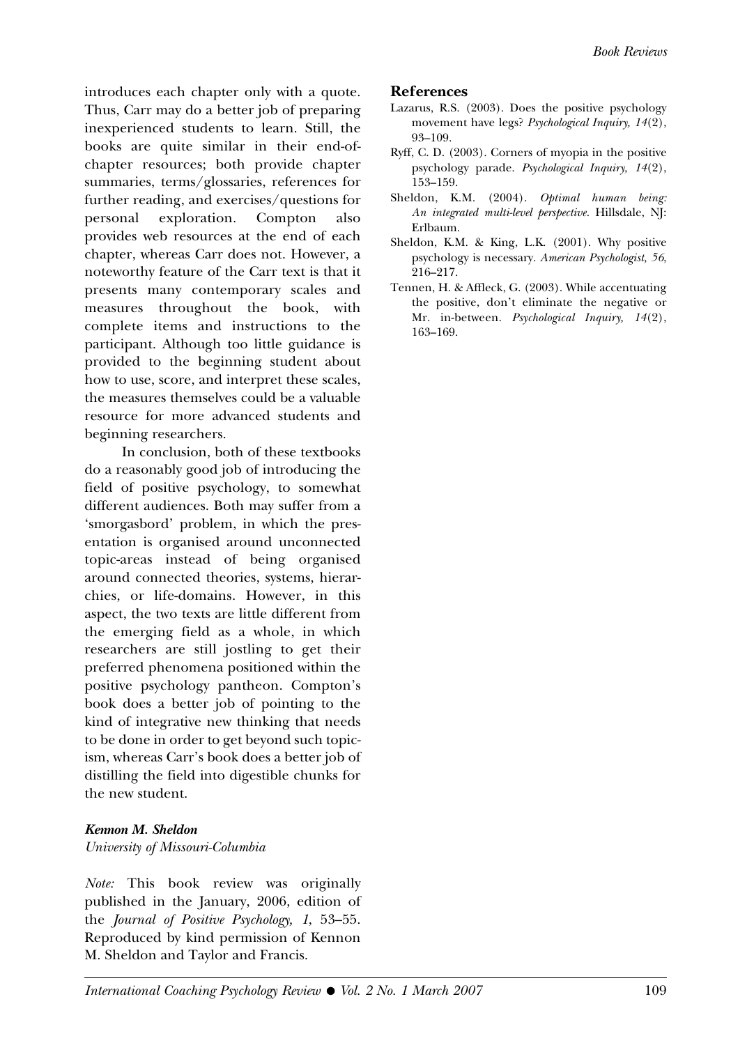introduces each chapter only with a quote. Thus, Carr may do a better job of preparing inexperienced students to learn. Still, the books are quite similar in their end-of-chapter resources; both provide chapter summaries, terms/glossaries, references for further reading, and exercises/questions for personal exploration. Compton also provides web resources at the end of each chapter, whereas Carr does not. However, a noteworthy feature of the Carr text is that it presents many contemporary scales and measures throughout the book, with complete items and instructions to the participant. Although too little guidance is provided to the beginning student about how to use, score, and interpret these scales, the measures themselves could be a valuable resource for more advanced students and beginning researchers.

In conclusion, both of these textbooks do a reasonably good job of introducing the field of positive psychology, to somewhat different audiences. Both may suffer from a 'smorgasbord' problem, in which the presentation is organised around unconnected topic-areas instead of being organised around connected theories, systems, hierarchies, or life-domains. However, in this aspect, the two texts are little different from the emerging field as a whole, in which researchers are still jostling to get their preferred phenomena positioned within the positive psychology pantheon. Compton's book does a better job of pointing to the kind of integrative new thinking that needs to be done in order to get beyond such topicism, whereas Carr's book does a better job of distilling the field into digestible chunks for the new student.

***Kennon M. Sheldon***
*University of Missouri-Columbia*

*Note:* This book review was originally published in the January, 2006, edition of the *Journal of Positive Psychology, 1*, 53–55. Reproduced by kind permission of Kennon M. Sheldon and Taylor and Francis.

## References

Lazarus, R.S. (2003). Does the positive psychology movement have legs? *Psychological Inquiry, 14*(2), 93–109.

Ryff, C. D. (2003). Corners of myopia in the positive psychology parade. *Psychological Inquiry, 14*(2), 153–159.

Sheldon, K.M. (2004). *Optimal human being: An integrated multi-level perspective.* Hillsdale, NJ: Erlbaum.

Sheldon, K.M. & King, L.K. (2001). Why positive psychology is necessary. *American Psychologist, 56*, 216–217.

Tennen, H. & Affleck, G. (2003). While accentuating the positive, don't eliminate the negative or Mr. in-between. *Psychological Inquiry, 14*(2), 163–169.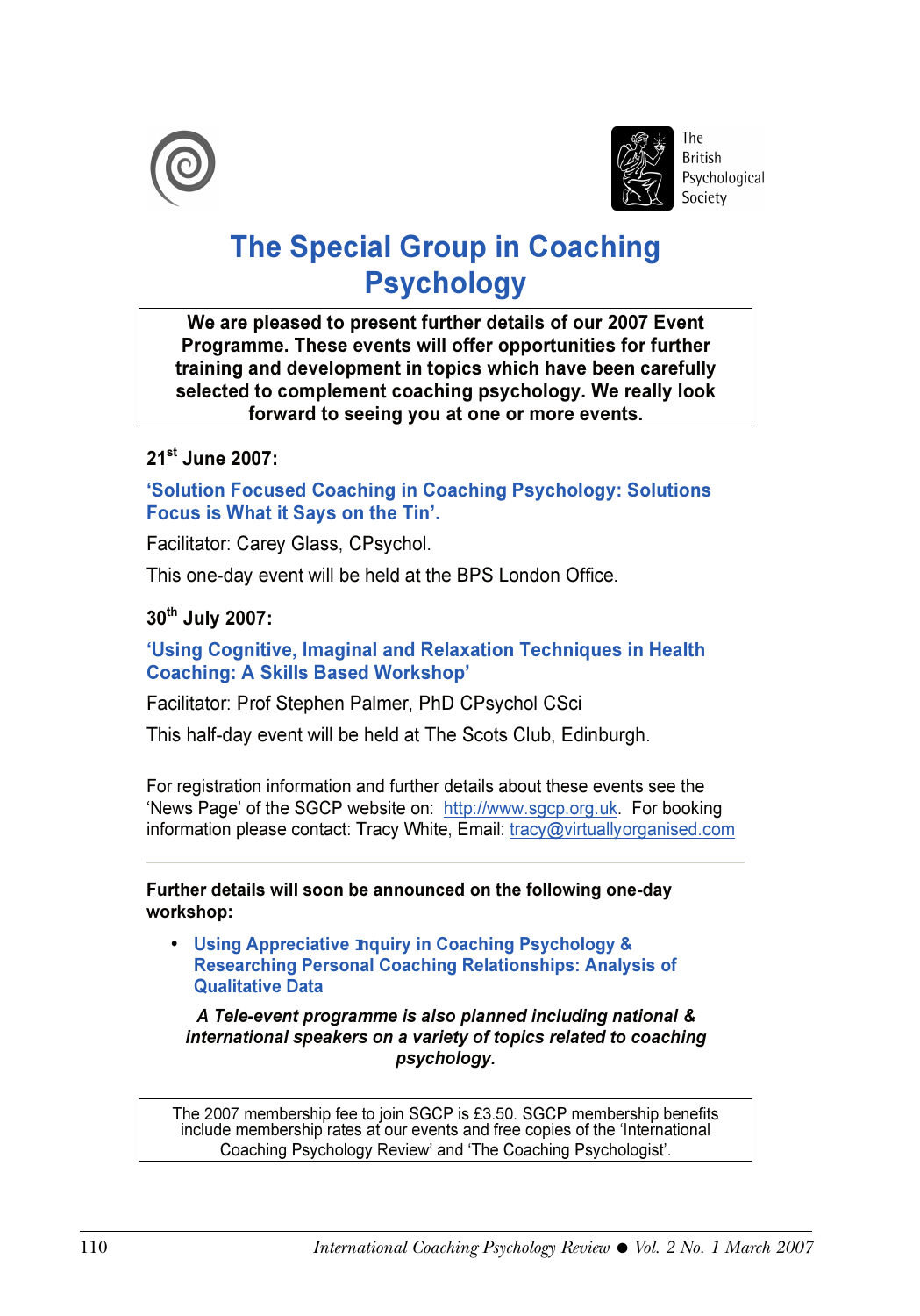The British Psychological Society

# The Special Group in Coaching Psychology

**We are pleased to present further details of our 2007 Event Programme. These events will offer opportunities for further training and development in topics which have been carefully selected to complement coaching psychology. We really look forward to seeing you at one or more events.**

**21st June 2007:**

**'Solution Focused Coaching in Coaching Psychology: Solutions Focus is What it Says on the Tin'.**

Facilitator: Carey Glass, CPsychol.

This one-day event will be held at the BPS London Office.

**30th July 2007:**

**'Using Cognitive, Imaginal and Relaxation Techniques in Health Coaching: A Skills Based Workshop'**

Facilitator: Prof Stephen Palmer, PhD CPsychol CSci

This half-day event will be held at The Scots Club, Edinburgh.

For registration information and further details about these events see the 'News Page' of the SGCP website on: http://www.sgcp.org.uk. For booking information please contact: Tracy White, Email: tracy@virtuallyorganised.com

---

**Further details will soon be announced on the following one-day workshop:**

- **Using Appreciative Inquiry in Coaching Psychology & Researching Personal Coaching Relationships: Analysis of Qualitative Data**

***A Tele-event programme is also planned including national & international speakers on a variety of topics related to coaching psychology.***

The 2007 membership fee to join SGCP is £3.50. SGCP membership benefits include membership rates at our events and free copies of the 'International Coaching Psychology Review' and 'The Coaching Psychologist'.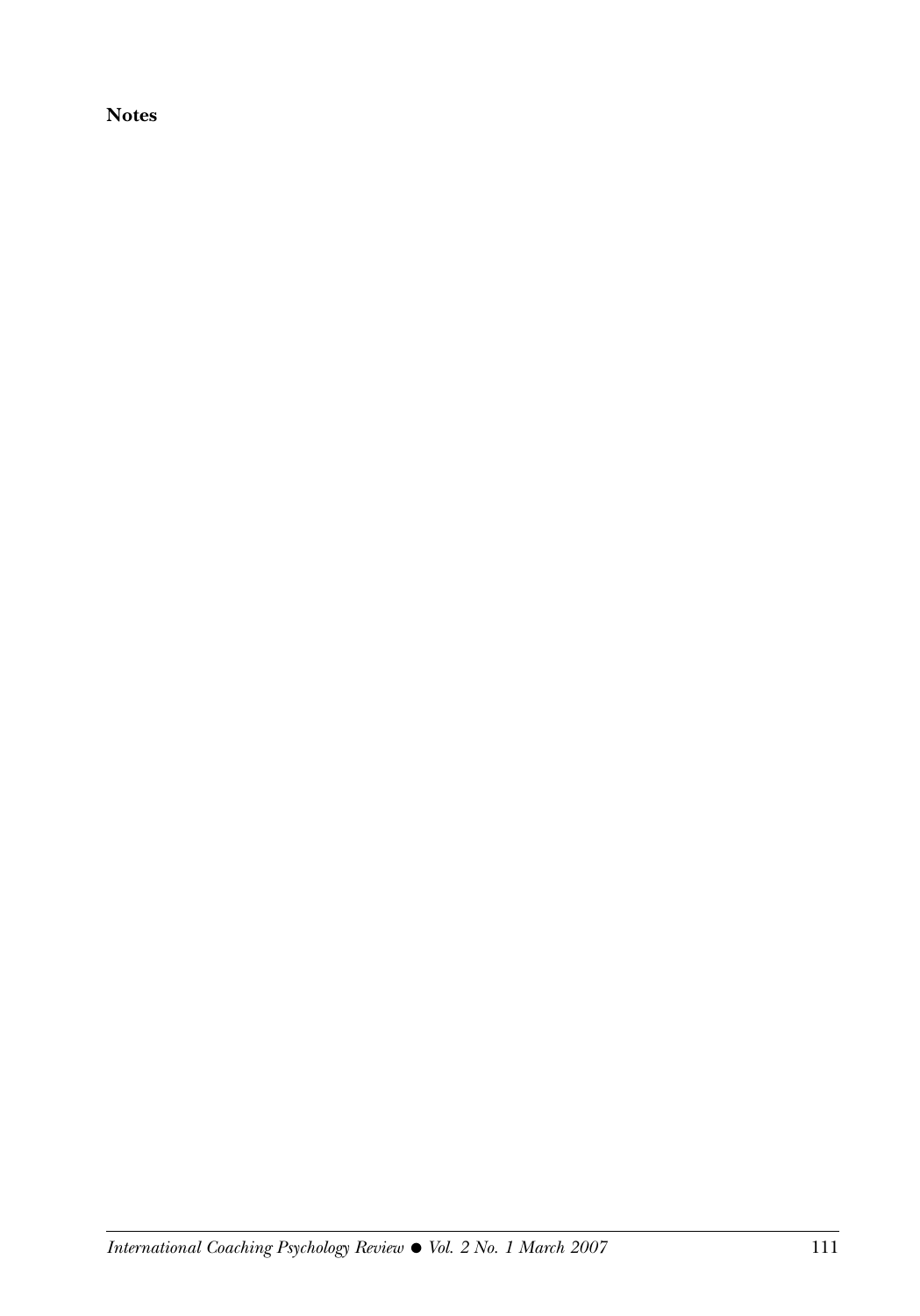**Notes**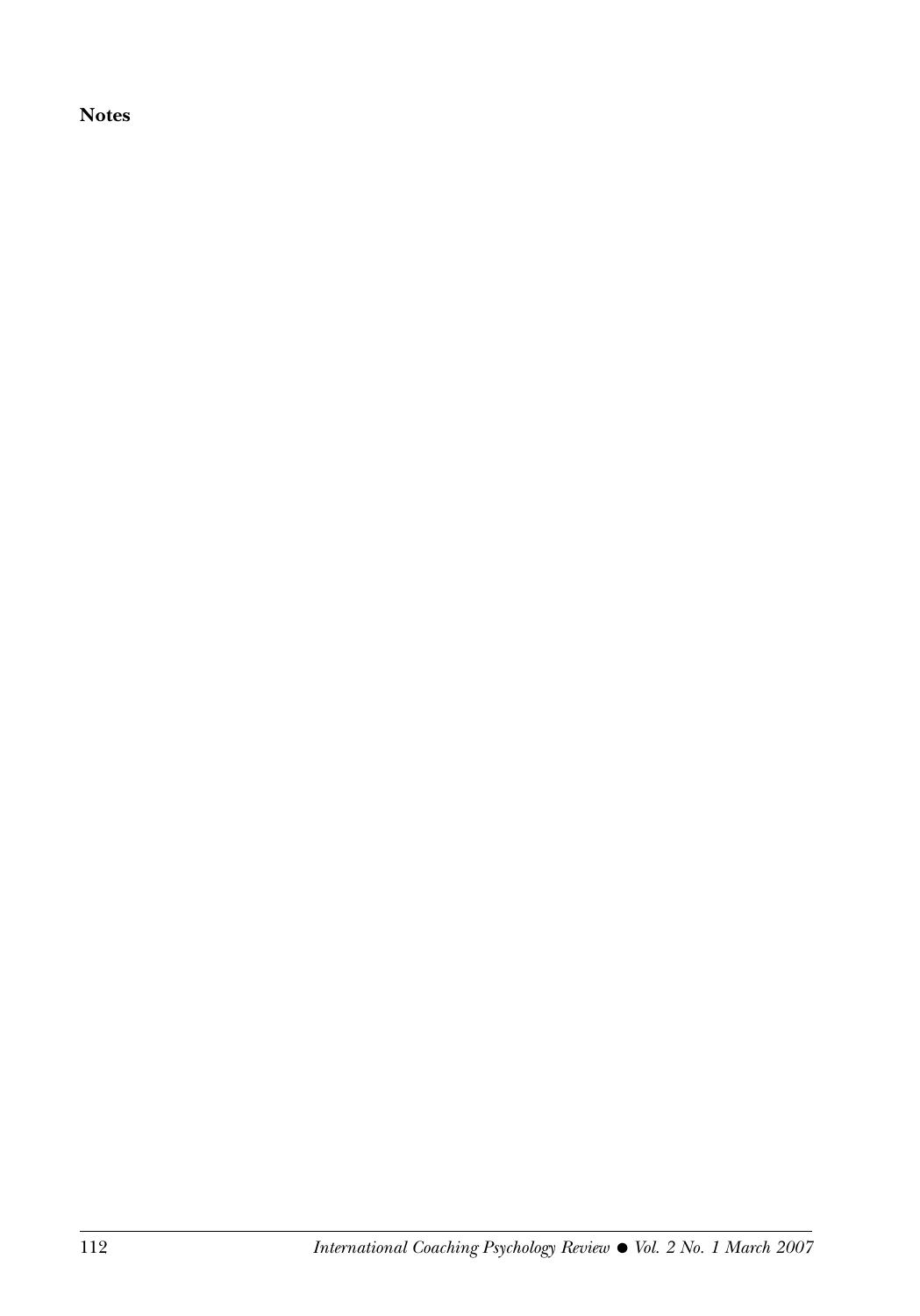**Notes**